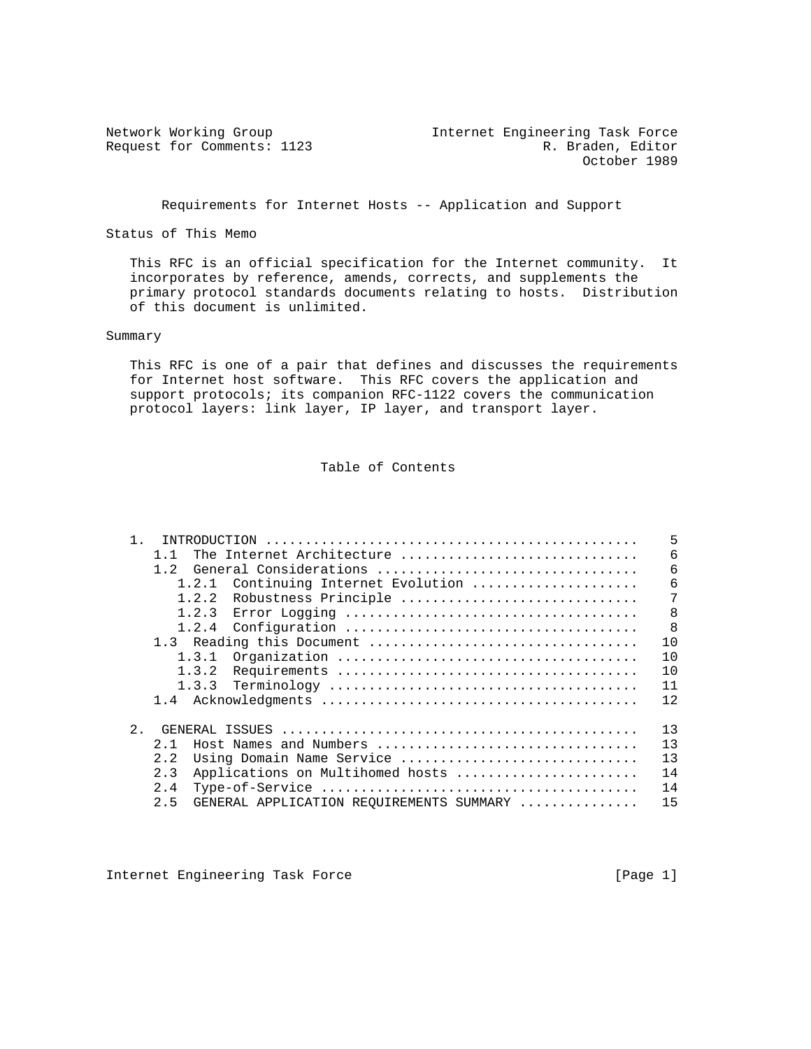Network Working Group                                    Internet Engineering Task Force
Request for Comments: 1123                               R. Braden, Editor
October 1989

# Requirements for Internet Hosts -- Application and Support

## Status of This Memo

This RFC is an official specification for the Internet community. It incorporates by reference, amends, corrects, and supplements the primary protocol standards documents relating to hosts. Distribution of this document is unlimited.

## Summary

This RFC is one of a pair that defines and discusses the requirements for Internet host software. This RFC covers the application and support protocols; its companion RFC-1122 covers the communication protocol layers: link layer, IP layer, and transport layer.

## Table of Contents

```
   1.  INTRODUCTION ...............................................    5
      1.1  The Internet Architecture ..............................    6
      1.2  General Considerations .................................    6
         1.2.1  Continuing Internet Evolution .....................    6
         1.2.2  Robustness Principle ..............................    7
         1.2.3  Error Logging .....................................    8
         1.2.4  Configuration .....................................    8
      1.3  Reading this Document ..................................   10
         1.3.1  Organization ......................................   10
         1.3.2  Requirements ......................................   10
         1.3.3  Terminology .......................................   11
      1.4  Acknowledgments ........................................   12

   2.  GENERAL ISSUES .............................................   13
      2.1  Host Names and Numbers .................................   13
      2.2  Using Domain Name Service ..............................   13
      2.3  Applications on Multihomed hosts .......................   14
      2.4  Type-of-Service ........................................   14
      2.5  GENERAL APPLICATION REQUIREMENTS SUMMARY ...............   15
```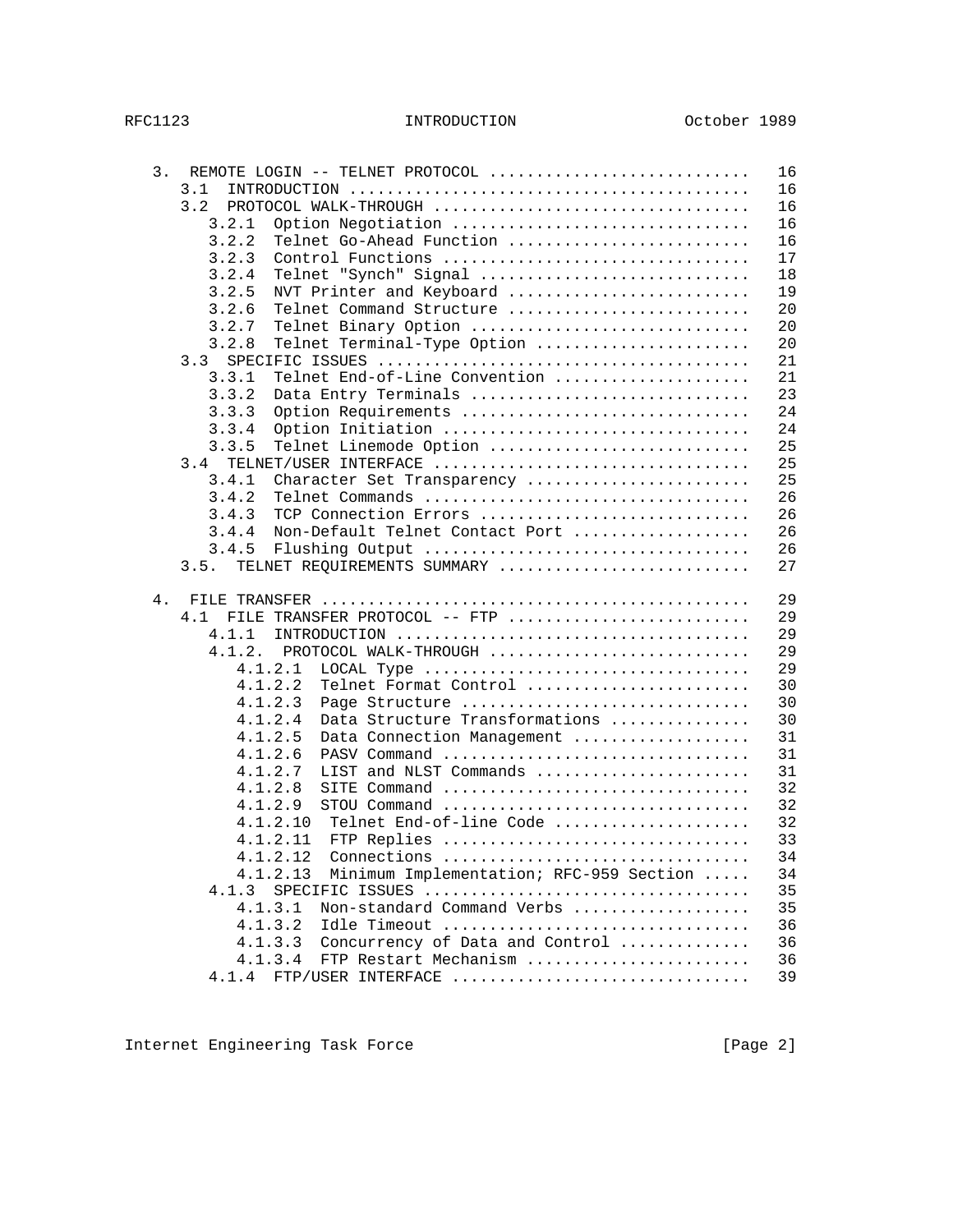```
   3.  REMOTE LOGIN -- TELNET PROTOCOL ............................   16
      3.1  INTRODUCTION ..........................................   16
      3.2  PROTOCOL WALK-THROUGH .................................   16
         3.2.1  Option Negotiation ...............................   16
         3.2.2  Telnet Go-Ahead Function .........................   16
         3.2.3  Control Functions ................................   17
         3.2.4  Telnet "Synch" Signal ............................   18
         3.2.5  NVT Printer and Keyboard .........................   19
         3.2.6  Telnet Command Structure .........................   20
         3.2.7  Telnet Binary Option .............................   20
         3.2.8  Telnet Terminal-Type Option ......................   20
      3.3  SPECIFIC ISSUES .......................................   21
         3.3.1  Telnet End-of-Line Convention ....................   21
         3.3.2  Data Entry Terminals .............................   23
         3.3.3  Option Requirements ..............................   24
         3.3.4  Option Initiation ................................   24
         3.3.5  Telnet Linemode Option ...........................   25
      3.4  TELNET/USER INTERFACE .................................   25
         3.4.1  Character Set Transparency .......................   25
         3.4.2  Telnet Commands ..................................   26
         3.4.3  TCP Connection Errors ............................   26
         3.4.4  Non-Default Telnet Contact Port ..................   26
         3.4.5  Flushing Output ..................................   26
      3.5.  TELNET REQUIREMENTS SUMMARY ..........................   27

   4.  FILE TRANSFER ..............................................   29
      4.1  FILE TRANSFER PROTOCOL -- FTP .........................   29
         4.1.1  INTRODUCTION .....................................   29
         4.1.2.  PROTOCOL WALK-THROUGH ...........................   29
            4.1.2.1  LOCAL Type ..................................   29
            4.1.2.2  Telnet Format Control .......................   30
            4.1.2.3  Page Structure ..............................   30
            4.1.2.4  Data Structure Transformations ..............   30
            4.1.2.5  Data Connection Management ..................   31
            4.1.2.6  PASV Command ................................   31
            4.1.2.7  LIST and NLST Commands ......................   31
            4.1.2.8  SITE Command ................................   32
            4.1.2.9  STOU Command ................................   32
            4.1.2.10  Telnet End-of-line Code ....................   32
            4.1.2.11  FTP Replies ................................   33
            4.1.2.12  Connections ................................   34
            4.1.2.13  Minimum Implementation; RFC-959 Section ....   34
         4.1.3  SPECIFIC ISSUES ..................................   35
            4.1.3.1  Non-standard Command Verbs ..................   35
            4.1.3.2  Idle Timeout ................................   36
            4.1.3.3  Concurrency of Data and Control .............   36
            4.1.3.4  FTP Restart Mechanism .......................   36
         4.1.4  FTP/USER INTERFACE ...............................   39
```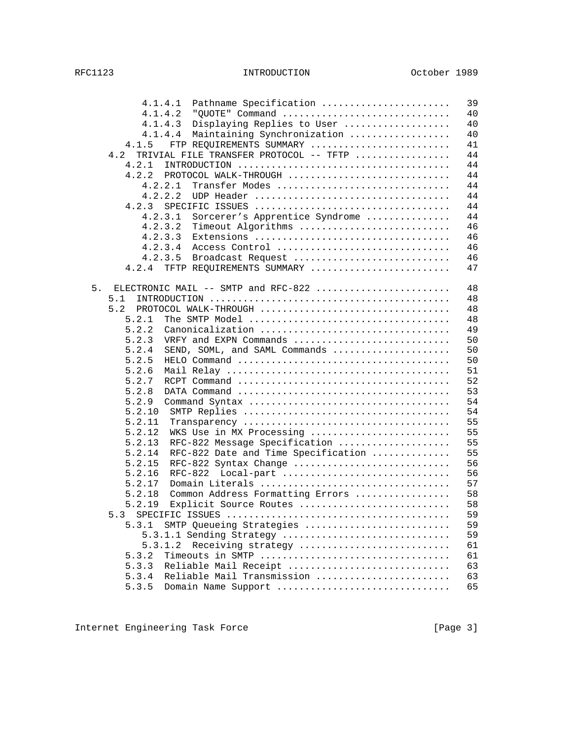```
         4.1.4.1  Pathname Specification .......................   39
         4.1.4.2  "QUOTE" Command ..............................   40
         4.1.4.3  Displaying Replies to User ...................   40
         4.1.4.4  Maintaining Synchronization ..................   40
      4.1.5   FTP REQUIREMENTS SUMMARY .........................   41
   4.2  TRIVIAL FILE TRANSFER PROTOCOL -- TFTP .................   44
      4.2.1  INTRODUCTION ......................................   44
      4.2.2  PROTOCOL WALK-THROUGH .............................   44
         4.2.2.1  Transfer Modes ...............................   44
         4.2.2.2  UDP Header ...................................   44
      4.2.3  SPECIFIC ISSUES ...................................   44
         4.2.3.1  Sorcerer's Apprentice Syndrome ...............   44
         4.2.3.2  Timeout Algorithms ...........................   46
         4.2.3.3  Extensions ...................................   46
         4.2.3.4  Access Control ...............................   46
         4.2.3.5  Broadcast Request ............................   46
      4.2.4  TFTP REQUIREMENTS SUMMARY .........................   47

5.  ELECTRONIC MAIL -- SMTP and RFC-822 ........................   48
   5.1  INTRODUCTION ...........................................   48
   5.2  PROTOCOL WALK-THROUGH ..................................   48
      5.2.1  The SMTP Model ....................................   48
      5.2.2  Canonicalization ..................................   49
      5.2.3  VRFY and EXPN Commands ............................   50
      5.2.4  SEND, SOML, and SAML Commands .....................   50
      5.2.5  HELO Command ......................................   50
      5.2.6  Mail Relay ........................................   51
      5.2.7  RCPT Command ......................................   52
      5.2.8  DATA Command ......................................   53
      5.2.9  Command Syntax ....................................   54
      5.2.10  SMTP Replies .....................................   54
      5.2.11  Transparency .....................................   55
      5.2.12  WKS Use in MX Processing .........................   55
      5.2.13  RFC-822 Message Specification ....................   55
      5.2.14  RFC-822 Date and Time Specification ..............   55
      5.2.15  RFC-822 Syntax Change ............................   56
      5.2.16  RFC-822  Local-part ..............................   56
      5.2.17  Domain Literals ..................................   57
      5.2.18  Common Address Formatting Errors .................   58
      5.2.19  Explicit Source Routes ...........................   58
   5.3  SPECIFIC ISSUES ........................................   59
      5.3.1  SMTP Queueing Strategies ..........................   59
         5.3.1.1 Sending Strategy ..............................   59
         5.3.1.2  Receiving strategy ...........................   61
      5.3.2  Timeouts in SMTP ..................................   61
      5.3.3  Reliable Mail Receipt .............................   63
      5.3.4  Reliable Mail Transmission ........................   63
      5.3.5  Domain Name Support ...............................   65
```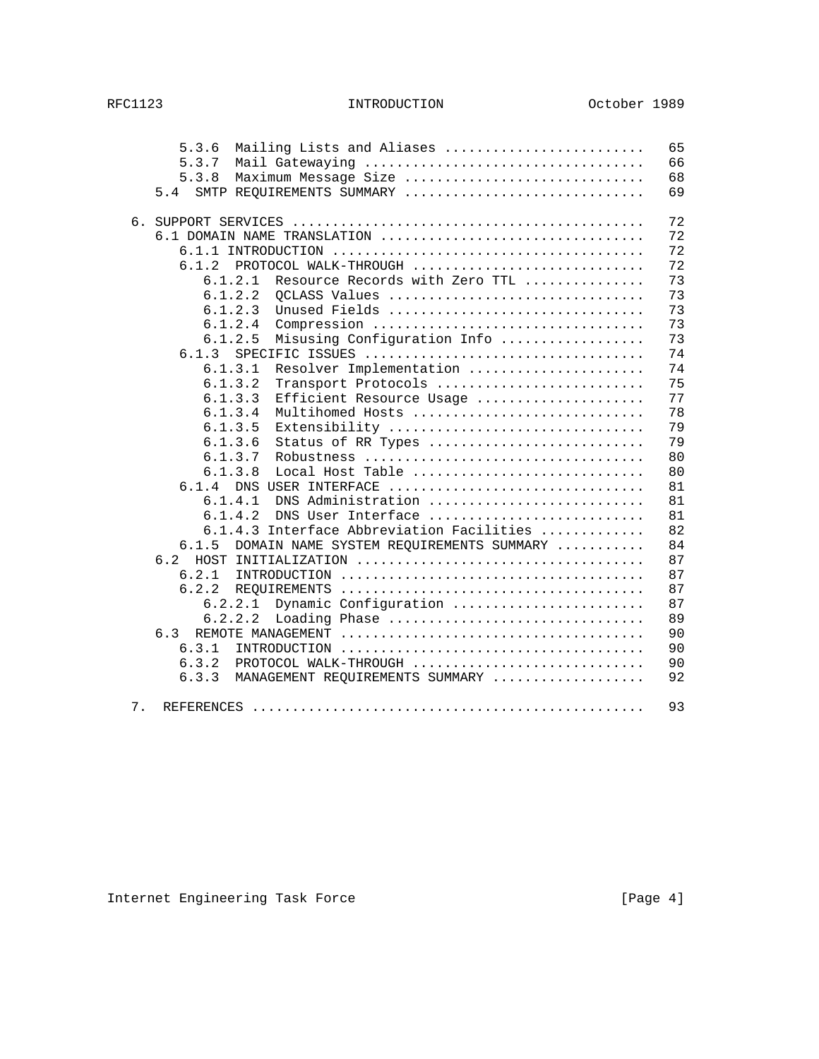```
         5.3.6  Mailing Lists and Aliases .........................   65
         5.3.7  Mail Gatewaying ...................................   66
         5.3.8  Maximum Message Size ..............................   68
      5.4  SMTP REQUIREMENTS SUMMARY ..............................   69

   6. SUPPORT SERVICES ............................................   72
      6.1 DOMAIN NAME TRANSLATION .................................   72
         6.1.1 INTRODUCTION .......................................   72
         6.1.2  PROTOCOL WALK-THROUGH .............................   72
            6.1.2.1  Resource Records with Zero TTL ...............   73
            6.1.2.2  QCLASS Values ................................   73
            6.1.2.3  Unused Fields ................................   73
            6.1.2.4  Compression ..................................   73
            6.1.2.5  Misusing Configuration Info ..................   73
         6.1.3  SPECIFIC ISSUES ...................................   74
            6.1.3.1  Resolver Implementation ......................   74
            6.1.3.2  Transport Protocols ..........................   75
            6.1.3.3  Efficient Resource Usage .....................   77
            6.1.3.4  Multihomed Hosts .............................   78
            6.1.3.5  Extensibility ................................   79
            6.1.3.6  Status of RR Types ...........................   79
            6.1.3.7  Robustness ...................................   80
            6.1.3.8  Local Host Table .............................   80
         6.1.4  DNS USER INTERFACE ................................   81
            6.1.4.1  DNS Administration ...........................   81
            6.1.4.2  DNS User Interface ...........................   81
            6.1.4.3 Interface Abbreviation Facilities .............   82
         6.1.5  DOMAIN NAME SYSTEM REQUIREMENTS SUMMARY ...........   84
      6.2  HOST INITIALIZATION ....................................   87
         6.2.1  INTRODUCTION ......................................   87
         6.2.2  REQUIREMENTS ......................................   87
            6.2.2.1  Dynamic Configuration ........................   87
            6.2.2.2  Loading Phase ................................   89
      6.3  REMOTE MANAGEMENT ......................................   90
         6.3.1  INTRODUCTION ......................................   90
         6.3.2  PROTOCOL WALK-THROUGH .............................   90
         6.3.3  MANAGEMENT REQUIREMENTS SUMMARY ...................   92

   7.  REFERENCES .................................................   93
```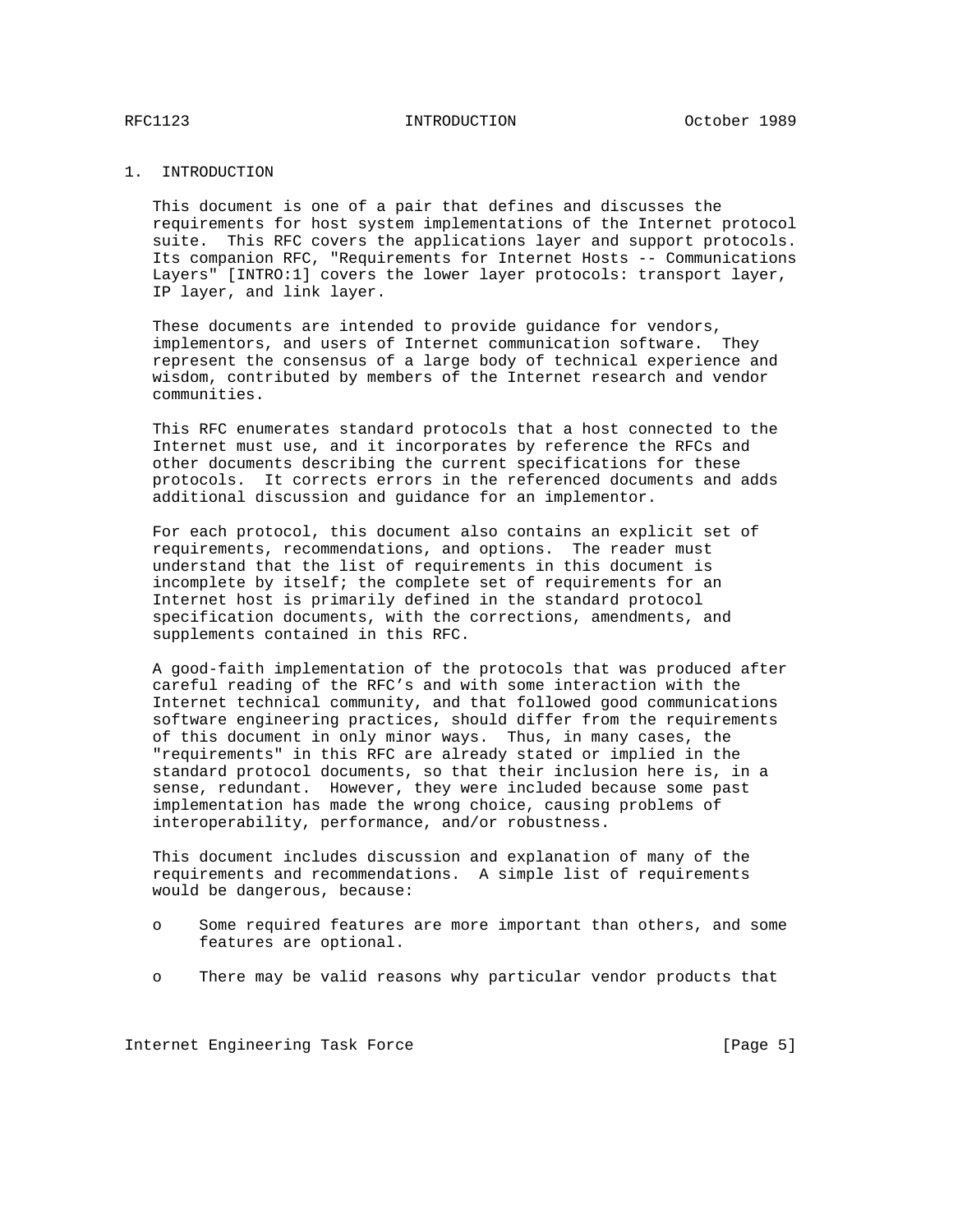# 1. INTRODUCTION

This document is one of a pair that defines and discusses the requirements for host system implementations of the Internet protocol suite. This RFC covers the applications layer and support protocols. Its companion RFC, "Requirements for Internet Hosts -- Communications Layers" [INTRO:1] covers the lower layer protocols: transport layer, IP layer, and link layer.

These documents are intended to provide guidance for vendors, implementors, and users of Internet communication software. They represent the consensus of a large body of technical experience and wisdom, contributed by members of the Internet research and vendor communities.

This RFC enumerates standard protocols that a host connected to the Internet must use, and it incorporates by reference the RFCs and other documents describing the current specifications for these protocols. It corrects errors in the referenced documents and adds additional discussion and guidance for an implementor.

For each protocol, this document also contains an explicit set of requirements, recommendations, and options. The reader must understand that the list of requirements in this document is incomplete by itself; the complete set of requirements for an Internet host is primarily defined in the standard protocol specification documents, with the corrections, amendments, and supplements contained in this RFC.

A good-faith implementation of the protocols that was produced after careful reading of the RFC's and with some interaction with the Internet technical community, and that followed good communications software engineering practices, should differ from the requirements of this document in only minor ways. Thus, in many cases, the "requirements" in this RFC are already stated or implied in the standard protocol documents, so that their inclusion here is, in a sense, redundant. However, they were included because some past implementation has made the wrong choice, causing problems of interoperability, performance, and/or robustness.

This document includes discussion and explanation of many of the requirements and recommendations. A simple list of requirements would be dangerous, because:

- Some required features are more important than others, and some features are optional.
- There may be valid reasons why particular vendor products that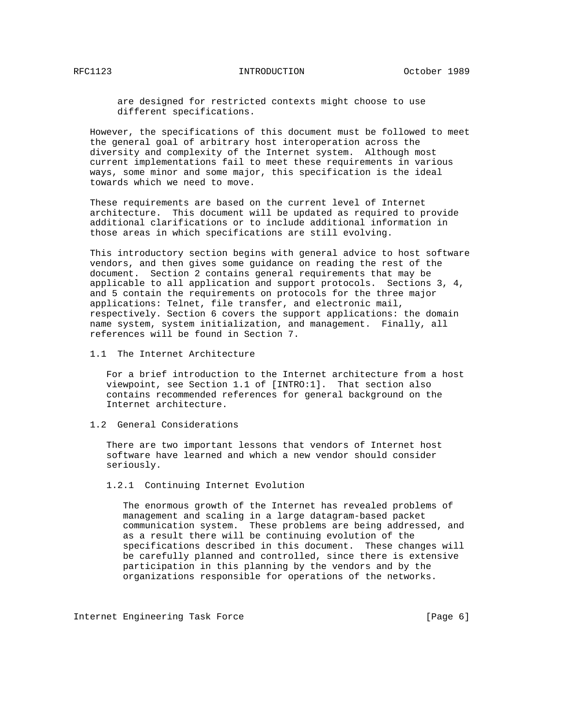are designed for restricted contexts might choose to use different specifications.

However, the specifications of this document must be followed to meet the general goal of arbitrary host interoperation across the diversity and complexity of the Internet system. Although most current implementations fail to meet these requirements in various ways, some minor and some major, this specification is the ideal towards which we need to move.

These requirements are based on the current level of Internet architecture. This document will be updated as required to provide additional clarifications or to include additional information in those areas in which specifications are still evolving.

This introductory section begins with general advice to host software vendors, and then gives some guidance on reading the rest of the document. Section 2 contains general requirements that may be applicable to all application and support protocols. Sections 3, 4, and 5 contain the requirements on protocols for the three major applications: Telnet, file transfer, and electronic mail, respectively. Section 6 covers the support applications: the domain name system, system initialization, and management. Finally, all references will be found in Section 7.

## 1.1 The Internet Architecture

For a brief introduction to the Internet architecture from a host viewpoint, see Section 1.1 of [INTRO:1]. That section also contains recommended references for general background on the Internet architecture.

## 1.2 General Considerations

There are two important lessons that vendors of Internet host software have learned and which a new vendor should consider seriously.

### 1.2.1 Continuing Internet Evolution

The enormous growth of the Internet has revealed problems of management and scaling in a large datagram-based packet communication system. These problems are being addressed, and as a result there will be continuing evolution of the specifications described in this document. These changes will be carefully planned and controlled, since there is extensive participation in this planning by the vendors and by the organizations responsible for operations of the networks.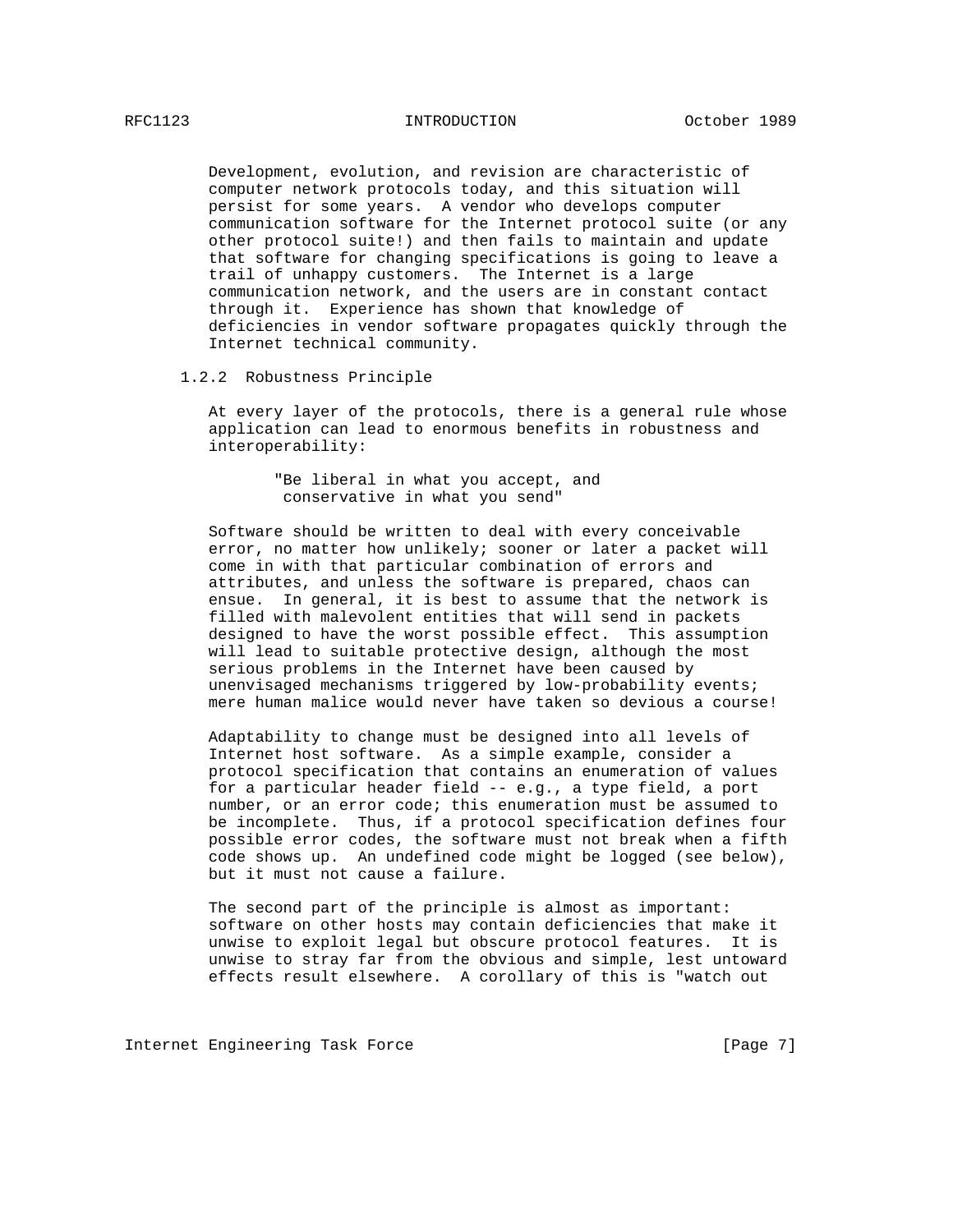Development, evolution, and revision are characteristic of computer network protocols today, and this situation will persist for some years. A vendor who develops computer communication software for the Internet protocol suite (or any other protocol suite!) and then fails to maintain and update that software for changing specifications is going to leave a trail of unhappy customers. The Internet is a large communication network, and the users are in constant contact through it. Experience has shown that knowledge of deficiencies in vendor software propagates quickly through the Internet technical community.

### 1.2.2 Robustness Principle

At every layer of the protocols, there is a general rule whose application can lead to enormous benefits in robustness and interoperability:

> "Be liberal in what you accept, and
> conservative in what you send"

Software should be written to deal with every conceivable error, no matter how unlikely; sooner or later a packet will come in with that particular combination of errors and attributes, and unless the software is prepared, chaos can ensue. In general, it is best to assume that the network is filled with malevolent entities that will send in packets designed to have the worst possible effect. This assumption will lead to suitable protective design, although the most serious problems in the Internet have been caused by unenvisaged mechanisms triggered by low-probability events; mere human malice would never have taken so devious a course!

Adaptability to change must be designed into all levels of Internet host software. As a simple example, consider a protocol specification that contains an enumeration of values for a particular header field -- e.g., a type field, a port number, or an error code; this enumeration must be assumed to be incomplete. Thus, if a protocol specification defines four possible error codes, the software must not break when a fifth code shows up. An undefined code might be logged (see below), but it must not cause a failure.

The second part of the principle is almost as important: software on other hosts may contain deficiencies that make it unwise to exploit legal but obscure protocol features. It is unwise to stray far from the obvious and simple, lest untoward effects result elsewhere. A corollary of this is "watch out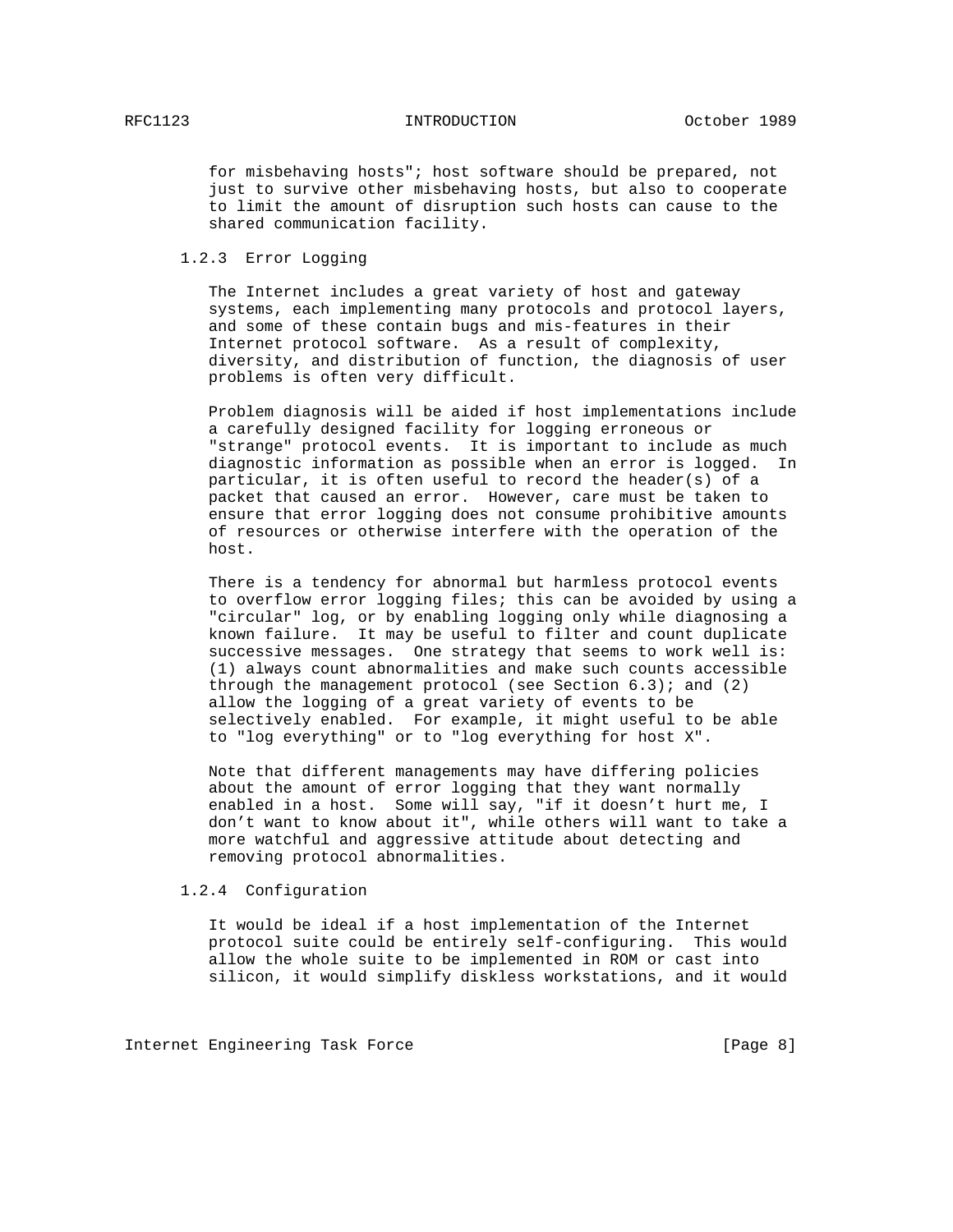for misbehaving hosts"; host software should be prepared, not just to survive other misbehaving hosts, but also to cooperate to limit the amount of disruption such hosts can cause to the shared communication facility.

### 1.2.3 Error Logging

The Internet includes a great variety of host and gateway systems, each implementing many protocols and protocol layers, and some of these contain bugs and mis-features in their Internet protocol software. As a result of complexity, diversity, and distribution of function, the diagnosis of user problems is often very difficult.

Problem diagnosis will be aided if host implementations include a carefully designed facility for logging erroneous or "strange" protocol events. It is important to include as much diagnostic information as possible when an error is logged. In particular, it is often useful to record the header(s) of a packet that caused an error. However, care must be taken to ensure that error logging does not consume prohibitive amounts of resources or otherwise interfere with the operation of the host.

There is a tendency for abnormal but harmless protocol events to overflow error logging files; this can be avoided by using a "circular" log, or by enabling logging only while diagnosing a known failure. It may be useful to filter and count duplicate successive messages. One strategy that seems to work well is: (1) always count abnormalities and make such counts accessible through the management protocol (see Section 6.3); and (2) allow the logging of a great variety of events to be selectively enabled. For example, it might useful to be able to "log everything" or to "log everything for host X".

Note that different managements may have differing policies about the amount of error logging that they want normally enabled in a host. Some will say, "if it doesn't hurt me, I don't want to know about it", while others will want to take a more watchful and aggressive attitude about detecting and removing protocol abnormalities.

### 1.2.4 Configuration

It would be ideal if a host implementation of the Internet protocol suite could be entirely self-configuring. This would allow the whole suite to be implemented in ROM or cast into silicon, it would simplify diskless workstations, and it would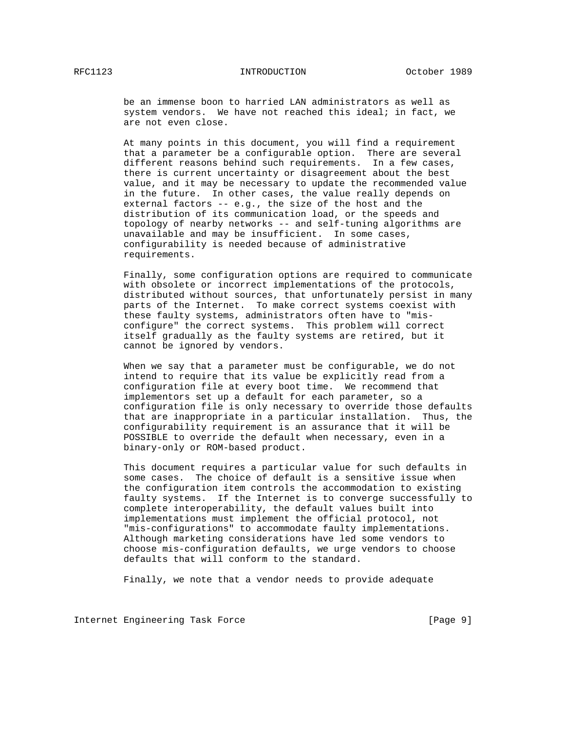be an immense boon to harried LAN administrators as well as system vendors. We have not reached this ideal; in fact, we are not even close.

At many points in this document, you will find a requirement that a parameter be a configurable option. There are several different reasons behind such requirements. In a few cases, there is current uncertainty or disagreement about the best value, and it may be necessary to update the recommended value in the future. In other cases, the value really depends on external factors -- e.g., the size of the host and the distribution of its communication load, or the speeds and topology of nearby networks -- and self-tuning algorithms are unavailable and may be insufficient. In some cases, configurability is needed because of administrative requirements.

Finally, some configuration options are required to communicate with obsolete or incorrect implementations of the protocols, distributed without sources, that unfortunately persist in many parts of the Internet. To make correct systems coexist with these faulty systems, administrators often have to "mis-configure" the correct systems. This problem will correct itself gradually as the faulty systems are retired, but it cannot be ignored by vendors.

When we say that a parameter must be configurable, we do not intend to require that its value be explicitly read from a configuration file at every boot time. We recommend that implementors set up a default for each parameter, so a configuration file is only necessary to override those defaults that are inappropriate in a particular installation. Thus, the configurability requirement is an assurance that it will be POSSIBLE to override the default when necessary, even in a binary-only or ROM-based product.

This document requires a particular value for such defaults in some cases. The choice of default is a sensitive issue when the configuration item controls the accommodation to existing faulty systems. If the Internet is to converge successfully to complete interoperability, the default values built into implementations must implement the official protocol, not "mis-configurations" to accommodate faulty implementations. Although marketing considerations have led some vendors to choose mis-configuration defaults, we urge vendors to choose defaults that will conform to the standard.

Finally, we note that a vendor needs to provide adequate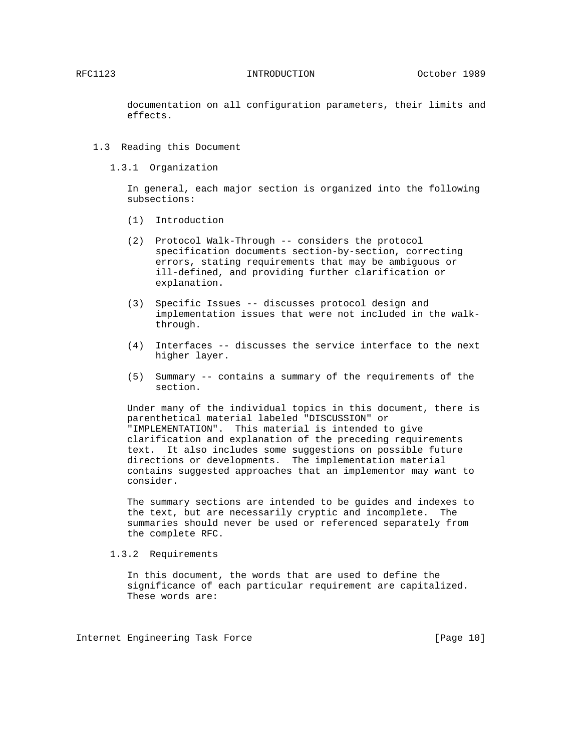documentation on all configuration parameters, their limits and effects.

## 1.3 Reading this Document

### 1.3.1 Organization

In general, each major section is organized into the following subsections:

(1) Introduction

(2) Protocol Walk-Through -- considers the protocol specification documents section-by-section, correcting errors, stating requirements that may be ambiguous or ill-defined, and providing further clarification or explanation.

(3) Specific Issues -- discusses protocol design and implementation issues that were not included in the walk-through.

(4) Interfaces -- discusses the service interface to the next higher layer.

(5) Summary -- contains a summary of the requirements of the section.

Under many of the individual topics in this document, there is parenthetical material labeled "DISCUSSION" or "IMPLEMENTATION". This material is intended to give clarification and explanation of the preceding requirements text. It also includes some suggestions on possible future directions or developments. The implementation material contains suggested approaches that an implementor may want to consider.

The summary sections are intended to be guides and indexes to the text, but are necessarily cryptic and incomplete. The summaries should never be used or referenced separately from the complete RFC.

### 1.3.2 Requirements

In this document, the words that are used to define the significance of each particular requirement are capitalized. These words are: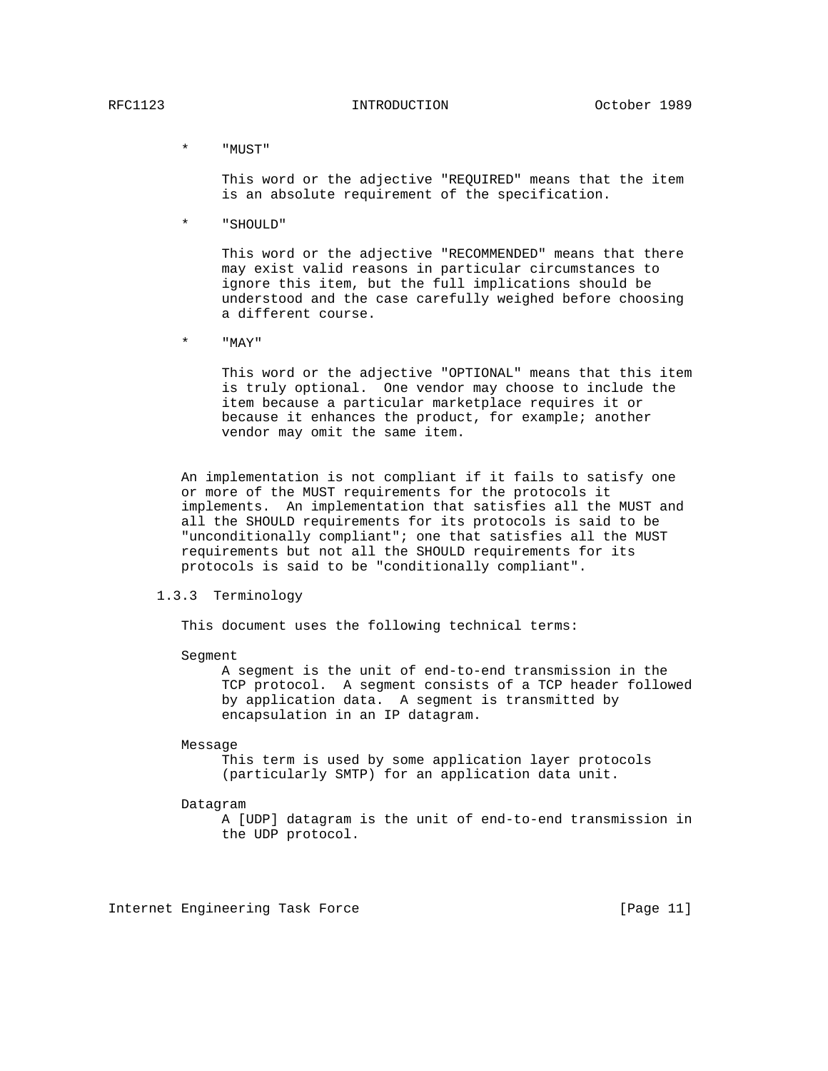* "MUST"

  This word or the adjective "REQUIRED" means that the item is an absolute requirement of the specification.

* "SHOULD"

  This word or the adjective "RECOMMENDED" means that there may exist valid reasons in particular circumstances to ignore this item, but the full implications should be understood and the case carefully weighed before choosing a different course.

* "MAY"

  This word or the adjective "OPTIONAL" means that this item is truly optional. One vendor may choose to include the item because a particular marketplace requires it or because it enhances the product, for example; another vendor may omit the same item.

An implementation is not compliant if it fails to satisfy one or more of the MUST requirements for the protocols it implements. An implementation that satisfies all the MUST and all the SHOULD requirements for its protocols is said to be "unconditionally compliant"; one that satisfies all the MUST requirements but not all the SHOULD requirements for its protocols is said to be "conditionally compliant".

### 1.3.3 Terminology

This document uses the following technical terms:

Segment
: A segment is the unit of end-to-end transmission in the TCP protocol. A segment consists of a TCP header followed by application data. A segment is transmitted by encapsulation in an IP datagram.

Message
: This term is used by some application layer protocols (particularly SMTP) for an application data unit.

Datagram
: A [UDP] datagram is the unit of end-to-end transmission in the UDP protocol.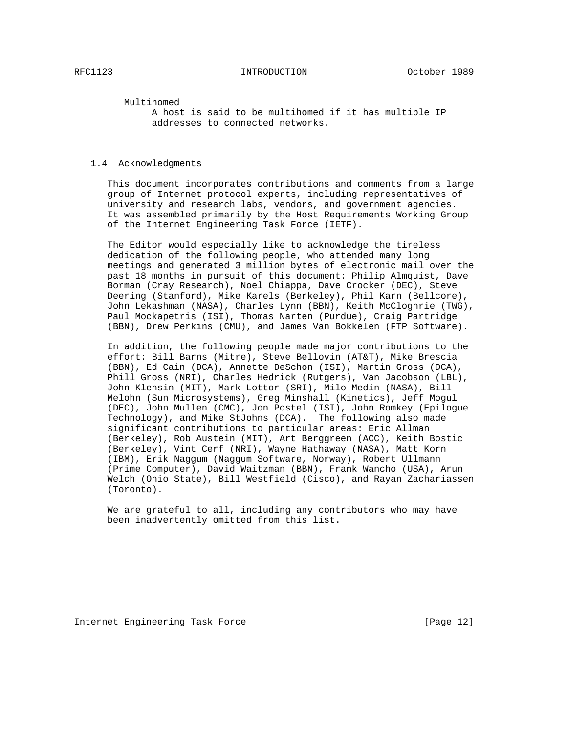Multihomed

A host is said to be multihomed if it has multiple IP addresses to connected networks.

### 1.4 Acknowledgments

This document incorporates contributions and comments from a large group of Internet protocol experts, including representatives of university and research labs, vendors, and government agencies. It was assembled primarily by the Host Requirements Working Group of the Internet Engineering Task Force (IETF).

The Editor would especially like to acknowledge the tireless dedication of the following people, who attended many long meetings and generated 3 million bytes of electronic mail over the past 18 months in pursuit of this document: Philip Almquist, Dave Borman (Cray Research), Noel Chiappa, Dave Crocker (DEC), Steve Deering (Stanford), Mike Karels (Berkeley), Phil Karn (Bellcore), John Lekashman (NASA), Charles Lynn (BBN), Keith McCloghrie (TWG), Paul Mockapetris (ISI), Thomas Narten (Purdue), Craig Partridge (BBN), Drew Perkins (CMU), and James Van Bokkelen (FTP Software).

In addition, the following people made major contributions to the effort: Bill Barns (Mitre), Steve Bellovin (AT&T), Mike Brescia (BBN), Ed Cain (DCA), Annette DeSchon (ISI), Martin Gross (DCA), Phill Gross (NRI), Charles Hedrick (Rutgers), Van Jacobson (LBL), John Klensin (MIT), Mark Lottor (SRI), Milo Medin (NASA), Bill Melohn (Sun Microsystems), Greg Minshall (Kinetics), Jeff Mogul (DEC), John Mullen (CMC), Jon Postel (ISI), John Romkey (Epilogue Technology), and Mike StJohns (DCA). The following also made significant contributions to particular areas: Eric Allman (Berkeley), Rob Austein (MIT), Art Berggreen (ACC), Keith Bostic (Berkeley), Vint Cerf (NRI), Wayne Hathaway (NASA), Matt Korn (IBM), Erik Naggum (Naggum Software, Norway), Robert Ullmann (Prime Computer), David Waitzman (BBN), Frank Wancho (USA), Arun Welch (Ohio State), Bill Westfield (Cisco), and Rayan Zachariassen (Toronto).

We are grateful to all, including any contributors who may have been inadvertently omitted from this list.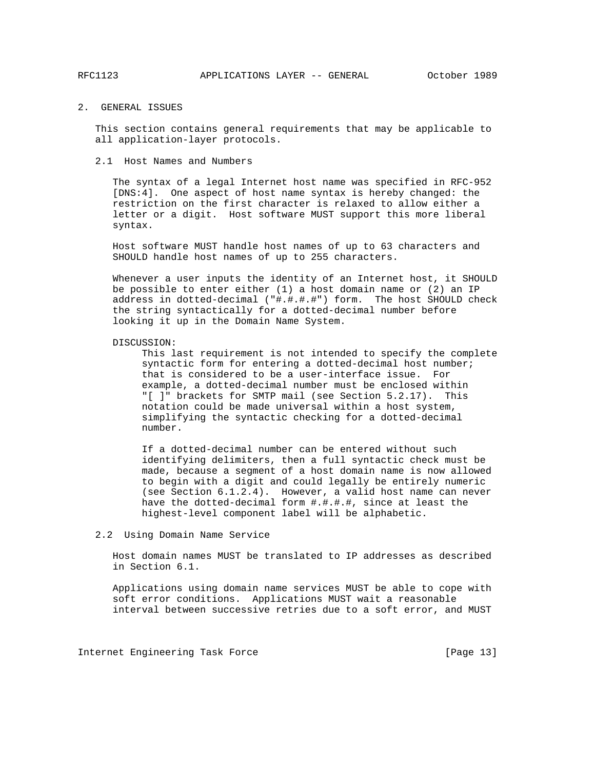# 2. GENERAL ISSUES

This section contains general requirements that may be applicable to all application-layer protocols.

## 2.1 Host Names and Numbers

The syntax of a legal Internet host name was specified in RFC-952 [DNS:4]. One aspect of host name syntax is hereby changed: the restriction on the first character is relaxed to allow either a letter or a digit. Host software MUST support this more liberal syntax.

Host software MUST handle host names of up to 63 characters and SHOULD handle host names of up to 255 characters.

Whenever a user inputs the identity of an Internet host, it SHOULD be possible to enter either (1) a host domain name or (2) an IP address in dotted-decimal ("#.#.#.#") form. The host SHOULD check the string syntactically for a dotted-decimal number before looking it up in the Domain Name System.

DISCUSSION:

This last requirement is not intended to specify the complete syntactic form for entering a dotted-decimal host number; that is considered to be a user-interface issue. For example, a dotted-decimal number must be enclosed within "[ ]" brackets for SMTP mail (see Section 5.2.17). This notation could be made universal within a host system, simplifying the syntactic checking for a dotted-decimal number.

If a dotted-decimal number can be entered without such identifying delimiters, then a full syntactic check must be made, because a segment of a host domain name is now allowed to begin with a digit and could legally be entirely numeric (see Section 6.1.2.4). However, a valid host name can never have the dotted-decimal form #.#.#.#, since at least the highest-level component label will be alphabetic.

## 2.2 Using Domain Name Service

Host domain names MUST be translated to IP addresses as described in Section 6.1.

Applications using domain name services MUST be able to cope with soft error conditions. Applications MUST wait a reasonable interval between successive retries due to a soft error, and MUST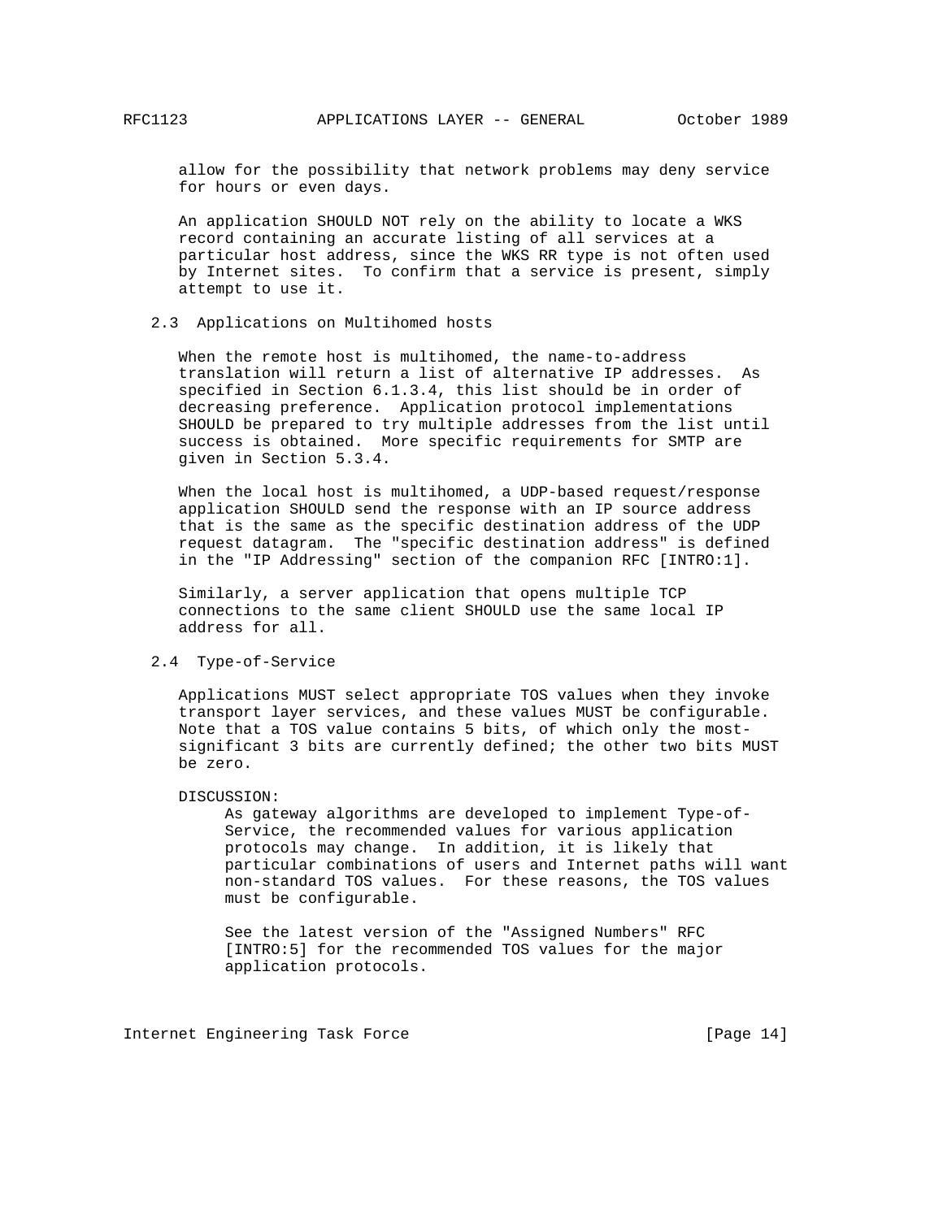allow for the possibility that network problems may deny service for hours or even days.

An application SHOULD NOT rely on the ability to locate a WKS record containing an accurate listing of all services at a particular host address, since the WKS RR type is not often used by Internet sites. To confirm that a service is present, simply attempt to use it.

## 2.3 Applications on Multihomed hosts

When the remote host is multihomed, the name-to-address translation will return a list of alternative IP addresses. As specified in Section 6.1.3.4, this list should be in order of decreasing preference. Application protocol implementations SHOULD be prepared to try multiple addresses from the list until success is obtained. More specific requirements for SMTP are given in Section 5.3.4.

When the local host is multihomed, a UDP-based request/response application SHOULD send the response with an IP source address that is the same as the specific destination address of the UDP request datagram. The "specific destination address" is defined in the "IP Addressing" section of the companion RFC [INTRO:1].

Similarly, a server application that opens multiple TCP connections to the same client SHOULD use the same local IP address for all.

## 2.4 Type-of-Service

Applications MUST select appropriate TOS values when they invoke transport layer services, and these values MUST be configurable. Note that a TOS value contains 5 bits, of which only the most-significant 3 bits are currently defined; the other two bits MUST be zero.

DISCUSSION:

As gateway algorithms are developed to implement Type-of-Service, the recommended values for various application protocols may change. In addition, it is likely that particular combinations of users and Internet paths will want non-standard TOS values. For these reasons, the TOS values must be configurable.

See the latest version of the "Assigned Numbers" RFC [INTRO:5] for the recommended TOS values for the major application protocols.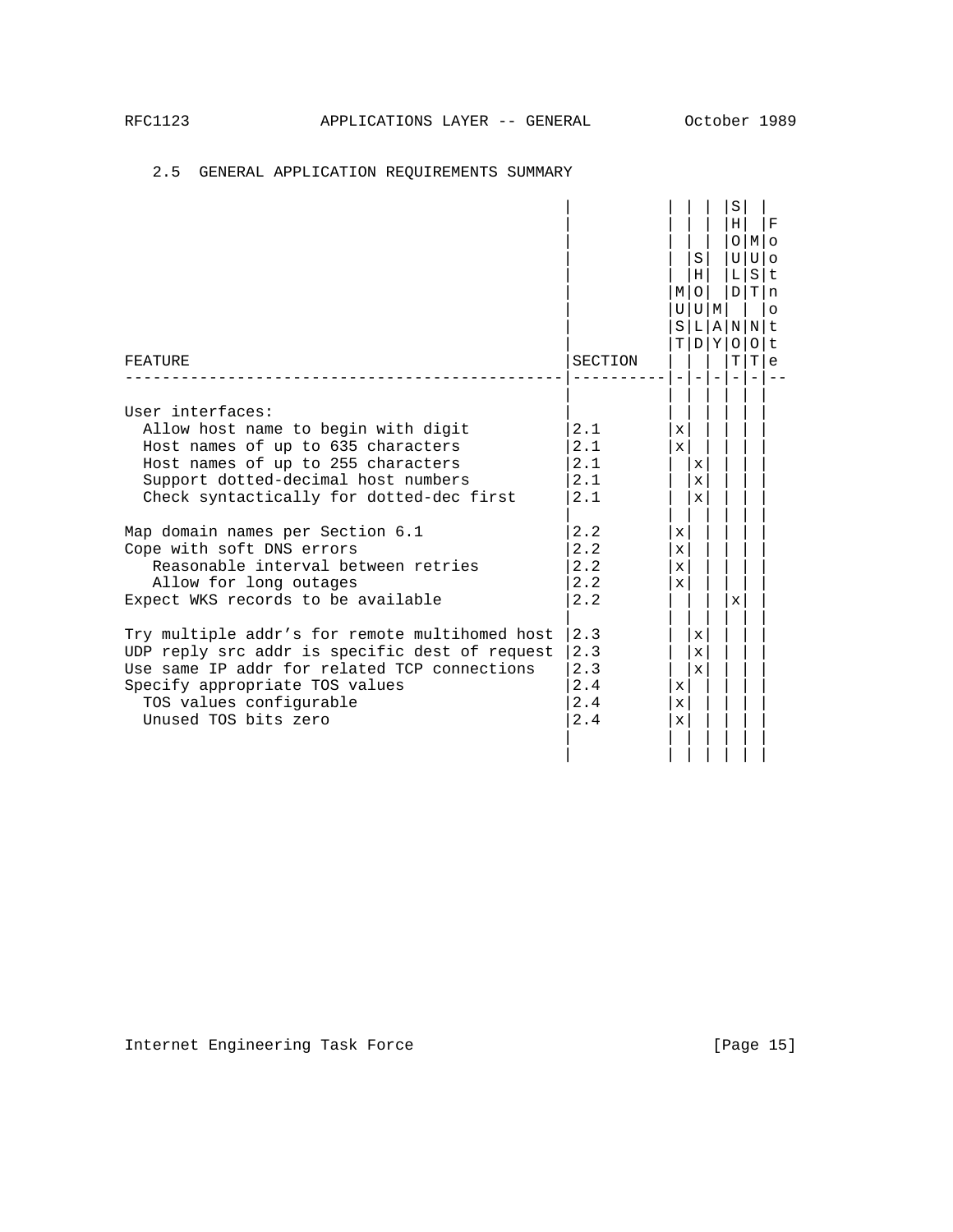## 2.5 GENERAL APPLICATION REQUIREMENTS SUMMARY

| FEATURE | SECTION | MUST | SHOULD | MAY | SHOULD NOT | MUST NOT | Footnote |
|---|---|---|---|---|---|---|---|
| User interfaces: | | | | | | | |
| Allow host name to begin with digit | 2.1 | x | | | | | |
| Host names of up to 635 characters | 2.1 | x | | | | | |
| Host names of up to 255 characters | 2.1 | | x | | | | |
| Support dotted-decimal host numbers | 2.1 | | x | | | | |
| Check syntactically for dotted-dec first | 2.1 | | x | | | | |
| Map domain names per Section 6.1 | 2.2 | x | | | | | |
| Cope with soft DNS errors | 2.2 | x | | | | | |
| Reasonable interval between retries | 2.2 | x | | | | | |
| Allow for long outages | 2.2 | x | | | | | |
| Expect WKS records to be available | 2.2 | | | | x | | |
| Try multiple addr's for remote multihomed host | 2.3 | | x | | | | |
| UDP reply src addr is specific dest of request | 2.3 | | x | | | | |
| Use same IP addr for related TCP connections | 2.3 | | x | | | | |
| Specify appropriate TOS values | 2.4 | x | | | | | |
| TOS values configurable | 2.4 | x | | | | | |
| Unused TOS bits zero | 2.4 | x | | | | | |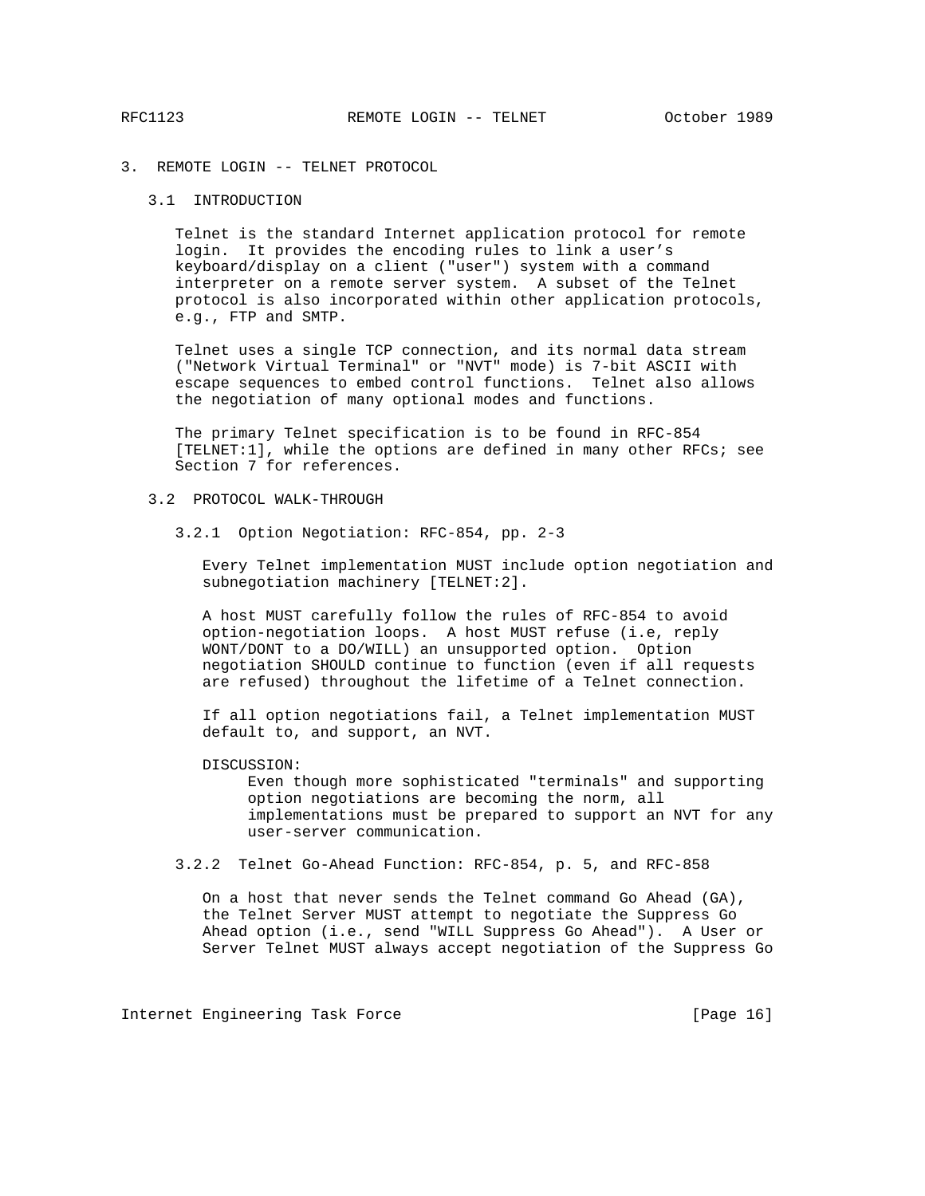# 3. REMOTE LOGIN -- TELNET PROTOCOL

## 3.1 INTRODUCTION

Telnet is the standard Internet application protocol for remote login. It provides the encoding rules to link a user's keyboard/display on a client ("user") system with a command interpreter on a remote server system. A subset of the Telnet protocol is also incorporated within other application protocols, e.g., FTP and SMTP.

Telnet uses a single TCP connection, and its normal data stream ("Network Virtual Terminal" or "NVT" mode) is 7-bit ASCII with escape sequences to embed control functions. Telnet also allows the negotiation of many optional modes and functions.

The primary Telnet specification is to be found in RFC-854 [TELNET:1], while the options are defined in many other RFCs; see Section 7 for references.

## 3.2 PROTOCOL WALK-THROUGH

### 3.2.1 Option Negotiation: RFC-854, pp. 2-3

Every Telnet implementation MUST include option negotiation and subnegotiation machinery [TELNET:2].

A host MUST carefully follow the rules of RFC-854 to avoid option-negotiation loops. A host MUST refuse (i.e, reply WONT/DONT to a DO/WILL) an unsupported option. Option negotiation SHOULD continue to function (even if all requests are refused) throughout the lifetime of a Telnet connection.

If all option negotiations fail, a Telnet implementation MUST default to, and support, an NVT.

DISCUSSION:

> Even though more sophisticated "terminals" and supporting option negotiations are becoming the norm, all implementations must be prepared to support an NVT for any user-server communication.

### 3.2.2 Telnet Go-Ahead Function: RFC-854, p. 5, and RFC-858

On a host that never sends the Telnet command Go Ahead (GA), the Telnet Server MUST attempt to negotiate the Suppress Go Ahead option (i.e., send "WILL Suppress Go Ahead"). A User or Server Telnet MUST always accept negotiation of the Suppress Go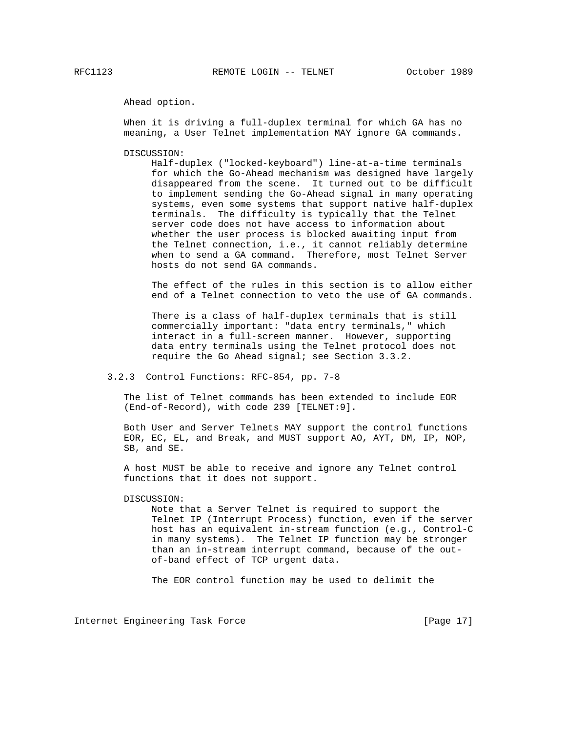Ahead option.

When it is driving a full-duplex terminal for which GA has no meaning, a User Telnet implementation MAY ignore GA commands.

DISCUSSION:

Half-duplex ("locked-keyboard") line-at-a-time terminals for which the Go-Ahead mechanism was designed have largely disappeared from the scene. It turned out to be difficult to implement sending the Go-Ahead signal in many operating systems, even some systems that support native half-duplex terminals. The difficulty is typically that the Telnet server code does not have access to information about whether the user process is blocked awaiting input from the Telnet connection, i.e., it cannot reliably determine when to send a GA command. Therefore, most Telnet Server hosts do not send GA commands.

The effect of the rules in this section is to allow either end of a Telnet connection to veto the use of GA commands.

There is a class of half-duplex terminals that is still commercially important: "data entry terminals," which interact in a full-screen manner. However, supporting data entry terminals using the Telnet protocol does not require the Go Ahead signal; see Section 3.3.2.

### 3.2.3 Control Functions: RFC-854, pp. 7-8

The list of Telnet commands has been extended to include EOR (End-of-Record), with code 239 [TELNET:9].

Both User and Server Telnets MAY support the control functions EOR, EC, EL, and Break, and MUST support AO, AYT, DM, IP, NOP, SB, and SE.

A host MUST be able to receive and ignore any Telnet control functions that it does not support.

DISCUSSION:

Note that a Server Telnet is required to support the Telnet IP (Interrupt Process) function, even if the server host has an equivalent in-stream function (e.g., Control-C in many systems). The Telnet IP function may be stronger than an in-stream interrupt command, because of the out-of-band effect of TCP urgent data.

The EOR control function may be used to delimit the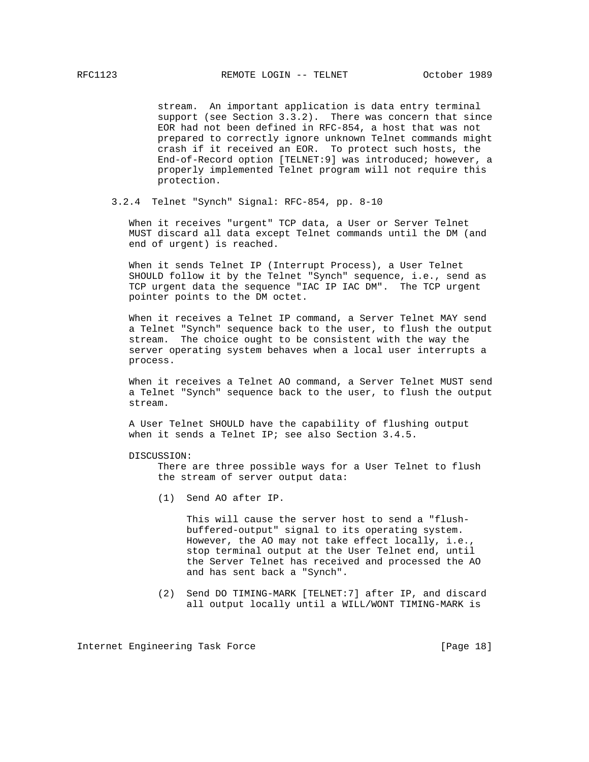stream. An important application is data entry terminal support (see Section 3.3.2). There was concern that since EOR had not been defined in RFC-854, a host that was not prepared to correctly ignore unknown Telnet commands might crash if it received an EOR. To protect such hosts, the End-of-Record option [TELNET:9] was introduced; however, a properly implemented Telnet program will not require this protection.

### 3.2.4 Telnet "Synch" Signal: RFC-854, pp. 8-10

When it receives "urgent" TCP data, a User or Server Telnet MUST discard all data except Telnet commands until the DM (and end of urgent) is reached.

When it sends Telnet IP (Interrupt Process), a User Telnet SHOULD follow it by the Telnet "Synch" sequence, i.e., send as TCP urgent data the sequence "IAC IP IAC DM". The TCP urgent pointer points to the DM octet.

When it receives a Telnet IP command, a Server Telnet MAY send a Telnet "Synch" sequence back to the user, to flush the output stream. The choice ought to be consistent with the way the server operating system behaves when a local user interrupts a process.

When it receives a Telnet AO command, a Server Telnet MUST send a Telnet "Synch" sequence back to the user, to flush the output stream.

A User Telnet SHOULD have the capability of flushing output when it sends a Telnet IP; see also Section 3.4.5.

DISCUSSION:

There are three possible ways for a User Telnet to flush the stream of server output data:

(1) Send AO after IP.

This will cause the server host to send a "flush-buffered-output" signal to its operating system. However, the AO may not take effect locally, i.e., stop terminal output at the User Telnet end, until the Server Telnet has received and processed the AO and has sent back a "Synch".

(2) Send DO TIMING-MARK [TELNET:7] after IP, and discard all output locally until a WILL/WONT TIMING-MARK is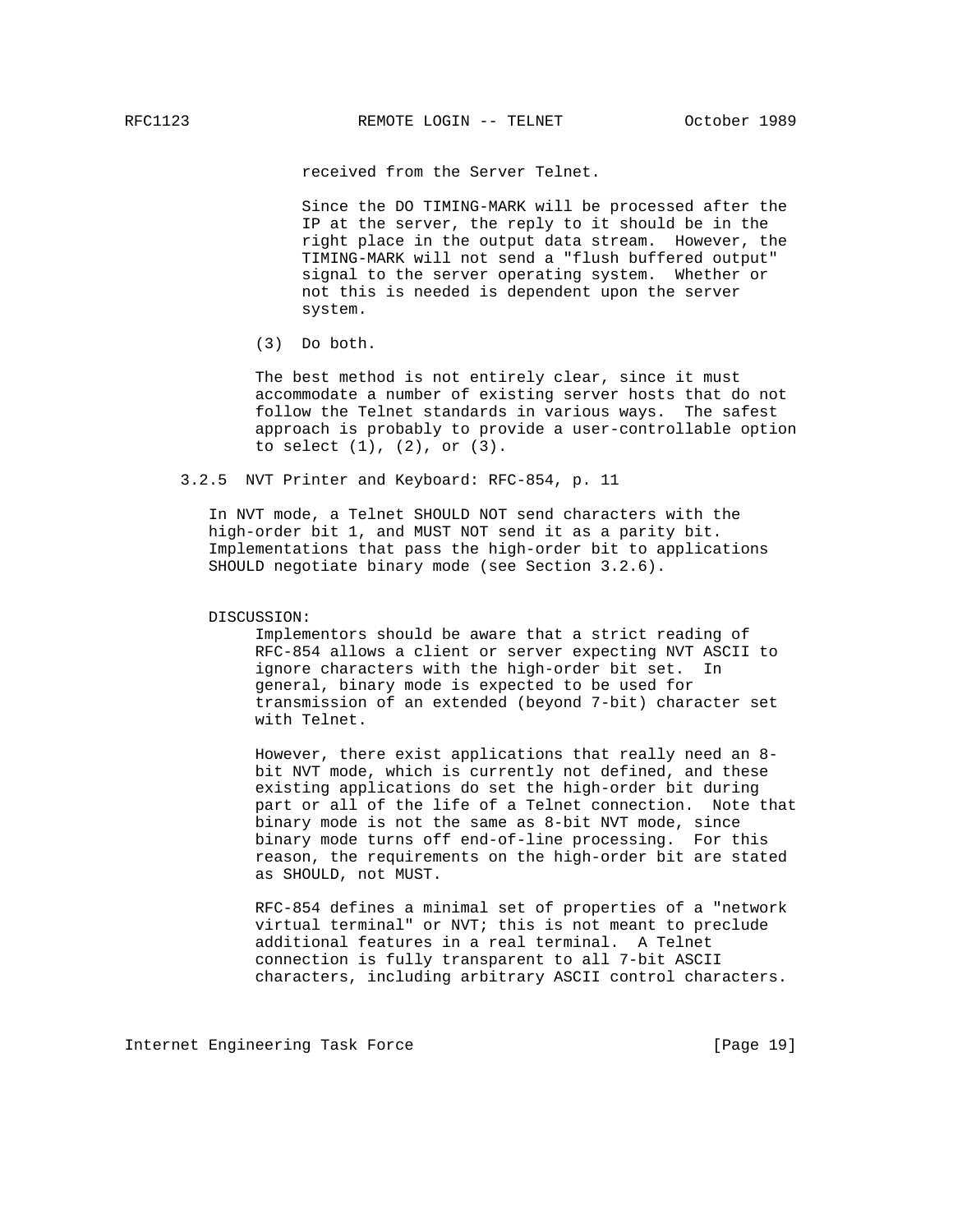received from the Server Telnet.

Since the DO TIMING-MARK will be processed after the IP at the server, the reply to it should be in the right place in the output data stream. However, the TIMING-MARK will not send a "flush buffered output" signal to the server operating system. Whether or not this is needed is dependent upon the server system.

(3) Do both.

The best method is not entirely clear, since it must accommodate a number of existing server hosts that do not follow the Telnet standards in various ways. The safest approach is probably to provide a user-controllable option to select (1), (2), or (3).

### 3.2.5 NVT Printer and Keyboard: RFC-854, p. 11

In NVT mode, a Telnet SHOULD NOT send characters with the high-order bit 1, and MUST NOT send it as a parity bit. Implementations that pass the high-order bit to applications SHOULD negotiate binary mode (see Section 3.2.6).

DISCUSSION:

Implementors should be aware that a strict reading of RFC-854 allows a client or server expecting NVT ASCII to ignore characters with the high-order bit set. In general, binary mode is expected to be used for transmission of an extended (beyond 7-bit) character set with Telnet.

However, there exist applications that really need an 8-bit NVT mode, which is currently not defined, and these existing applications do set the high-order bit during part or all of the life of a Telnet connection. Note that binary mode is not the same as 8-bit NVT mode, since binary mode turns off end-of-line processing. For this reason, the requirements on the high-order bit are stated as SHOULD, not MUST.

RFC-854 defines a minimal set of properties of a "network virtual terminal" or NVT; this is not meant to preclude additional features in a real terminal. A Telnet connection is fully transparent to all 7-bit ASCII characters, including arbitrary ASCII control characters.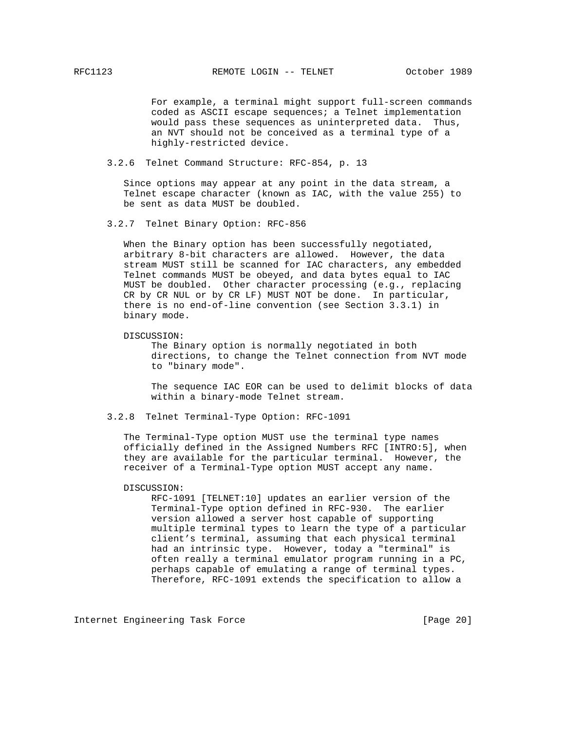For example, a terminal might support full-screen commands coded as ASCII escape sequences; a Telnet implementation would pass these sequences as uninterpreted data. Thus, an NVT should not be conceived as a terminal type of a highly-restricted device.

### 3.2.6 Telnet Command Structure: RFC-854, p. 13

Since options may appear at any point in the data stream, a Telnet escape character (known as IAC, with the value 255) to be sent as data MUST be doubled.

### 3.2.7 Telnet Binary Option: RFC-856

When the Binary option has been successfully negotiated, arbitrary 8-bit characters are allowed. However, the data stream MUST still be scanned for IAC characters, any embedded Telnet commands MUST be obeyed, and data bytes equal to IAC MUST be doubled. Other character processing (e.g., replacing CR by CR NUL or by CR LF) MUST NOT be done. In particular, there is no end-of-line convention (see Section 3.3.1) in binary mode.

DISCUSSION:

The Binary option is normally negotiated in both directions, to change the Telnet connection from NVT mode to "binary mode".

The sequence IAC EOR can be used to delimit blocks of data within a binary-mode Telnet stream.

### 3.2.8 Telnet Terminal-Type Option: RFC-1091

The Terminal-Type option MUST use the terminal type names officially defined in the Assigned Numbers RFC [INTRO:5], when they are available for the particular terminal. However, the receiver of a Terminal-Type option MUST accept any name.

DISCUSSION:

RFC-1091 [TELNET:10] updates an earlier version of the Terminal-Type option defined in RFC-930. The earlier version allowed a server host capable of supporting multiple terminal types to learn the type of a particular client's terminal, assuming that each physical terminal had an intrinsic type. However, today a "terminal" is often really a terminal emulator program running in a PC, perhaps capable of emulating a range of terminal types. Therefore, RFC-1091 extends the specification to allow a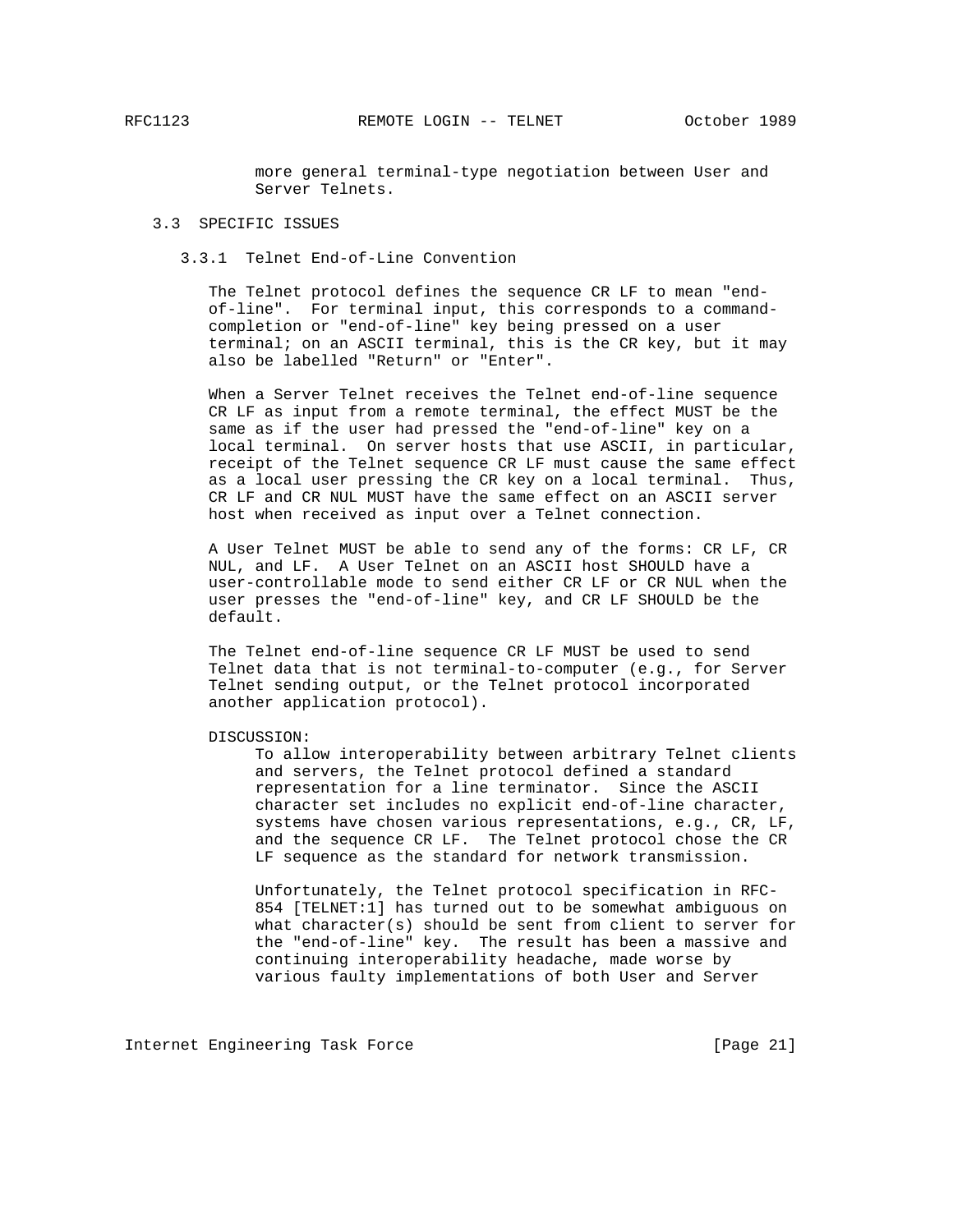more general terminal-type negotiation between User and Server Telnets.

## 3.3 SPECIFIC ISSUES

### 3.3.1 Telnet End-of-Line Convention

The Telnet protocol defines the sequence CR LF to mean "end-of-line". For terminal input, this corresponds to a command-completion or "end-of-line" key being pressed on a user terminal; on an ASCII terminal, this is the CR key, but it may also be labelled "Return" or "Enter".

When a Server Telnet receives the Telnet end-of-line sequence CR LF as input from a remote terminal, the effect MUST be the same as if the user had pressed the "end-of-line" key on a local terminal. On server hosts that use ASCII, in particular, receipt of the Telnet sequence CR LF must cause the same effect as a local user pressing the CR key on a local terminal. Thus, CR LF and CR NUL MUST have the same effect on an ASCII server host when received as input over a Telnet connection.

A User Telnet MUST be able to send any of the forms: CR LF, CR NUL, and LF. A User Telnet on an ASCII host SHOULD have a user-controllable mode to send either CR LF or CR NUL when the user presses the "end-of-line" key, and CR LF SHOULD be the default.

The Telnet end-of-line sequence CR LF MUST be used to send Telnet data that is not terminal-to-computer (e.g., for Server Telnet sending output, or the Telnet protocol incorporated another application protocol).

DISCUSSION:

To allow interoperability between arbitrary Telnet clients and servers, the Telnet protocol defined a standard representation for a line terminator. Since the ASCII character set includes no explicit end-of-line character, systems have chosen various representations, e.g., CR, LF, and the sequence CR LF. The Telnet protocol chose the CR LF sequence as the standard for network transmission.

Unfortunately, the Telnet protocol specification in RFC-854 [TELNET:1] has turned out to be somewhat ambiguous on what character(s) should be sent from client to server for the "end-of-line" key. The result has been a massive and continuing interoperability headache, made worse by various faulty implementations of both User and Server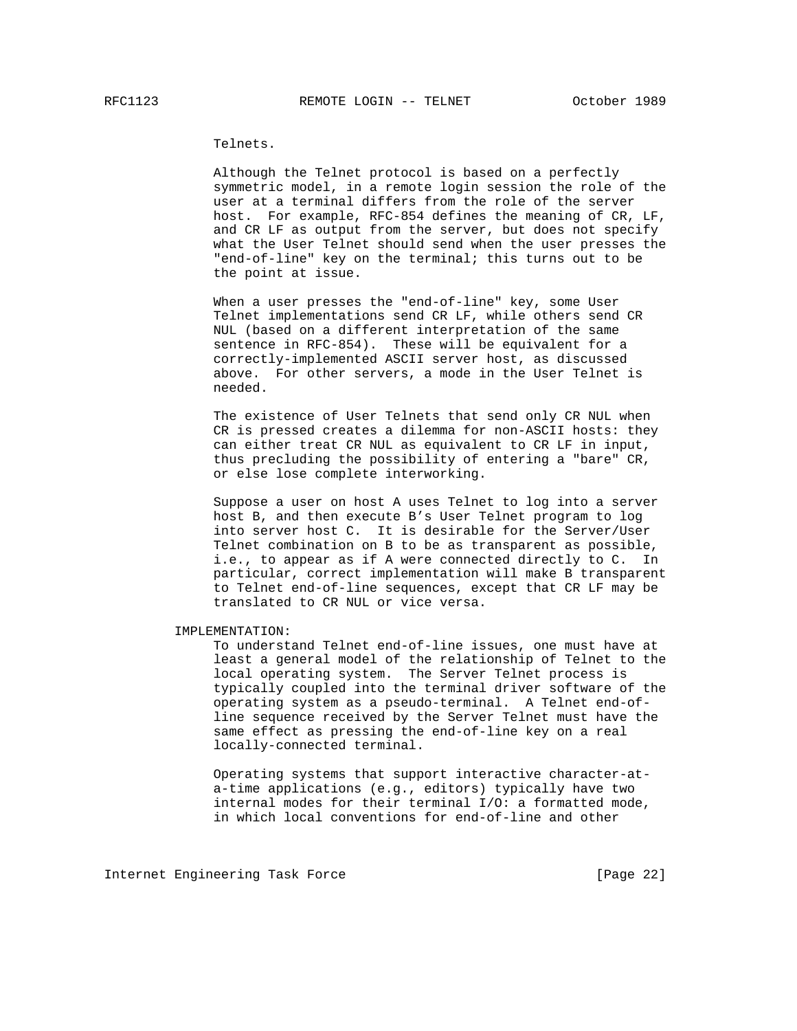Telnets.

Although the Telnet protocol is based on a perfectly symmetric model, in a remote login session the role of the user at a terminal differs from the role of the server host. For example, RFC-854 defines the meaning of CR, LF, and CR LF as output from the server, but does not specify what the User Telnet should send when the user presses the "end-of-line" key on the terminal; this turns out to be the point at issue.

When a user presses the "end-of-line" key, some User Telnet implementations send CR LF, while others send CR NUL (based on a different interpretation of the same sentence in RFC-854). These will be equivalent for a correctly-implemented ASCII server host, as discussed above. For other servers, a mode in the User Telnet is needed.

The existence of User Telnets that send only CR NUL when CR is pressed creates a dilemma for non-ASCII hosts: they can either treat CR NUL as equivalent to CR LF in input, thus precluding the possibility of entering a "bare" CR, or else lose complete interworking.

Suppose a user on host A uses Telnet to log into a server host B, and then execute B's User Telnet program to log into server host C. It is desirable for the Server/User Telnet combination on B to be as transparent as possible, i.e., to appear as if A were connected directly to C. In particular, correct implementation will make B transparent to Telnet end-of-line sequences, except that CR LF may be translated to CR NUL or vice versa.

IMPLEMENTATION:

To understand Telnet end-of-line issues, one must have at least a general model of the relationship of Telnet to the local operating system. The Server Telnet process is typically coupled into the terminal driver software of the operating system as a pseudo-terminal. A Telnet end-of-line sequence received by the Server Telnet must have the same effect as pressing the end-of-line key on a real locally-connected terminal.

Operating systems that support interactive character-at-a-time applications (e.g., editors) typically have two internal modes for their terminal I/O: a formatted mode, in which local conventions for end-of-line and other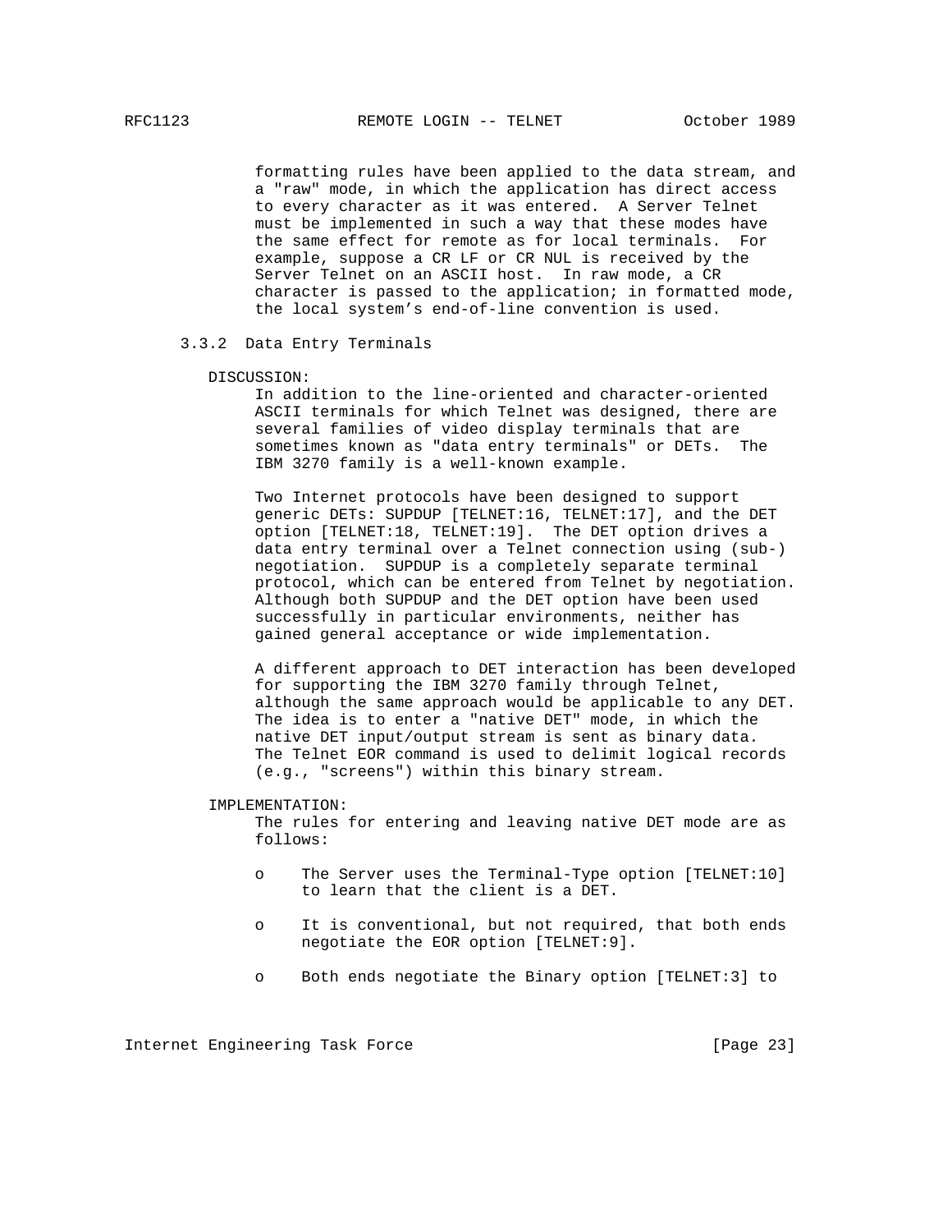formatting rules have been applied to the data stream, and a "raw" mode, in which the application has direct access to every character as it was entered. A Server Telnet must be implemented in such a way that these modes have the same effect for remote as for local terminals. For example, suppose a CR LF or CR NUL is received by the Server Telnet on an ASCII host. In raw mode, a CR character is passed to the application; in formatted mode, the local system's end-of-line convention is used.

### 3.3.2 Data Entry Terminals

DISCUSSION:

In addition to the line-oriented and character-oriented ASCII terminals for which Telnet was designed, there are several families of video display terminals that are sometimes known as "data entry terminals" or DETs. The IBM 3270 family is a well-known example.

Two Internet protocols have been designed to support generic DETs: SUPDUP [TELNET:16, TELNET:17], and the DET option [TELNET:18, TELNET:19]. The DET option drives a data entry terminal over a Telnet connection using (sub-) negotiation. SUPDUP is a completely separate terminal protocol, which can be entered from Telnet by negotiation. Although both SUPDUP and the DET option have been used successfully in particular environments, neither has gained general acceptance or wide implementation.

A different approach to DET interaction has been developed for supporting the IBM 3270 family through Telnet, although the same approach would be applicable to any DET. The idea is to enter a "native DET" mode, in which the native DET input/output stream is sent as binary data. The Telnet EOR command is used to delimit logical records (e.g., "screens") within this binary stream.

IMPLEMENTATION:

The rules for entering and leaving native DET mode are as follows:

- The Server uses the Terminal-Type option [TELNET:10] to learn that the client is a DET.
- It is conventional, but not required, that both ends negotiate the EOR option [TELNET:9].
- Both ends negotiate the Binary option [TELNET:3] to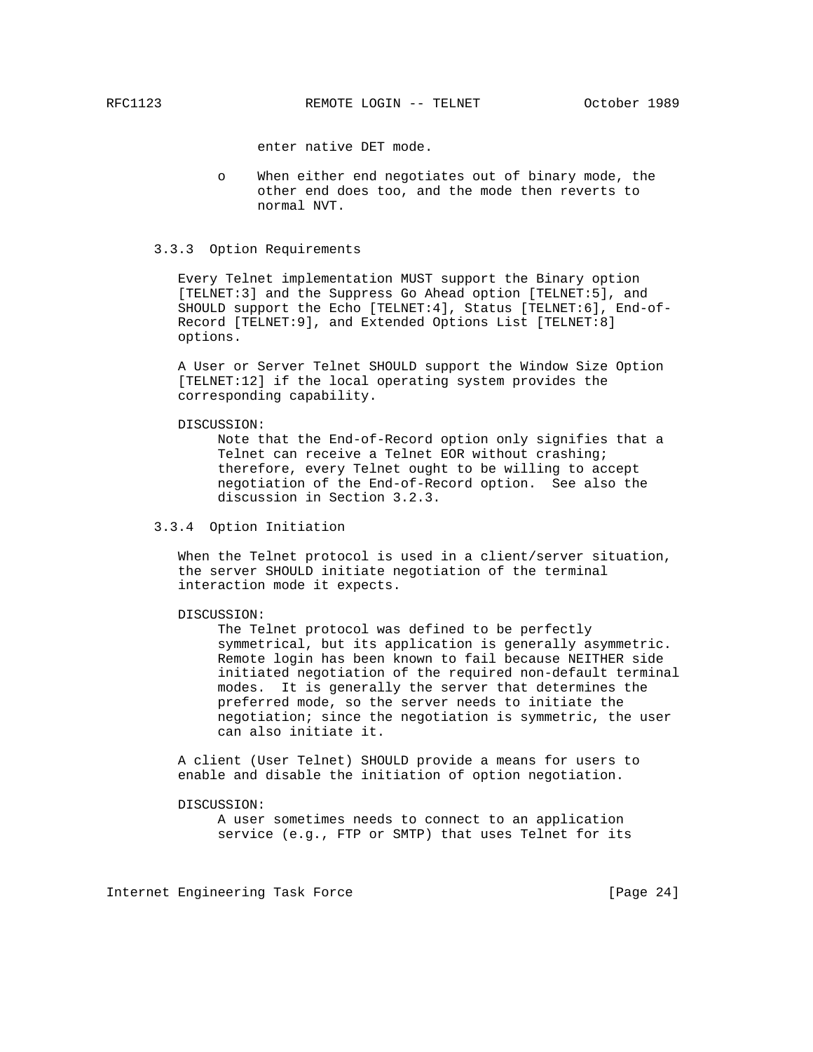enter native DET mode.

- When either end negotiates out of binary mode, the other end does too, and the mode then reverts to normal NVT.

### 3.3.3 Option Requirements

Every Telnet implementation MUST support the Binary option [TELNET:3] and the Suppress Go Ahead option [TELNET:5], and SHOULD support the Echo [TELNET:4], Status [TELNET:6], End-of-Record [TELNET:9], and Extended Options List [TELNET:8] options.

A User or Server Telnet SHOULD support the Window Size Option [TELNET:12] if the local operating system provides the corresponding capability.

DISCUSSION:
Note that the End-of-Record option only signifies that a Telnet can receive a Telnet EOR without crashing; therefore, every Telnet ought to be willing to accept negotiation of the End-of-Record option. See also the discussion in Section 3.2.3.

### 3.3.4 Option Initiation

When the Telnet protocol is used in a client/server situation, the server SHOULD initiate negotiation of the terminal interaction mode it expects.

DISCUSSION:
The Telnet protocol was defined to be perfectly symmetrical, but its application is generally asymmetric. Remote login has been known to fail because NEITHER side initiated negotiation of the required non-default terminal modes. It is generally the server that determines the preferred mode, so the server needs to initiate the negotiation; since the negotiation is symmetric, the user can also initiate it.

A client (User Telnet) SHOULD provide a means for users to enable and disable the initiation of option negotiation.

DISCUSSION:
A user sometimes needs to connect to an application service (e.g., FTP or SMTP) that uses Telnet for its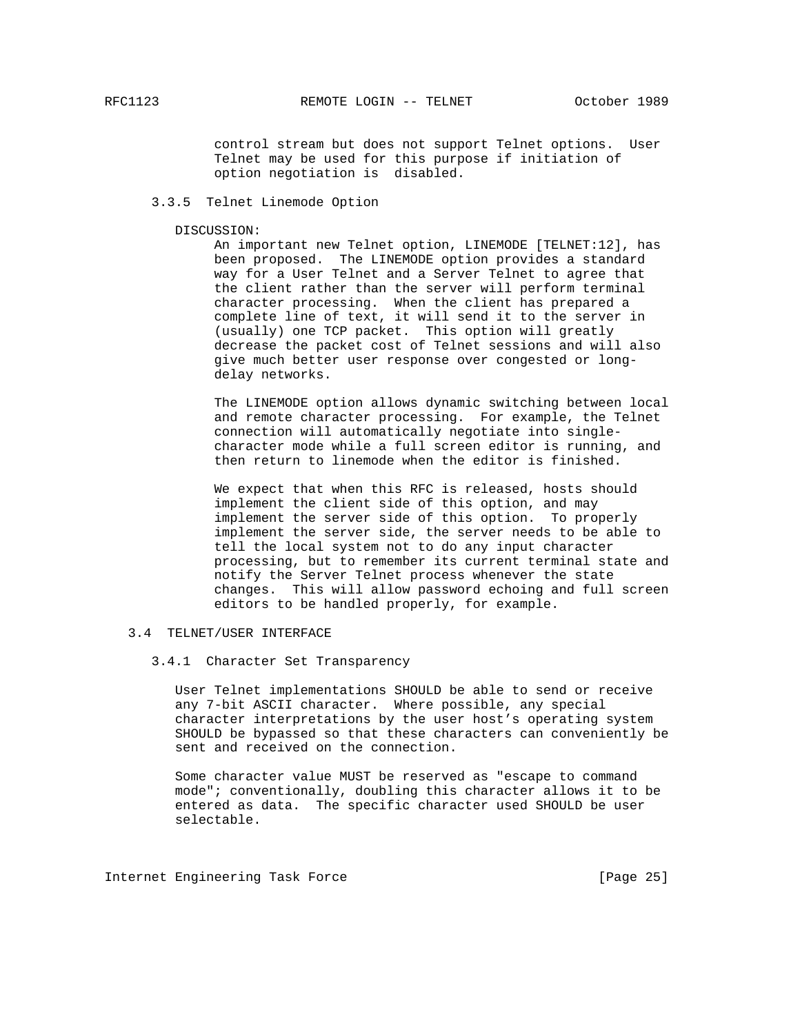control stream but does not support Telnet options. User Telnet may be used for this purpose if initiation of option negotiation is disabled.

### 3.3.5 Telnet Linemode Option

DISCUSSION:

An important new Telnet option, LINEMODE [TELNET:12], has been proposed. The LINEMODE option provides a standard way for a User Telnet and a Server Telnet to agree that the client rather than the server will perform terminal character processing. When the client has prepared a complete line of text, it will send it to the server in (usually) one TCP packet. This option will greatly decrease the packet cost of Telnet sessions and will also give much better user response over congested or long-delay networks.

The LINEMODE option allows dynamic switching between local and remote character processing. For example, the Telnet connection will automatically negotiate into single-character mode while a full screen editor is running, and then return to linemode when the editor is finished.

We expect that when this RFC is released, hosts should implement the client side of this option, and may implement the server side of this option. To properly implement the server side, the server needs to be able to tell the local system not to do any input character processing, but to remember its current terminal state and notify the Server Telnet process whenever the state changes. This will allow password echoing and full screen editors to be handled properly, for example.

## 3.4 TELNET/USER INTERFACE

### 3.4.1 Character Set Transparency

User Telnet implementations SHOULD be able to send or receive any 7-bit ASCII character. Where possible, any special character interpretations by the user host's operating system SHOULD be bypassed so that these characters can conveniently be sent and received on the connection.

Some character value MUST be reserved as "escape to command mode"; conventionally, doubling this character allows it to be entered as data. The specific character used SHOULD be user selectable.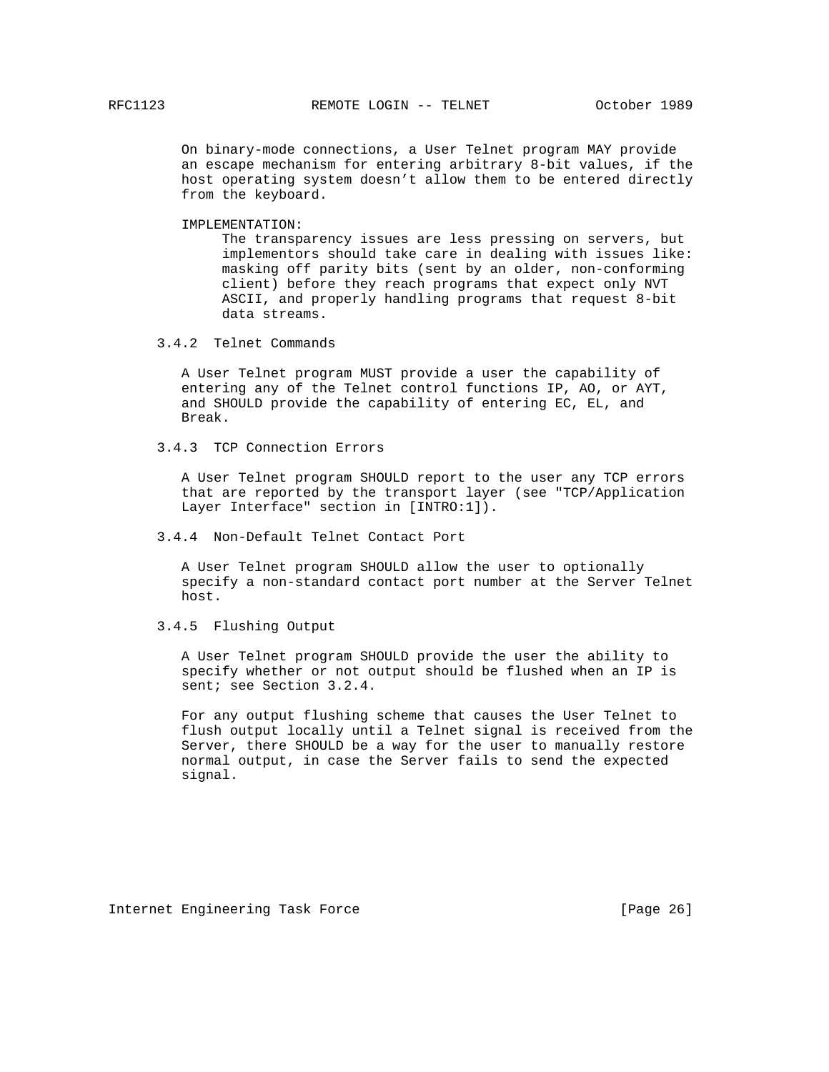On binary-mode connections, a User Telnet program MAY provide an escape mechanism for entering arbitrary 8-bit values, if the host operating system doesn't allow them to be entered directly from the keyboard.

IMPLEMENTATION:
The transparency issues are less pressing on servers, but implementors should take care in dealing with issues like: masking off parity bits (sent by an older, non-conforming client) before they reach programs that expect only NVT ASCII, and properly handling programs that request 8-bit data streams.

### 3.4.2 Telnet Commands

A User Telnet program MUST provide a user the capability of entering any of the Telnet control functions IP, AO, or AYT, and SHOULD provide the capability of entering EC, EL, and Break.

### 3.4.3 TCP Connection Errors

A User Telnet program SHOULD report to the user any TCP errors that are reported by the transport layer (see "TCP/Application Layer Interface" section in [INTRO:1]).

### 3.4.4 Non-Default Telnet Contact Port

A User Telnet program SHOULD allow the user to optionally specify a non-standard contact port number at the Server Telnet host.

### 3.4.5 Flushing Output

A User Telnet program SHOULD provide the user the ability to specify whether or not output should be flushed when an IP is sent; see Section 3.2.4.

For any output flushing scheme that causes the User Telnet to flush output locally until a Telnet signal is received from the Server, there SHOULD be a way for the user to manually restore normal output, in case the Server fails to send the expected signal.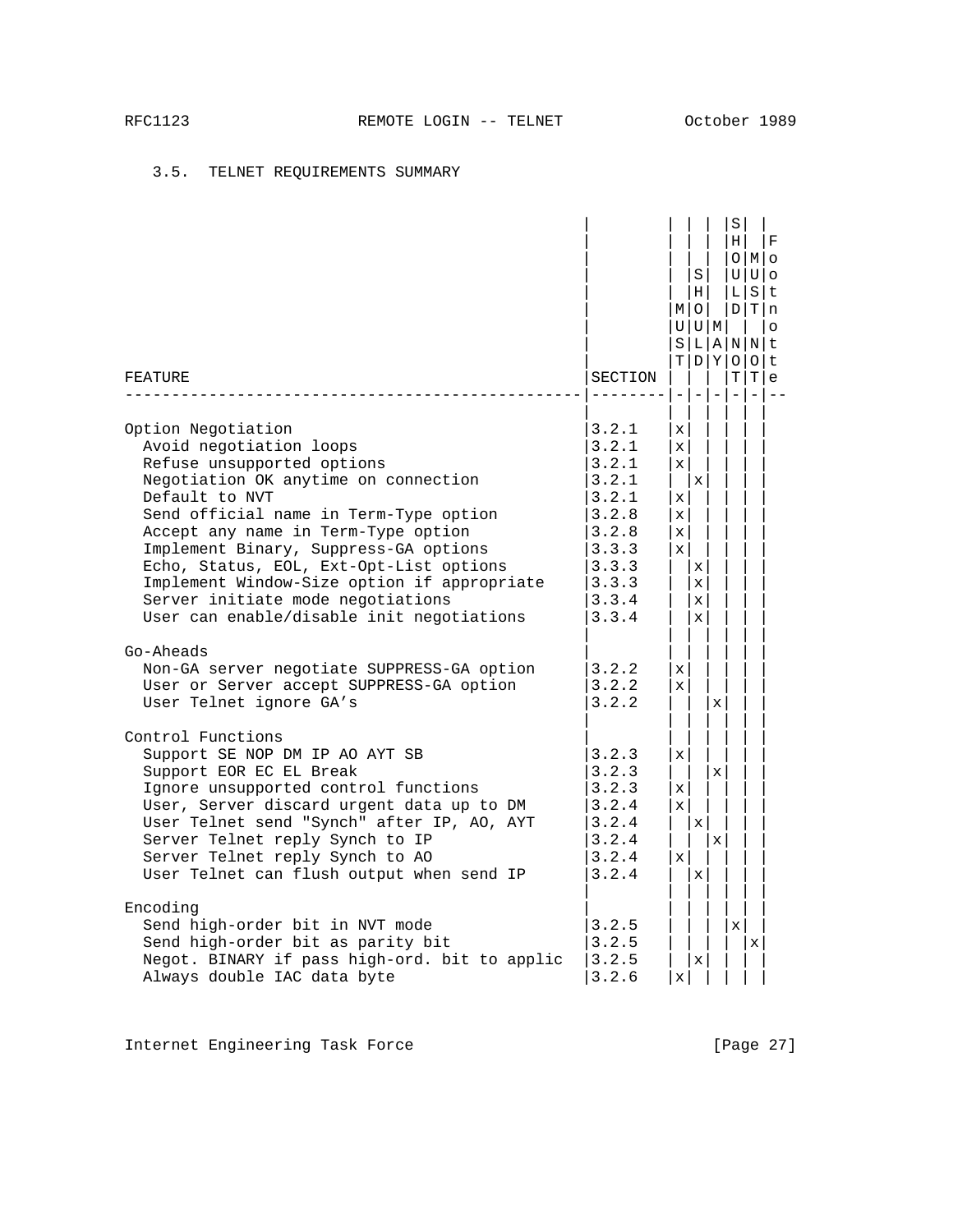### 3.5. TELNET REQUIREMENTS SUMMARY

| FEATURE | SECTION | MUST | SHOULD | MAY | SHOULD NOT | MUST NOT | Footnote |
|---|---|---|---|---|---|---|---|
| **Option Negotiation** | | | | | | | |
| Avoid negotiation loops | 3.2.1 | x | | | | | |
| Refuse unsupported options | 3.2.1 | x | | | | | |
| Negotiation OK anytime on connection | 3.2.1 | | x | | | | |
| Default to NVT | 3.2.1 | x | | | | | |
| Send official name in Term-Type option | 3.2.8 | x | | | | | |
| Accept any name in Term-Type option | 3.2.8 | x | | | | | |
| Implement Binary, Suppress-GA options | 3.3.3 | x | | | | | |
| Echo, Status, EOL, Ext-Opt-List options | 3.3.3 | | x | | | | |
| Implement Window-Size option if appropriate | 3.3.3 | | x | | | | |
| Server initiate mode negotiations | 3.3.4 | | x | | | | |
| User can enable/disable init negotiations | 3.3.4 | | x | | | | |
| **Go-Aheads** | | | | | | | |
| Non-GA server negotiate SUPPRESS-GA option | 3.2.2 | x | | | | | |
| User or Server accept SUPPRESS-GA option | 3.2.2 | x | | | | | |
| User Telnet ignore GA's | 3.2.2 | | | x | | | |
| **Control Functions** | | | | | | | |
| Support SE NOP DM IP AO AYT SB | 3.2.3 | x | | | | | |
| Support EOR EC EL Break | 3.2.3 | | | x | | | |
| Ignore unsupported control functions | 3.2.3 | x | | | | | |
| User, Server discard urgent data up to DM | 3.2.4 | x | | | | | |
| User Telnet send "Synch" after IP, AO, AYT | 3.2.4 | | x | | | | |
| Server Telnet reply Synch to IP | 3.2.4 | | | x | | | |
| Server Telnet reply Synch to AO | 3.2.4 | x | | | | | |
| User Telnet can flush output when send IP | 3.2.4 | | x | | | | |
| **Encoding** | | | | | | | |
| Send high-order bit in NVT mode | 3.2.5 | | | | x | | |
| Send high-order bit as parity bit | 3.2.5 | | | | | x | |
| Negot. BINARY if pass high-ord. bit to applic | 3.2.5 | | x | | | | |
| Always double IAC data byte | 3.2.6 | x | | | | | |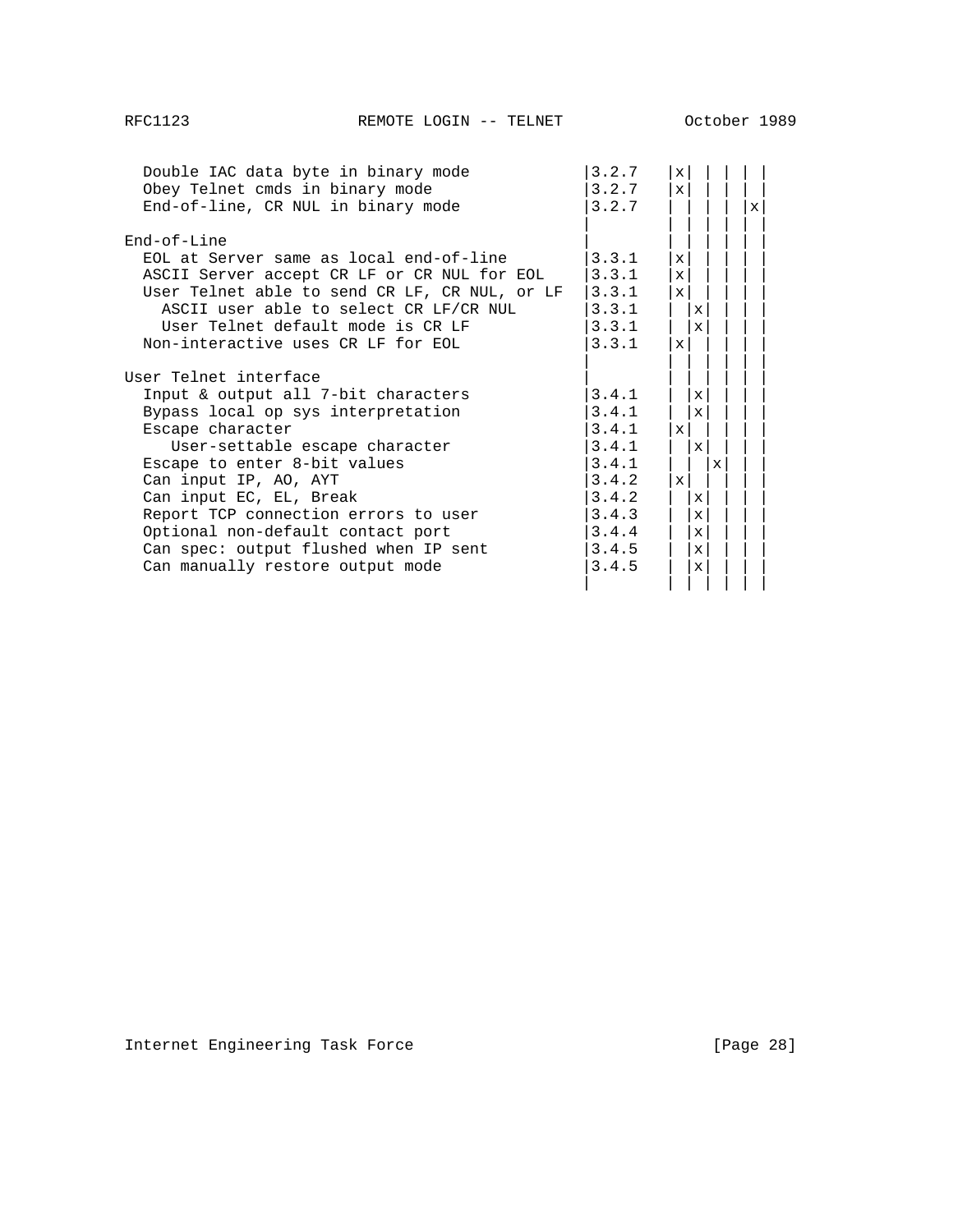| | | | | | | |
|---|---|---|---|---|---|---|
| Double IAC data byte in binary mode | 3.2.7 | x | | | | |
| Obey Telnet cmds in binary mode | 3.2.7 | x | | | | |
| End-of-line, CR NUL in binary mode | 3.2.7 | | | | | x |
| | | | | | | |
| End-of-Line | | | | | | |
| EOL at Server same as local end-of-line | 3.3.1 | x | | | | |
| ASCII Server accept CR LF or CR NUL for EOL | 3.3.1 | x | | | | |
| User Telnet able to send CR LF, CR NUL, or LF | 3.3.1 | x | | | | |
| ASCII user able to select CR LF/CR NUL | 3.3.1 | | x | | | |
| User Telnet default mode is CR LF | 3.3.1 | | x | | | |
| Non-interactive uses CR LF for EOL | 3.3.1 | x | | | | |
| | | | | | | |
| User Telnet interface | | | | | | |
| Input & output all 7-bit characters | 3.4.1 | | x | | | |
| Bypass local op sys interpretation | 3.4.1 | | x | | | |
| Escape character | 3.4.1 | x | | | | |
| User-settable escape character | 3.4.1 | | x | | | |
| Escape to enter 8-bit values | 3.4.1 | | | x | | |
| Can input IP, AO, AYT | 3.4.2 | x | | | | |
| Can input EC, EL, Break | 3.4.2 | | x | | | |
| Report TCP connection errors to user | 3.4.3 | | x | | | |
| Optional non-default contact port | 3.4.4 | | x | | | |
| Can spec: output flushed when IP sent | 3.4.5 | | x | | | |
| Can manually restore output mode | 3.4.5 | | x | | | |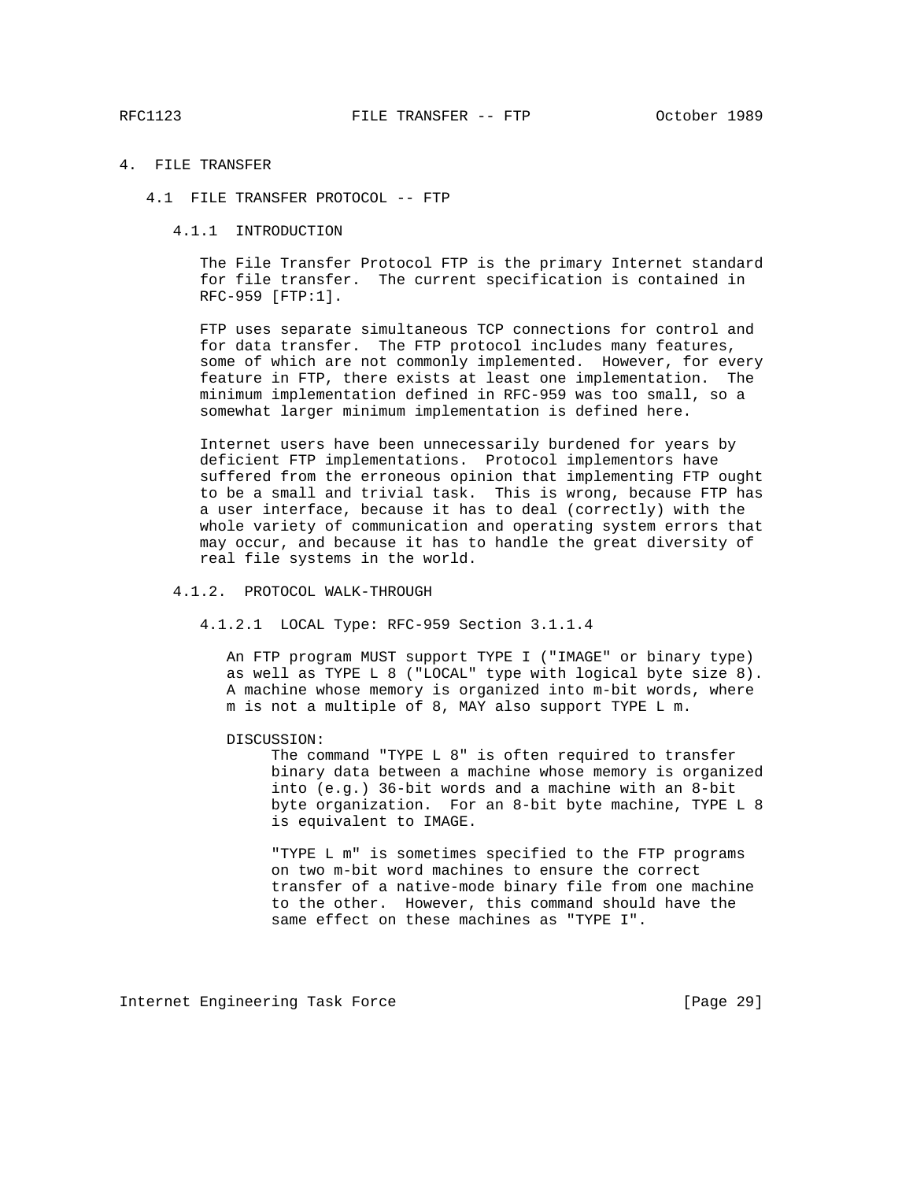# 4. FILE TRANSFER

## 4.1 FILE TRANSFER PROTOCOL -- FTP

### 4.1.1 INTRODUCTION

The File Transfer Protocol FTP is the primary Internet standard for file transfer. The current specification is contained in RFC-959 [FTP:1].

FTP uses separate simultaneous TCP connections for control and for data transfer. The FTP protocol includes many features, some of which are not commonly implemented. However, for every feature in FTP, there exists at least one implementation. The minimum implementation defined in RFC-959 was too small, so a somewhat larger minimum implementation is defined here.

Internet users have been unnecessarily burdened for years by deficient FTP implementations. Protocol implementors have suffered from the erroneous opinion that implementing FTP ought to be a small and trivial task. This is wrong, because FTP has a user interface, because it has to deal (correctly) with the whole variety of communication and operating system errors that may occur, and because it has to handle the great diversity of real file systems in the world.

### 4.1.2. PROTOCOL WALK-THROUGH

#### 4.1.2.1 LOCAL Type: RFC-959 Section 3.1.1.4

An FTP program MUST support TYPE I ("IMAGE" or binary type) as well as TYPE L 8 ("LOCAL" type with logical byte size 8). A machine whose memory is organized into m-bit words, where m is not a multiple of 8, MAY also support TYPE L m.

DISCUSSION:

The command "TYPE L 8" is often required to transfer binary data between a machine whose memory is organized into (e.g.) 36-bit words and a machine with an 8-bit byte organization. For an 8-bit byte machine, TYPE L 8 is equivalent to IMAGE.

"TYPE L m" is sometimes specified to the FTP programs on two m-bit word machines to ensure the correct transfer of a native-mode binary file from one machine to the other. However, this command should have the same effect on these machines as "TYPE I".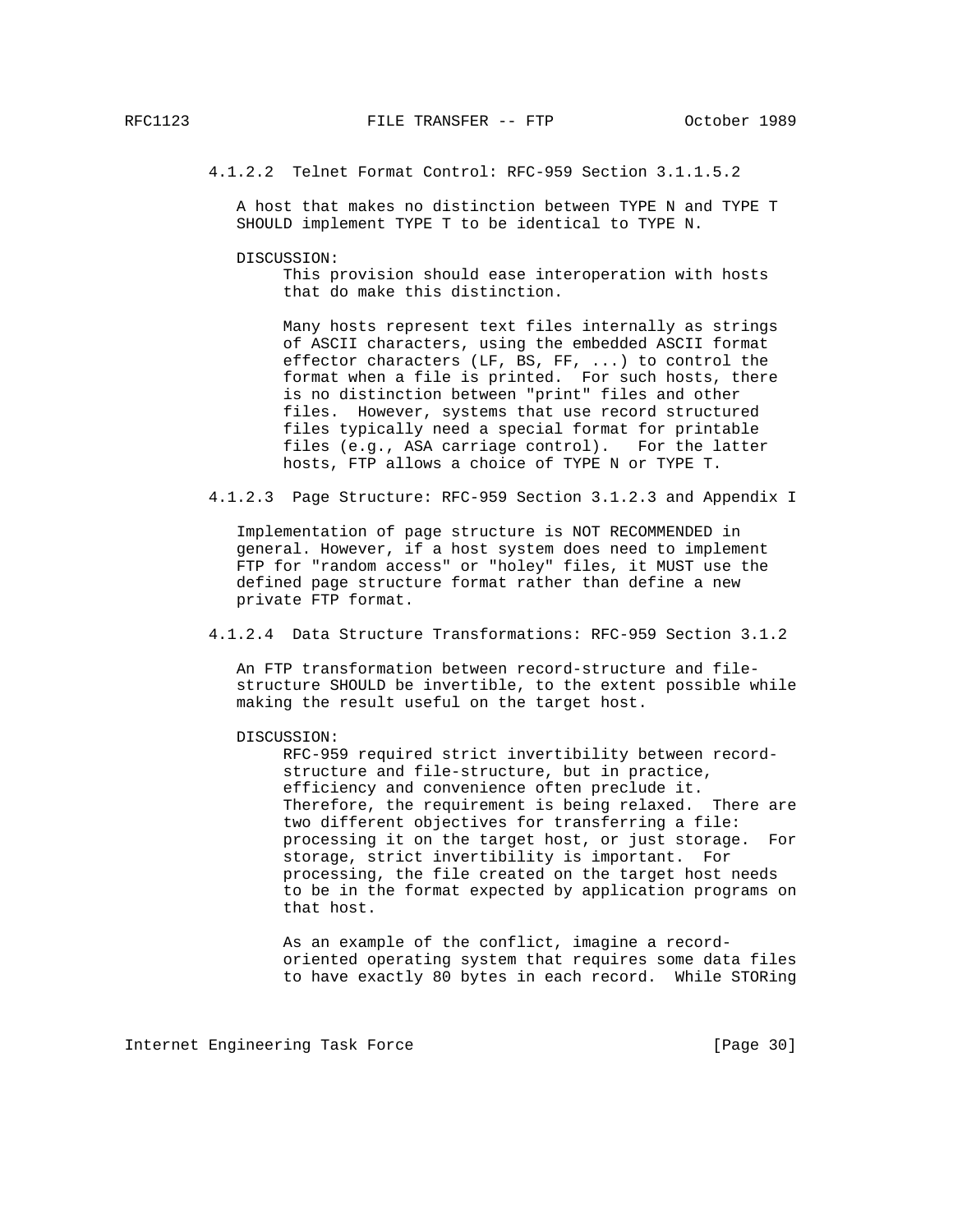#### 4.1.2.2 Telnet Format Control: RFC-959 Section 3.1.1.5.2

A host that makes no distinction between TYPE N and TYPE T SHOULD implement TYPE T to be identical to TYPE N.

DISCUSSION:

This provision should ease interoperation with hosts that do make this distinction.

Many hosts represent text files internally as strings of ASCII characters, using the embedded ASCII format effector characters (LF, BS, FF, ...) to control the format when a file is printed. For such hosts, there is no distinction between "print" files and other files. However, systems that use record structured files typically need a special format for printable files (e.g., ASA carriage control). For the latter hosts, FTP allows a choice of TYPE N or TYPE T.

#### 4.1.2.3 Page Structure: RFC-959 Section 3.1.2.3 and Appendix I

Implementation of page structure is NOT RECOMMENDED in general. However, if a host system does need to implement FTP for "random access" or "holey" files, it MUST use the defined page structure format rather than define a new private FTP format.

#### 4.1.2.4 Data Structure Transformations: RFC-959 Section 3.1.2

An FTP transformation between record-structure and file-structure SHOULD be invertible, to the extent possible while making the result useful on the target host.

DISCUSSION:

RFC-959 required strict invertibility between record-structure and file-structure, but in practice, efficiency and convenience often preclude it. Therefore, the requirement is being relaxed. There are two different objectives for transferring a file: processing it on the target host, or just storage. For storage, strict invertibility is important. For processing, the file created on the target host needs to be in the format expected by application programs on that host.

As an example of the conflict, imagine a record-oriented operating system that requires some data files to have exactly 80 bytes in each record. While STORing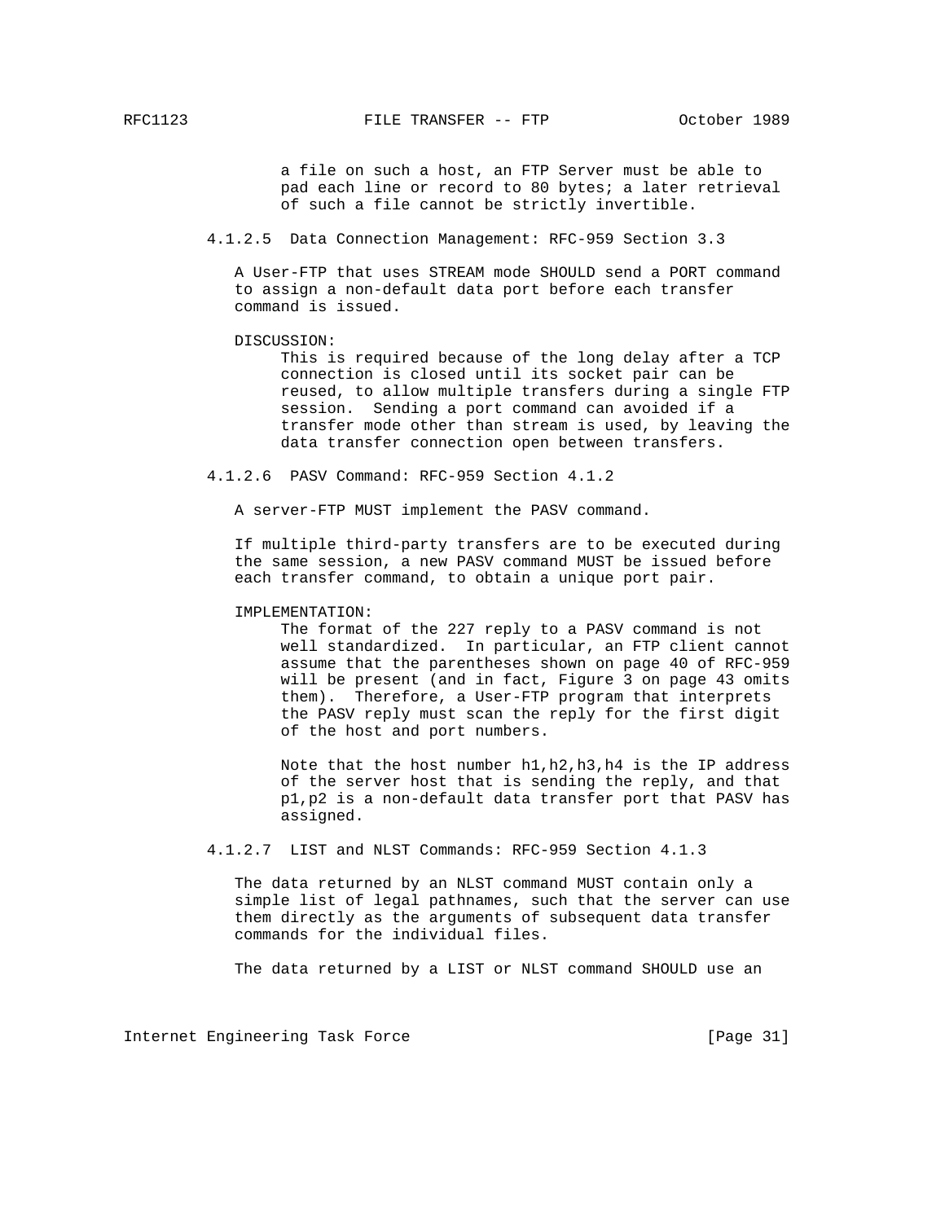a file on such a host, an FTP Server must be able to pad each line or record to 80 bytes; a later retrieval of such a file cannot be strictly invertible.

#### 4.1.2.5 Data Connection Management: RFC-959 Section 3.3

A User-FTP that uses STREAM mode SHOULD send a PORT command to assign a non-default data port before each transfer command is issued.

DISCUSSION:

This is required because of the long delay after a TCP connection is closed until its socket pair can be reused, to allow multiple transfers during a single FTP session. Sending a port command can avoided if a transfer mode other than stream is used, by leaving the data transfer connection open between transfers.

#### 4.1.2.6 PASV Command: RFC-959 Section 4.1.2

A server-FTP MUST implement the PASV command.

If multiple third-party transfers are to be executed during the same session, a new PASV command MUST be issued before each transfer command, to obtain a unique port pair.

IMPLEMENTATION:

The format of the 227 reply to a PASV command is not well standardized. In particular, an FTP client cannot assume that the parentheses shown on page 40 of RFC-959 will be present (and in fact, Figure 3 on page 43 omits them). Therefore, a User-FTP program that interprets the PASV reply must scan the reply for the first digit of the host and port numbers.

Note that the host number h1,h2,h3,h4 is the IP address of the server host that is sending the reply, and that p1,p2 is a non-default data transfer port that PASV has assigned.

#### 4.1.2.7 LIST and NLST Commands: RFC-959 Section 4.1.3

The data returned by an NLST command MUST contain only a simple list of legal pathnames, such that the server can use them directly as the arguments of subsequent data transfer commands for the individual files.

The data returned by a LIST or NLST command SHOULD use an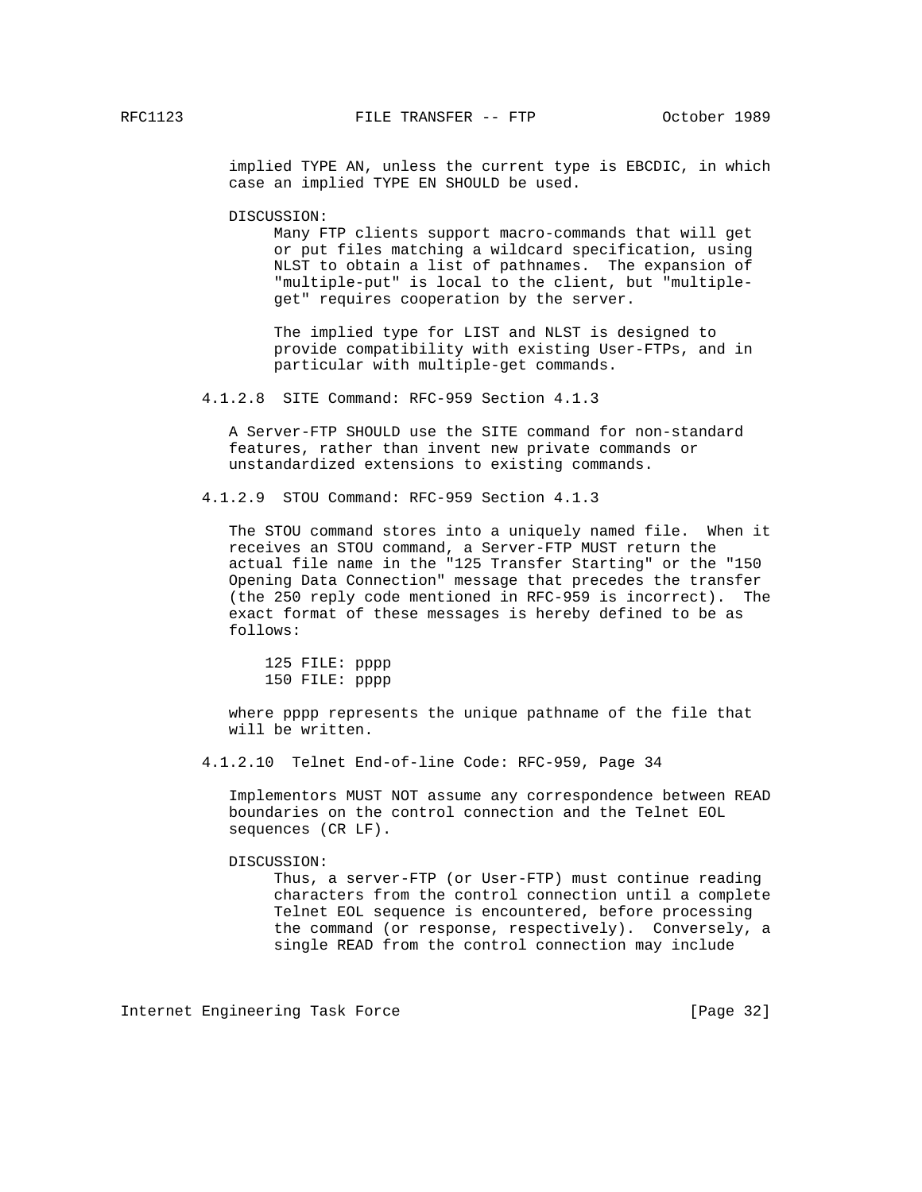implied TYPE AN, unless the current type is EBCDIC, in which case an implied TYPE EN SHOULD be used.

DISCUSSION:

Many FTP clients support macro-commands that will get or put files matching a wildcard specification, using NLST to obtain a list of pathnames. The expansion of "multiple-put" is local to the client, but "multiple-get" requires cooperation by the server.

The implied type for LIST and NLST is designed to provide compatibility with existing User-FTPs, and in particular with multiple-get commands.

#### 4.1.2.8 SITE Command: RFC-959 Section 4.1.3

A Server-FTP SHOULD use the SITE command for non-standard features, rather than invent new private commands or unstandardized extensions to existing commands.

#### 4.1.2.9 STOU Command: RFC-959 Section 4.1.3

The STOU command stores into a uniquely named file. When it receives an STOU command, a Server-FTP MUST return the actual file name in the "125 Transfer Starting" or the "150 Opening Data Connection" message that precedes the transfer (the 250 reply code mentioned in RFC-959 is incorrect). The exact format of these messages is hereby defined to be as follows:

```
125 FILE: pppp
150 FILE: pppp
```

where pppp represents the unique pathname of the file that will be written.

#### 4.1.2.10 Telnet End-of-line Code: RFC-959, Page 34

Implementors MUST NOT assume any correspondence between READ boundaries on the control connection and the Telnet EOL sequences (CR LF).

DISCUSSION:

Thus, a server-FTP (or User-FTP) must continue reading characters from the control connection until a complete Telnet EOL sequence is encountered, before processing the command (or response, respectively). Conversely, a single READ from the control connection may include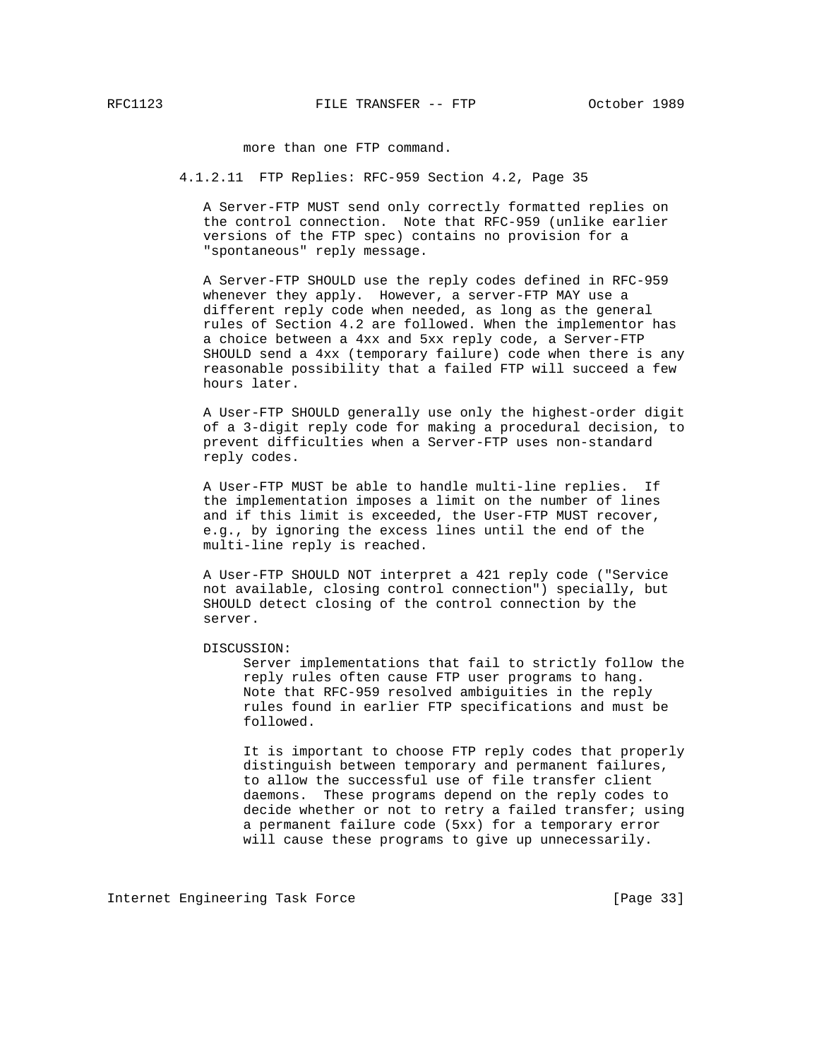more than one FTP command.

### 4.1.2.11 FTP Replies: RFC-959 Section 4.2, Page 35

A Server-FTP MUST send only correctly formatted replies on the control connection. Note that RFC-959 (unlike earlier versions of the FTP spec) contains no provision for a "spontaneous" reply message.

A Server-FTP SHOULD use the reply codes defined in RFC-959 whenever they apply. However, a server-FTP MAY use a different reply code when needed, as long as the general rules of Section 4.2 are followed. When the implementor has a choice between a 4xx and 5xx reply code, a Server-FTP SHOULD send a 4xx (temporary failure) code when there is any reasonable possibility that a failed FTP will succeed a few hours later.

A User-FTP SHOULD generally use only the highest-order digit of a 3-digit reply code for making a procedural decision, to prevent difficulties when a Server-FTP uses non-standard reply codes.

A User-FTP MUST be able to handle multi-line replies. If the implementation imposes a limit on the number of lines and if this limit is exceeded, the User-FTP MUST recover, e.g., by ignoring the excess lines until the end of the multi-line reply is reached.

A User-FTP SHOULD NOT interpret a 421 reply code ("Service not available, closing control connection") specially, but SHOULD detect closing of the control connection by the server.

DISCUSSION:

Server implementations that fail to strictly follow the reply rules often cause FTP user programs to hang. Note that RFC-959 resolved ambiguities in the reply rules found in earlier FTP specifications and must be followed.

It is important to choose FTP reply codes that properly distinguish between temporary and permanent failures, to allow the successful use of file transfer client daemons. These programs depend on the reply codes to decide whether or not to retry a failed transfer; using a permanent failure code (5xx) for a temporary error will cause these programs to give up unnecessarily.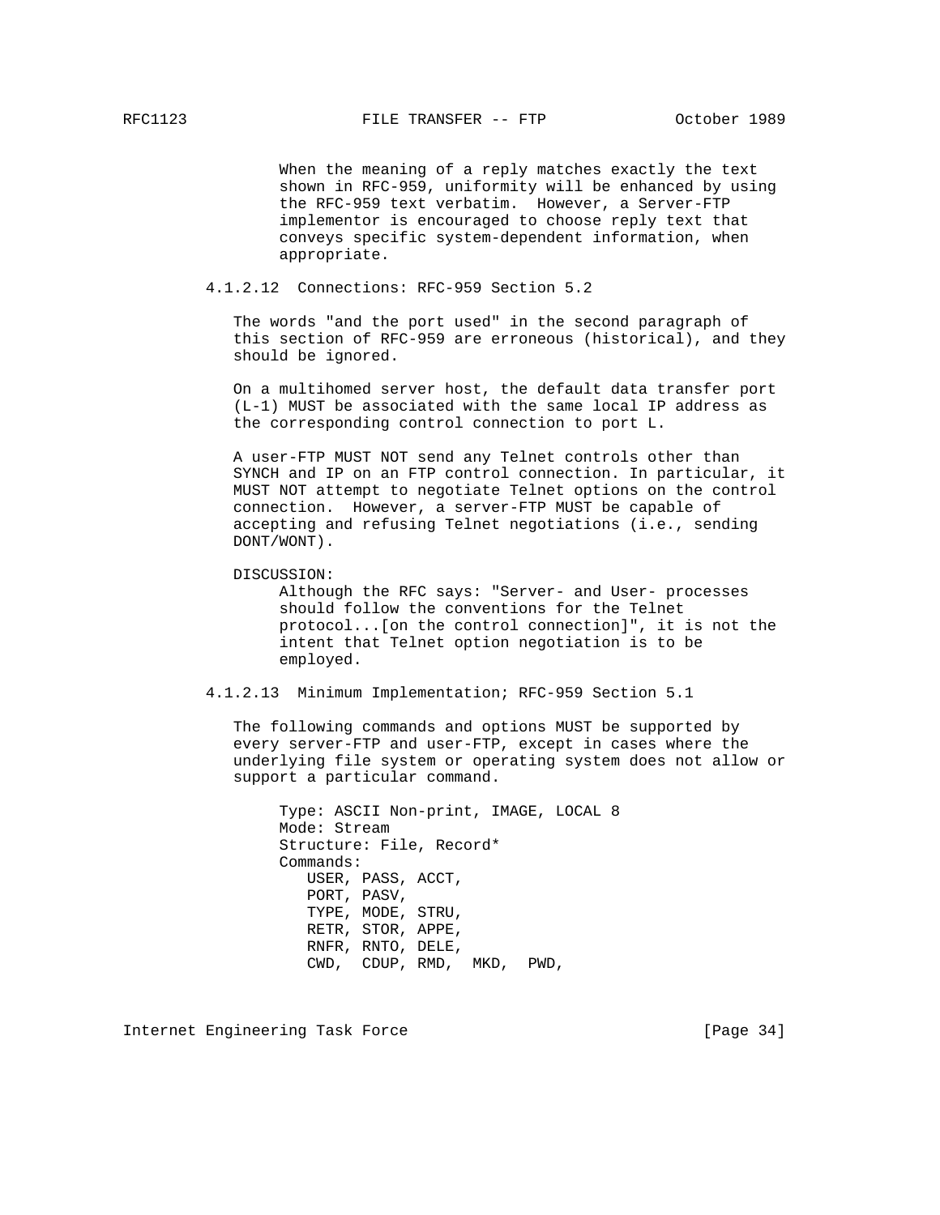When the meaning of a reply matches exactly the text shown in RFC-959, uniformity will be enhanced by using the RFC-959 text verbatim. However, a Server-FTP implementor is encouraged to choose reply text that conveys specific system-dependent information, when appropriate.

#### 4.1.2.12 Connections: RFC-959 Section 5.2

The words "and the port used" in the second paragraph of this section of RFC-959 are erroneous (historical), and they should be ignored.

On a multihomed server host, the default data transfer port (L-1) MUST be associated with the same local IP address as the corresponding control connection to port L.

A user-FTP MUST NOT send any Telnet controls other than SYNCH and IP on an FTP control connection. In particular, it MUST NOT attempt to negotiate Telnet options on the control connection. However, a server-FTP MUST be capable of accepting and refusing Telnet negotiations (i.e., sending DONT/WONT).

DISCUSSION:

Although the RFC says: "Server- and User- processes should follow the conventions for the Telnet protocol...[on the control connection]", it is not the intent that Telnet option negotiation is to be employed.

#### 4.1.2.13 Minimum Implementation; RFC-959 Section 5.1

The following commands and options MUST be supported by every server-FTP and user-FTP, except in cases where the underlying file system or operating system does not allow or support a particular command.

```
Type: ASCII Non-print, IMAGE, LOCAL 8
Mode: Stream
Structure: File, Record*
Commands:
   USER, PASS, ACCT,
   PORT, PASV,
   TYPE, MODE, STRU,
   RETR, STOR, APPE,
   RNFR, RNTO, DELE,
   CWD,  CDUP, RMD,  MKD,  PWD,
```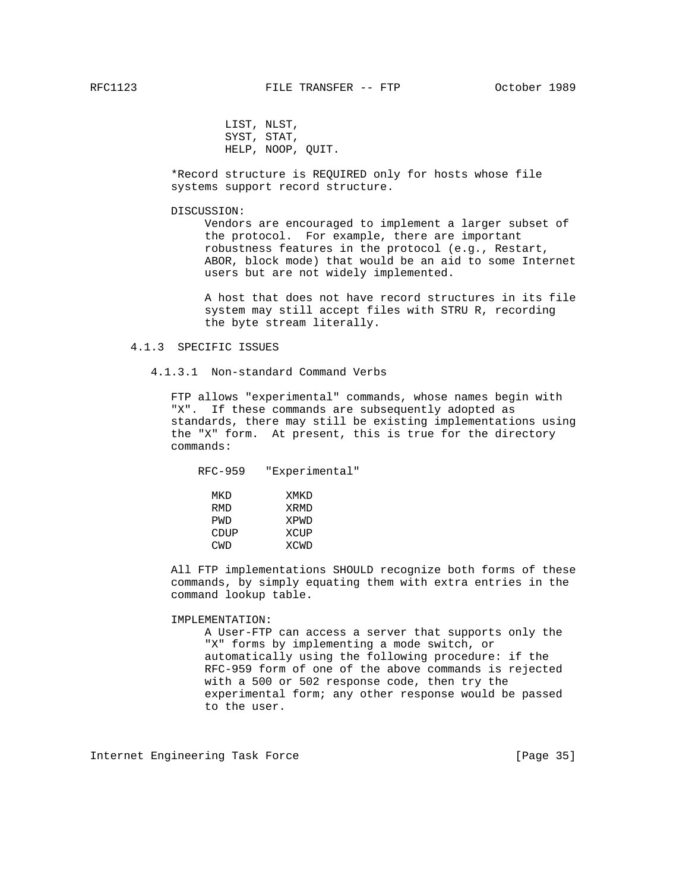LIST, NLST,
SYST, STAT,
HELP, NOOP, QUIT.

*Record structure is REQUIRED only for hosts whose file systems support record structure.

DISCUSSION:
Vendors are encouraged to implement a larger subset of the protocol. For example, there are important robustness features in the protocol (e.g., Restart, ABOR, block mode) that would be an aid to some Internet users but are not widely implemented.

A host that does not have record structures in its file system may still accept files with STRU R, recording the byte stream literally.

### 4.1.3 SPECIFIC ISSUES

#### 4.1.3.1 Non-standard Command Verbs

FTP allows "experimental" commands, whose names begin with "X". If these commands are subsequently adopted as standards, there may still be existing implementations using the "X" form. At present, this is true for the directory commands:

| RFC-959 | "Experimental" |
|---|---|
| MKD | XMKD |
| RMD | XRMD |
| PWD | XPWD |
| CDUP | XCUP |
| CWD | XCWD |

All FTP implementations SHOULD recognize both forms of these commands, by simply equating them with extra entries in the command lookup table.

IMPLEMENTATION:
A User-FTP can access a server that supports only the "X" forms by implementing a mode switch, or automatically using the following procedure: if the RFC-959 form of one of the above commands is rejected with a 500 or 502 response code, then try the experimental form; any other response would be passed to the user.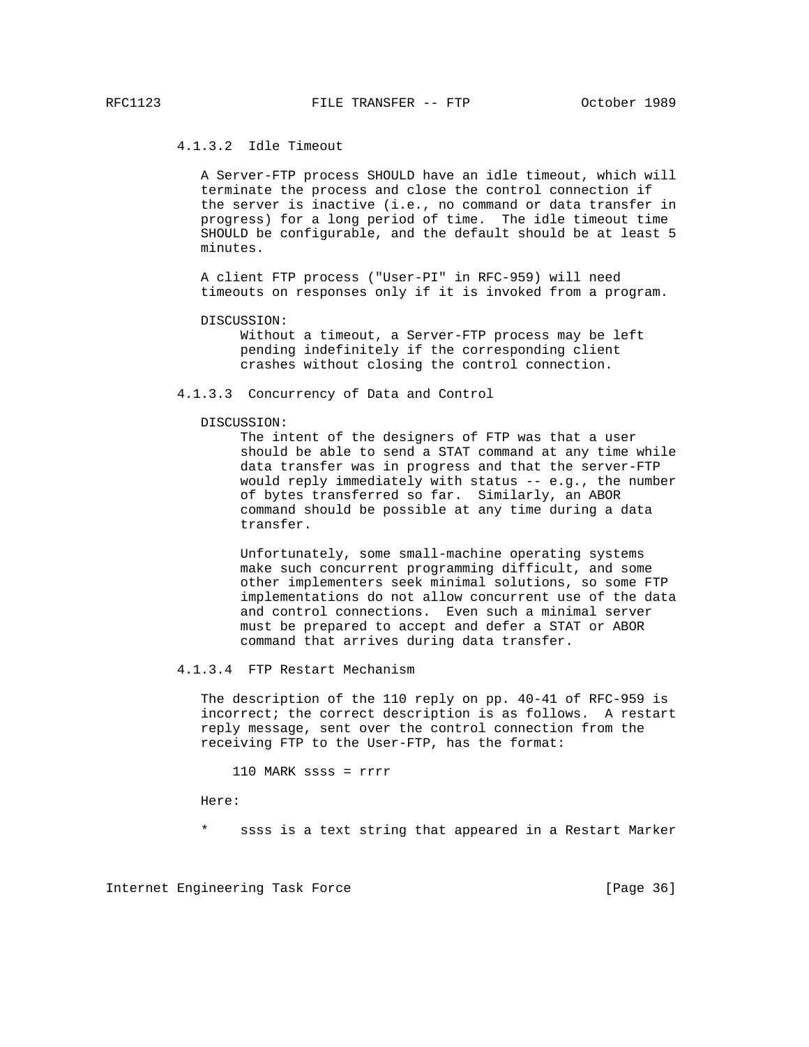#### 4.1.3.2 Idle Timeout

A Server-FTP process SHOULD have an idle timeout, which will terminate the process and close the control connection if the server is inactive (i.e., no command or data transfer in progress) for a long period of time. The idle timeout time SHOULD be configurable, and the default should be at least 5 minutes.

A client FTP process ("User-PI" in RFC-959) will need timeouts on responses only if it is invoked from a program.

DISCUSSION:

Without a timeout, a Server-FTP process may be left pending indefinitely if the corresponding client crashes without closing the control connection.

#### 4.1.3.3 Concurrency of Data and Control

DISCUSSION:

The intent of the designers of FTP was that a user should be able to send a STAT command at any time while data transfer was in progress and that the server-FTP would reply immediately with status -- e.g., the number of bytes transferred so far. Similarly, an ABOR command should be possible at any time during a data transfer.

Unfortunately, some small-machine operating systems make such concurrent programming difficult, and some other implementers seek minimal solutions, so some FTP implementations do not allow concurrent use of the data and control connections. Even such a minimal server must be prepared to accept and defer a STAT or ABOR command that arrives during data transfer.

#### 4.1.3.4 FTP Restart Mechanism

The description of the 110 reply on pp. 40-41 of RFC-959 is incorrect; the correct description is as follows. A restart reply message, sent over the control connection from the receiving FTP to the User-FTP, has the format:

```
110 MARK ssss = rrrr
```

Here:

* ssss is a text string that appeared in a Restart Marker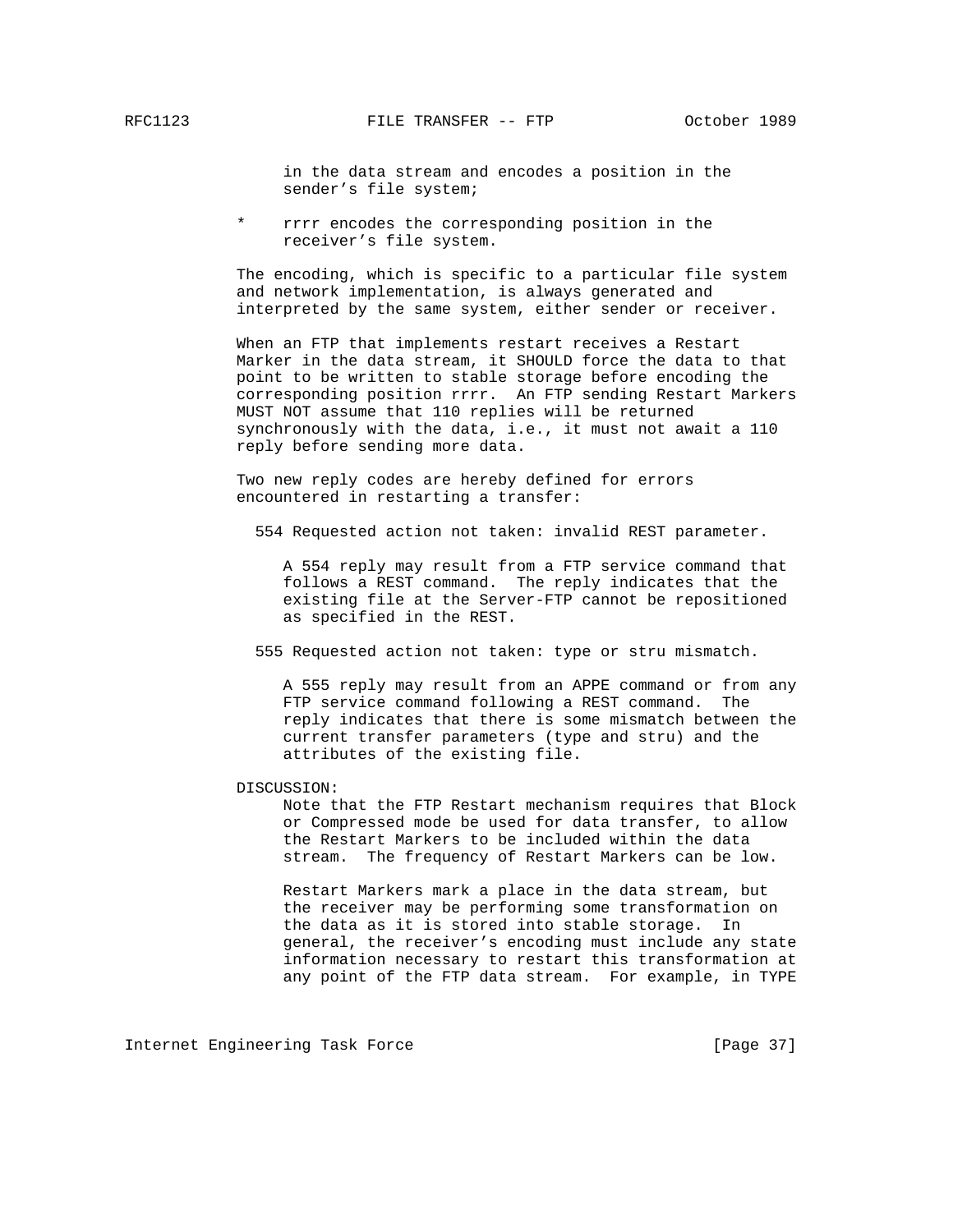in the data stream and encodes a position in the sender's file system;

* rrrr encodes the corresponding position in the receiver's file system.

The encoding, which is specific to a particular file system and network implementation, is always generated and interpreted by the same system, either sender or receiver.

When an FTP that implements restart receives a Restart Marker in the data stream, it SHOULD force the data to that point to be written to stable storage before encoding the corresponding position rrrr. An FTP sending Restart Markers MUST NOT assume that 110 replies will be returned synchronously with the data, i.e., it must not await a 110 reply before sending more data.

Two new reply codes are hereby defined for errors encountered in restarting a transfer:

554 Requested action not taken: invalid REST parameter.

A 554 reply may result from a FTP service command that follows a REST command. The reply indicates that the existing file at the Server-FTP cannot be repositioned as specified in the REST.

555 Requested action not taken: type or stru mismatch.

A 555 reply may result from an APPE command or from any FTP service command following a REST command. The reply indicates that there is some mismatch between the current transfer parameters (type and stru) and the attributes of the existing file.

DISCUSSION:

Note that the FTP Restart mechanism requires that Block or Compressed mode be used for data transfer, to allow the Restart Markers to be included within the data stream. The frequency of Restart Markers can be low.

Restart Markers mark a place in the data stream, but the receiver may be performing some transformation on the data as it is stored into stable storage. In general, the receiver's encoding must include any state information necessary to restart this transformation at any point of the FTP data stream. For example, in TYPE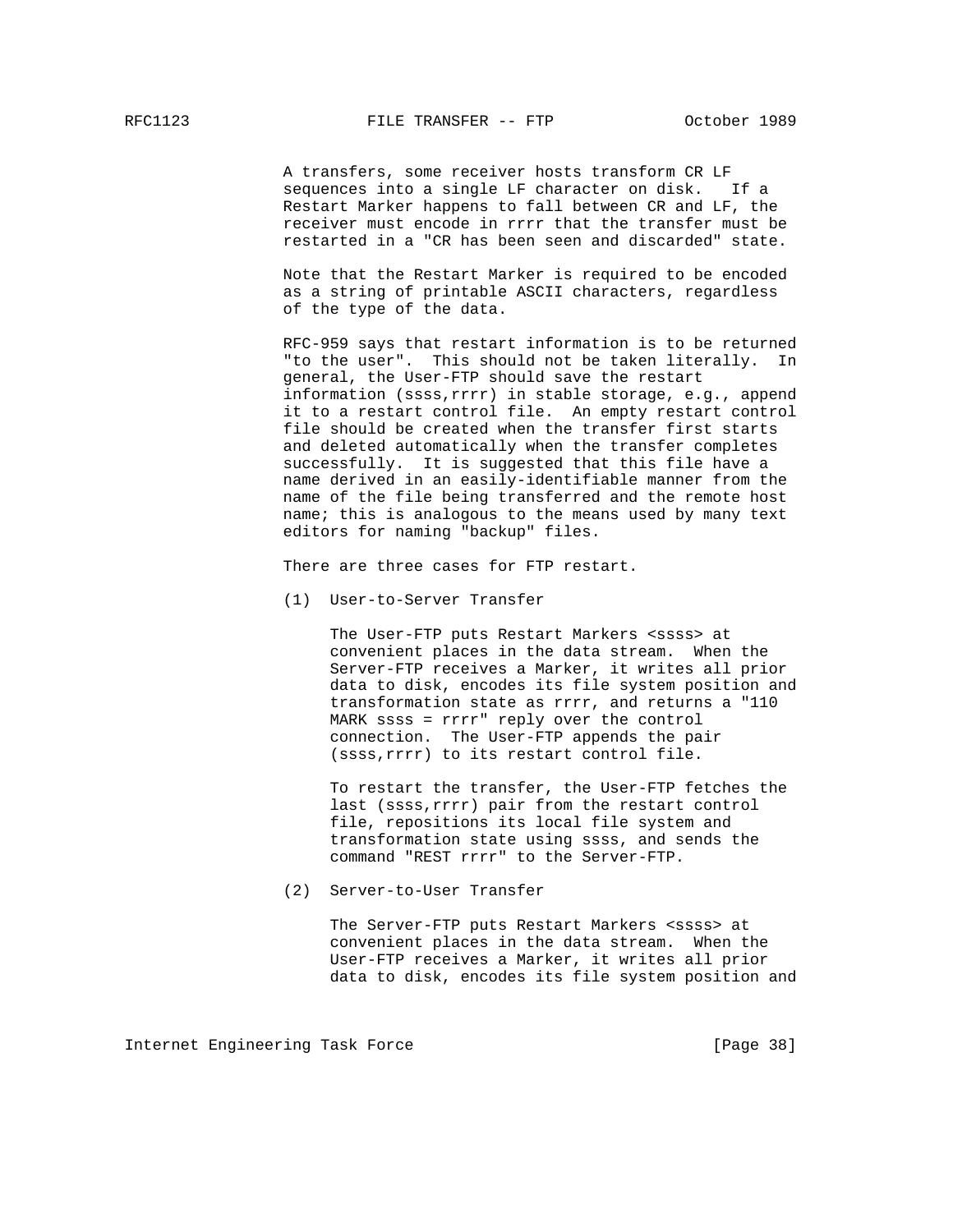A transfers, some receiver hosts transform CR LF sequences into a single LF character on disk. If a Restart Marker happens to fall between CR and LF, the receiver must encode in rrrr that the transfer must be restarted in a "CR has been seen and discarded" state.

Note that the Restart Marker is required to be encoded as a string of printable ASCII characters, regardless of the type of the data.

RFC-959 says that restart information is to be returned "to the user". This should not be taken literally. In general, the User-FTP should save the restart information (ssss,rrrr) in stable storage, e.g., append it to a restart control file. An empty restart control file should be created when the transfer first starts and deleted automatically when the transfer completes successfully. It is suggested that this file have a name derived in an easily-identifiable manner from the name of the file being transferred and the remote host name; this is analogous to the means used by many text editors for naming "backup" files.

There are three cases for FTP restart.

(1) User-to-Server Transfer

The User-FTP puts Restart Markers <ssss> at convenient places in the data stream. When the Server-FTP receives a Marker, it writes all prior data to disk, encodes its file system position and transformation state as rrrr, and returns a "110 MARK ssss = rrrr" reply over the control connection. The User-FTP appends the pair (ssss,rrrr) to its restart control file.

To restart the transfer, the User-FTP fetches the last (ssss,rrrr) pair from the restart control file, repositions its local file system and transformation state using ssss, and sends the command "REST rrrr" to the Server-FTP.

(2) Server-to-User Transfer

The Server-FTP puts Restart Markers <ssss> at convenient places in the data stream. When the User-FTP receives a Marker, it writes all prior data to disk, encodes its file system position and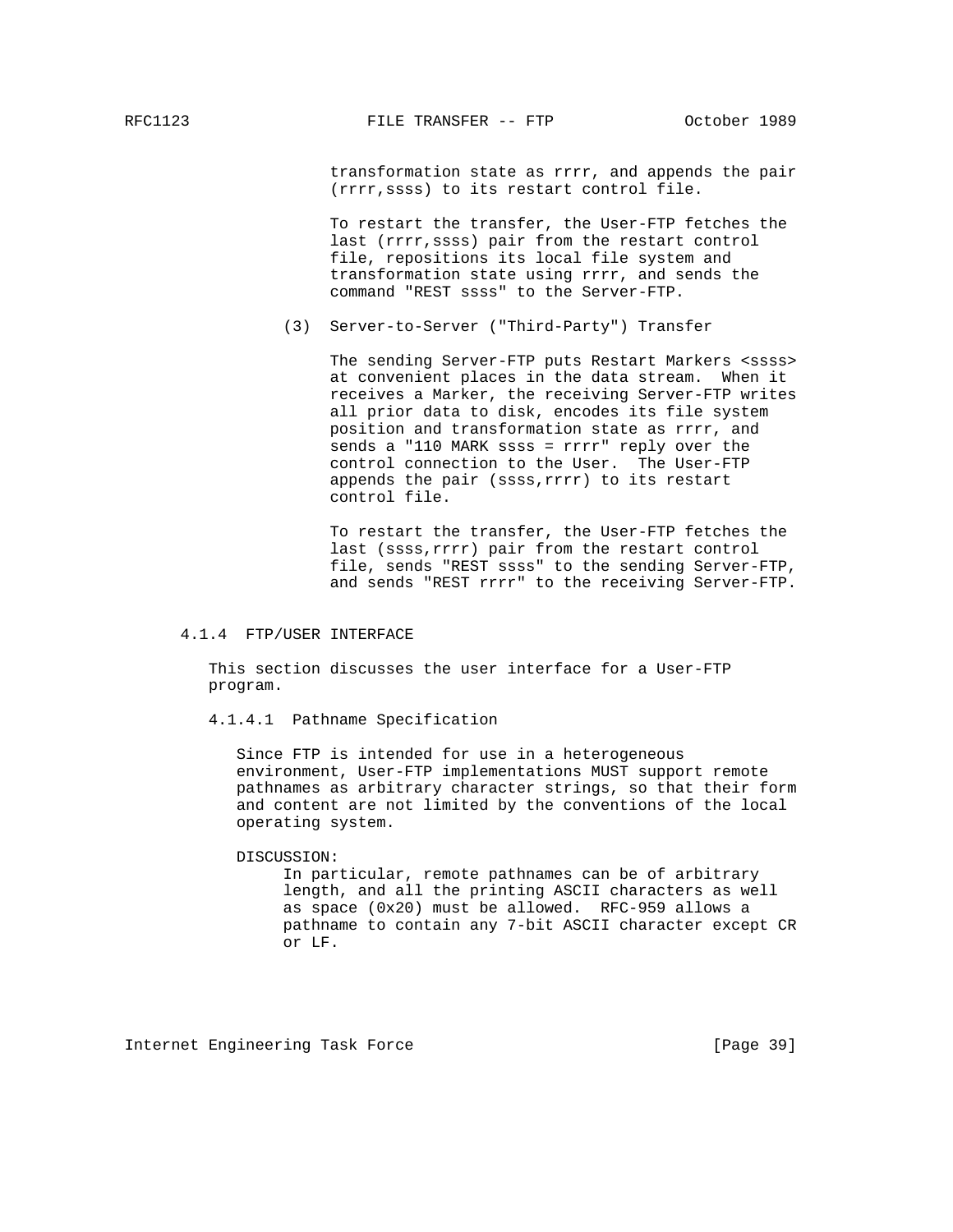transformation state as rrrr, and appends the pair (rrrr,ssss) to its restart control file.

To restart the transfer, the User-FTP fetches the last (rrrr,ssss) pair from the restart control file, repositions its local file system and transformation state using rrrr, and sends the command "REST ssss" to the Server-FTP.

(3) Server-to-Server ("Third-Party") Transfer

The sending Server-FTP puts Restart Markers <ssss> at convenient places in the data stream. When it receives a Marker, the receiving Server-FTP writes all prior data to disk, encodes its file system position and transformation state as rrrr, and sends a "110 MARK ssss = rrrr" reply over the control connection to the User. The User-FTP appends the pair (ssss,rrrr) to its restart control file.

To restart the transfer, the User-FTP fetches the last (ssss,rrrr) pair from the restart control file, sends "REST ssss" to the sending Server-FTP, and sends "REST rrrr" to the receiving Server-FTP.

### 4.1.4 FTP/USER INTERFACE

This section discusses the user interface for a User-FTP program.

#### 4.1.4.1 Pathname Specification

Since FTP is intended for use in a heterogeneous environment, User-FTP implementations MUST support remote pathnames as arbitrary character strings, so that their form and content are not limited by the conventions of the local operating system.

DISCUSSION:

In particular, remote pathnames can be of arbitrary length, and all the printing ASCII characters as well as space (0x20) must be allowed. RFC-959 allows a pathname to contain any 7-bit ASCII character except CR or LF.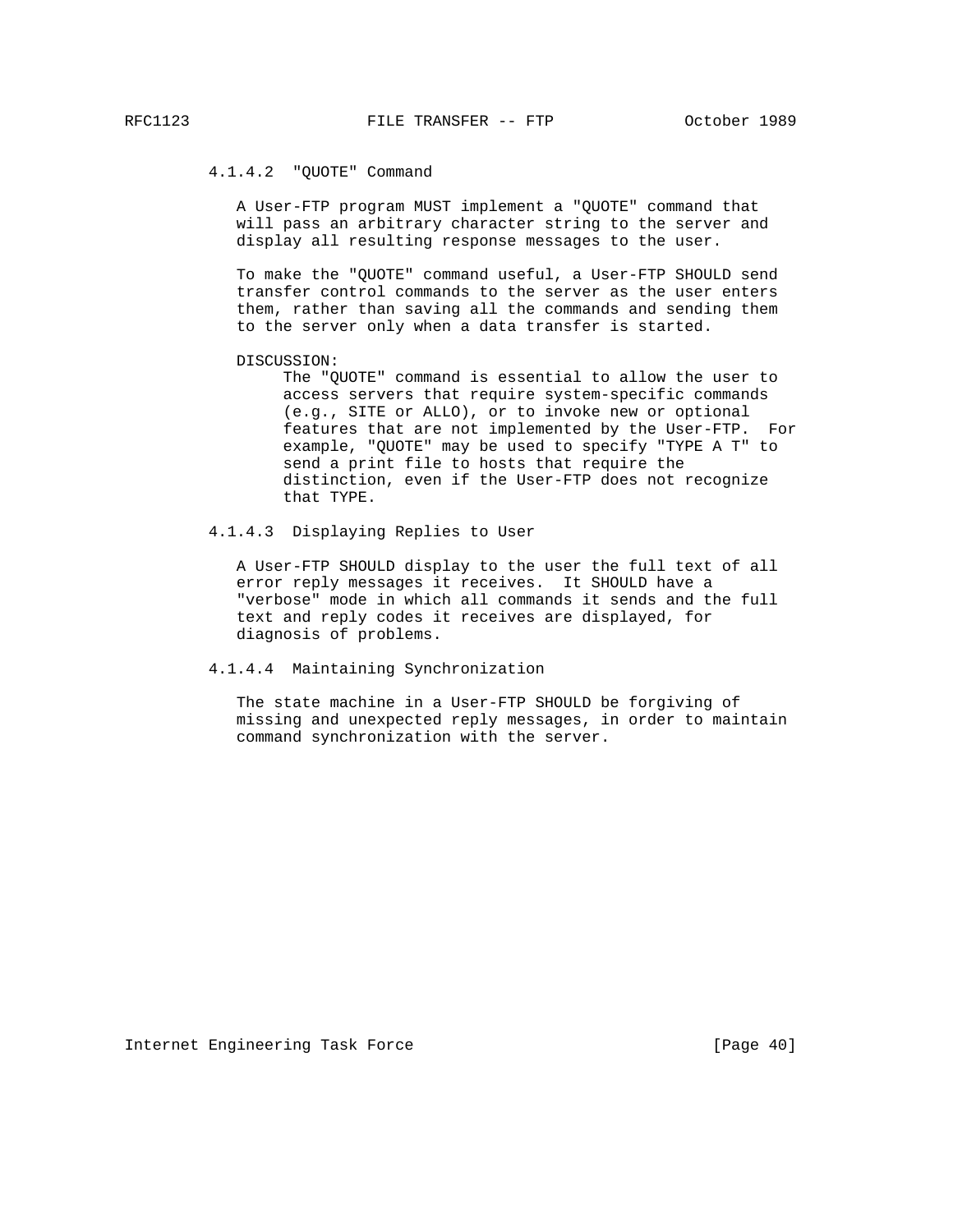#### 4.1.4.2 "QUOTE" Command

A User-FTP program MUST implement a "QUOTE" command that will pass an arbitrary character string to the server and display all resulting response messages to the user.

To make the "QUOTE" command useful, a User-FTP SHOULD send transfer control commands to the server as the user enters them, rather than saving all the commands and sending them to the server only when a data transfer is started.

DISCUSSION:
The "QUOTE" command is essential to allow the user to access servers that require system-specific commands (e.g., SITE or ALLO), or to invoke new or optional features that are not implemented by the User-FTP. For example, "QUOTE" may be used to specify "TYPE A T" to send a print file to hosts that require the distinction, even if the User-FTP does not recognize that TYPE.

#### 4.1.4.3 Displaying Replies to User

A User-FTP SHOULD display to the user the full text of all error reply messages it receives. It SHOULD have a "verbose" mode in which all commands it sends and the full text and reply codes it receives are displayed, for diagnosis of problems.

#### 4.1.4.4 Maintaining Synchronization

The state machine in a User-FTP SHOULD be forgiving of missing and unexpected reply messages, in order to maintain command synchronization with the server.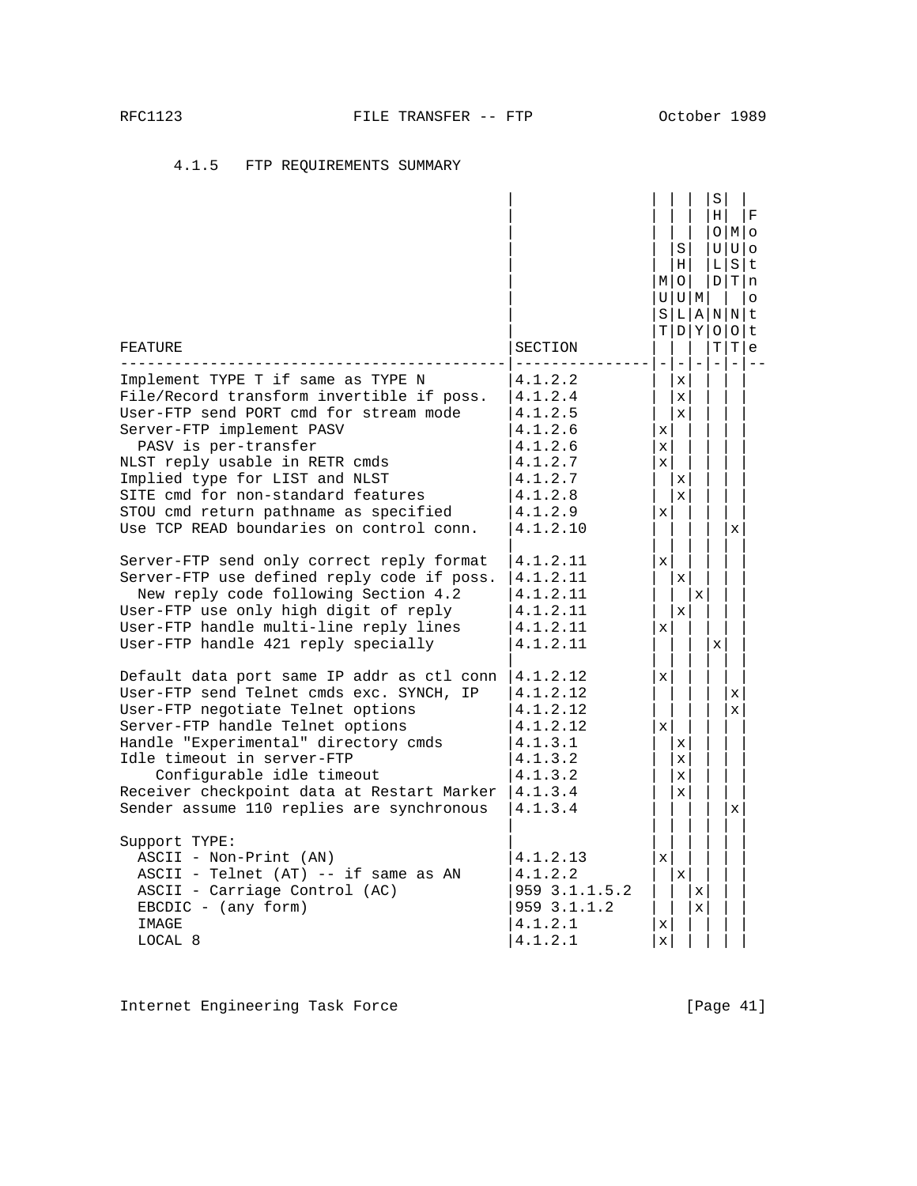#### 4.1.5 FTP REQUIREMENTS SUMMARY

| FEATURE | SECTION | MUST | SHOULD | MAY | SHOULD NOT | MUST NOT | Footnote |
|---|---|---|---|---|---|---|---|
| Implement TYPE T if same as TYPE N | 4.1.2.2 | | x | | | | |
| File/Record transform invertible if poss. | 4.1.2.4 | | x | | | | |
| User-FTP send PORT cmd for stream mode | 4.1.2.5 | | x | | | | |
| Server-FTP implement PASV | 4.1.2.6 | x | | | | | |
| PASV is per-transfer | 4.1.2.6 | x | | | | | |
| NLST reply usable in RETR cmds | 4.1.2.7 | x | | | | | |
| Implied type for LIST and NLST | 4.1.2.7 | | x | | | | |
| SITE cmd for non-standard features | 4.1.2.8 | | x | | | | |
| STOU cmd return pathname as specified | 4.1.2.9 | x | | | | | |
| Use TCP READ boundaries on control conn. | 4.1.2.10 | | | | | x | |
| | | | | | | | |
| Server-FTP send only correct reply format | 4.1.2.11 | x | | | | | |
| Server-FTP use defined reply code if poss. | 4.1.2.11 | | x | | | | |
| New reply code following Section 4.2 | 4.1.2.11 | | | x | | | |
| User-FTP use only high digit of reply | 4.1.2.11 | | x | | | | |
| User-FTP handle multi-line reply lines | 4.1.2.11 | x | | | | | |
| User-FTP handle 421 reply specially | 4.1.2.11 | | | | x | | |
| | | | | | | | |
| Default data port same IP addr as ctl conn | 4.1.2.12 | x | | | | | |
| User-FTP send Telnet cmds exc. SYNCH, IP | 4.1.2.12 | | | | | x | |
| User-FTP negotiate Telnet options | 4.1.2.12 | | | | | x | |
| Server-FTP handle Telnet options | 4.1.2.12 | x | | | | | |
| Handle "Experimental" directory cmds | 4.1.3.1 | | x | | | | |
| Idle timeout in server-FTP | 4.1.3.2 | | x | | | | |
| Configurable idle timeout | 4.1.3.2 | | x | | | | |
| Receiver checkpoint data at Restart Marker | 4.1.3.4 | | x | | | | |
| Sender assume 110 replies are synchronous | 4.1.3.4 | | | | | x | |
| | | | | | | | |
| Support TYPE: | | | | | | | |
| ASCII - Non-Print (AN) | 4.1.2.13 | x | | | | | |
| ASCII - Telnet (AT) -- if same as AN | 4.1.2.2 | | x | | | | |
| ASCII - Carriage Control (AC) | 959 3.1.1.5.2 | | | x | | | |
| EBCDIC - (any form) | 959 3.1.1.2 | | | x | | | |
| IMAGE | 4.1.2.1 | x | | | | | |
| LOCAL 8 | 4.1.2.1 | x | | | | | |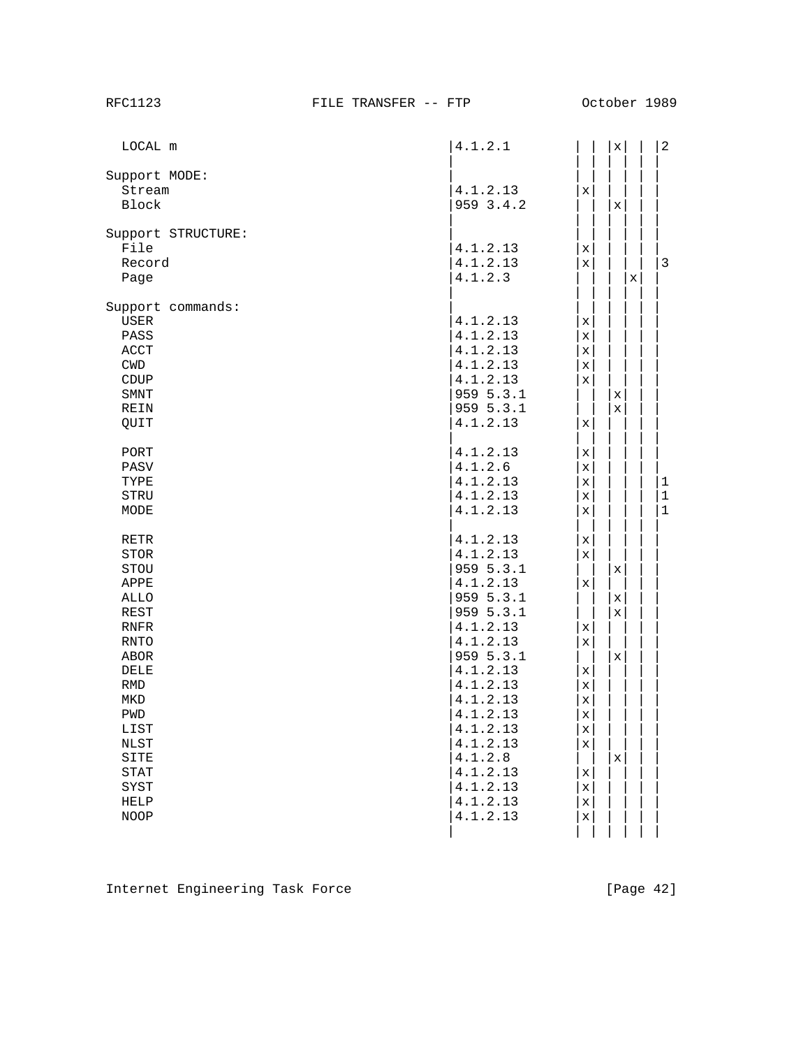| | | | | | | | |
|---|---|---|---|---|---|---|---|
| LOCAL m | 4.1.2.1 | | | x | | | 2 |
| | | | | | | | |
| Support MODE: | | | | | | | |
| Stream | 4.1.2.13 | x | | | | | |
| Block | 959 3.4.2 | | | x | | | |
| | | | | | | | |
| Support STRUCTURE: | | | | | | | |
| File | 4.1.2.13 | x | | | | | |
| Record | 4.1.2.13 | x | | | | | 3 |
| Page | 4.1.2.3 | | | | x | | |
| | | | | | | | |
| Support commands: | | | | | | | |
| USER | 4.1.2.13 | x | | | | | |
| PASS | 4.1.2.13 | x | | | | | |
| ACCT | 4.1.2.13 | x | | | | | |
| CWD | 4.1.2.13 | x | | | | | |
| CDUP | 4.1.2.13 | x | | | | | |
| SMNT | 959 5.3.1 | | | x | | | |
| REIN | 959 5.3.1 | | | x | | | |
| QUIT | 4.1.2.13 | x | | | | | |
| | | | | | | | |
| PORT | 4.1.2.13 | x | | | | | |
| PASV | 4.1.2.6 | x | | | | | |
| TYPE | 4.1.2.13 | x | | | | | 1 |
| STRU | 4.1.2.13 | x | | | | | 1 |
| MODE | 4.1.2.13 | x | | | | | 1 |
| | | | | | | | |
| RETR | 4.1.2.13 | x | | | | | |
| STOR | 4.1.2.13 | x | | | | | |
| STOU | 959 5.3.1 | | | x | | | |
| APPE | 4.1.2.13 | x | | | | | |
| ALLO | 959 5.3.1 | | | x | | | |
| REST | 959 5.3.1 | | | x | | | |
| RNFR | 4.1.2.13 | x | | | | | |
| RNTO | 4.1.2.13 | x | | | | | |
| ABOR | 959 5.3.1 | | | x | | | |
| DELE | 4.1.2.13 | x | | | | | |
| RMD | 4.1.2.13 | x | | | | | |
| MKD | 4.1.2.13 | x | | | | | |
| PWD | 4.1.2.13 | x | | | | | |
| LIST | 4.1.2.13 | x | | | | | |
| NLST | 4.1.2.13 | x | | | | | |
| SITE | 4.1.2.8 | | | x | | | |
| STAT | 4.1.2.13 | x | | | | | |
| SYST | 4.1.2.13 | x | | | | | |
| HELP | 4.1.2.13 | x | | | | | |
| NOOP | 4.1.2.13 | x | | | | | |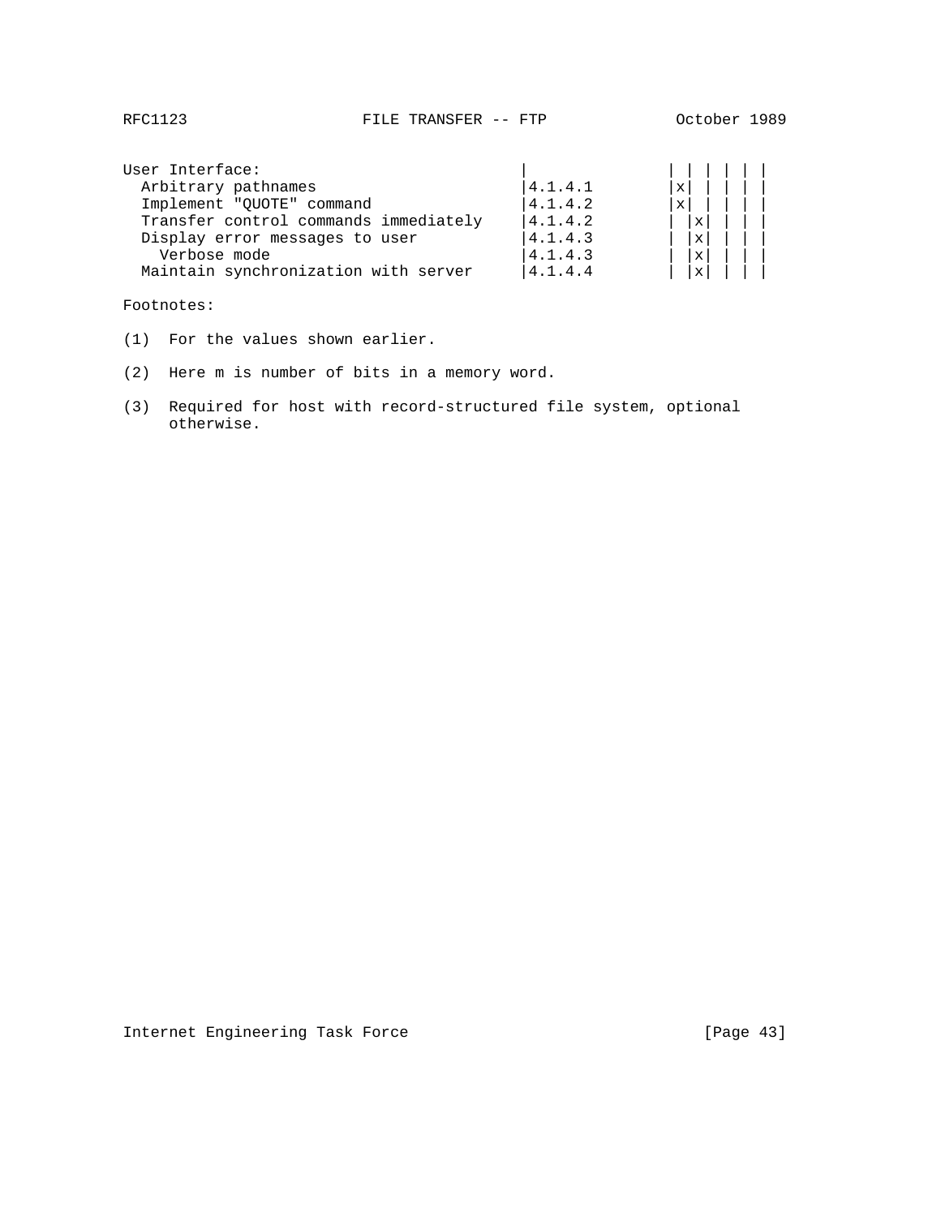| | | | | | | | |
|---|---|---|---|---|---|---|---|
| User Interface: | | | | | | | |
| Arbitrary pathnames | 4.1.4.1 | x | | | | | |
| Implement "QUOTE" command | 4.1.4.2 | x | | | | | |
| Transfer control commands immediately | 4.1.4.2 | | x | | | | |
| Display error messages to user | 4.1.4.3 | | x | | | | |
| Verbose mode | 4.1.4.3 | | x | | | | |
| Maintain synchronization with server | 4.1.4.4 | | x | | | | |

Footnotes:

(1) For the values shown earlier.

(2) Here m is number of bits in a memory word.

(3) Required for host with record-structured file system, optional otherwise.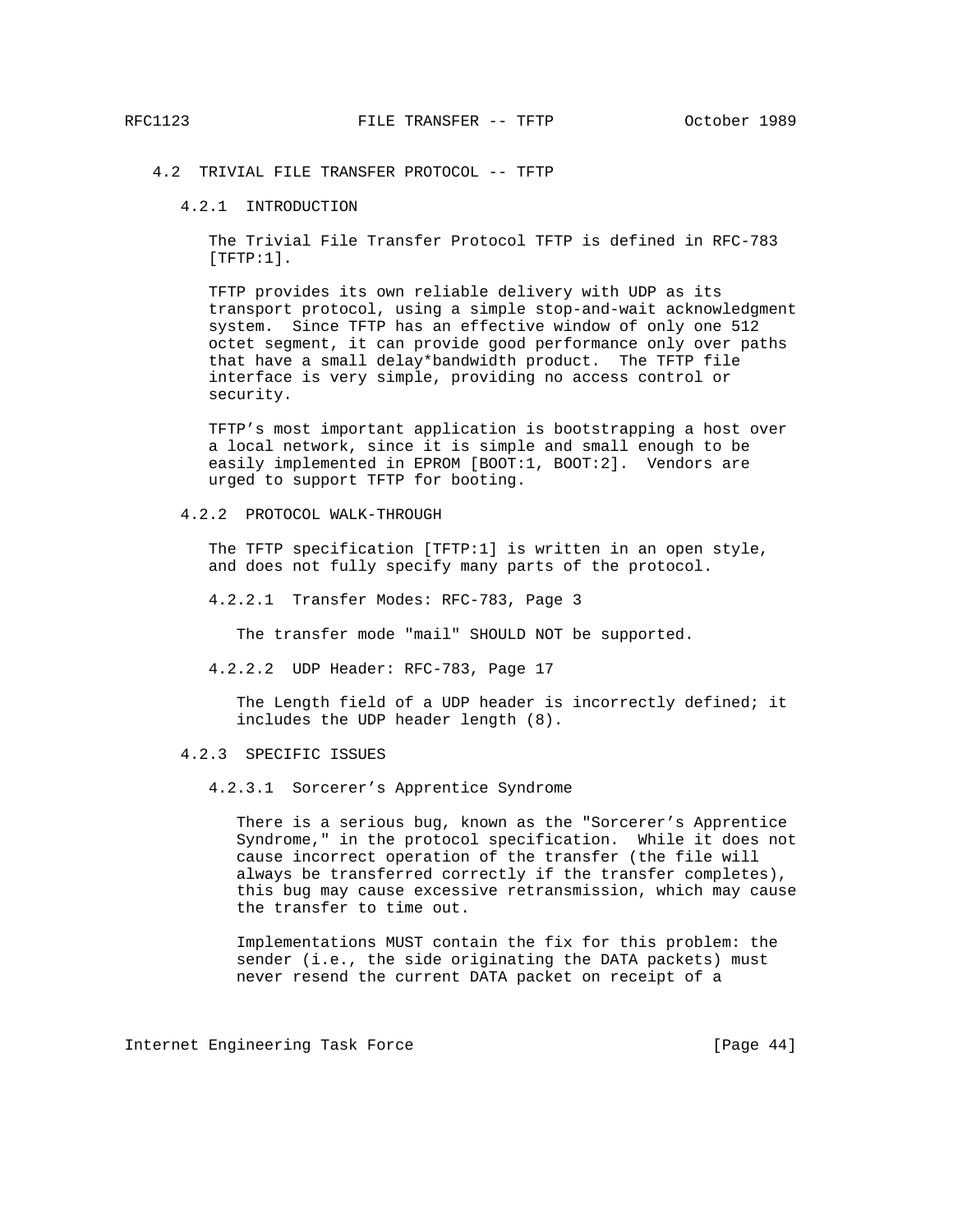## 4.2 TRIVIAL FILE TRANSFER PROTOCOL -- TFTP

### 4.2.1 INTRODUCTION

The Trivial File Transfer Protocol TFTP is defined in RFC-783 [TFTP:1].

TFTP provides its own reliable delivery with UDP as its transport protocol, using a simple stop-and-wait acknowledgment system. Since TFTP has an effective window of only one 512 octet segment, it can provide good performance only over paths that have a small delay*bandwidth product. The TFTP file interface is very simple, providing no access control or security.

TFTP's most important application is bootstrapping a host over a local network, since it is simple and small enough to be easily implemented in EPROM [BOOT:1, BOOT:2]. Vendors are urged to support TFTP for booting.

### 4.2.2 PROTOCOL WALK-THROUGH

The TFTP specification [TFTP:1] is written in an open style, and does not fully specify many parts of the protocol.

#### 4.2.2.1 Transfer Modes: RFC-783, Page 3

The transfer mode "mail" SHOULD NOT be supported.

#### 4.2.2.2 UDP Header: RFC-783, Page 17

The Length field of a UDP header is incorrectly defined; it includes the UDP header length (8).

### 4.2.3 SPECIFIC ISSUES

#### 4.2.3.1 Sorcerer's Apprentice Syndrome

There is a serious bug, known as the "Sorcerer's Apprentice Syndrome," in the protocol specification. While it does not cause incorrect operation of the transfer (the file will always be transferred correctly if the transfer completes), this bug may cause excessive retransmission, which may cause the transfer to time out.

Implementations MUST contain the fix for this problem: the sender (i.e., the side originating the DATA packets) must never resend the current DATA packet on receipt of a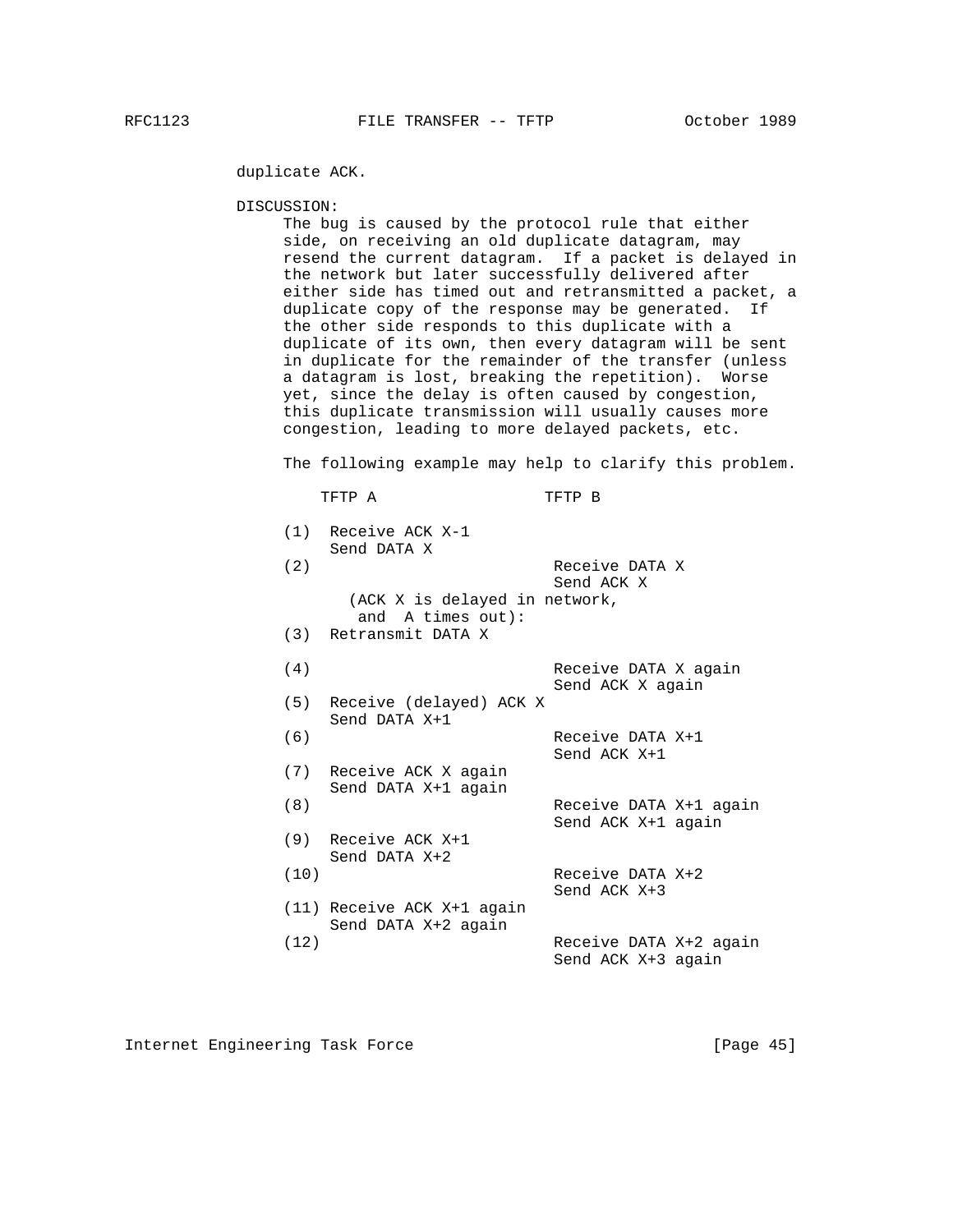duplicate ACK.

DISCUSSION:

The bug is caused by the protocol rule that either side, on receiving an old duplicate datagram, may resend the current datagram. If a packet is delayed in the network but later successfully delivered after either side has timed out and retransmitted a packet, a duplicate copy of the response may be generated. If the other side responds to this duplicate with a duplicate of its own, then every datagram will be sent in duplicate for the remainder of the transfer (unless a datagram is lost, breaking the repetition). Worse yet, since the delay is often caused by congestion, this duplicate transmission will usually causes more congestion, leading to more delayed packets, etc.

The following example may help to clarify this problem.

```
    TFTP A                  TFTP B

(1)  Receive ACK X-1
     Send DATA X
(2)                          Receive DATA X
                             Send ACK X
       (ACK X is delayed in network,
        and  A times out):
(3)  Retransmit DATA X

(4)                          Receive DATA X again
                             Send ACK X again
(5)  Receive (delayed) ACK X
     Send DATA X+1
(6)                          Receive DATA X+1
                             Send ACK X+1
(7)  Receive ACK X again
     Send DATA X+1 again
(8)                          Receive DATA X+1 again
                             Send ACK X+1 again
(9)  Receive ACK X+1
     Send DATA X+2
(10)                         Receive DATA X+2
                             Send ACK X+3
(11) Receive ACK X+1 again
     Send DATA X+2 again
(12)                         Receive DATA X+2 again
                             Send ACK X+3 again
```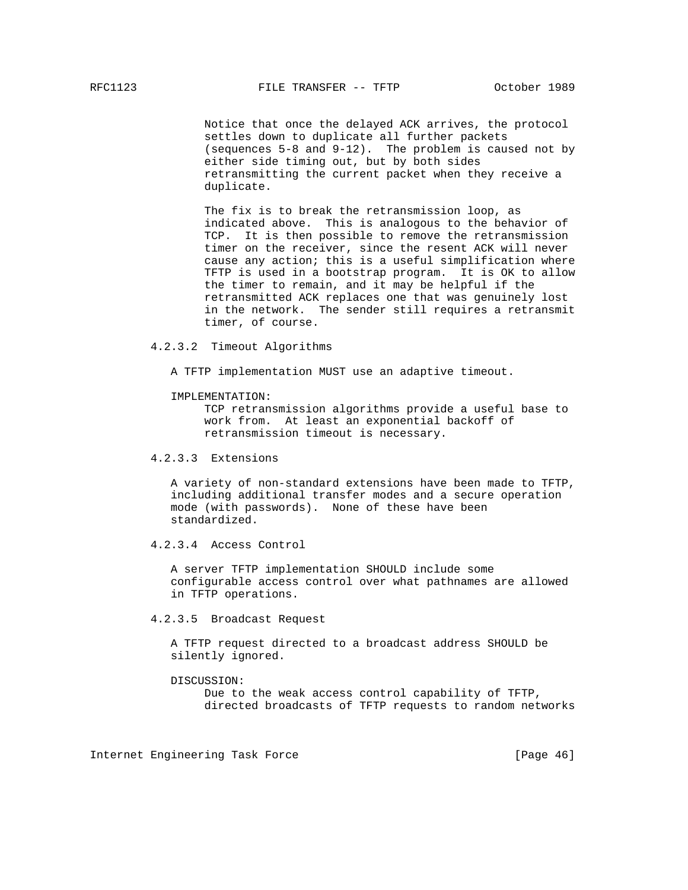Notice that once the delayed ACK arrives, the protocol settles down to duplicate all further packets (sequences 5-8 and 9-12). The problem is caused not by either side timing out, but by both sides retransmitting the current packet when they receive a duplicate.

The fix is to break the retransmission loop, as indicated above. This is analogous to the behavior of TCP. It is then possible to remove the retransmission timer on the receiver, since the resent ACK will never cause any action; this is a useful simplification where TFTP is used in a bootstrap program. It is OK to allow the timer to remain, and it may be helpful if the retransmitted ACK replaces one that was genuinely lost in the network. The sender still requires a retransmit timer, of course.

#### 4.2.3.2 Timeout Algorithms

A TFTP implementation MUST use an adaptive timeout.

IMPLEMENTATION:

TCP retransmission algorithms provide a useful base to work from. At least an exponential backoff of retransmission timeout is necessary.

#### 4.2.3.3 Extensions

A variety of non-standard extensions have been made to TFTP, including additional transfer modes and a secure operation mode (with passwords). None of these have been standardized.

#### 4.2.3.4 Access Control

A server TFTP implementation SHOULD include some configurable access control over what pathnames are allowed in TFTP operations.

#### 4.2.3.5 Broadcast Request

A TFTP request directed to a broadcast address SHOULD be silently ignored.

DISCUSSION:

Due to the weak access control capability of TFTP, directed broadcasts of TFTP requests to random networks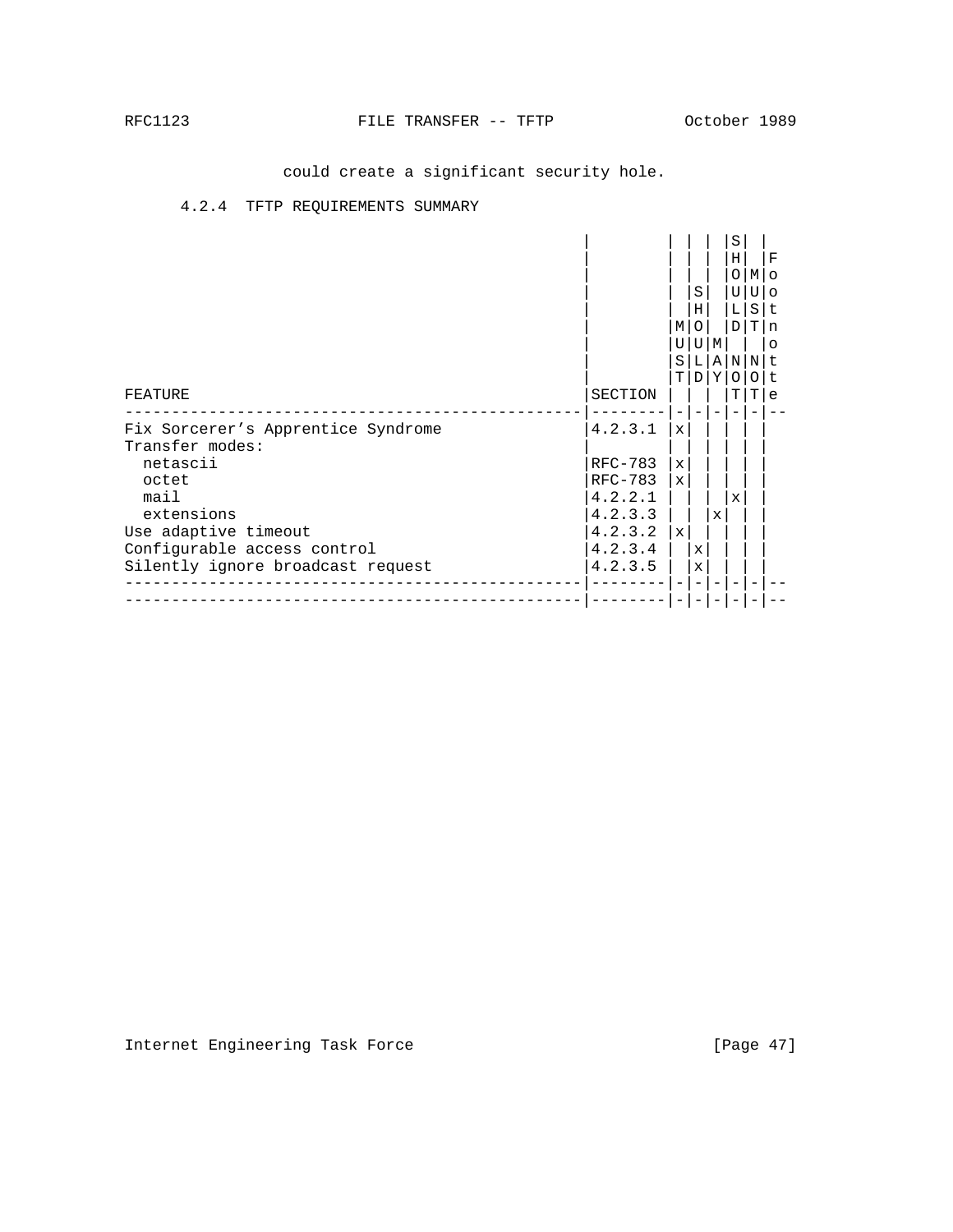could create a significant security hole.

### 4.2.4 TFTP REQUIREMENTS SUMMARY

| FEATURE | SECTION | MUST | SHOULD | MAY | SHOULD NOT | MUST NOT | Footnote |
|---|---|---|---|---|---|---|---|
| Fix Sorcerer's Apprentice Syndrome | 4.2.3.1 | x | | | | | |
| Transfer modes: | | | | | | | |
| netascii | RFC-783 | x | | | | | |
| octet | RFC-783 | x | | | | | |
| mail | 4.2.2.1 | | | | x | | |
| extensions | 4.2.3.3 | | | x | | | |
| Use adaptive timeout | 4.2.3.2 | x | | | | | |
| Configurable access control | 4.2.3.4 | | x | | | | |
| Silently ignore broadcast request | 4.2.3.5 | | x | | | | |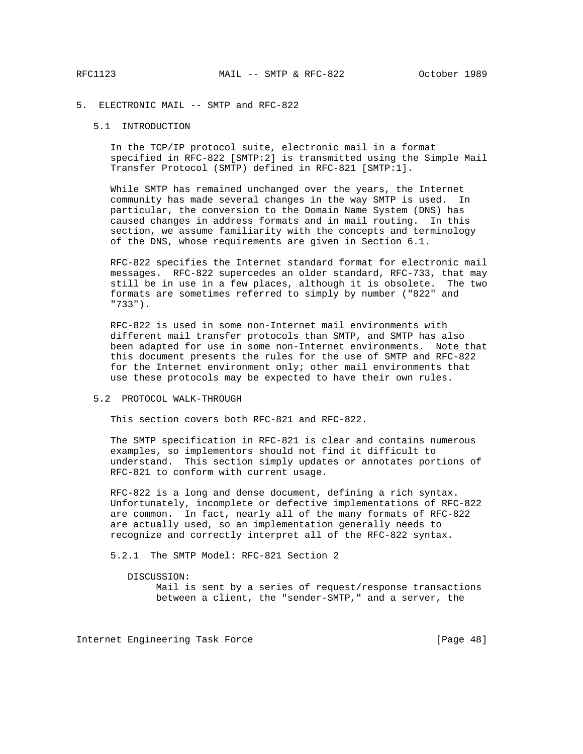# 5. ELECTRONIC MAIL -- SMTP and RFC-822

## 5.1 INTRODUCTION

In the TCP/IP protocol suite, electronic mail in a format specified in RFC-822 [SMTP:2] is transmitted using the Simple Mail Transfer Protocol (SMTP) defined in RFC-821 [SMTP:1].

While SMTP has remained unchanged over the years, the Internet community has made several changes in the way SMTP is used. In particular, the conversion to the Domain Name System (DNS) has caused changes in address formats and in mail routing. In this section, we assume familiarity with the concepts and terminology of the DNS, whose requirements are given in Section 6.1.

RFC-822 specifies the Internet standard format for electronic mail messages. RFC-822 supercedes an older standard, RFC-733, that may still be in use in a few places, although it is obsolete. The two formats are sometimes referred to simply by number ("822" and "733").

RFC-822 is used in some non-Internet mail environments with different mail transfer protocols than SMTP, and SMTP has also been adapted for use in some non-Internet environments. Note that this document presents the rules for the use of SMTP and RFC-822 for the Internet environment only; other mail environments that use these protocols may be expected to have their own rules.

## 5.2 PROTOCOL WALK-THROUGH

This section covers both RFC-821 and RFC-822.

The SMTP specification in RFC-821 is clear and contains numerous examples, so implementors should not find it difficult to understand. This section simply updates or annotates portions of RFC-821 to conform with current usage.

RFC-822 is a long and dense document, defining a rich syntax. Unfortunately, incomplete or defective implementations of RFC-822 are common. In fact, nearly all of the many formats of RFC-822 are actually used, so an implementation generally needs to recognize and correctly interpret all of the RFC-822 syntax.

### 5.2.1 The SMTP Model: RFC-821 Section 2

DISCUSSION:

Mail is sent by a series of request/response transactions between a client, the "sender-SMTP," and a server, the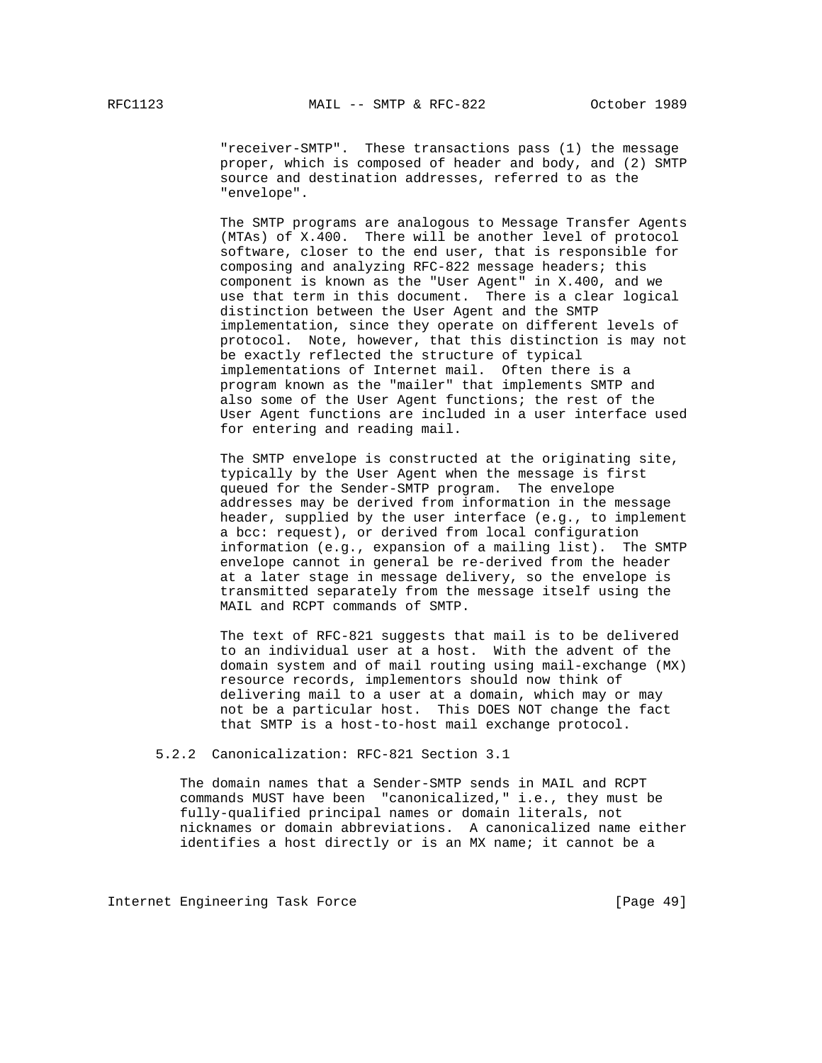"receiver-SMTP". These transactions pass (1) the message proper, which is composed of header and body, and (2) SMTP source and destination addresses, referred to as the "envelope".

The SMTP programs are analogous to Message Transfer Agents (MTAs) of X.400. There will be another level of protocol software, closer to the end user, that is responsible for composing and analyzing RFC-822 message headers; this component is known as the "User Agent" in X.400, and we use that term in this document. There is a clear logical distinction between the User Agent and the SMTP implementation, since they operate on different levels of protocol. Note, however, that this distinction is may not be exactly reflected the structure of typical implementations of Internet mail. Often there is a program known as the "mailer" that implements SMTP and also some of the User Agent functions; the rest of the User Agent functions are included in a user interface used for entering and reading mail.

The SMTP envelope is constructed at the originating site, typically by the User Agent when the message is first queued for the Sender-SMTP program. The envelope addresses may be derived from information in the message header, supplied by the user interface (e.g., to implement a bcc: request), or derived from local configuration information (e.g., expansion of a mailing list). The SMTP envelope cannot in general be re-derived from the header at a later stage in message delivery, so the envelope is transmitted separately from the message itself using the MAIL and RCPT commands of SMTP.

The text of RFC-821 suggests that mail is to be delivered to an individual user at a host. With the advent of the domain system and of mail routing using mail-exchange (MX) resource records, implementors should now think of delivering mail to a user at a domain, which may or may not be a particular host. This DOES NOT change the fact that SMTP is a host-to-host mail exchange protocol.

### 5.2.2 Canonicalization: RFC-821 Section 3.1

The domain names that a Sender-SMTP sends in MAIL and RCPT commands MUST have been "canonicalized," i.e., they must be fully-qualified principal names or domain literals, not nicknames or domain abbreviations. A canonicalized name either identifies a host directly or is an MX name; it cannot be a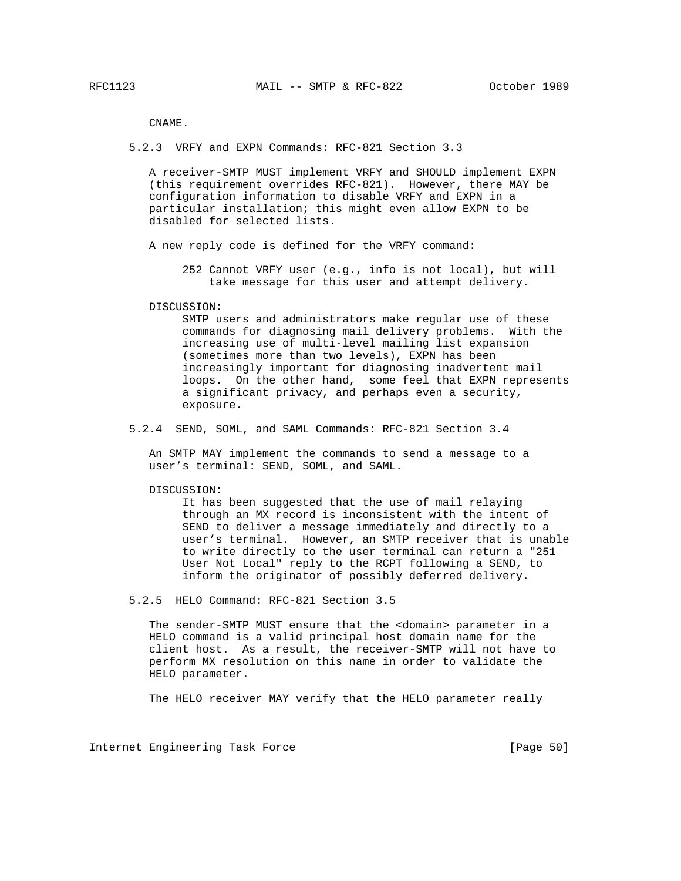CNAME.

### 5.2.3 VRFY and EXPN Commands: RFC-821 Section 3.3

A receiver-SMTP MUST implement VRFY and SHOULD implement EXPN (this requirement overrides RFC-821). However, there MAY be configuration information to disable VRFY and EXPN in a particular installation; this might even allow EXPN to be disabled for selected lists.

A new reply code is defined for the VRFY command:

> 252 Cannot VRFY user (e.g., info is not local), but will take message for this user and attempt delivery.

DISCUSSION:

> SMTP users and administrators make regular use of these commands for diagnosing mail delivery problems. With the increasing use of multi-level mailing list expansion (sometimes more than two levels), EXPN has been increasingly important for diagnosing inadvertent mail loops. On the other hand, some feel that EXPN represents a significant privacy, and perhaps even a security, exposure.

### 5.2.4 SEND, SOML, and SAML Commands: RFC-821 Section 3.4

An SMTP MAY implement the commands to send a message to a user's terminal: SEND, SOML, and SAML.

DISCUSSION:

> It has been suggested that the use of mail relaying through an MX record is inconsistent with the intent of SEND to deliver a message immediately and directly to a user's terminal. However, an SMTP receiver that is unable to write directly to the user terminal can return a "251 User Not Local" reply to the RCPT following a SEND, to inform the originator of possibly deferred delivery.

### 5.2.5 HELO Command: RFC-821 Section 3.5

The sender-SMTP MUST ensure that the <domain> parameter in a HELO command is a valid principal host domain name for the client host. As a result, the receiver-SMTP will not have to perform MX resolution on this name in order to validate the HELO parameter.

The HELO receiver MAY verify that the HELO parameter really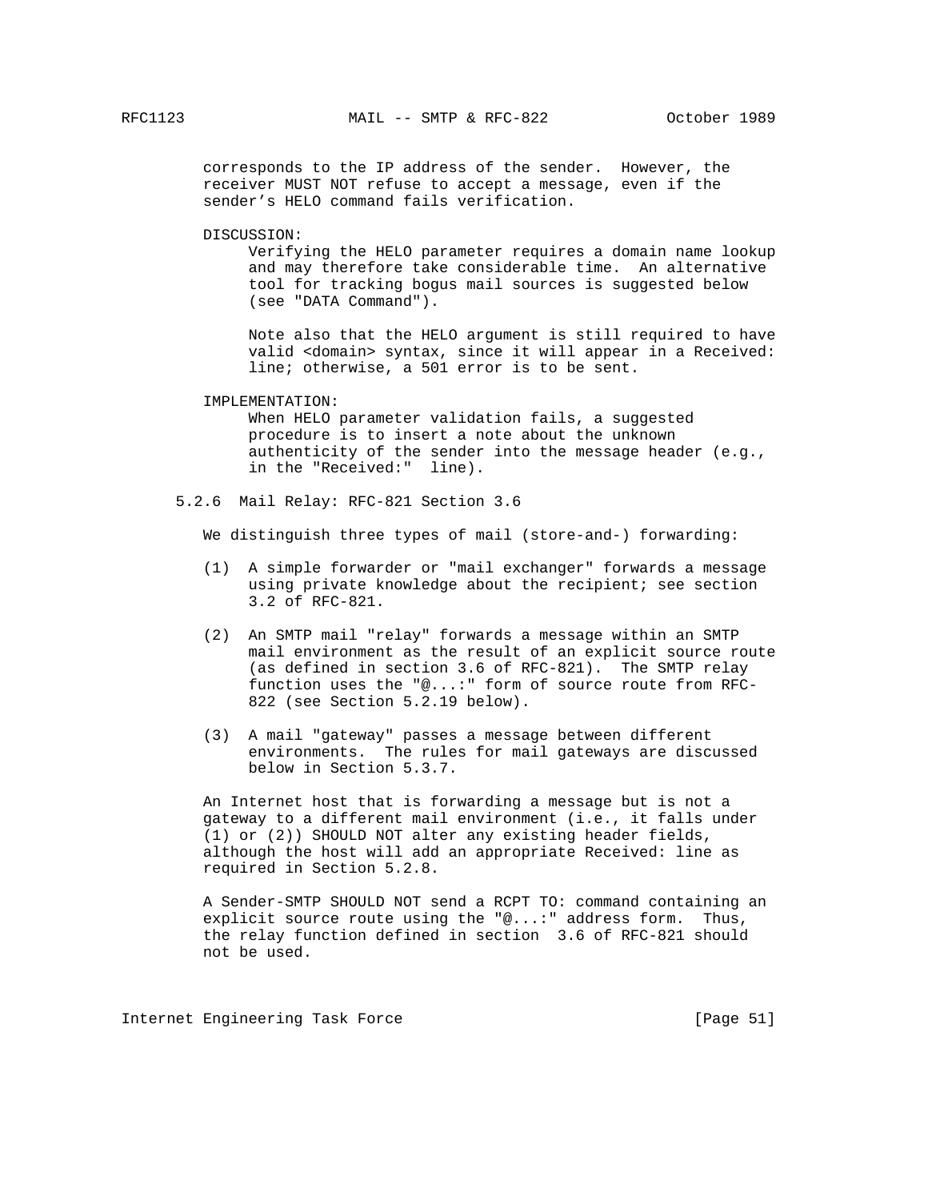corresponds to the IP address of the sender. However, the receiver MUST NOT refuse to accept a message, even if the sender's HELO command fails verification.

DISCUSSION:

Verifying the HELO parameter requires a domain name lookup and may therefore take considerable time. An alternative tool for tracking bogus mail sources is suggested below (see "DATA Command").

Note also that the HELO argument is still required to have valid <domain> syntax, since it will appear in a Received: line; otherwise, a 501 error is to be sent.

IMPLEMENTATION:

When HELO parameter validation fails, a suggested procedure is to insert a note about the unknown authenticity of the sender into the message header (e.g., in the "Received:" line).

### 5.2.6 Mail Relay: RFC-821 Section 3.6

We distinguish three types of mail (store-and-) forwarding:

(1) A simple forwarder or "mail exchanger" forwards a message using private knowledge about the recipient; see section 3.2 of RFC-821.

(2) An SMTP mail "relay" forwards a message within an SMTP mail environment as the result of an explicit source route (as defined in section 3.6 of RFC-821). The SMTP relay function uses the "@...:" form of source route from RFC-822 (see Section 5.2.19 below).

(3) A mail "gateway" passes a message between different environments. The rules for mail gateways are discussed below in Section 5.3.7.

An Internet host that is forwarding a message but is not a gateway to a different mail environment (i.e., it falls under (1) or (2)) SHOULD NOT alter any existing header fields, although the host will add an appropriate Received: line as required in Section 5.2.8.

A Sender-SMTP SHOULD NOT send a RCPT TO: command containing an explicit source route using the "@...:" address form. Thus, the relay function defined in section 3.6 of RFC-821 should not be used.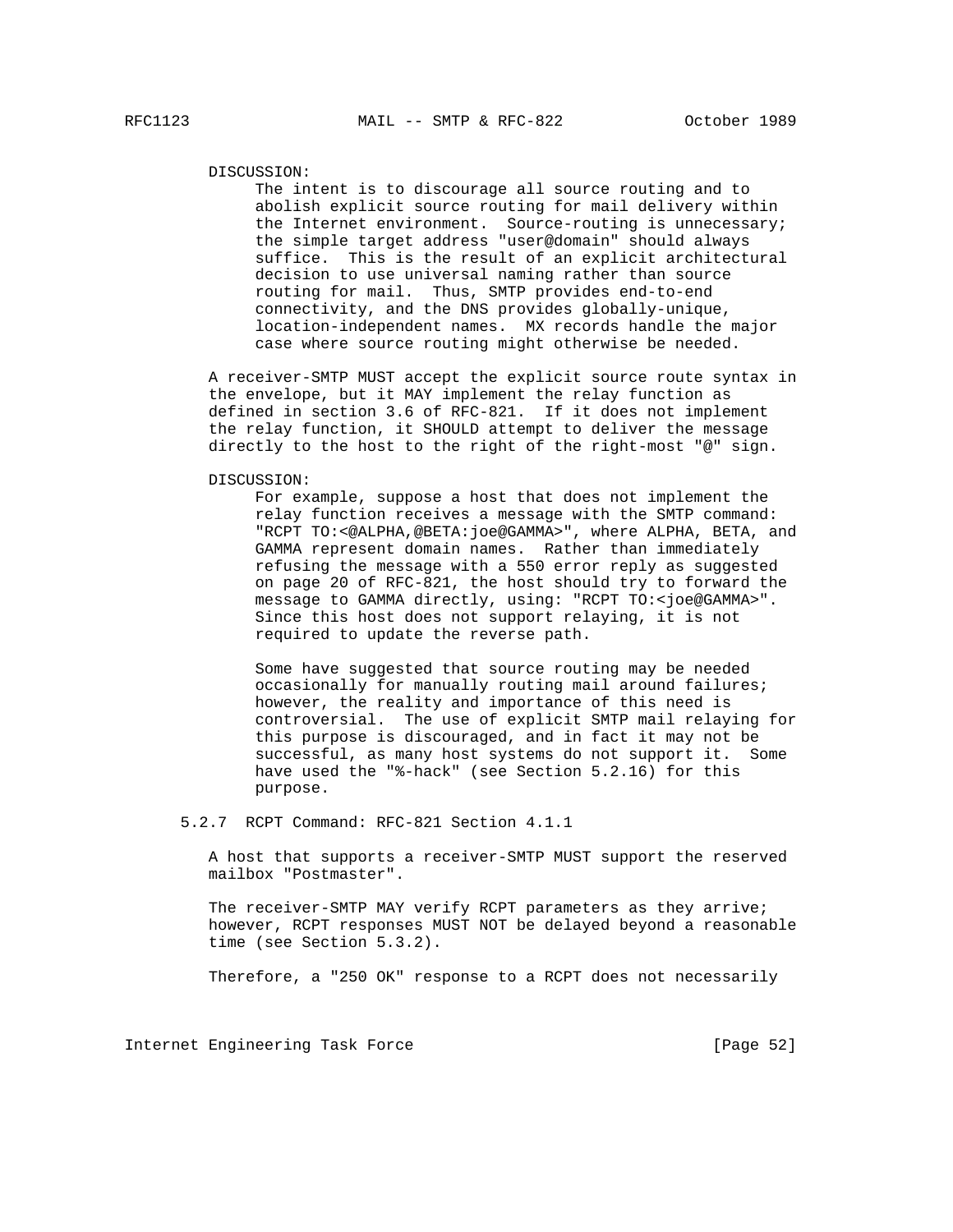DISCUSSION:
The intent is to discourage all source routing and to abolish explicit source routing for mail delivery within the Internet environment. Source-routing is unnecessary; the simple target address "user@domain" should always suffice. This is the result of an explicit architectural decision to use universal naming rather than source routing for mail. Thus, SMTP provides end-to-end connectivity, and the DNS provides globally-unique, location-independent names. MX records handle the major case where source routing might otherwise be needed.

A receiver-SMTP MUST accept the explicit source route syntax in the envelope, but it MAY implement the relay function as defined in section 3.6 of RFC-821. If it does not implement the relay function, it SHOULD attempt to deliver the message directly to the host to the right of the right-most "@" sign.

DISCUSSION:
For example, suppose a host that does not implement the relay function receives a message with the SMTP command: "RCPT TO:<@ALPHA,@BETA:joe@GAMMA>", where ALPHA, BETA, and GAMMA represent domain names. Rather than immediately refusing the message with a 550 error reply as suggested on page 20 of RFC-821, the host should try to forward the message to GAMMA directly, using: "RCPT TO:<joe@GAMMA>". Since this host does not support relaying, it is not required to update the reverse path.

Some have suggested that source routing may be needed occasionally for manually routing mail around failures; however, the reality and importance of this need is controversial. The use of explicit SMTP mail relaying for this purpose is discouraged, and in fact it may not be successful, as many host systems do not support it. Some have used the "%-hack" (see Section 5.2.16) for this purpose.

### 5.2.7 RCPT Command: RFC-821 Section 4.1.1

A host that supports a receiver-SMTP MUST support the reserved mailbox "Postmaster".

The receiver-SMTP MAY verify RCPT parameters as they arrive; however, RCPT responses MUST NOT be delayed beyond a reasonable time (see Section 5.3.2).

Therefore, a "250 OK" response to a RCPT does not necessarily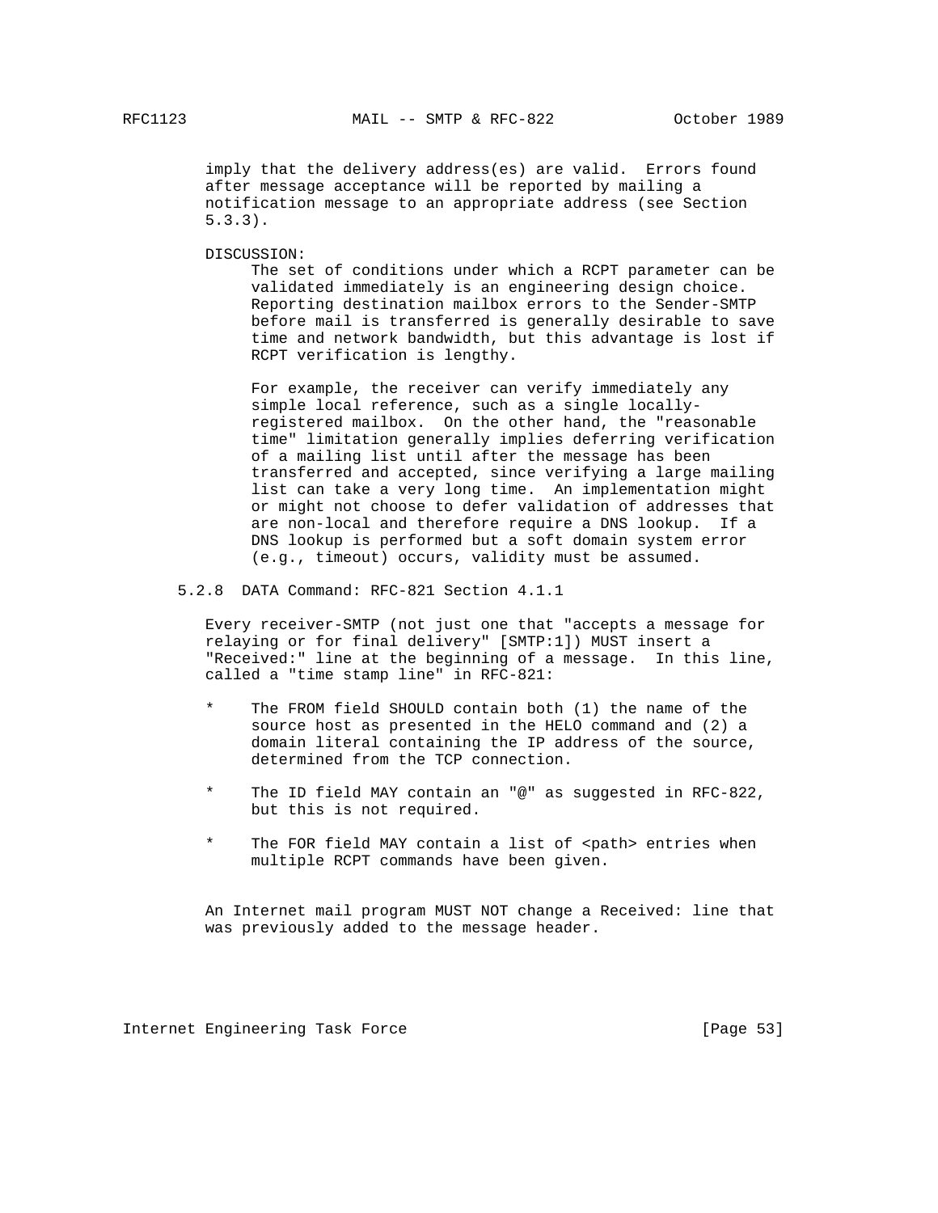imply that the delivery address(es) are valid. Errors found after message acceptance will be reported by mailing a notification message to an appropriate address (see Section 5.3.3).

DISCUSSION:

The set of conditions under which a RCPT parameter can be validated immediately is an engineering design choice. Reporting destination mailbox errors to the Sender-SMTP before mail is transferred is generally desirable to save time and network bandwidth, but this advantage is lost if RCPT verification is lengthy.

For example, the receiver can verify immediately any simple local reference, such as a single locally-registered mailbox. On the other hand, the "reasonable time" limitation generally implies deferring verification of a mailing list until after the message has been transferred and accepted, since verifying a large mailing list can take a very long time. An implementation might or might not choose to defer validation of addresses that are non-local and therefore require a DNS lookup. If a DNS lookup is performed but a soft domain system error (e.g., timeout) occurs, validity must be assumed.

### 5.2.8 DATA Command: RFC-821 Section 4.1.1

Every receiver-SMTP (not just one that "accepts a message for relaying or for final delivery" [SMTP:1]) MUST insert a "Received:" line at the beginning of a message. In this line, called a "time stamp line" in RFC-821:

* The FROM field SHOULD contain both (1) the name of the source host as presented in the HELO command and (2) a domain literal containing the IP address of the source, determined from the TCP connection.

* The ID field MAY contain an "@" as suggested in RFC-822, but this is not required.

* The FOR field MAY contain a list of <path> entries when multiple RCPT commands have been given.

An Internet mail program MUST NOT change a Received: line that was previously added to the message header.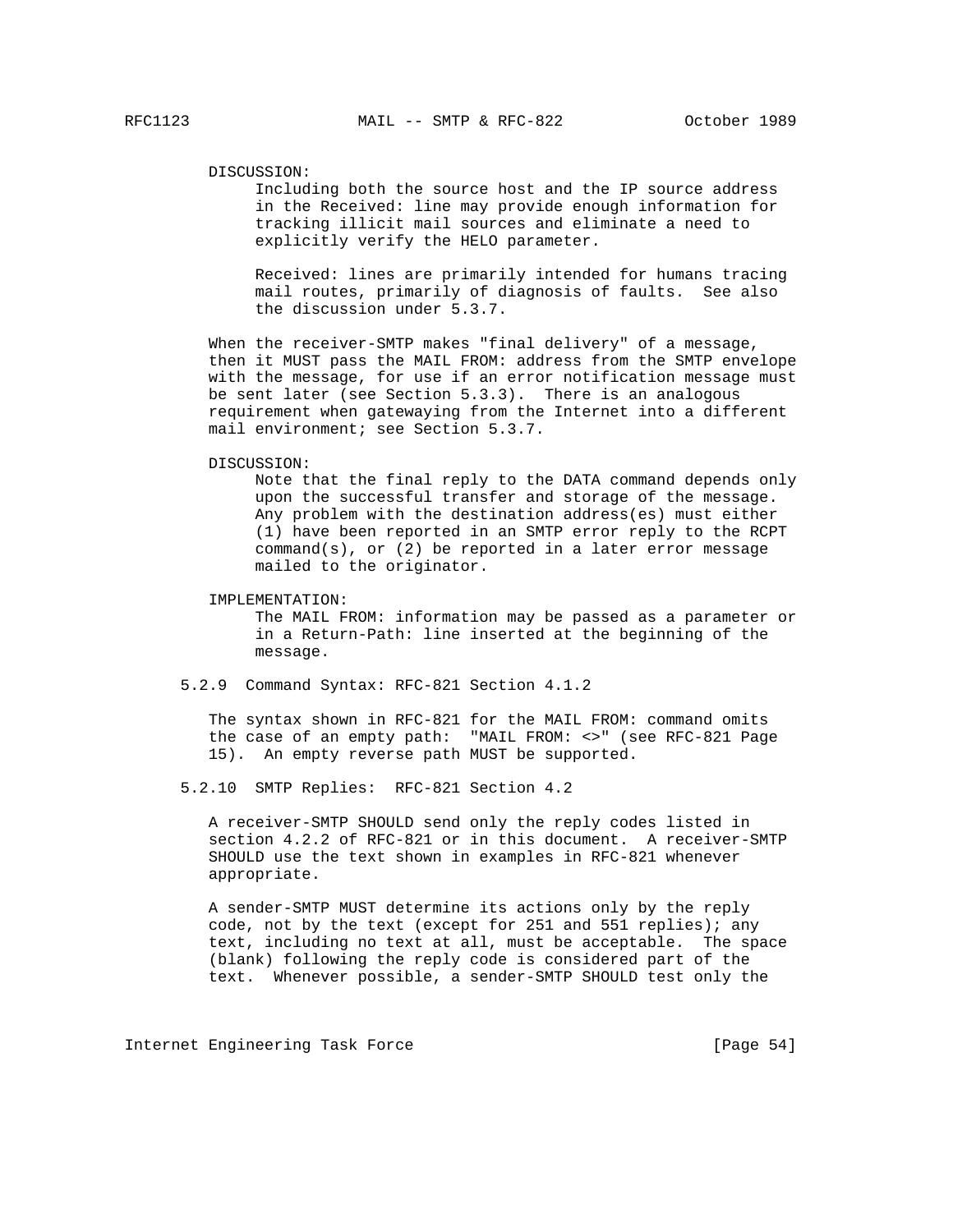DISCUSSION:

Including both the source host and the IP source address in the Received: line may provide enough information for tracking illicit mail sources and eliminate a need to explicitly verify the HELO parameter.

Received: lines are primarily intended for humans tracing mail routes, primarily of diagnosis of faults. See also the discussion under 5.3.7.

When the receiver-SMTP makes "final delivery" of a message, then it MUST pass the MAIL FROM: address from the SMTP envelope with the message, for use if an error notification message must be sent later (see Section 5.3.3). There is an analogous requirement when gatewaying from the Internet into a different mail environment; see Section 5.3.7.

DISCUSSION:

Note that the final reply to the DATA command depends only upon the successful transfer and storage of the message. Any problem with the destination address(es) must either (1) have been reported in an SMTP error reply to the RCPT command(s), or (2) be reported in a later error message mailed to the originator.

IMPLEMENTATION:

The MAIL FROM: information may be passed as a parameter or in a Return-Path: line inserted at the beginning of the message.

### 5.2.9 Command Syntax: RFC-821 Section 4.1.2

The syntax shown in RFC-821 for the MAIL FROM: command omits the case of an empty path: "MAIL FROM: <>" (see RFC-821 Page 15). An empty reverse path MUST be supported.

### 5.2.10 SMTP Replies: RFC-821 Section 4.2

A receiver-SMTP SHOULD send only the reply codes listed in section 4.2.2 of RFC-821 or in this document. A receiver-SMTP SHOULD use the text shown in examples in RFC-821 whenever appropriate.

A sender-SMTP MUST determine its actions only by the reply code, not by the text (except for 251 and 551 replies); any text, including no text at all, must be acceptable. The space (blank) following the reply code is considered part of the text. Whenever possible, a sender-SMTP SHOULD test only the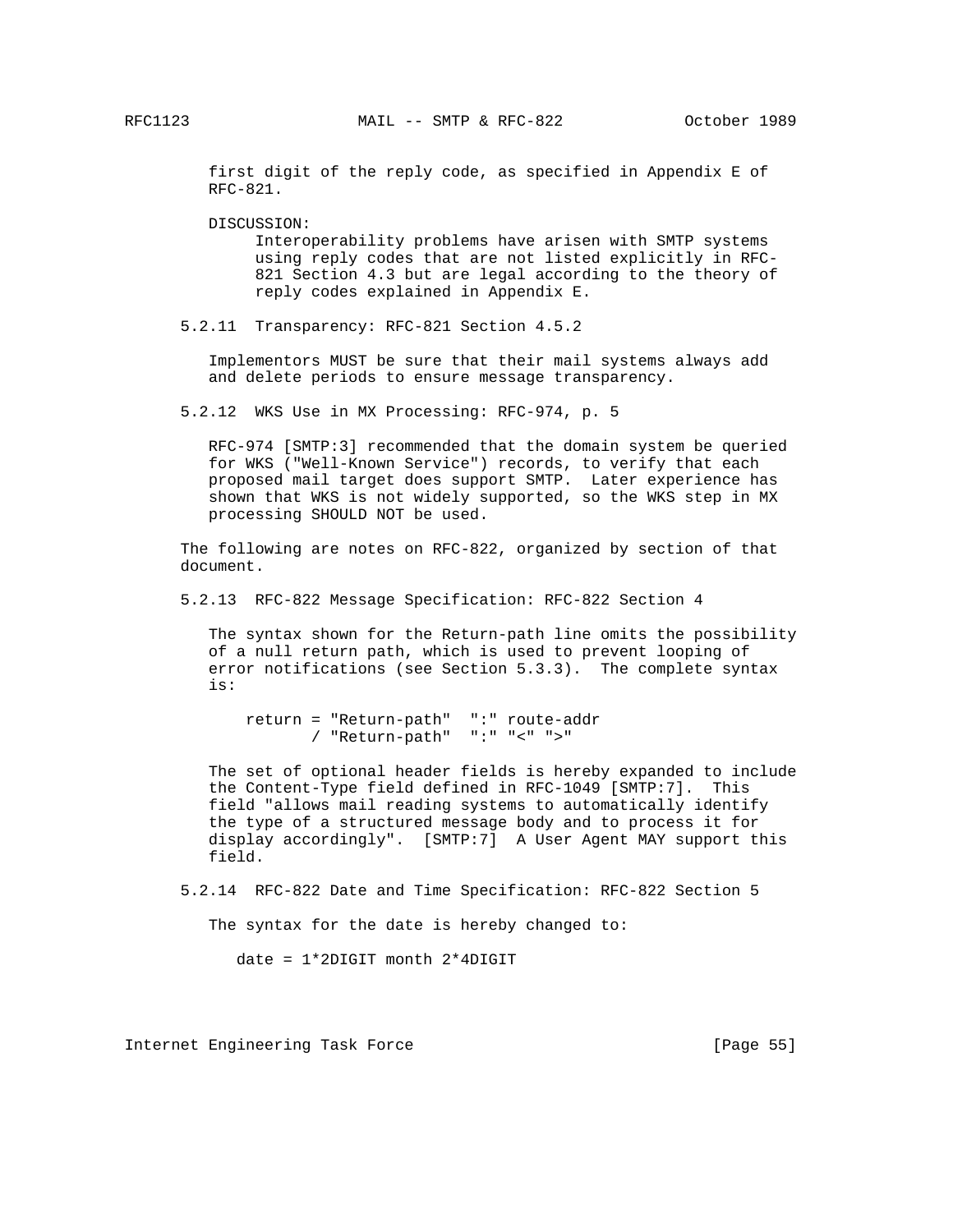first digit of the reply code, as specified in Appendix E of RFC-821.

DISCUSSION:
Interoperability problems have arisen with SMTP systems using reply codes that are not listed explicitly in RFC-821 Section 4.3 but are legal according to the theory of reply codes explained in Appendix E.

### 5.2.11 Transparency: RFC-821 Section 4.5.2

Implementors MUST be sure that their mail systems always add and delete periods to ensure message transparency.

### 5.2.12 WKS Use in MX Processing: RFC-974, p. 5

RFC-974 [SMTP:3] recommended that the domain system be queried for WKS ("Well-Known Service") records, to verify that each proposed mail target does support SMTP. Later experience has shown that WKS is not widely supported, so the WKS step in MX processing SHOULD NOT be used.

The following are notes on RFC-822, organized by section of that document.

### 5.2.13 RFC-822 Message Specification: RFC-822 Section 4

The syntax shown for the Return-path line omits the possibility of a null return path, which is used to prevent looping of error notifications (see Section 5.3.3). The complete syntax is:

```
return = "Return-path"  ":" route-addr
       / "Return-path"  ":" "<" ">"
```

The set of optional header fields is hereby expanded to include the Content-Type field defined in RFC-1049 [SMTP:7]. This field "allows mail reading systems to automatically identify the type of a structured message body and to process it for display accordingly". [SMTP:7] A User Agent MAY support this field.

### 5.2.14 RFC-822 Date and Time Specification: RFC-822 Section 5

The syntax for the date is hereby changed to:

```
date = 1*2DIGIT month 2*4DIGIT
```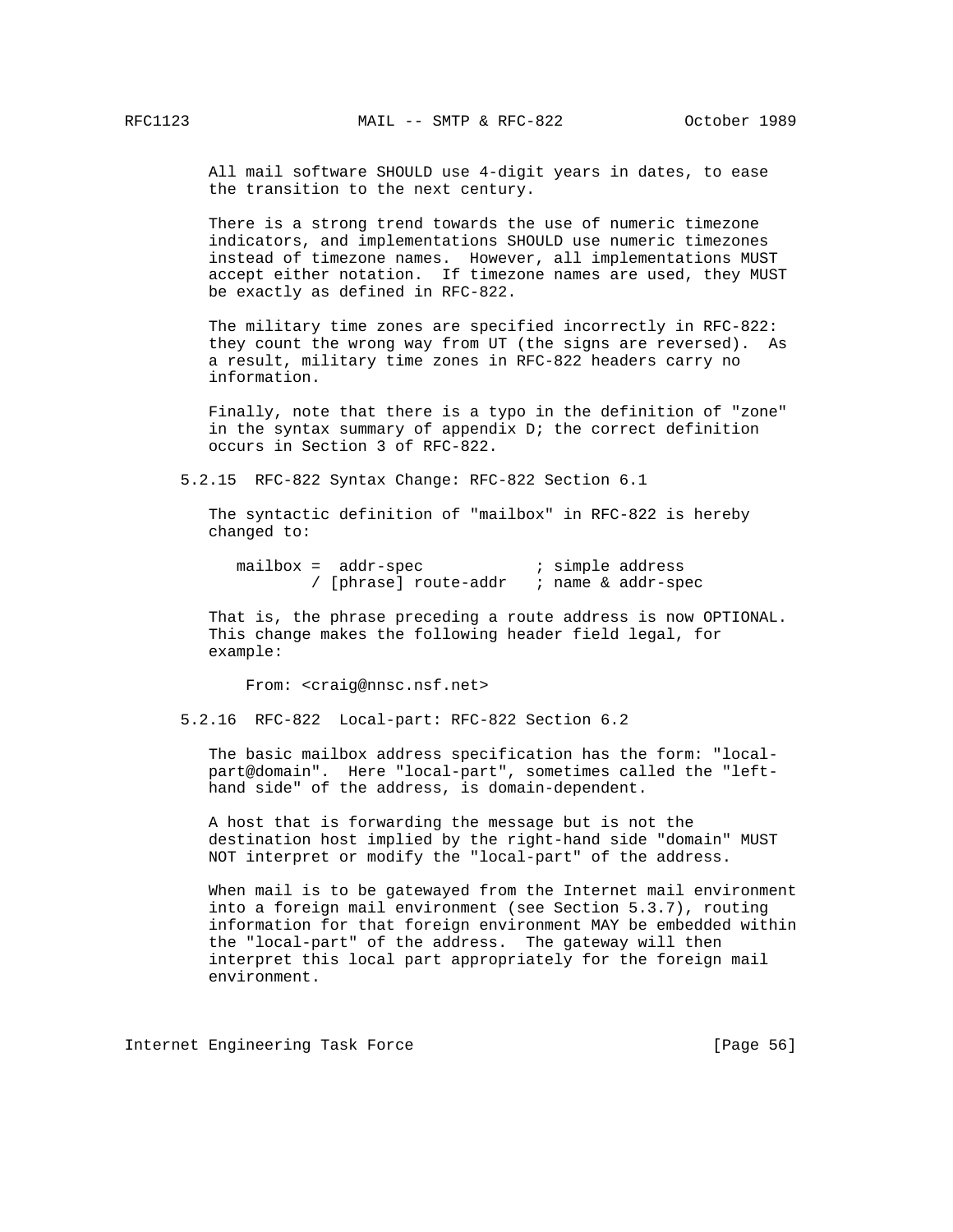All mail software SHOULD use 4-digit years in dates, to ease the transition to the next century.

There is a strong trend towards the use of numeric timezone indicators, and implementations SHOULD use numeric timezones instead of timezone names. However, all implementations MUST accept either notation. If timezone names are used, they MUST be exactly as defined in RFC-822.

The military time zones are specified incorrectly in RFC-822: they count the wrong way from UT (the signs are reversed). As a result, military time zones in RFC-822 headers carry no information.

Finally, note that there is a typo in the definition of "zone" in the syntax summary of appendix D; the correct definition occurs in Section 3 of RFC-822.

### 5.2.15 RFC-822 Syntax Change: RFC-822 Section 6.1

The syntactic definition of "mailbox" in RFC-822 is hereby changed to:

```
mailbox =  addr-spec            ; simple address
        / [phrase] route-addr   ; name & addr-spec
```

That is, the phrase preceding a route address is now OPTIONAL. This change makes the following header field legal, for example:

```
From: <craig@nnsc.nsf.net>
```

### 5.2.16 RFC-822 Local-part: RFC-822 Section 6.2

The basic mailbox address specification has the form: "local-part@domain". Here "local-part", sometimes called the "left-hand side" of the address, is domain-dependent.

A host that is forwarding the message but is not the destination host implied by the right-hand side "domain" MUST NOT interpret or modify the "local-part" of the address.

When mail is to be gatewayed from the Internet mail environment into a foreign mail environment (see Section 5.3.7), routing information for that foreign environment MAY be embedded within the "local-part" of the address. The gateway will then interpret this local part appropriately for the foreign mail environment.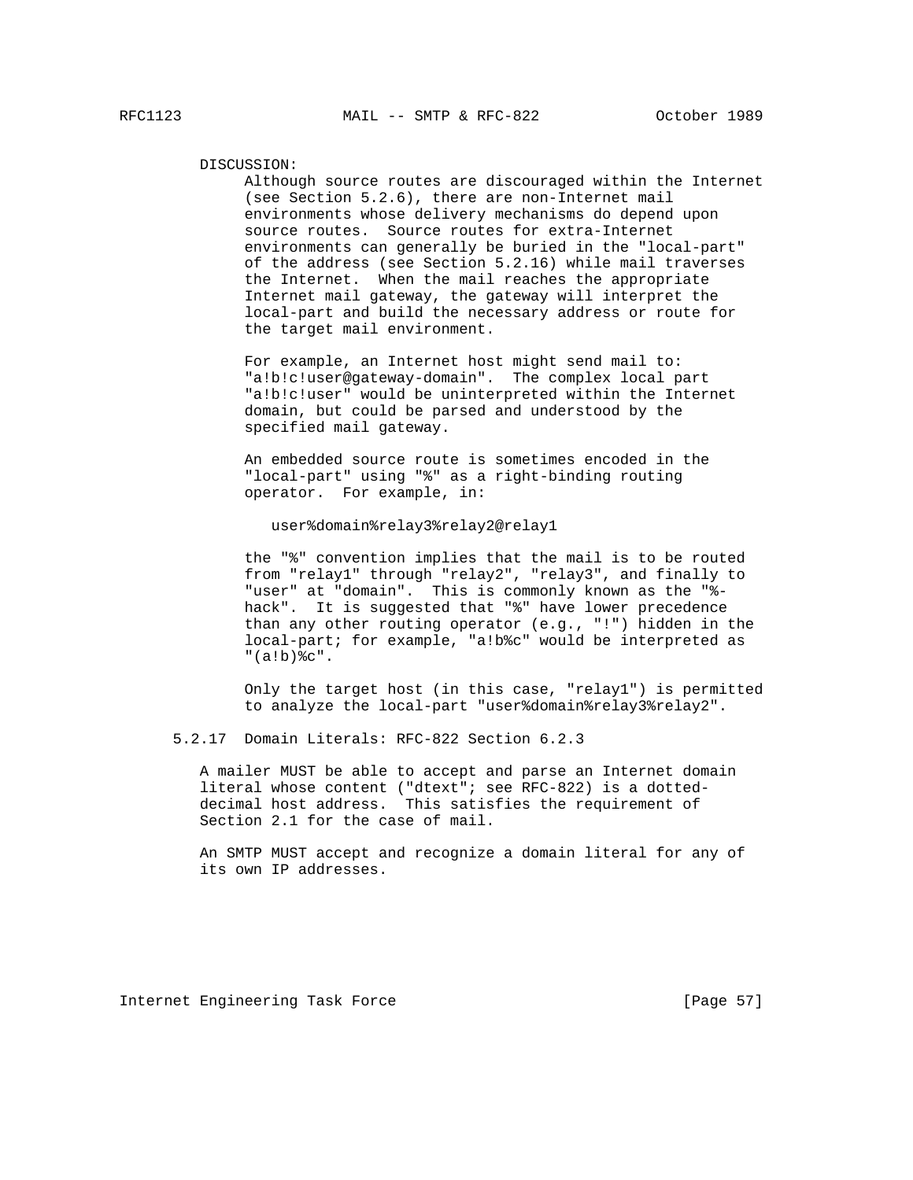DISCUSSION:

Although source routes are discouraged within the Internet (see Section 5.2.6), there are non-Internet mail environments whose delivery mechanisms do depend upon source routes. Source routes for extra-Internet environments can generally be buried in the "local-part" of the address (see Section 5.2.16) while mail traverses the Internet. When the mail reaches the appropriate Internet mail gateway, the gateway will interpret the local-part and build the necessary address or route for the target mail environment.

For example, an Internet host might send mail to: "a!b!c!user@gateway-domain". The complex local part "a!b!c!user" would be uninterpreted within the Internet domain, but could be parsed and understood by the specified mail gateway.

An embedded source route is sometimes encoded in the "local-part" using "%" as a right-binding routing operator. For example, in:

```
user%domain%relay3%relay2@relay1
```

the "%" convention implies that the mail is to be routed from "relay1" through "relay2", "relay3", and finally to "user" at "domain". This is commonly known as the "%-hack". It is suggested that "%" have lower precedence than any other routing operator (e.g., "!") hidden in the local-part; for example, "a!b%c" would be interpreted as "(a!b)%c".

Only the target host (in this case, "relay1") is permitted to analyze the local-part "user%domain%relay3%relay2".

### 5.2.17 Domain Literals: RFC-822 Section 6.2.3

A mailer MUST be able to accept and parse an Internet domain literal whose content ("dtext"; see RFC-822) is a dotted-decimal host address. This satisfies the requirement of Section 2.1 for the case of mail.

An SMTP MUST accept and recognize a domain literal for any of its own IP addresses.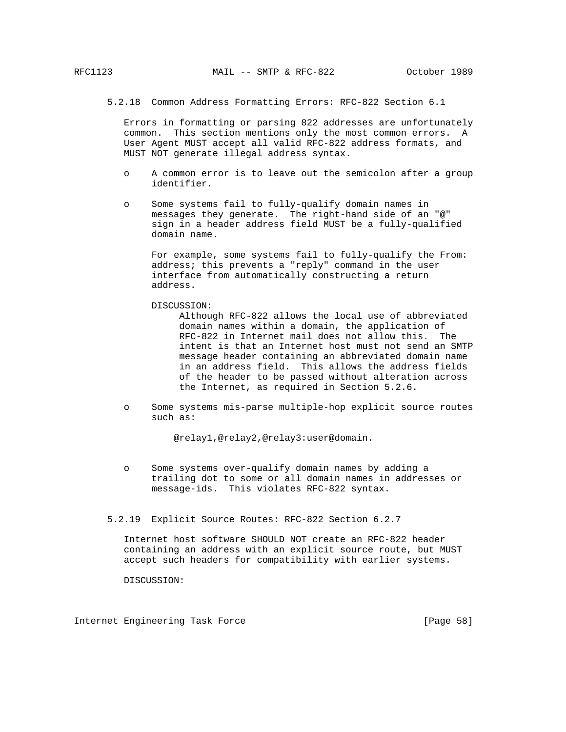### 5.2.18 Common Address Formatting Errors: RFC-822 Section 6.1

Errors in formatting or parsing 822 addresses are unfortunately common. This section mentions only the most common errors. A User Agent MUST accept all valid RFC-822 address formats, and MUST NOT generate illegal address syntax.

- A common error is to leave out the semicolon after a group identifier.

- Some systems fail to fully-qualify domain names in messages they generate. The right-hand side of an "@" sign in a header address field MUST be a fully-qualified domain name.

  For example, some systems fail to fully-qualify the From: address; this prevents a "reply" command in the user interface from automatically constructing a return address.

  DISCUSSION:

  Although RFC-822 allows the local use of abbreviated domain names within a domain, the application of RFC-822 in Internet mail does not allow this. The intent is that an Internet host must not send an SMTP message header containing an abbreviated domain name in an address field. This allows the address fields of the header to be passed without alteration across the Internet, as required in Section 5.2.6.

- Some systems mis-parse multiple-hop explicit source routes such as:

  ```
  @relay1,@relay2,@relay3:user@domain.
  ```

- Some systems over-qualify domain names by adding a trailing dot to some or all domain names in addresses or message-ids. This violates RFC-822 syntax.

### 5.2.19 Explicit Source Routes: RFC-822 Section 6.2.7

Internet host software SHOULD NOT create an RFC-822 header containing an address with an explicit source route, but MUST accept such headers for compatibility with earlier systems.

DISCUSSION: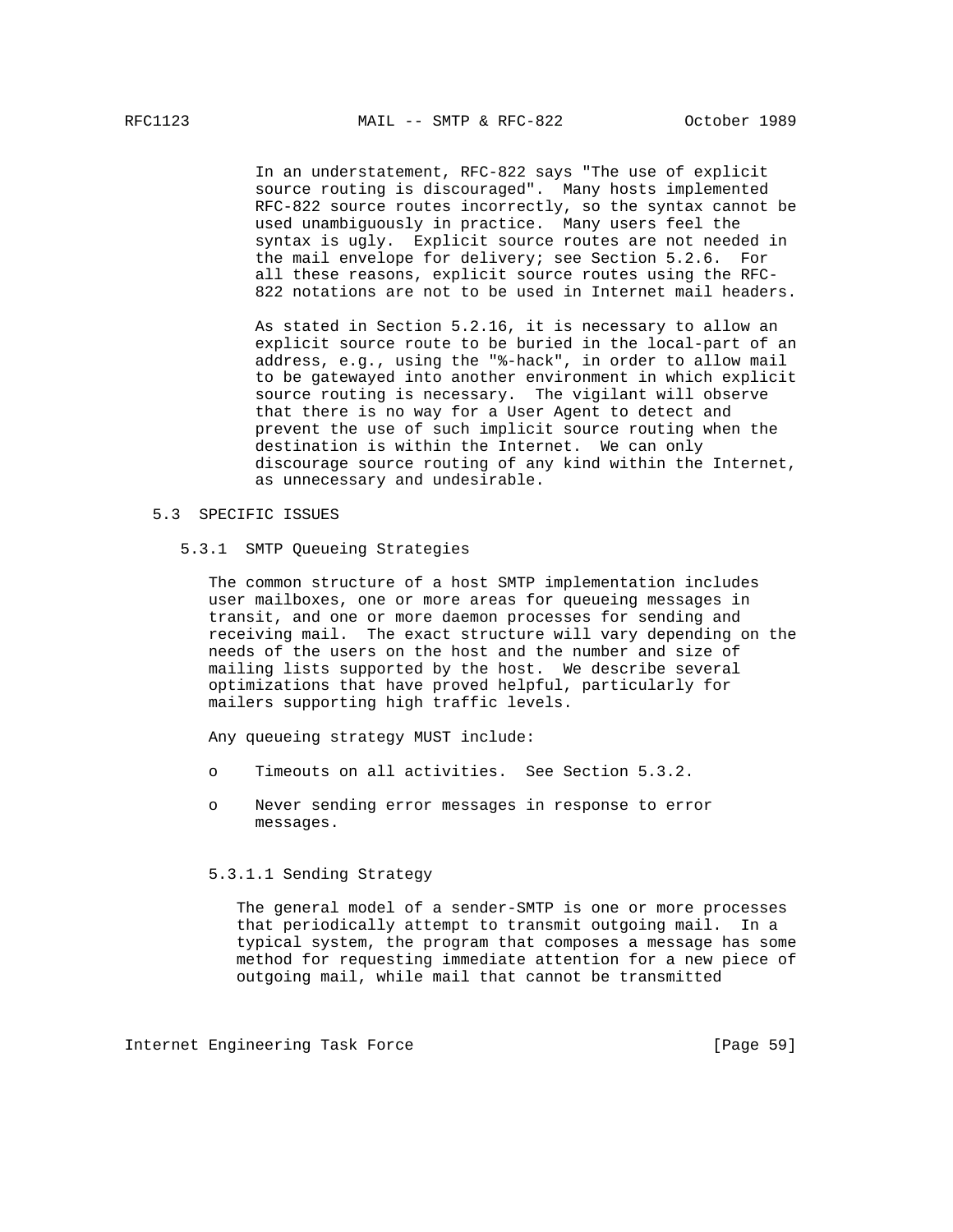In an understatement, RFC-822 says "The use of explicit source routing is discouraged". Many hosts implemented RFC-822 source routes incorrectly, so the syntax cannot be used unambiguously in practice. Many users feel the syntax is ugly. Explicit source routes are not needed in the mail envelope for delivery; see Section 5.2.6. For all these reasons, explicit source routes using the RFC-822 notations are not to be used in Internet mail headers.

As stated in Section 5.2.16, it is necessary to allow an explicit source route to be buried in the local-part of an address, e.g., using the "%-hack", in order to allow mail to be gatewayed into another environment in which explicit source routing is necessary. The vigilant will observe that there is no way for a User Agent to detect and prevent the use of such implicit source routing when the destination is within the Internet. We can only discourage source routing of any kind within the Internet, as unnecessary and undesirable.

## 5.3 SPECIFIC ISSUES

### 5.3.1 SMTP Queueing Strategies

The common structure of a host SMTP implementation includes user mailboxes, one or more areas for queueing messages in transit, and one or more daemon processes for sending and receiving mail. The exact structure will vary depending on the needs of the users on the host and the number and size of mailing lists supported by the host. We describe several optimizations that have proved helpful, particularly for mailers supporting high traffic levels.

Any queueing strategy MUST include:

- Timeouts on all activities. See Section 5.3.2.
- Never sending error messages in response to error messages.

#### 5.3.1.1 Sending Strategy

The general model of a sender-SMTP is one or more processes that periodically attempt to transmit outgoing mail. In a typical system, the program that composes a message has some method for requesting immediate attention for a new piece of outgoing mail, while mail that cannot be transmitted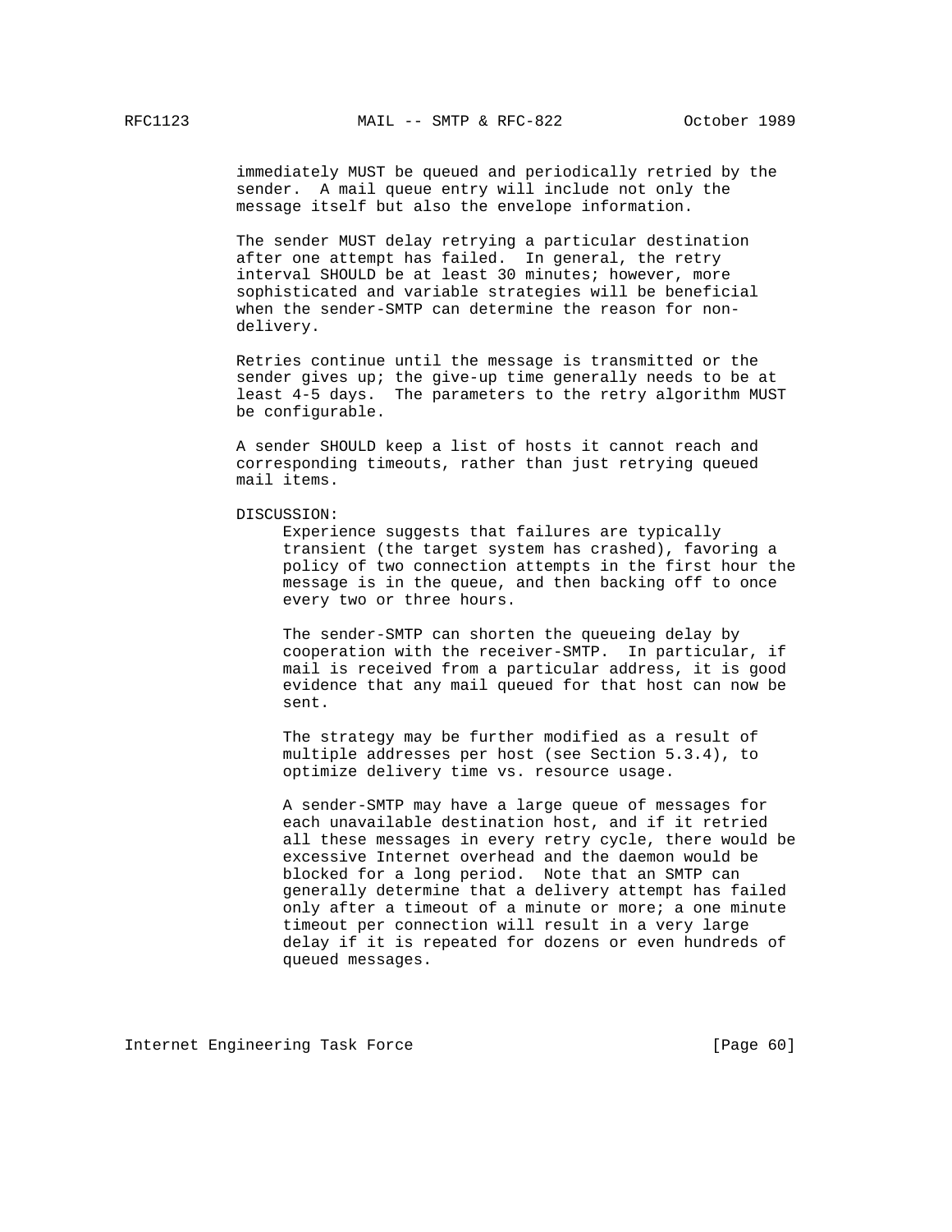immediately MUST be queued and periodically retried by the sender. A mail queue entry will include not only the message itself but also the envelope information.

The sender MUST delay retrying a particular destination after one attempt has failed. In general, the retry interval SHOULD be at least 30 minutes; however, more sophisticated and variable strategies will be beneficial when the sender-SMTP can determine the reason for non-delivery.

Retries continue until the message is transmitted or the sender gives up; the give-up time generally needs to be at least 4-5 days. The parameters to the retry algorithm MUST be configurable.

A sender SHOULD keep a list of hosts it cannot reach and corresponding timeouts, rather than just retrying queued mail items.

DISCUSSION:

Experience suggests that failures are typically transient (the target system has crashed), favoring a policy of two connection attempts in the first hour the message is in the queue, and then backing off to once every two or three hours.

The sender-SMTP can shorten the queueing delay by cooperation with the receiver-SMTP. In particular, if mail is received from a particular address, it is good evidence that any mail queued for that host can now be sent.

The strategy may be further modified as a result of multiple addresses per host (see Section 5.3.4), to optimize delivery time vs. resource usage.

A sender-SMTP may have a large queue of messages for each unavailable destination host, and if it retried all these messages in every retry cycle, there would be excessive Internet overhead and the daemon would be blocked for a long period. Note that an SMTP can generally determine that a delivery attempt has failed only after a timeout of a minute or more; a one minute timeout per connection will result in a very large delay if it is repeated for dozens or even hundreds of queued messages.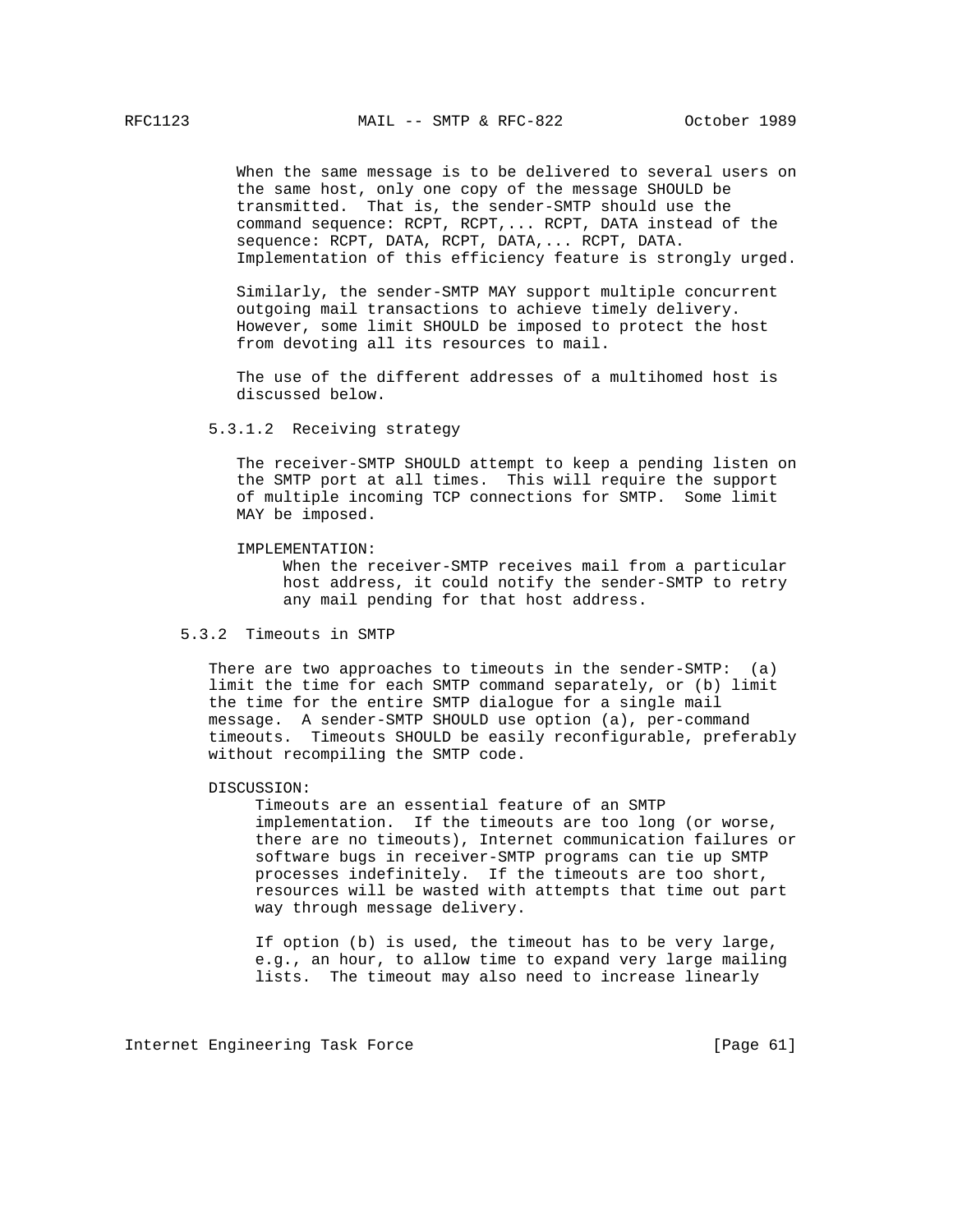When the same message is to be delivered to several users on the same host, only one copy of the message SHOULD be transmitted. That is, the sender-SMTP should use the command sequence: RCPT, RCPT,... RCPT, DATA instead of the sequence: RCPT, DATA, RCPT, DATA,... RCPT, DATA. Implementation of this efficiency feature is strongly urged.

Similarly, the sender-SMTP MAY support multiple concurrent outgoing mail transactions to achieve timely delivery. However, some limit SHOULD be imposed to protect the host from devoting all its resources to mail.

The use of the different addresses of a multihomed host is discussed below.

#### 5.3.1.2 Receiving strategy

The receiver-SMTP SHOULD attempt to keep a pending listen on the SMTP port at all times. This will require the support of multiple incoming TCP connections for SMTP. Some limit MAY be imposed.

IMPLEMENTATION:

> When the receiver-SMTP receives mail from a particular host address, it could notify the sender-SMTP to retry any mail pending for that host address.

### 5.3.2 Timeouts in SMTP

There are two approaches to timeouts in the sender-SMTP: (a) limit the time for each SMTP command separately, or (b) limit the time for the entire SMTP dialogue for a single mail message. A sender-SMTP SHOULD use option (a), per-command timeouts. Timeouts SHOULD be easily reconfigurable, preferably without recompiling the SMTP code.

DISCUSSION:

> Timeouts are an essential feature of an SMTP implementation. If the timeouts are too long (or worse, there are no timeouts), Internet communication failures or software bugs in receiver-SMTP programs can tie up SMTP processes indefinitely. If the timeouts are too short, resources will be wasted with attempts that time out part way through message delivery.
>
> If option (b) is used, the timeout has to be very large, e.g., an hour, to allow time to expand very large mailing lists. The timeout may also need to increase linearly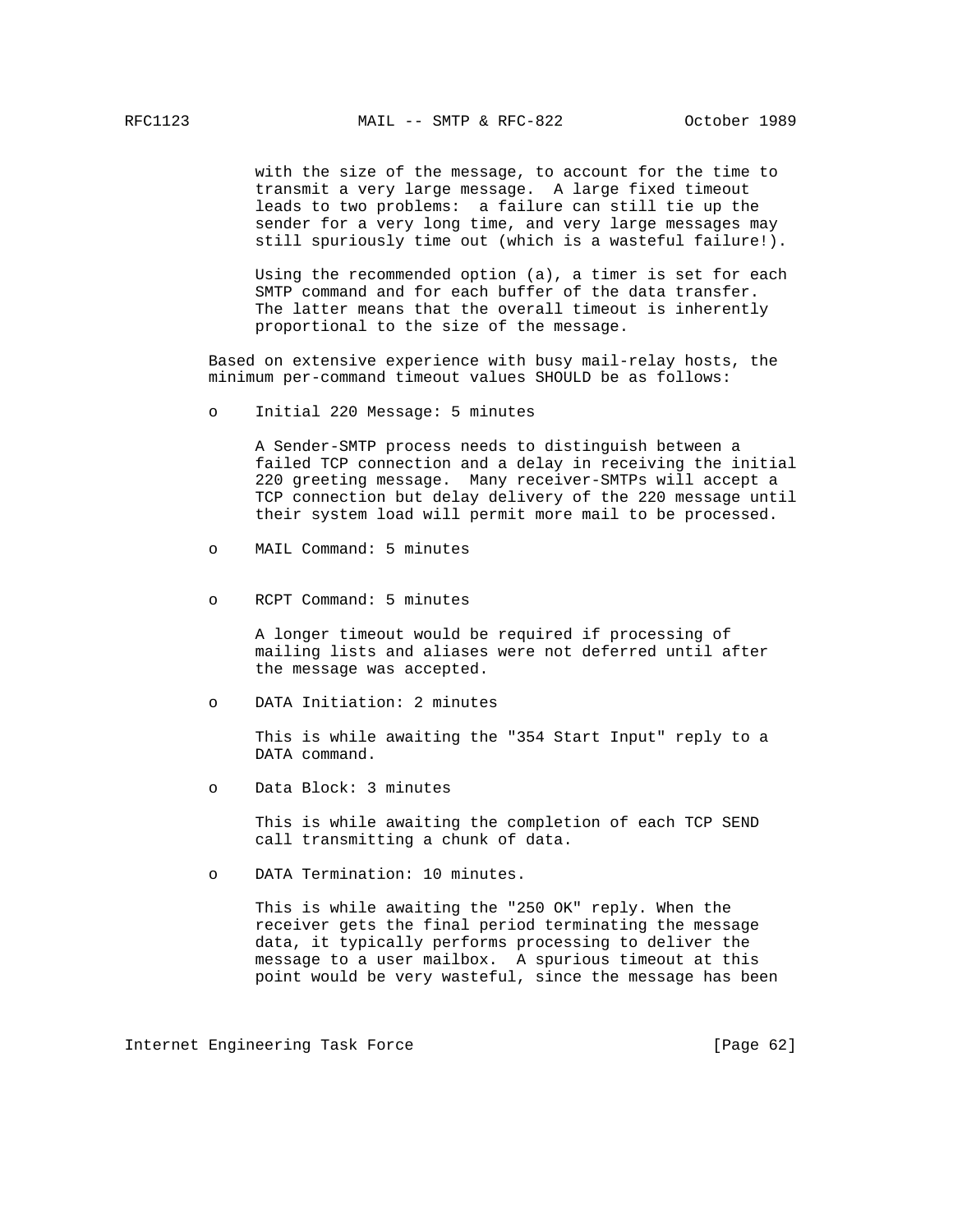with the size of the message, to account for the time to transmit a very large message. A large fixed timeout leads to two problems: a failure can still tie up the sender for a very long time, and very large messages may still spuriously time out (which is a wasteful failure!).

Using the recommended option (a), a timer is set for each SMTP command and for each buffer of the data transfer. The latter means that the overall timeout is inherently proportional to the size of the message.

Based on extensive experience with busy mail-relay hosts, the minimum per-command timeout values SHOULD be as follows:

- Initial 220 Message: 5 minutes

  A Sender-SMTP process needs to distinguish between a failed TCP connection and a delay in receiving the initial 220 greeting message. Many receiver-SMTPs will accept a TCP connection but delay delivery of the 220 message until their system load will permit more mail to be processed.

- MAIL Command: 5 minutes

- RCPT Command: 5 minutes

  A longer timeout would be required if processing of mailing lists and aliases were not deferred until after the message was accepted.

- DATA Initiation: 2 minutes

  This is while awaiting the "354 Start Input" reply to a DATA command.

- Data Block: 3 minutes

  This is while awaiting the completion of each TCP SEND call transmitting a chunk of data.

- DATA Termination: 10 minutes.

  This is while awaiting the "250 OK" reply. When the receiver gets the final period terminating the message data, it typically performs processing to deliver the message to a user mailbox. A spurious timeout at this point would be very wasteful, since the message has been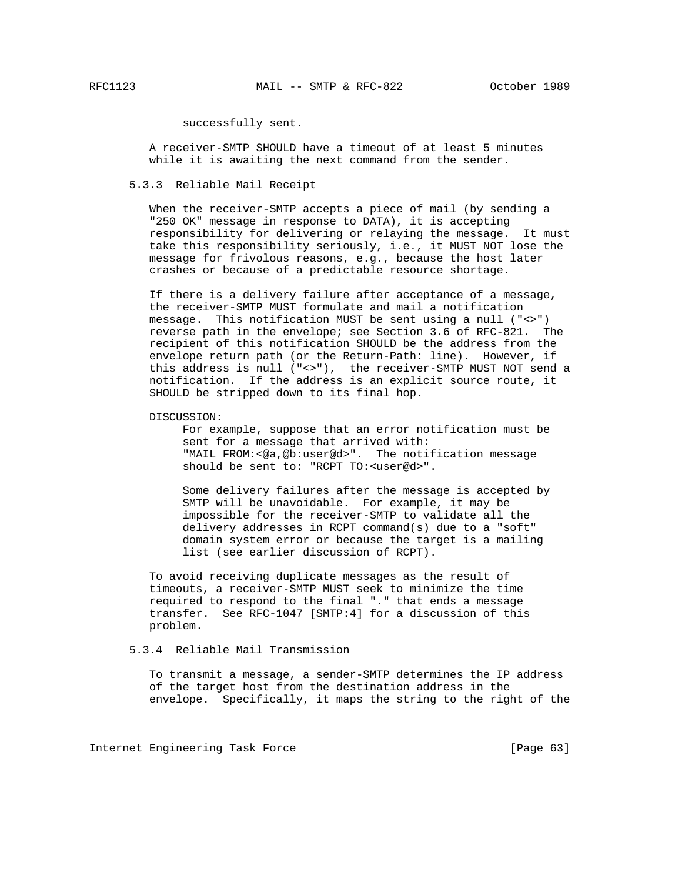successfully sent.

A receiver-SMTP SHOULD have a timeout of at least 5 minutes while it is awaiting the next command from the sender.

### 5.3.3 Reliable Mail Receipt

When the receiver-SMTP accepts a piece of mail (by sending a "250 OK" message in response to DATA), it is accepting responsibility for delivering or relaying the message. It must take this responsibility seriously, i.e., it MUST NOT lose the message for frivolous reasons, e.g., because the host later crashes or because of a predictable resource shortage.

If there is a delivery failure after acceptance of a message, the receiver-SMTP MUST formulate and mail a notification message. This notification MUST be sent using a null ("<>") reverse path in the envelope; see Section 3.6 of RFC-821. The recipient of this notification SHOULD be the address from the envelope return path (or the Return-Path: line). However, if this address is null ("<>"), the receiver-SMTP MUST NOT send a notification. If the address is an explicit source route, it SHOULD be stripped down to its final hop.

DISCUSSION:

For example, suppose that an error notification must be sent for a message that arrived with: "MAIL FROM:<@a,@b:user@d>". The notification message should be sent to: "RCPT TO:<user@d>".

Some delivery failures after the message is accepted by SMTP will be unavoidable. For example, it may be impossible for the receiver-SMTP to validate all the delivery addresses in RCPT command(s) due to a "soft" domain system error or because the target is a mailing list (see earlier discussion of RCPT).

To avoid receiving duplicate messages as the result of timeouts, a receiver-SMTP MUST seek to minimize the time required to respond to the final "." that ends a message transfer. See RFC-1047 [SMTP:4] for a discussion of this problem.

### 5.3.4 Reliable Mail Transmission

To transmit a message, a sender-SMTP determines the IP address of the target host from the destination address in the envelope. Specifically, it maps the string to the right of the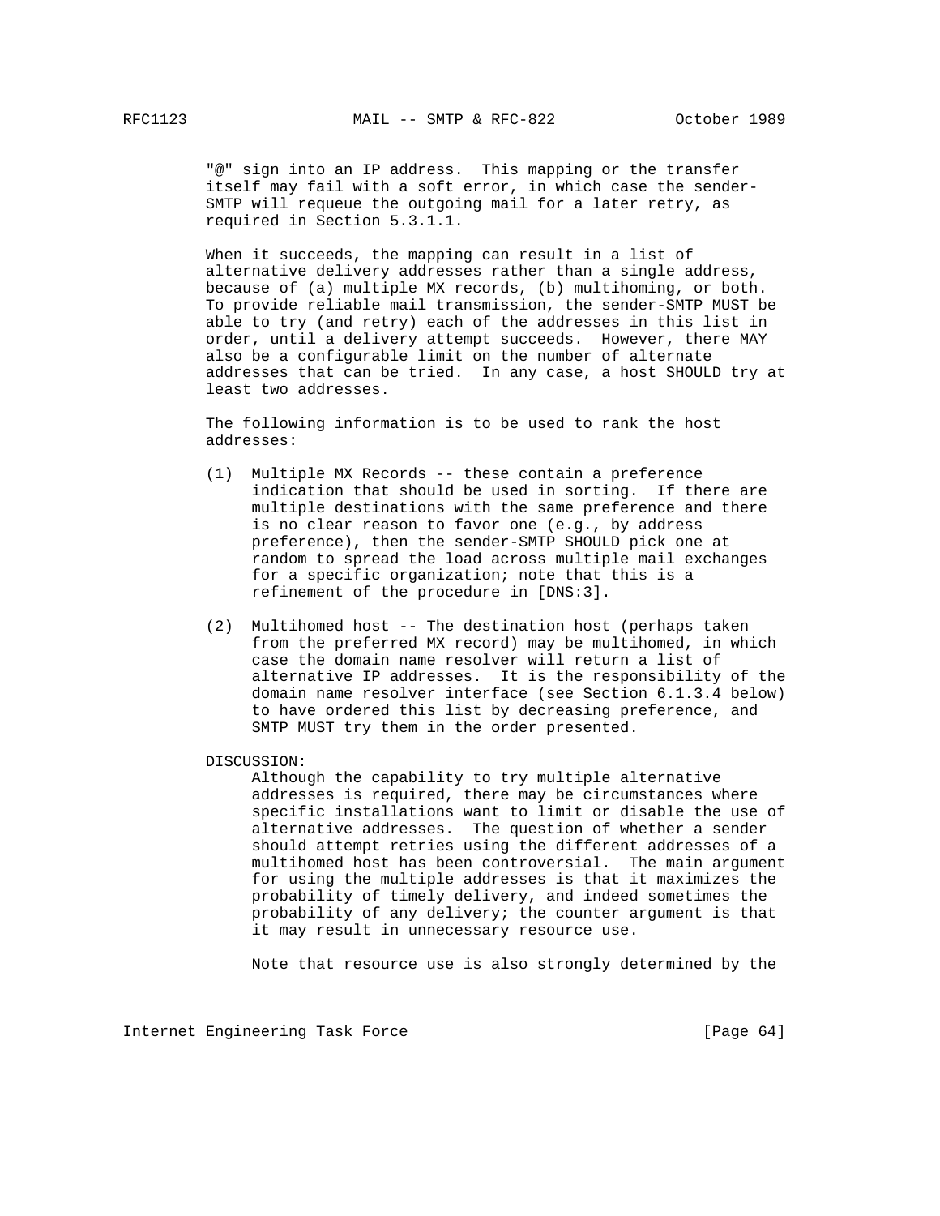"@" sign into an IP address. This mapping or the transfer itself may fail with a soft error, in which case the sender-SMTP will requeue the outgoing mail for a later retry, as required in Section 5.3.1.1.

When it succeeds, the mapping can result in a list of alternative delivery addresses rather than a single address, because of (a) multiple MX records, (b) multihoming, or both. To provide reliable mail transmission, the sender-SMTP MUST be able to try (and retry) each of the addresses in this list in order, until a delivery attempt succeeds. However, there MAY also be a configurable limit on the number of alternate addresses that can be tried. In any case, a host SHOULD try at least two addresses.

The following information is to be used to rank the host addresses:

(1) Multiple MX Records -- these contain a preference indication that should be used in sorting. If there are multiple destinations with the same preference and there is no clear reason to favor one (e.g., by address preference), then the sender-SMTP SHOULD pick one at random to spread the load across multiple mail exchanges for a specific organization; note that this is a refinement of the procedure in [DNS:3].

(2) Multihomed host -- The destination host (perhaps taken from the preferred MX record) may be multihomed, in which case the domain name resolver will return a list of alternative IP addresses. It is the responsibility of the domain name resolver interface (see Section 6.1.3.4 below) to have ordered this list by decreasing preference, and SMTP MUST try them in the order presented.

DISCUSSION:

Although the capability to try multiple alternative addresses is required, there may be circumstances where specific installations want to limit or disable the use of alternative addresses. The question of whether a sender should attempt retries using the different addresses of a multihomed host has been controversial. The main argument for using the multiple addresses is that it maximizes the probability of timely delivery, and indeed sometimes the probability of any delivery; the counter argument is that it may result in unnecessary resource use.

Note that resource use is also strongly determined by the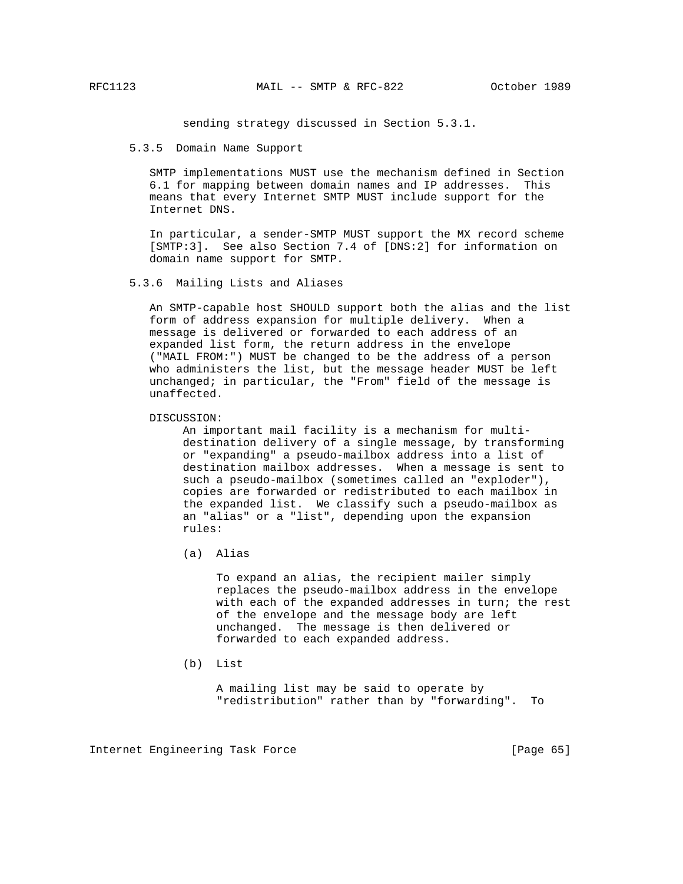sending strategy discussed in Section 5.3.1.

### 5.3.5 Domain Name Support

SMTP implementations MUST use the mechanism defined in Section 6.1 for mapping between domain names and IP addresses. This means that every Internet SMTP MUST include support for the Internet DNS.

In particular, a sender-SMTP MUST support the MX record scheme [SMTP:3]. See also Section 7.4 of [DNS:2] for information on domain name support for SMTP.

### 5.3.6 Mailing Lists and Aliases

An SMTP-capable host SHOULD support both the alias and the list form of address expansion for multiple delivery. When a message is delivered or forwarded to each address of an expanded list form, the return address in the envelope ("MAIL FROM:") MUST be changed to be the address of a person who administers the list, but the message header MUST be left unchanged; in particular, the "From" field of the message is unaffected.

DISCUSSION:

An important mail facility is a mechanism for multi-destination delivery of a single message, by transforming or "expanding" a pseudo-mailbox address into a list of destination mailbox addresses. When a message is sent to such a pseudo-mailbox (sometimes called an "exploder"), copies are forwarded or redistributed to each mailbox in the expanded list. We classify such a pseudo-mailbox as an "alias" or a "list", depending upon the expansion rules:

(a) Alias

To expand an alias, the recipient mailer simply replaces the pseudo-mailbox address in the envelope with each of the expanded addresses in turn; the rest of the envelope and the message body are left unchanged. The message is then delivered or forwarded to each expanded address.

(b) List

A mailing list may be said to operate by "redistribution" rather than by "forwarding". To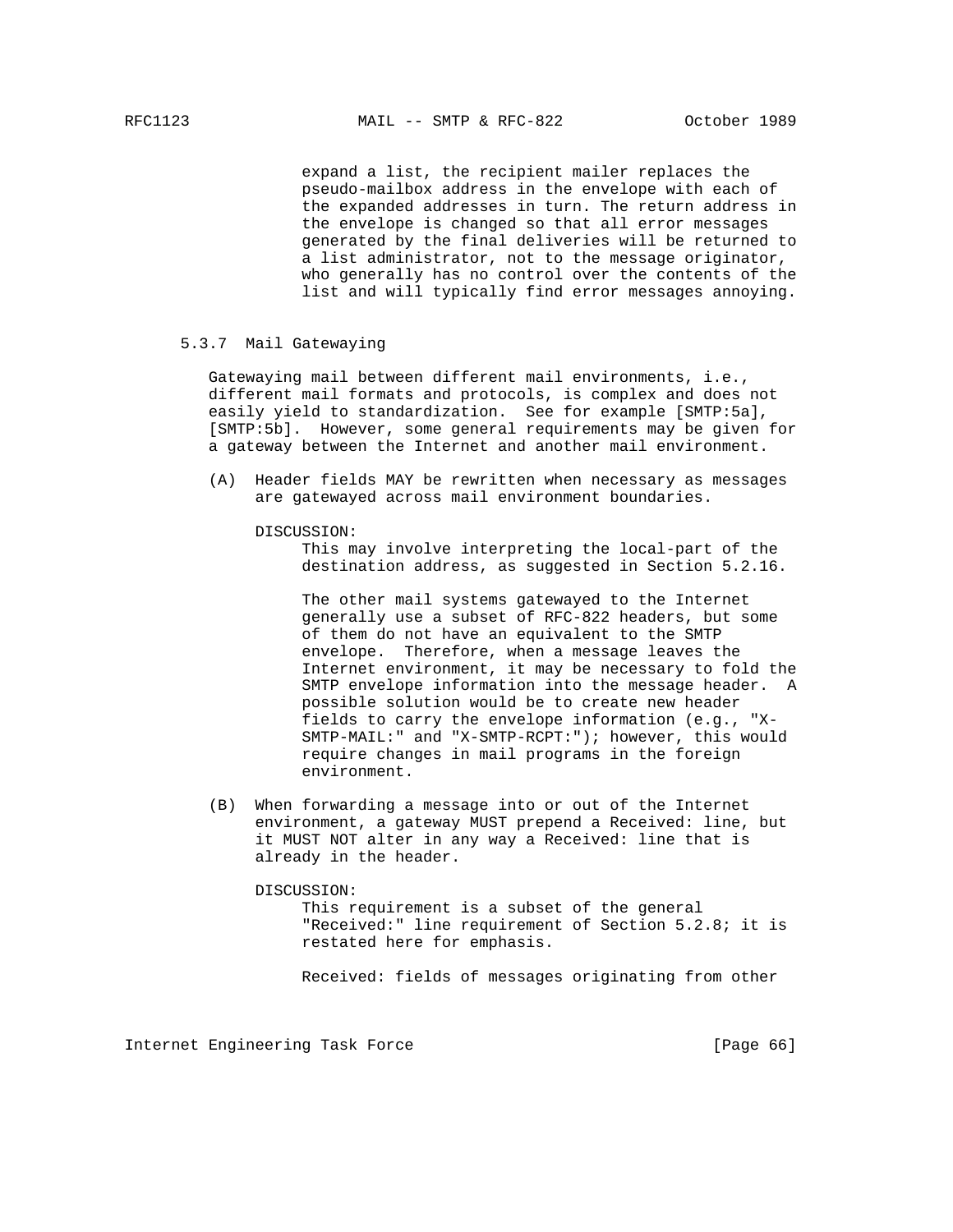expand a list, the recipient mailer replaces the pseudo-mailbox address in the envelope with each of the expanded addresses in turn. The return address in the envelope is changed so that all error messages generated by the final deliveries will be returned to a list administrator, not to the message originator, who generally has no control over the contents of the list and will typically find error messages annoying.

### 5.3.7 Mail Gatewaying

Gatewaying mail between different mail environments, i.e., different mail formats and protocols, is complex and does not easily yield to standardization. See for example [SMTP:5a], [SMTP:5b]. However, some general requirements may be given for a gateway between the Internet and another mail environment.

(A) Header fields MAY be rewritten when necessary as messages are gatewayed across mail environment boundaries.

DISCUSSION:

This may involve interpreting the local-part of the destination address, as suggested in Section 5.2.16.

The other mail systems gatewayed to the Internet generally use a subset of RFC-822 headers, but some of them do not have an equivalent to the SMTP envelope. Therefore, when a message leaves the Internet environment, it may be necessary to fold the SMTP envelope information into the message header. A possible solution would be to create new header fields to carry the envelope information (e.g., "X-SMTP-MAIL:" and "X-SMTP-RCPT:"); however, this would require changes in mail programs in the foreign environment.

(B) When forwarding a message into or out of the Internet environment, a gateway MUST prepend a Received: line, but it MUST NOT alter in any way a Received: line that is already in the header.

DISCUSSION:

This requirement is a subset of the general "Received:" line requirement of Section 5.2.8; it is restated here for emphasis.

Received: fields of messages originating from other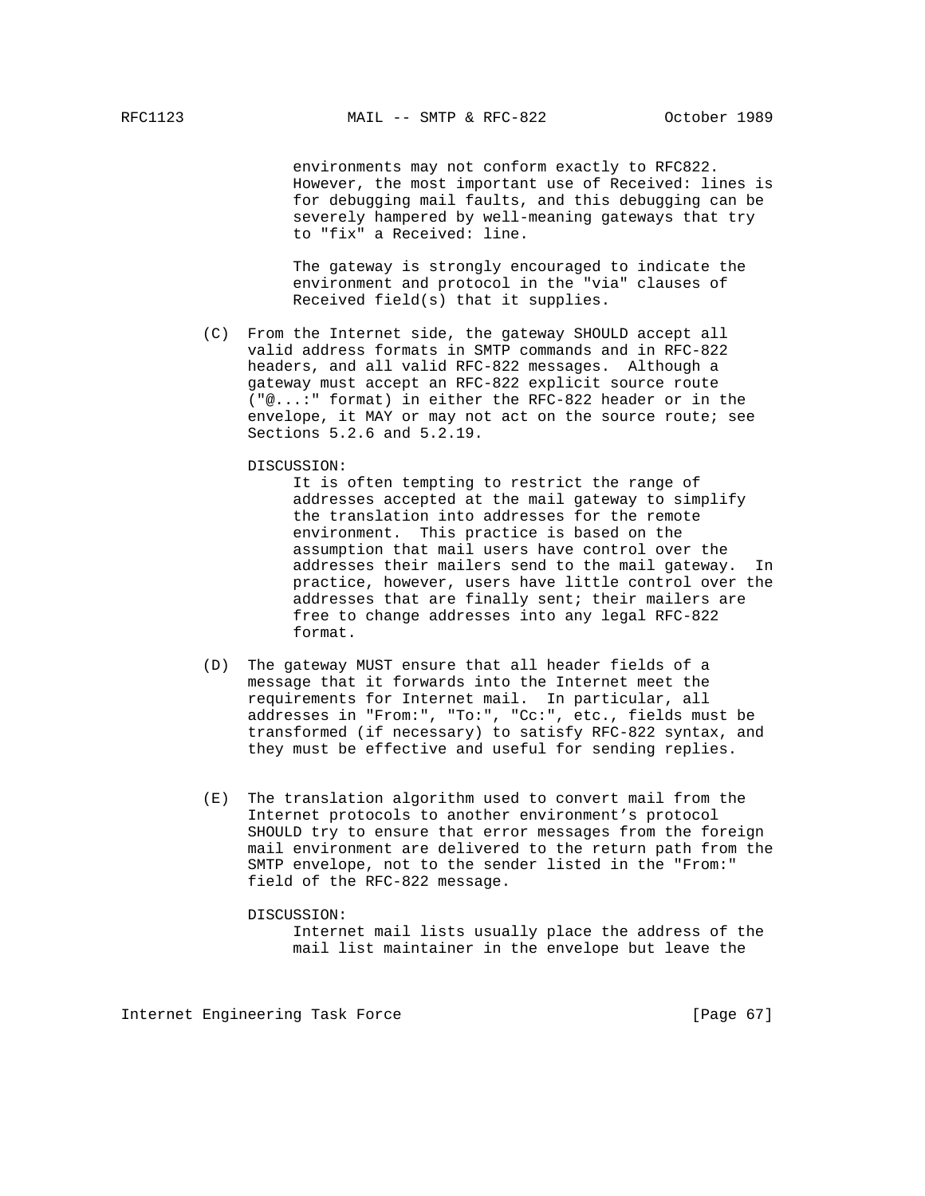environments may not conform exactly to RFC822. However, the most important use of Received: lines is for debugging mail faults, and this debugging can be severely hampered by well-meaning gateways that try to "fix" a Received: line.

The gateway is strongly encouraged to indicate the environment and protocol in the "via" clauses of Received field(s) that it supplies.

(C) From the Internet side, the gateway SHOULD accept all valid address formats in SMTP commands and in RFC-822 headers, and all valid RFC-822 messages. Although a gateway must accept an RFC-822 explicit source route ("@...:" format) in either the RFC-822 header or in the envelope, it MAY or may not act on the source route; see Sections 5.2.6 and 5.2.19.

DISCUSSION:

It is often tempting to restrict the range of addresses accepted at the mail gateway to simplify the translation into addresses for the remote environment. This practice is based on the assumption that mail users have control over the addresses their mailers send to the mail gateway. In practice, however, users have little control over the addresses that are finally sent; their mailers are free to change addresses into any legal RFC-822 format.

(D) The gateway MUST ensure that all header fields of a message that it forwards into the Internet meet the requirements for Internet mail. In particular, all addresses in "From:", "To:", "Cc:", etc., fields must be transformed (if necessary) to satisfy RFC-822 syntax, and they must be effective and useful for sending replies.

(E) The translation algorithm used to convert mail from the Internet protocols to another environment's protocol SHOULD try to ensure that error messages from the foreign mail environment are delivered to the return path from the SMTP envelope, not to the sender listed in the "From:" field of the RFC-822 message.

DISCUSSION:

Internet mail lists usually place the address of the mail list maintainer in the envelope but leave the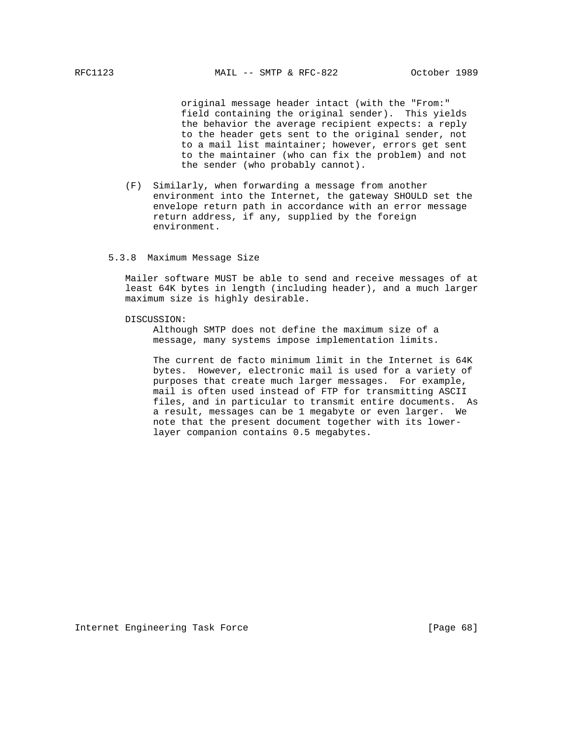original message header intact (with the "From:" field containing the original sender). This yields the behavior the average recipient expects: a reply to the header gets sent to the original sender, not to a mail list maintainer; however, errors get sent to the maintainer (who can fix the problem) and not the sender (who probably cannot).

(F) Similarly, when forwarding a message from another environment into the Internet, the gateway SHOULD set the envelope return path in accordance with an error message return address, if any, supplied by the foreign environment.

### 5.3.8 Maximum Message Size

Mailer software MUST be able to send and receive messages of at least 64K bytes in length (including header), and a much larger maximum size is highly desirable.

DISCUSSION:

Although SMTP does not define the maximum size of a message, many systems impose implementation limits.

The current de facto minimum limit in the Internet is 64K bytes. However, electronic mail is used for a variety of purposes that create much larger messages. For example, mail is often used instead of FTP for transmitting ASCII files, and in particular to transmit entire documents. As a result, messages can be 1 megabyte or even larger. We note that the present document together with its lower-layer companion contains 0.5 megabytes.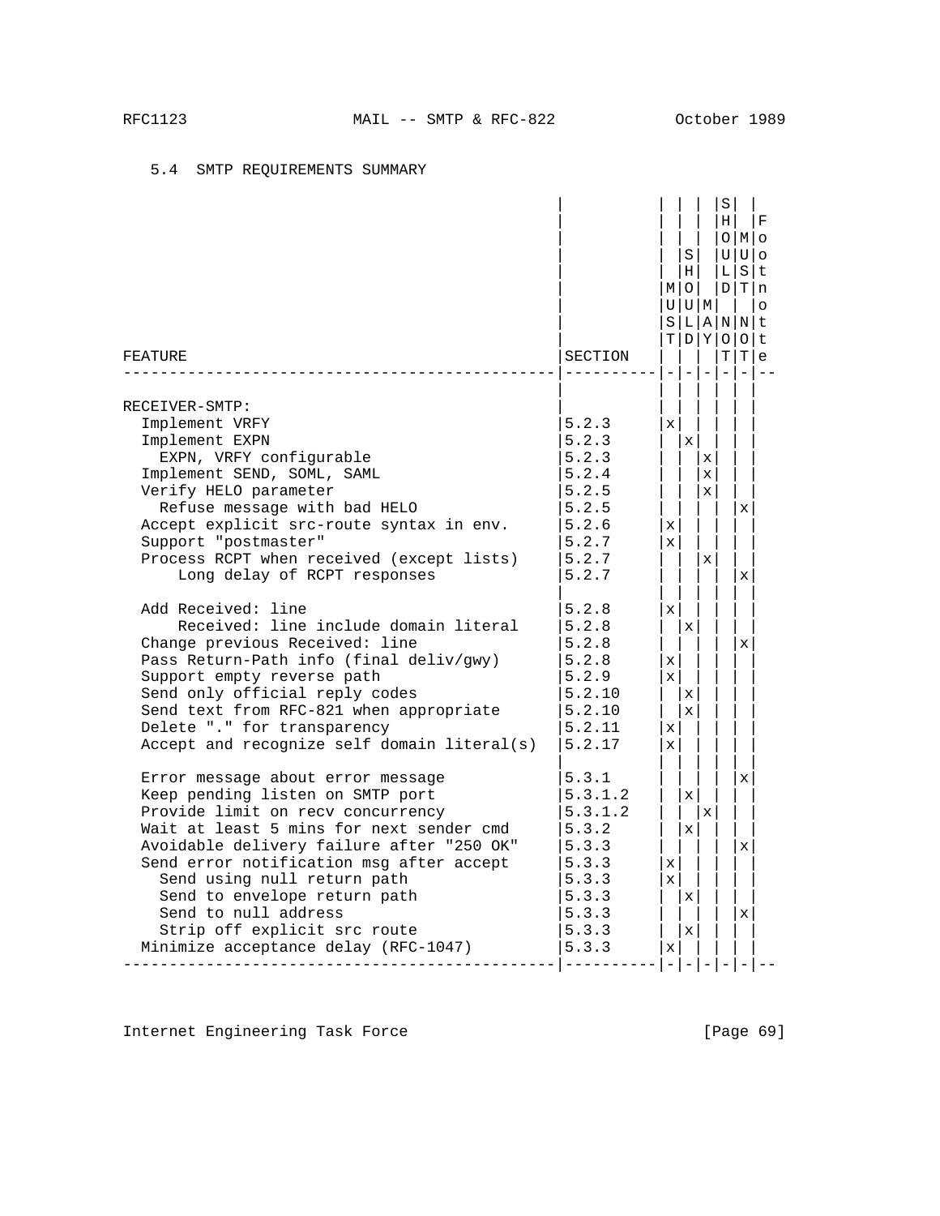### 5.4 SMTP REQUIREMENTS SUMMARY

| FEATURE | SECTION | MUST | SHOULD | MAY | SHOULD NOT | MUST NOT | Footnote |
|---|---|---|---|---|---|---|---|
| RECEIVER-SMTP: | | | | | | | |
| Implement VRFY | 5.2.3 | x | | | | | |
| Implement EXPN | 5.2.3 | | x | | | | |
| EXPN, VRFY configurable | 5.2.3 | | | x | | | |
| Implement SEND, SOML, SAML | 5.2.4 | | | x | | | |
| Verify HELO parameter | 5.2.5 | | | x | | | |
| Refuse message with bad HELO | 5.2.5 | | | | | x | |
| Accept explicit src-route syntax in env. | 5.2.6 | x | | | | | |
| Support "postmaster" | 5.2.7 | x | | | | | |
| Process RCPT when received (except lists) | 5.2.7 | | | x | | | |
| Long delay of RCPT responses | 5.2.7 | | | | | x | |
| Add Received: line | 5.2.8 | x | | | | | |
| Received: line include domain literal | 5.2.8 | | x | | | | |
| Change previous Received: line | 5.2.8 | | | | | x | |
| Pass Return-Path info (final deliv/gwy) | 5.2.8 | x | | | | | |
| Support empty reverse path | 5.2.9 | x | | | | | |
| Send only official reply codes | 5.2.10 | | x | | | | |
| Send text from RFC-821 when appropriate | 5.2.10 | | x | | | | |
| Delete "." for transparency | 5.2.11 | x | | | | | |
| Accept and recognize self domain literal(s) | 5.2.17 | x | | | | | |
| Error message about error message | 5.3.1 | | | | | x | |
| Keep pending listen on SMTP port | 5.3.1.2 | | x | | | | |
| Provide limit on recv concurrency | 5.3.1.2 | | | x | | | |
| Wait at least 5 mins for next sender cmd | 5.3.2 | | x | | | | |
| Avoidable delivery failure after "250 OK" | 5.3.3 | | | | | x | |
| Send error notification msg after accept | 5.3.3 | x | | | | | |
| Send using null return path | 5.3.3 | x | | | | | |
| Send to envelope return path | 5.3.3 | | x | | | | |
| Send to null address | 5.3.3 | | | | | x | |
| Strip off explicit src route | 5.3.3 | | x | | | | |
| Minimize acceptance delay (RFC-1047) | 5.3.3 | x | | | | | |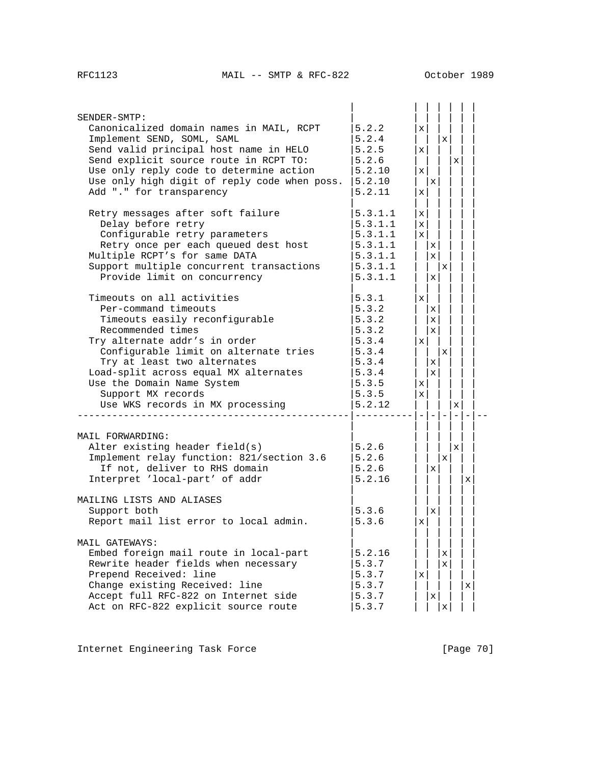| FEATURE | SECTION | MUST | SHOULD | MAY | SHOULD NOT | MUST NOT | FOOTNOTE |
|---|---|---|---|---|---|---|---|
| SENDER-SMTP: | | | | | | | |
| Canonicalized domain names in MAIL, RCPT | 5.2.2 | x | | | | | |
| Implement SEND, SOML, SAML | 5.2.4 | | | x | | | |
| Send valid principal host name in HELO | 5.2.5 | x | | | | | |
| Send explicit source route in RCPT TO: | 5.2.6 | | | | x | | |
| Use only reply code to determine action | 5.2.10 | x | | | | | |
| Use only high digit of reply code when poss. | 5.2.10 | | x | | | | |
| Add "." for transparency | 5.2.11 | x | | | | | |
| | | | | | | | |
| Retry messages after soft failure | 5.3.1.1 | x | | | | | |
| Delay before retry | 5.3.1.1 | x | | | | | |
| Configurable retry parameters | 5.3.1.1 | x | | | | | |
| Retry once per each queued dest host | 5.3.1.1 | | x | | | | |
| Multiple RCPT's for same DATA | 5.3.1.1 | | x | | | | |
| Support multiple concurrent transactions | 5.3.1.1 | | | x | | | |
| Provide limit on concurrency | 5.3.1.1 | | x | | | | |
| | | | | | | | |
| Timeouts on all activities | 5.3.1 | x | | | | | |
| Per-command timeouts | 5.3.2 | | x | | | | |
| Timeouts easily reconfigurable | 5.3.2 | | x | | | | |
| Recommended times | 5.3.2 | | x | | | | |
| Try alternate addr's in order | 5.3.4 | x | | | | | |
| Configurable limit on alternate tries | 5.3.4 | | | x | | | |
| Try at least two alternates | 5.3.4 | | x | | | | |
| Load-split across equal MX alternates | 5.3.4 | | x | | | | |
| Use the Domain Name System | 5.3.5 | x | | | | | |
| Support MX records | 5.3.5 | x | | | | | |
| Use WKS records in MX processing | 5.2.12 | | | | x | | |
| | | | | | | | |
| MAIL FORWARDING: | | | | | | | |
| Alter existing header field(s) | 5.2.6 | | | | x | | |
| Implement relay function: 821/section 3.6 | 5.2.6 | | | x | | | |
| If not, deliver to RHS domain | 5.2.6 | | x | | | | |
| Interpret 'local-part' of addr | 5.2.16 | | | | | x | |
| | | | | | | | |
| MAILING LISTS AND ALIASES | | | | | | | |
| Support both | 5.3.6 | | x | | | | |
| Report mail list error to local admin. | 5.3.6 | x | | | | | |
| | | | | | | | |
| MAIL GATEWAYS: | | | | | | | |
| Embed foreign mail route in local-part | 5.2.16 | | | x | | | |
| Rewrite header fields when necessary | 5.3.7 | | | x | | | |
| Prepend Received: line | 5.3.7 | x | | | | | |
| Change existing Received: line | 5.3.7 | | | | | x | |
| Accept full RFC-822 on Internet side | 5.3.7 | | x | | | | |
| Act on RFC-822 explicit source route | 5.3.7 | | | x | | | |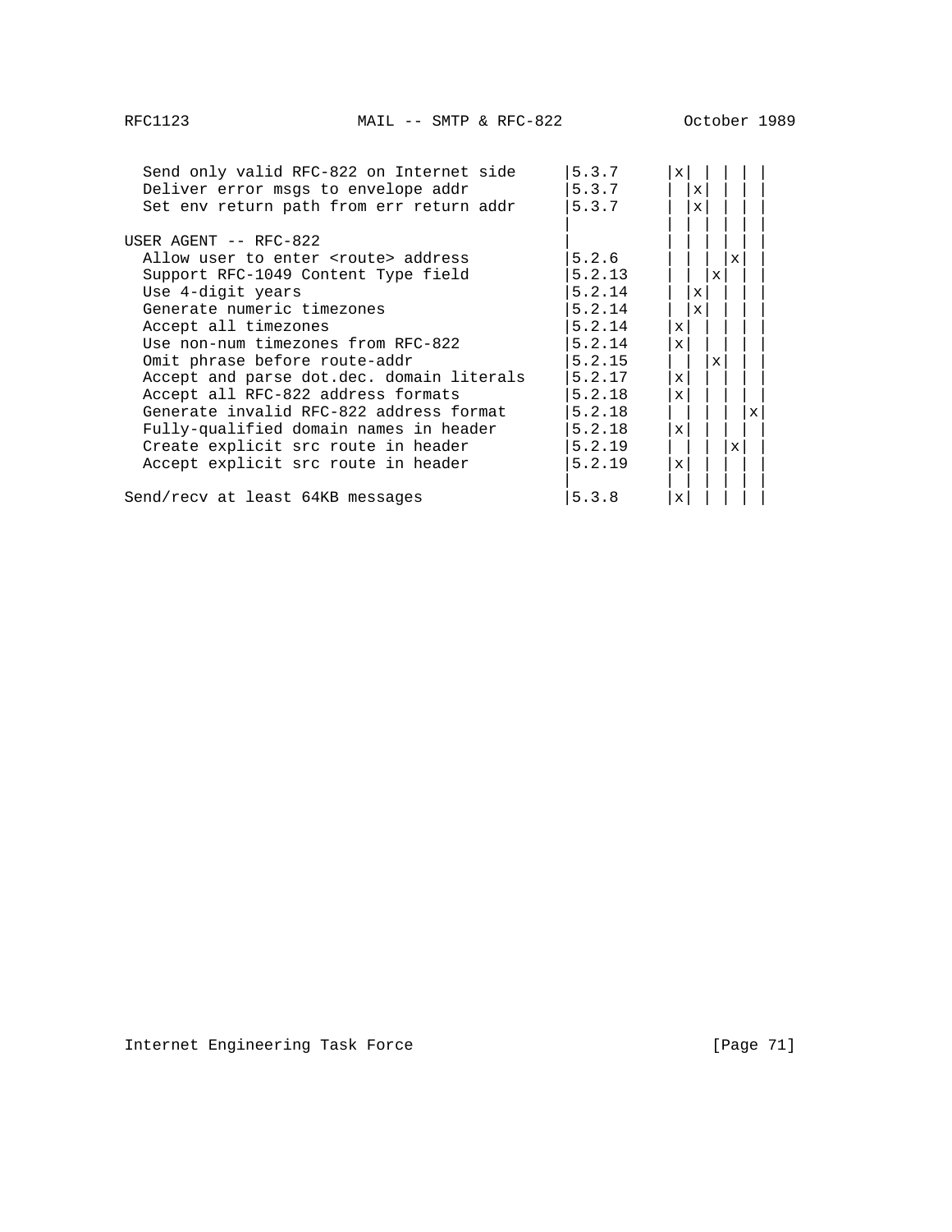```
   Send only valid RFC-822 on Internet side     |5.3.7   |x| | | | |
   Deliver error msgs to envelope addr          |5.3.7   | |x| | | |
   Set env return path from err return addr     |5.3.7   | |x| | | |
                                                |        | | | | | |
 USER AGENT -- RFC-822                          |        | | | | | |
   Allow user to enter <route> address          |5.2.6   | | | |x| |
   Support RFC-1049 Content Type field          |5.2.13  | | |x| | |
   Use 4-digit years                            |5.2.14  | |x| | | |
   Generate numeric timezones                   |5.2.14  | |x| | | |
   Accept all timezones                         |5.2.14  |x| | | | |
   Use non-num timezones from RFC-822           |5.2.14  |x| | | | |
   Omit phrase before route-addr                |5.2.15  | | |x| | |
   Accept and parse dot.dec. domain literals    |5.2.17  |x| | | | |
   Accept all RFC-822 address formats           |5.2.18  |x| | | | |
   Generate invalid RFC-822 address format      |5.2.18  | | | | |x|
   Fully-qualified domain names in header       |5.2.18  |x| | | | |
   Create explicit src route in header          |5.2.19  | | | |x| |
   Accept explicit src route in header          |5.2.19  |x| | | | |
                                                |        | | | | | |
 Send/recv at least 64KB messages               |5.3.8   |x| | | | |
```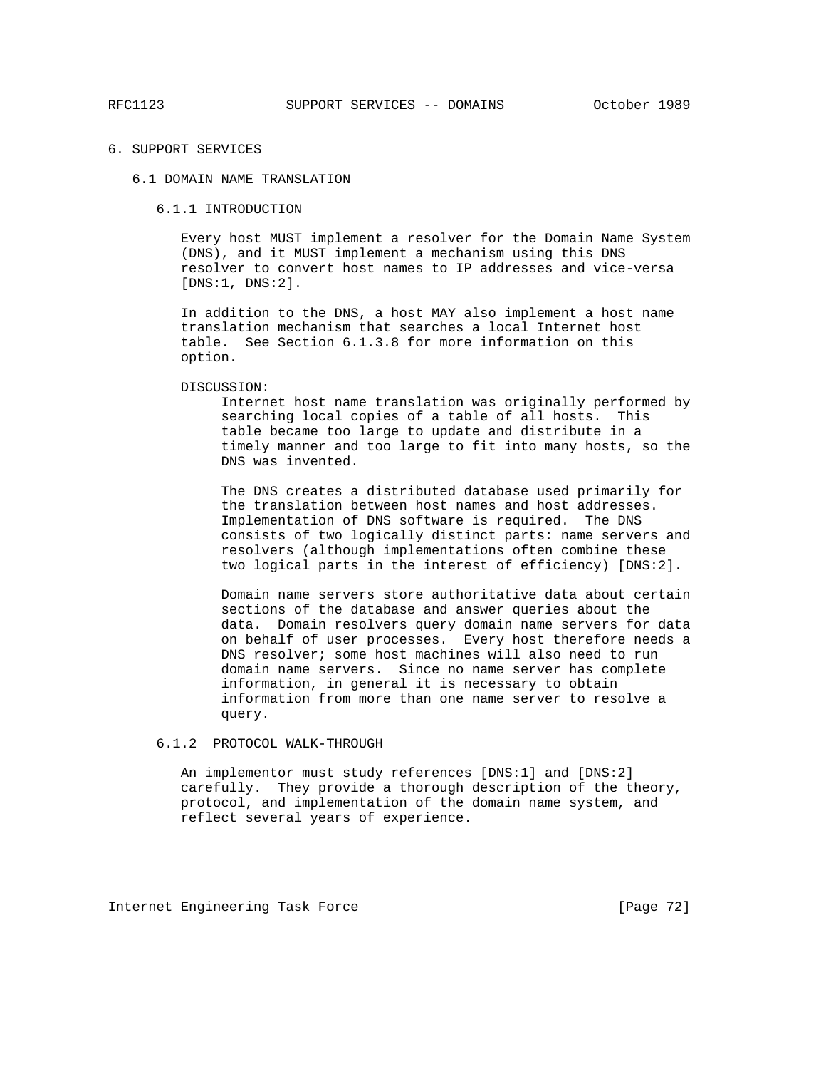# 6. SUPPORT SERVICES

## 6.1 DOMAIN NAME TRANSLATION

### 6.1.1 INTRODUCTION

Every host MUST implement a resolver for the Domain Name System (DNS), and it MUST implement a mechanism using this DNS resolver to convert host names to IP addresses and vice-versa [DNS:1, DNS:2].

In addition to the DNS, a host MAY also implement a host name translation mechanism that searches a local Internet host table. See Section 6.1.3.8 for more information on this option.

DISCUSSION:

> Internet host name translation was originally performed by searching local copies of a table of all hosts. This table became too large to update and distribute in a timely manner and too large to fit into many hosts, so the DNS was invented.
>
> The DNS creates a distributed database used primarily for the translation between host names and host addresses. Implementation of DNS software is required. The DNS consists of two logically distinct parts: name servers and resolvers (although implementations often combine these two logical parts in the interest of efficiency) [DNS:2].
>
> Domain name servers store authoritative data about certain sections of the database and answer queries about the data. Domain resolvers query domain name servers for data on behalf of user processes. Every host therefore needs a DNS resolver; some host machines will also need to run domain name servers. Since no name server has complete information, in general it is necessary to obtain information from more than one name server to resolve a query.

### 6.1.2 PROTOCOL WALK-THROUGH

An implementor must study references [DNS:1] and [DNS:2] carefully. They provide a thorough description of the theory, protocol, and implementation of the domain name system, and reflect several years of experience.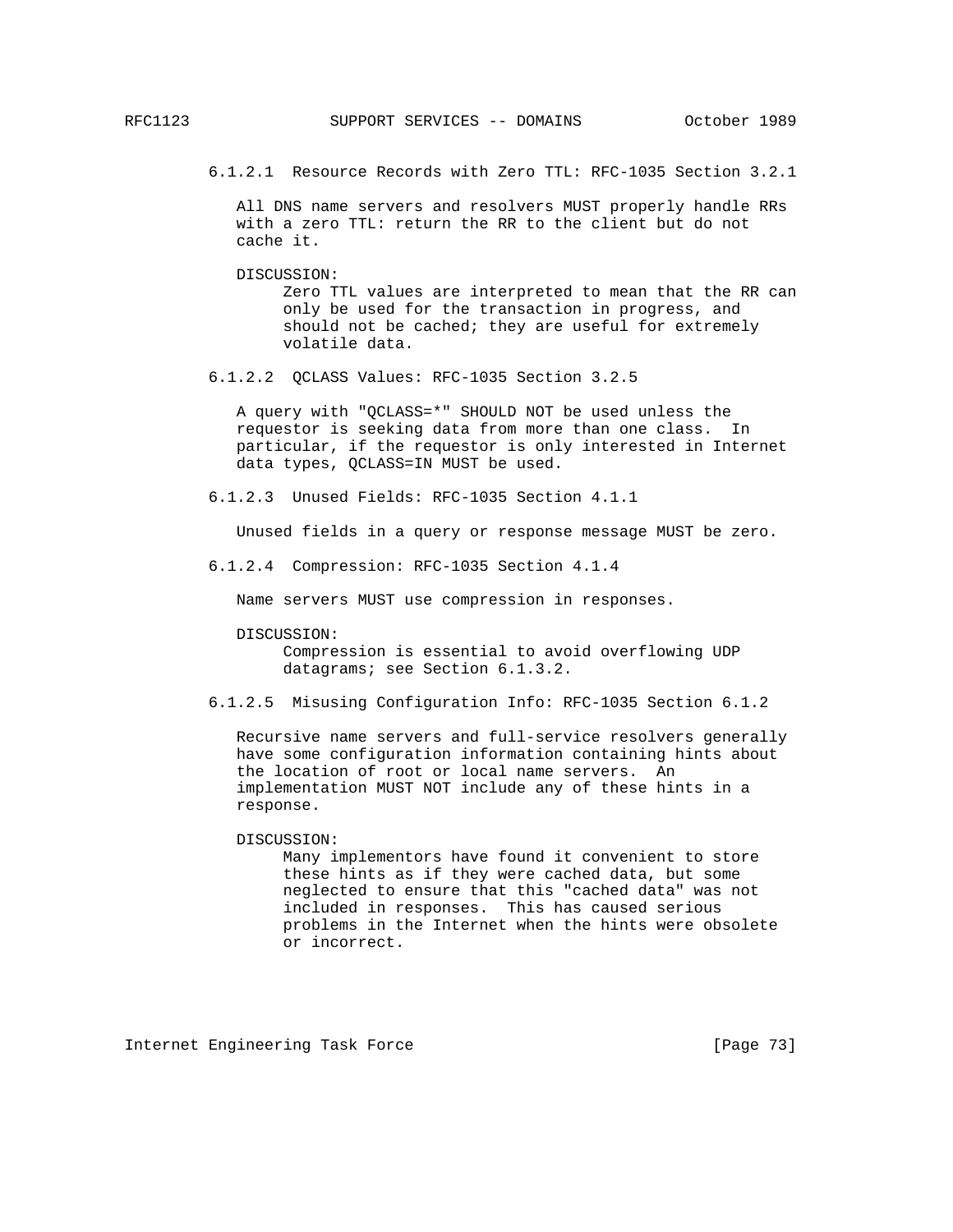#### 6.1.2.1  Resource Records with Zero TTL: RFC-1035 Section 3.2.1

All DNS name servers and resolvers MUST properly handle RRs with a zero TTL: return the RR to the client but do not cache it.

DISCUSSION:
Zero TTL values are interpreted to mean that the RR can only be used for the transaction in progress, and should not be cached; they are useful for extremely volatile data.

#### 6.1.2.2  QCLASS Values: RFC-1035 Section 3.2.5

A query with "QCLASS=*" SHOULD NOT be used unless the requestor is seeking data from more than one class.  In particular, if the requestor is only interested in Internet data types, QCLASS=IN MUST be used.

#### 6.1.2.3  Unused Fields: RFC-1035 Section 4.1.1

Unused fields in a query or response message MUST be zero.

#### 6.1.2.4  Compression: RFC-1035 Section 4.1.4

Name servers MUST use compression in responses.

DISCUSSION:
Compression is essential to avoid overflowing UDP datagrams; see Section 6.1.3.2.

#### 6.1.2.5  Misusing Configuration Info: RFC-1035 Section 6.1.2

Recursive name servers and full-service resolvers generally have some configuration information containing hints about the location of root or local name servers.  An implementation MUST NOT include any of these hints in a response.

DISCUSSION:
Many implementors have found it convenient to store these hints as if they were cached data, but some neglected to ensure that this "cached data" was not included in responses.  This has caused serious problems in the Internet when the hints were obsolete or incorrect.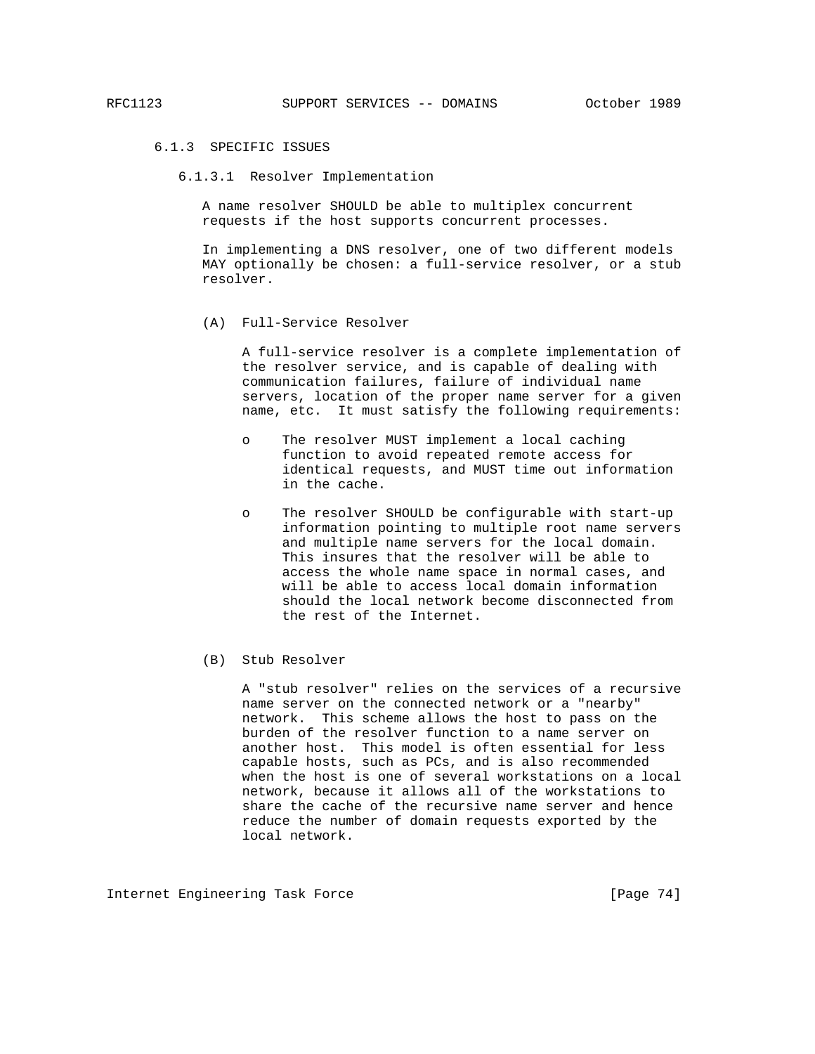### 6.1.3 SPECIFIC ISSUES

#### 6.1.3.1 Resolver Implementation

A name resolver SHOULD be able to multiplex concurrent requests if the host supports concurrent processes.

In implementing a DNS resolver, one of two different models MAY optionally be chosen: a full-service resolver, or a stub resolver.

(A) Full-Service Resolver

A full-service resolver is a complete implementation of the resolver service, and is capable of dealing with communication failures, failure of individual name servers, location of the proper name server for a given name, etc. It must satisfy the following requirements:

- The resolver MUST implement a local caching function to avoid repeated remote access for identical requests, and MUST time out information in the cache.
- The resolver SHOULD be configurable with start-up information pointing to multiple root name servers and multiple name servers for the local domain. This insures that the resolver will be able to access the whole name space in normal cases, and will be able to access local domain information should the local network become disconnected from the rest of the Internet.

(B) Stub Resolver

A "stub resolver" relies on the services of a recursive name server on the connected network or a "nearby" network. This scheme allows the host to pass on the burden of the resolver function to a name server on another host. This model is often essential for less capable hosts, such as PCs, and is also recommended when the host is one of several workstations on a local network, because it allows all of the workstations to share the cache of the recursive name server and hence reduce the number of domain requests exported by the local network.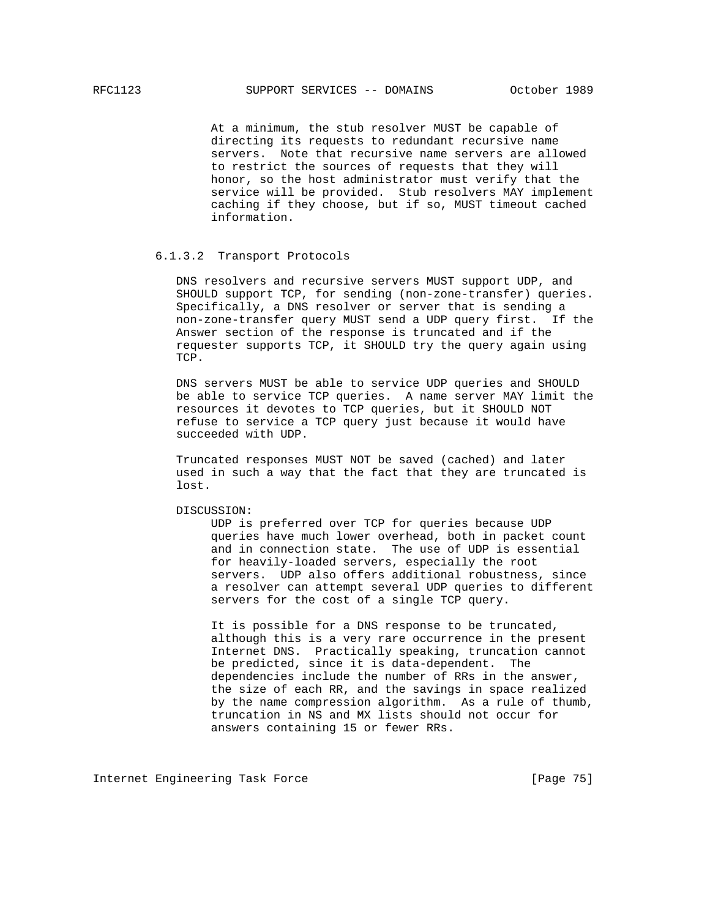At a minimum, the stub resolver MUST be capable of directing its requests to redundant recursive name servers. Note that recursive name servers are allowed to restrict the sources of requests that they will honor, so the host administrator must verify that the service will be provided. Stub resolvers MAY implement caching if they choose, but if so, MUST timeout cached information.

### 6.1.3.2 Transport Protocols

DNS resolvers and recursive servers MUST support UDP, and SHOULD support TCP, for sending (non-zone-transfer) queries. Specifically, a DNS resolver or server that is sending a non-zone-transfer query MUST send a UDP query first. If the Answer section of the response is truncated and if the requester supports TCP, it SHOULD try the query again using TCP.

DNS servers MUST be able to service UDP queries and SHOULD be able to service TCP queries. A name server MAY limit the resources it devotes to TCP queries, but it SHOULD NOT refuse to service a TCP query just because it would have succeeded with UDP.

Truncated responses MUST NOT be saved (cached) and later used in such a way that the fact that they are truncated is lost.

DISCUSSION:

UDP is preferred over TCP for queries because UDP queries have much lower overhead, both in packet count and in connection state. The use of UDP is essential for heavily-loaded servers, especially the root servers. UDP also offers additional robustness, since a resolver can attempt several UDP queries to different servers for the cost of a single TCP query.

It is possible for a DNS response to be truncated, although this is a very rare occurrence in the present Internet DNS. Practically speaking, truncation cannot be predicted, since it is data-dependent. The dependencies include the number of RRs in the answer, the size of each RR, and the savings in space realized by the name compression algorithm. As a rule of thumb, truncation in NS and MX lists should not occur for answers containing 15 or fewer RRs.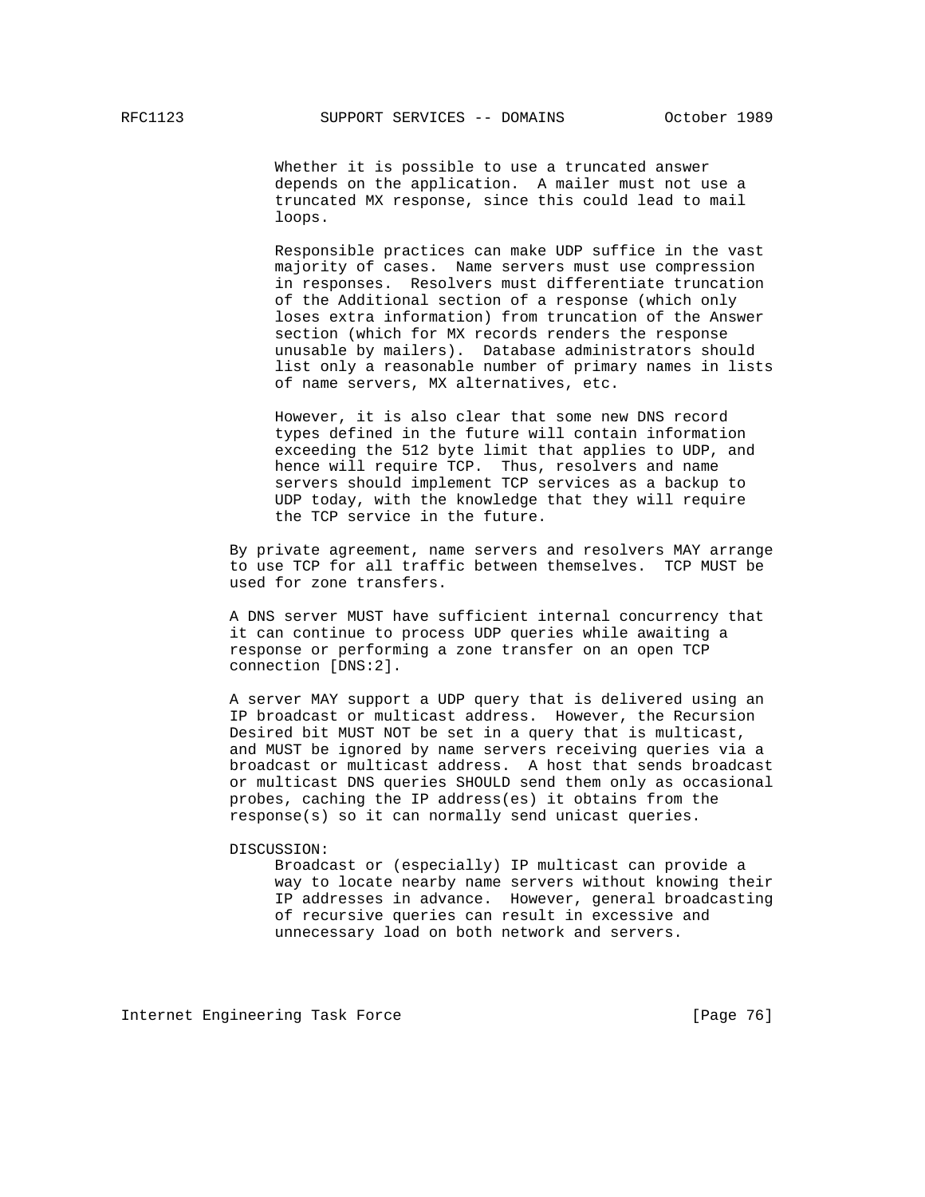Whether it is possible to use a truncated answer depends on the application. A mailer must not use a truncated MX response, since this could lead to mail loops.

Responsible practices can make UDP suffice in the vast majority of cases. Name servers must use compression in responses. Resolvers must differentiate truncation of the Additional section of a response (which only loses extra information) from truncation of the Answer section (which for MX records renders the response unusable by mailers). Database administrators should list only a reasonable number of primary names in lists of name servers, MX alternatives, etc.

However, it is also clear that some new DNS record types defined in the future will contain information exceeding the 512 byte limit that applies to UDP, and hence will require TCP. Thus, resolvers and name servers should implement TCP services as a backup to UDP today, with the knowledge that they will require the TCP service in the future.

By private agreement, name servers and resolvers MAY arrange to use TCP for all traffic between themselves. TCP MUST be used for zone transfers.

A DNS server MUST have sufficient internal concurrency that it can continue to process UDP queries while awaiting a response or performing a zone transfer on an open TCP connection [DNS:2].

A server MAY support a UDP query that is delivered using an IP broadcast or multicast address. However, the Recursion Desired bit MUST NOT be set in a query that is multicast, and MUST be ignored by name servers receiving queries via a broadcast or multicast address. A host that sends broadcast or multicast DNS queries SHOULD send them only as occasional probes, caching the IP address(es) it obtains from the response(s) so it can normally send unicast queries.

DISCUSSION:

Broadcast or (especially) IP multicast can provide a way to locate nearby name servers without knowing their IP addresses in advance. However, general broadcasting of recursive queries can result in excessive and unnecessary load on both network and servers.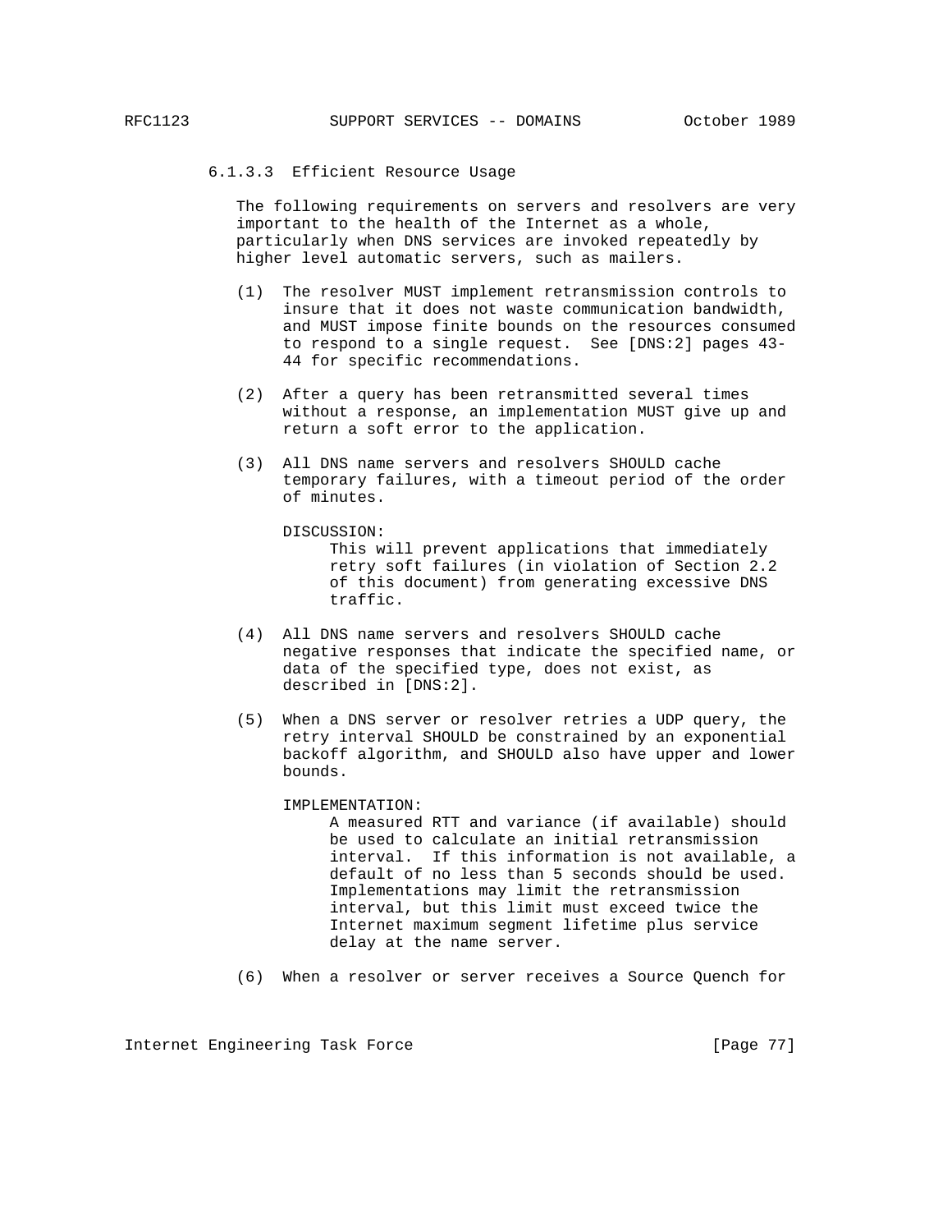#### 6.1.3.3 Efficient Resource Usage

The following requirements on servers and resolvers are very important to the health of the Internet as a whole, particularly when DNS services are invoked repeatedly by higher level automatic servers, such as mailers.

(1) The resolver MUST implement retransmission controls to insure that it does not waste communication bandwidth, and MUST impose finite bounds on the resources consumed to respond to a single request. See [DNS:2] pages 43-44 for specific recommendations.

(2) After a query has been retransmitted several times without a response, an implementation MUST give up and return a soft error to the application.

(3) All DNS name servers and resolvers SHOULD cache temporary failures, with a timeout period of the order of minutes.

DISCUSSION:
This will prevent applications that immediately retry soft failures (in violation of Section 2.2 of this document) from generating excessive DNS traffic.

(4) All DNS name servers and resolvers SHOULD cache negative responses that indicate the specified name, or data of the specified type, does not exist, as described in [DNS:2].

(5) When a DNS server or resolver retries a UDP query, the retry interval SHOULD be constrained by an exponential backoff algorithm, and SHOULD also have upper and lower bounds.

IMPLEMENTATION:
A measured RTT and variance (if available) should be used to calculate an initial retransmission interval. If this information is not available, a default of no less than 5 seconds should be used. Implementations may limit the retransmission interval, but this limit must exceed twice the Internet maximum segment lifetime plus service delay at the name server.

(6) When a resolver or server receives a Source Quench for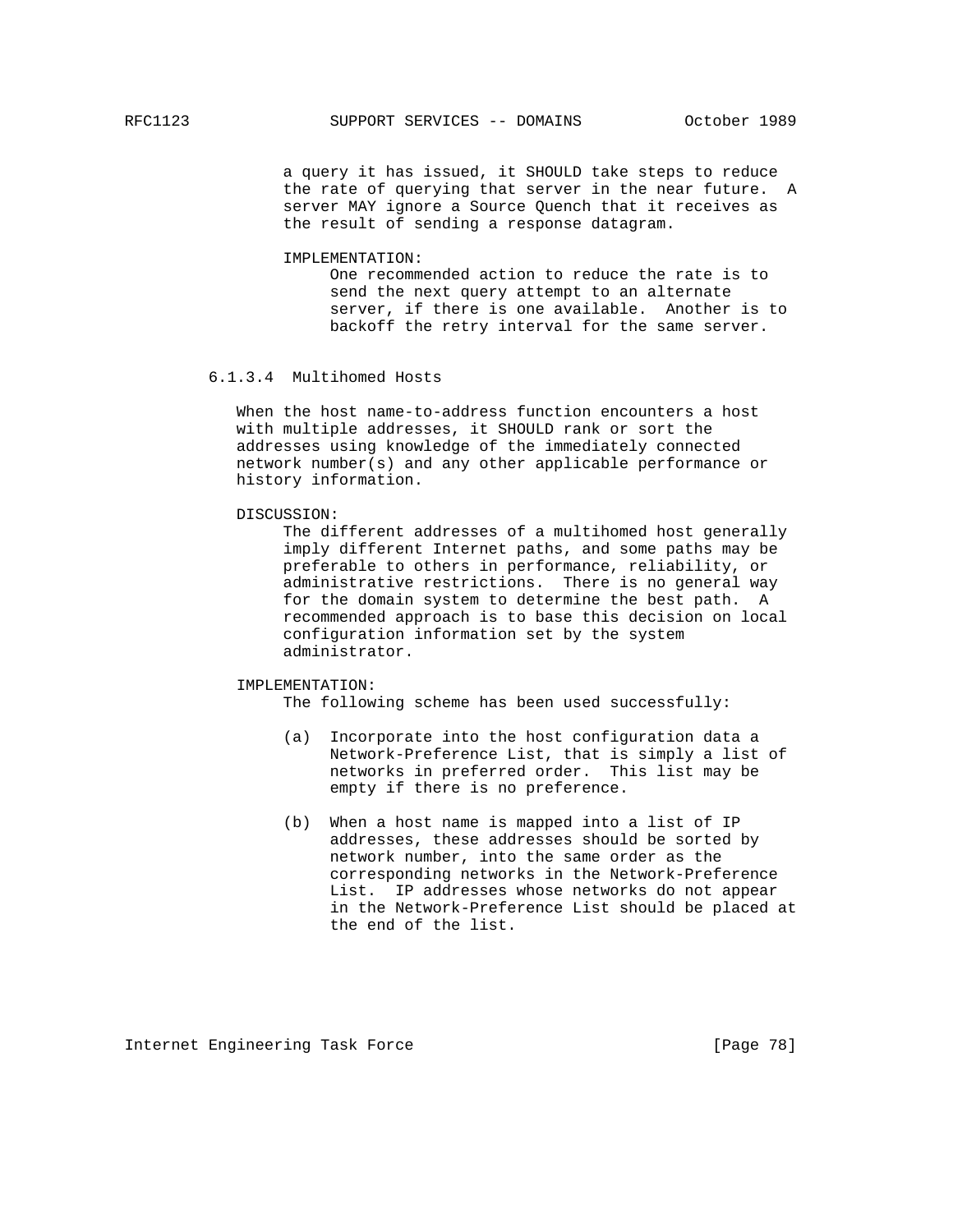a query it has issued, it SHOULD take steps to reduce the rate of querying that server in the near future. A server MAY ignore a Source Quench that it receives as the result of sending a response datagram.

IMPLEMENTATION:
One recommended action to reduce the rate is to send the next query attempt to an alternate server, if there is one available. Another is to backoff the retry interval for the same server.

#### 6.1.3.4 Multihomed Hosts

When the host name-to-address function encounters a host with multiple addresses, it SHOULD rank or sort the addresses using knowledge of the immediately connected network number(s) and any other applicable performance or history information.

DISCUSSION:
The different addresses of a multihomed host generally imply different Internet paths, and some paths may be preferable to others in performance, reliability, or administrative restrictions. There is no general way for the domain system to determine the best path. A recommended approach is to base this decision on local configuration information set by the system administrator.

IMPLEMENTATION:
The following scheme has been used successfully:

(a) Incorporate into the host configuration data a Network-Preference List, that is simply a list of networks in preferred order. This list may be empty if there is no preference.

(b) When a host name is mapped into a list of IP addresses, these addresses should be sorted by network number, into the same order as the corresponding networks in the Network-Preference List. IP addresses whose networks do not appear in the Network-Preference List should be placed at the end of the list.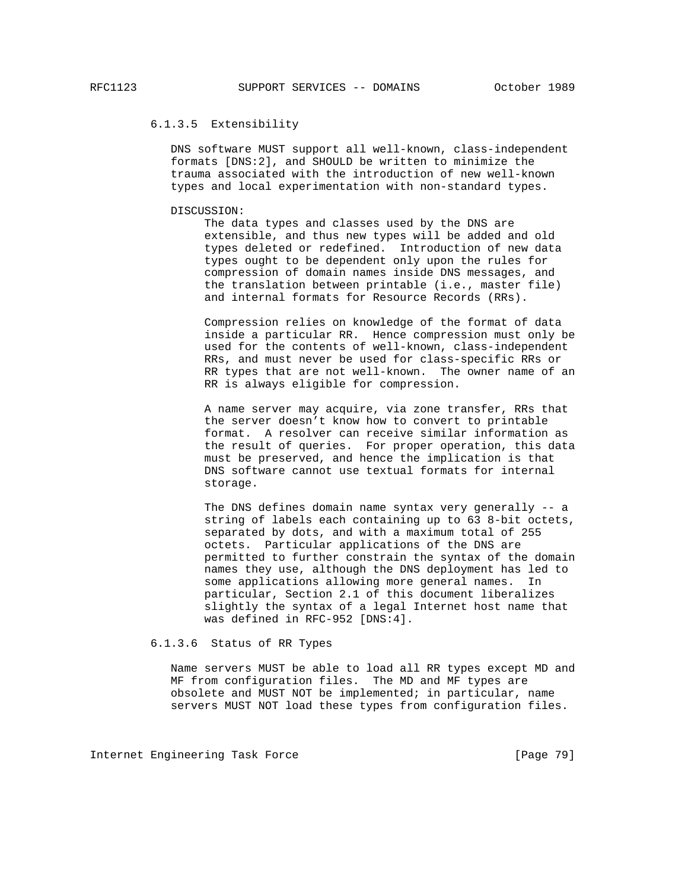#### 6.1.3.5 Extensibility

DNS software MUST support all well-known, class-independent formats [DNS:2], and SHOULD be written to minimize the trauma associated with the introduction of new well-known types and local experimentation with non-standard types.

DISCUSSION:

The data types and classes used by the DNS are extensible, and thus new types will be added and old types deleted or redefined. Introduction of new data types ought to be dependent only upon the rules for compression of domain names inside DNS messages, and the translation between printable (i.e., master file) and internal formats for Resource Records (RRs).

Compression relies on knowledge of the format of data inside a particular RR. Hence compression must only be used for the contents of well-known, class-independent RRs, and must never be used for class-specific RRs or RR types that are not well-known. The owner name of an RR is always eligible for compression.

A name server may acquire, via zone transfer, RRs that the server doesn't know how to convert to printable format. A resolver can receive similar information as the result of queries. For proper operation, this data must be preserved, and hence the implication is that DNS software cannot use textual formats for internal storage.

The DNS defines domain name syntax very generally -- a string of labels each containing up to 63 8-bit octets, separated by dots, and with a maximum total of 255 octets. Particular applications of the DNS are permitted to further constrain the syntax of the domain names they use, although the DNS deployment has led to some applications allowing more general names. In particular, Section 2.1 of this document liberalizes slightly the syntax of a legal Internet host name that was defined in RFC-952 [DNS:4].

#### 6.1.3.6 Status of RR Types

Name servers MUST be able to load all RR types except MD and MF from configuration files. The MD and MF types are obsolete and MUST NOT be implemented; in particular, name servers MUST NOT load these types from configuration files.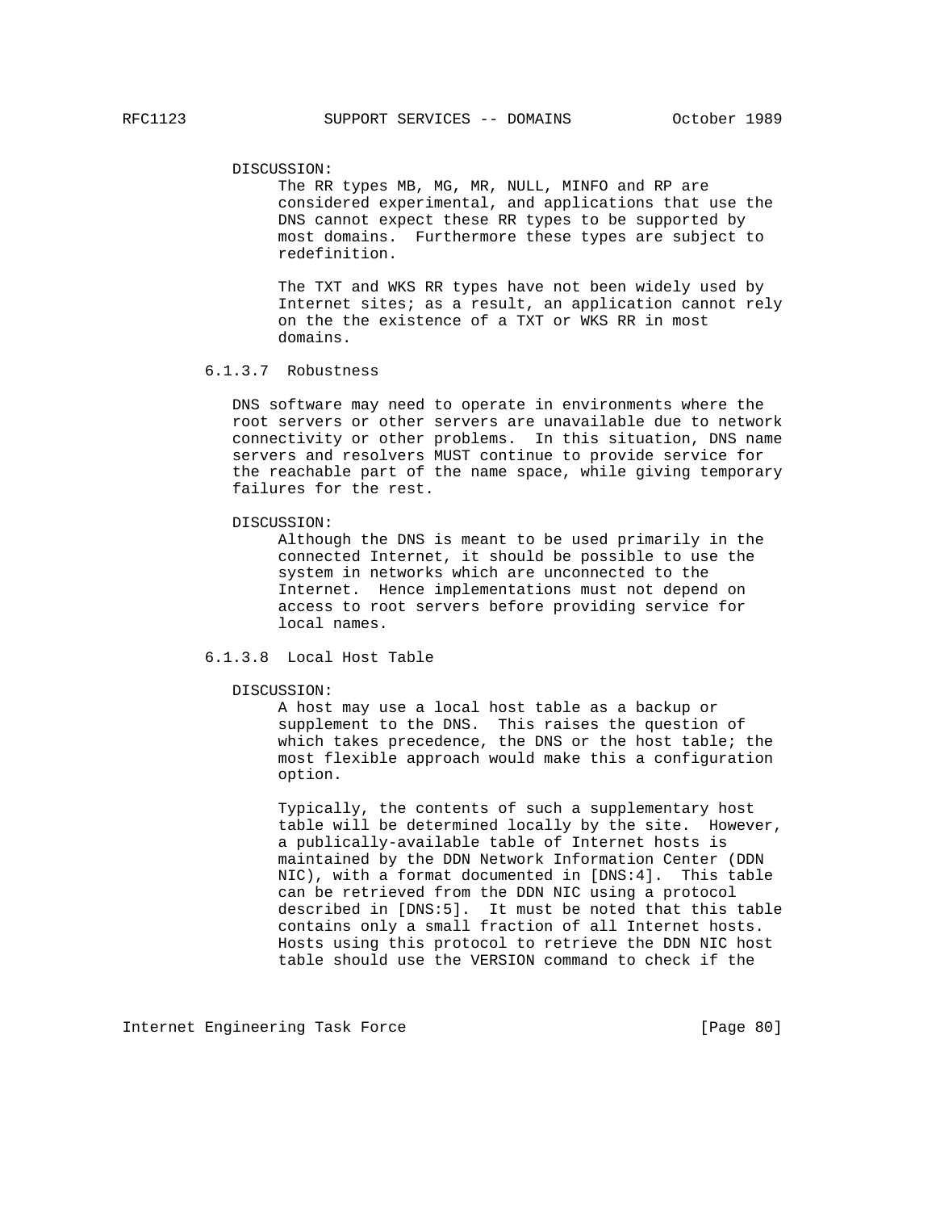DISCUSSION:
The RR types MB, MG, MR, NULL, MINFO and RP are considered experimental, and applications that use the DNS cannot expect these RR types to be supported by most domains. Furthermore these types are subject to redefinition.

The TXT and WKS RR types have not been widely used by Internet sites; as a result, an application cannot rely on the the existence of a TXT or WKS RR in most domains.

#### 6.1.3.7 Robustness

DNS software may need to operate in environments where the root servers or other servers are unavailable due to network connectivity or other problems. In this situation, DNS name servers and resolvers MUST continue to provide service for the reachable part of the name space, while giving temporary failures for the rest.

DISCUSSION:
Although the DNS is meant to be used primarily in the connected Internet, it should be possible to use the system in networks which are unconnected to the Internet. Hence implementations must not depend on access to root servers before providing service for local names.

#### 6.1.3.8 Local Host Table

DISCUSSION:
A host may use a local host table as a backup or supplement to the DNS. This raises the question of which takes precedence, the DNS or the host table; the most flexible approach would make this a configuration option.

Typically, the contents of such a supplementary host table will be determined locally by the site. However, a publically-available table of Internet hosts is maintained by the DDN Network Information Center (DDN NIC), with a format documented in [DNS:4]. This table can be retrieved from the DDN NIC using a protocol described in [DNS:5]. It must be noted that this table contains only a small fraction of all Internet hosts. Hosts using this protocol to retrieve the DDN NIC host table should use the VERSION command to check if the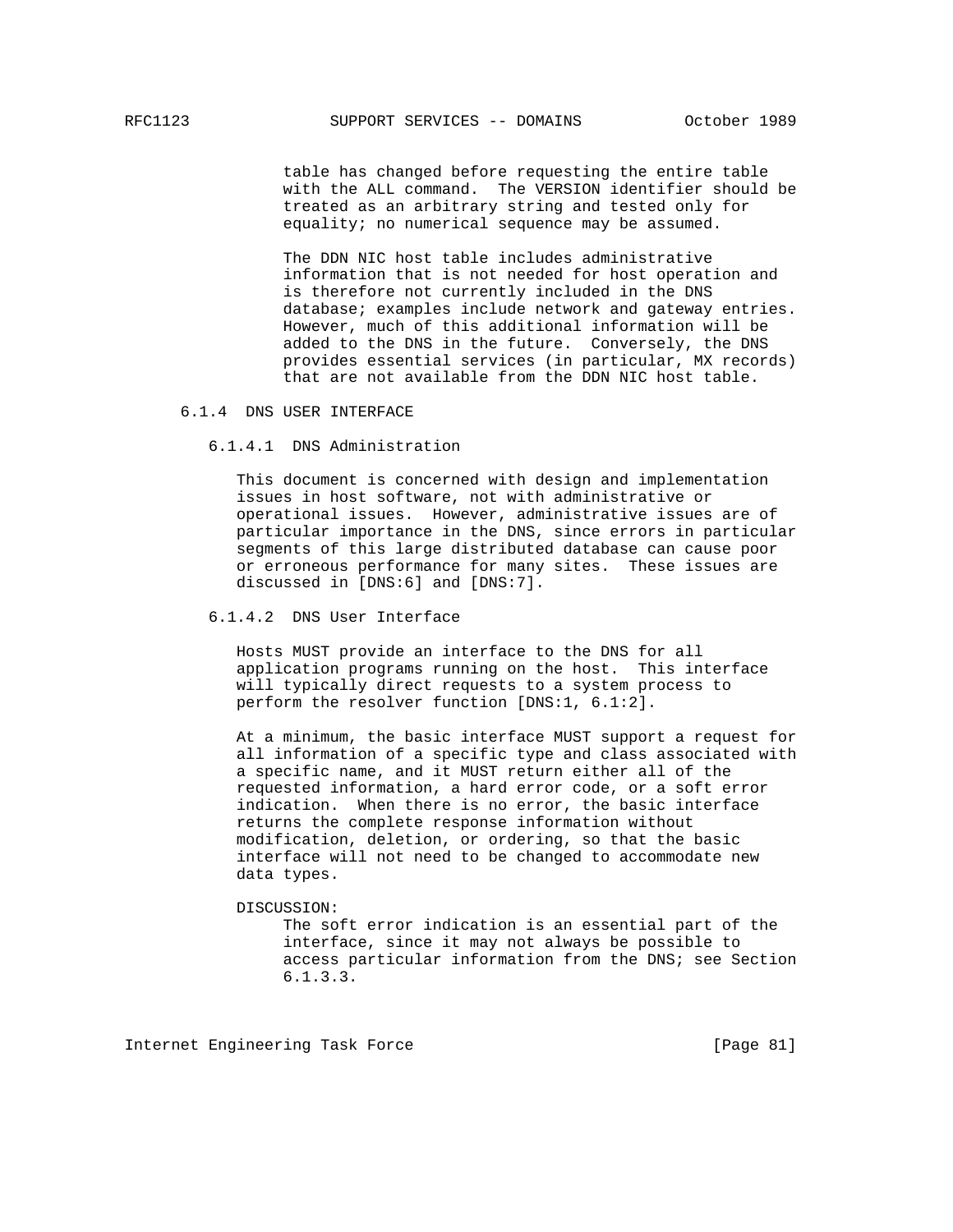table has changed before requesting the entire table with the ALL command. The VERSION identifier should be treated as an arbitrary string and tested only for equality; no numerical sequence may be assumed.

The DDN NIC host table includes administrative information that is not needed for host operation and is therefore not currently included in the DNS database; examples include network and gateway entries. However, much of this additional information will be added to the DNS in the future. Conversely, the DNS provides essential services (in particular, MX records) that are not available from the DDN NIC host table.

### 6.1.4 DNS USER INTERFACE

#### 6.1.4.1 DNS Administration

This document is concerned with design and implementation issues in host software, not with administrative or operational issues. However, administrative issues are of particular importance in the DNS, since errors in particular segments of this large distributed database can cause poor or erroneous performance for many sites. These issues are discussed in [DNS:6] and [DNS:7].

#### 6.1.4.2 DNS User Interface

Hosts MUST provide an interface to the DNS for all application programs running on the host. This interface will typically direct requests to a system process to perform the resolver function [DNS:1, 6.1:2].

At a minimum, the basic interface MUST support a request for all information of a specific type and class associated with a specific name, and it MUST return either all of the requested information, a hard error code, or a soft error indication. When there is no error, the basic interface returns the complete response information without modification, deletion, or ordering, so that the basic interface will not need to be changed to accommodate new data types.

DISCUSSION:

The soft error indication is an essential part of the interface, since it may not always be possible to access particular information from the DNS; see Section 6.1.3.3.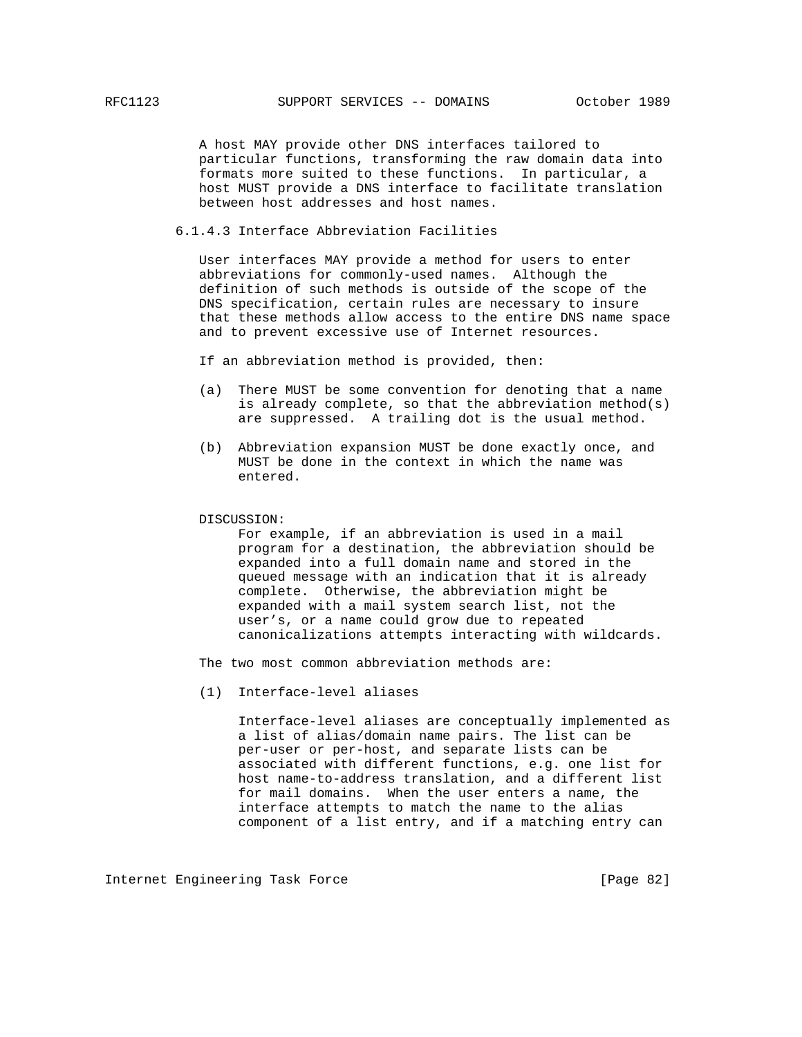A host MAY provide other DNS interfaces tailored to particular functions, transforming the raw domain data into formats more suited to these functions. In particular, a host MUST provide a DNS interface to facilitate translation between host addresses and host names.

#### 6.1.4.3 Interface Abbreviation Facilities

User interfaces MAY provide a method for users to enter abbreviations for commonly-used names. Although the definition of such methods is outside of the scope of the DNS specification, certain rules are necessary to insure that these methods allow access to the entire DNS name space and to prevent excessive use of Internet resources.

If an abbreviation method is provided, then:

(a) There MUST be some convention for denoting that a name is already complete, so that the abbreviation method(s) are suppressed. A trailing dot is the usual method.

(b) Abbreviation expansion MUST be done exactly once, and MUST be done in the context in which the name was entered.

DISCUSSION:

For example, if an abbreviation is used in a mail program for a destination, the abbreviation should be expanded into a full domain name and stored in the queued message with an indication that it is already complete. Otherwise, the abbreviation might be expanded with a mail system search list, not the user's, or a name could grow due to repeated canonicalizations attempts interacting with wildcards.

The two most common abbreviation methods are:

(1) Interface-level aliases

Interface-level aliases are conceptually implemented as a list of alias/domain name pairs. The list can be per-user or per-host, and separate lists can be associated with different functions, e.g. one list for host name-to-address translation, and a different list for mail domains. When the user enters a name, the interface attempts to match the name to the alias component of a list entry, and if a matching entry can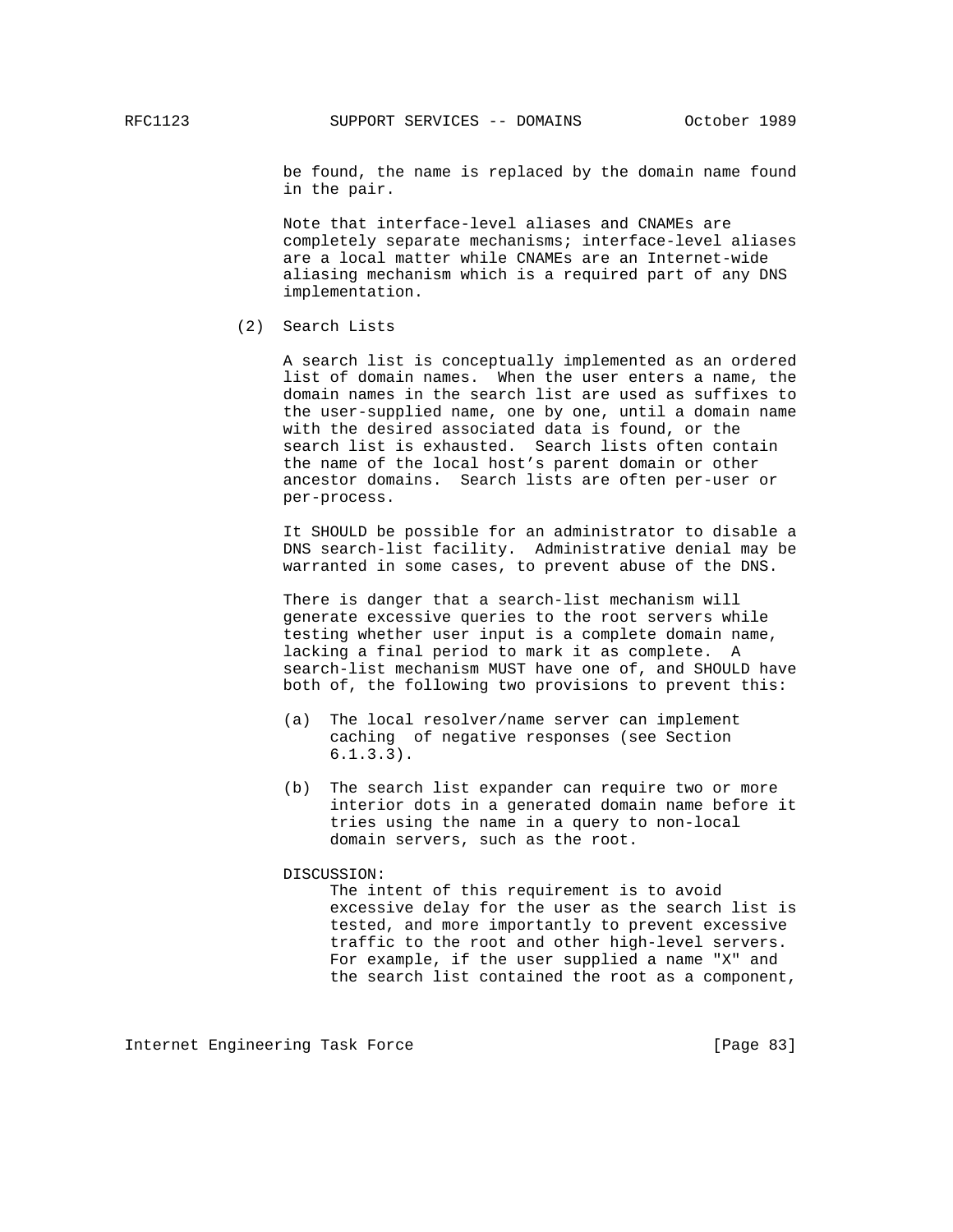be found, the name is replaced by the domain name found in the pair.

Note that interface-level aliases and CNAMEs are completely separate mechanisms; interface-level aliases are a local matter while CNAMEs are an Internet-wide aliasing mechanism which is a required part of any DNS implementation.

(2) Search Lists

A search list is conceptually implemented as an ordered list of domain names. When the user enters a name, the domain names in the search list are used as suffixes to the user-supplied name, one by one, until a domain name with the desired associated data is found, or the search list is exhausted. Search lists often contain the name of the local host's parent domain or other ancestor domains. Search lists are often per-user or per-process.

It SHOULD be possible for an administrator to disable a DNS search-list facility. Administrative denial may be warranted in some cases, to prevent abuse of the DNS.

There is danger that a search-list mechanism will generate excessive queries to the root servers while testing whether user input is a complete domain name, lacking a final period to mark it as complete. A search-list mechanism MUST have one of, and SHOULD have both of, the following two provisions to prevent this:

(a) The local resolver/name server can implement caching of negative responses (see Section 6.1.3.3).

(b) The search list expander can require two or more interior dots in a generated domain name before it tries using the name in a query to non-local domain servers, such as the root.

DISCUSSION:
The intent of this requirement is to avoid excessive delay for the user as the search list is tested, and more importantly to prevent excessive traffic to the root and other high-level servers. For example, if the user supplied a name "X" and the search list contained the root as a component,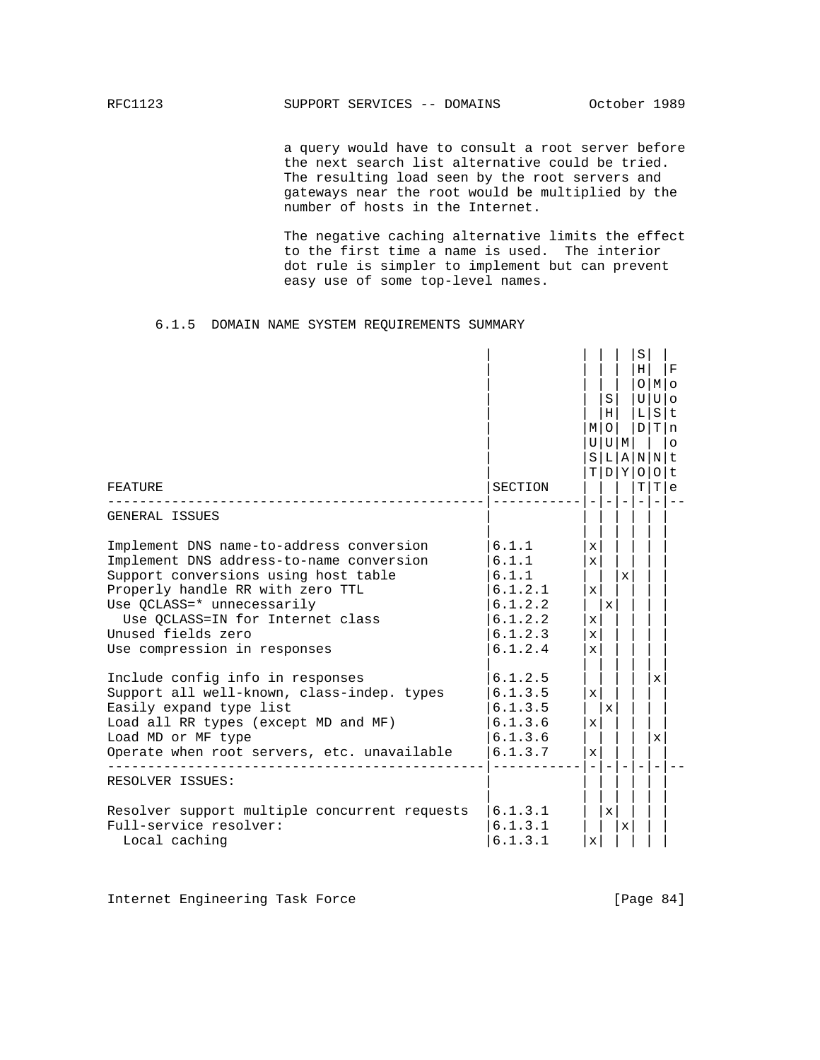a query would have to consult a root server before the next search list alternative could be tried. The resulting load seen by the root servers and gateways near the root would be multiplied by the number of hosts in the Internet.

The negative caching alternative limits the effect to the first time a name is used. The interior dot rule is simpler to implement but can prevent easy use of some top-level names.

### 6.1.5 DOMAIN NAME SYSTEM REQUIREMENTS SUMMARY

| FEATURE | SECTION | MUST | SHOULD | MAY | SHOULD NOT | MUST NOT | Footnote |
|---|---|---|---|---|---|---|---|
| **GENERAL ISSUES** | | | | | | | |
| Implement DNS name-to-address conversion | 6.1.1 | x | | | | | |
| Implement DNS address-to-name conversion | 6.1.1 | x | | | | | |
| Support conversions using host table | 6.1.1 | | | x | | | |
| Properly handle RR with zero TTL | 6.1.2.1 | x | | | | | |
| Use QCLASS=* unnecessarily | 6.1.2.2 | | x | | | | |
| Use QCLASS=IN for Internet class | 6.1.2.2 | x | | | | | |
| Unused fields zero | 6.1.2.3 | x | | | | | |
| Use compression in responses | 6.1.2.4 | x | | | | | |
| Include config info in responses | 6.1.2.5 | | | | | x | |
| Support all well-known, class-indep. types | 6.1.3.5 | x | | | | | |
| Easily expand type list | 6.1.3.5 | | x | | | | |
| Load all RR types (except MD and MF) | 6.1.3.6 | x | | | | | |
| Load MD or MF type | 6.1.3.6 | | | | | x | |
| Operate when root servers, etc. unavailable | 6.1.3.7 | x | | | | | |
| **RESOLVER ISSUES:** | | | | | | | |
| Resolver support multiple concurrent requests | 6.1.3.1 | | x | | | | |
| Full-service resolver: | 6.1.3.1 | | | x | | | |
| Local caching | 6.1.3.1 | x | | | | | |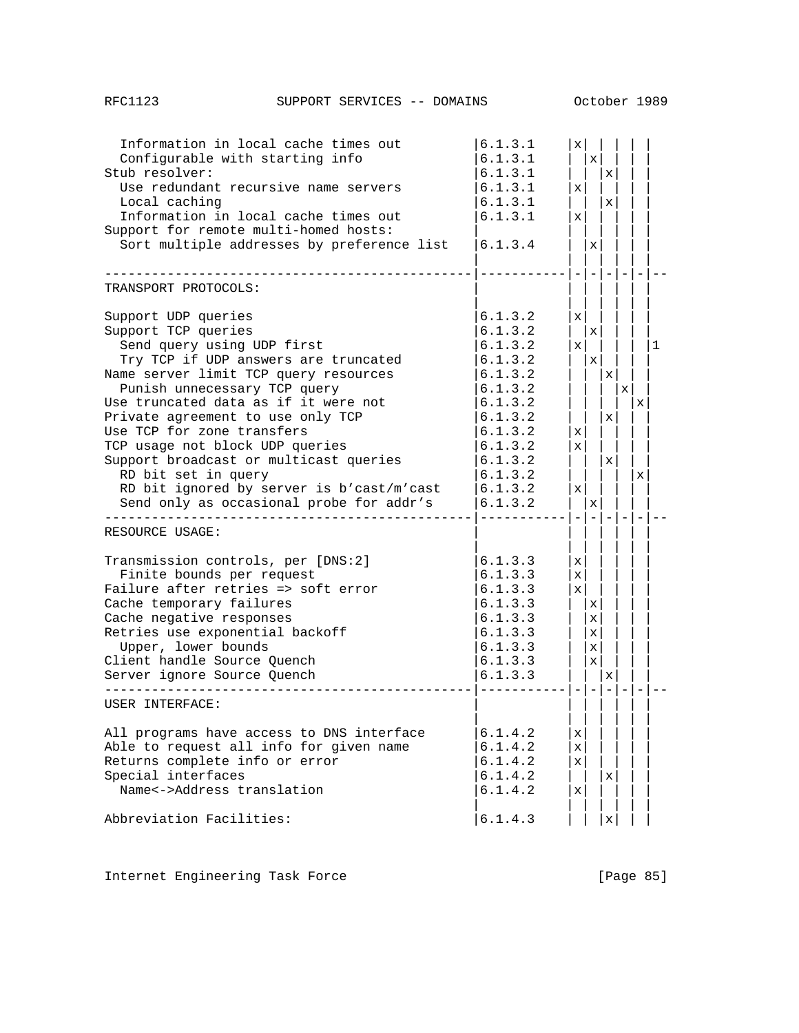```
  Information in local cache times out         |6.1.3.1    |x| | | | |
  Configurable with starting info              |6.1.3.1    | |x| | | |
Stub resolver:                                 |6.1.3.1    | | |x| | |
  Use redundant recursive name servers         |6.1.3.1    |x| | | | |
  Local caching                                |6.1.3.1    | | |x| | |
  Information in local cache times out         |6.1.3.1    |x| | | | |
Support for remote multi-homed hosts:          |           | | | | | |
  Sort multiple addresses by preference list   |6.1.3.4    | |x| | | |
                                               |           | | | | | |
-----------------------------------------------|-----------|-|-|-|-|-|--
TRANSPORT PROTOCOLS:                           |           | | | | | |
                                               |           | | | | | |
Support UDP queries                            |6.1.3.2    |x| | | | |
Support TCP queries                            |6.1.3.2    | |x| | | |
  Send query using UDP first                   |6.1.3.2    |x| | | | |1
  Try TCP if UDP answers are truncated         |6.1.3.2    | |x| | | |
Name server limit TCP query resources          |6.1.3.2    | | |x| | |
  Punish unnecessary TCP query                 |6.1.3.2    | | | |x| |
Use truncated data as if it were not           |6.1.3.2    | | | | |x|
Private agreement to use only TCP              |6.1.3.2    | | |x| | |
Use TCP for zone transfers                     |6.1.3.2    |x| | | | |
TCP usage not block UDP queries                |6.1.3.2    |x| | | | |
Support broadcast or multicast queries         |6.1.3.2    | | |x| | |
  RD bit set in query                          |6.1.3.2    | | | | |x|
  RD bit ignored by server is b'cast/m'cast    |6.1.3.2    |x| | | | |
  Send only as occasional probe for addr's     |6.1.3.2    | |x| | | |
-----------------------------------------------|-----------|-|-|-|-|-|--
RESOURCE USAGE:                                |           | | | | | |
                                               |           | | | | | |
Transmission controls, per [DNS:2]             |6.1.3.3    |x| | | | |
  Finite bounds per request                    |6.1.3.3    |x| | | | |
Failure after retries => soft error            |6.1.3.3    |x| | | | |
Cache temporary failures                       |6.1.3.3    | |x| | | |
Cache negative responses                       |6.1.3.3    | |x| | | |
Retries use exponential backoff                |6.1.3.3    | |x| | | |
  Upper, lower bounds                          |6.1.3.3    | |x| | | |
Client handle Source Quench                    |6.1.3.3    | |x| | | |
Server ignore Source Quench                    |6.1.3.3    | | |x| | |
-----------------------------------------------|-----------|-|-|-|-|-|--
USER INTERFACE:                                |           | | | | | |
                                               |           | | | | | |
All programs have access to DNS interface      |6.1.4.2    |x| | | | |
Able to request all info for given name        |6.1.4.2    |x| | | | |
Returns complete info or error                 |6.1.4.2    |x| | | | |
Special interfaces                             |6.1.4.2    | | |x| | |
  Name<->Address translation                   |6.1.4.2    |x| | | | |
                                               |           | | | | | |
Abbreviation Facilities:                       |6.1.4.3    | | |x| | |
```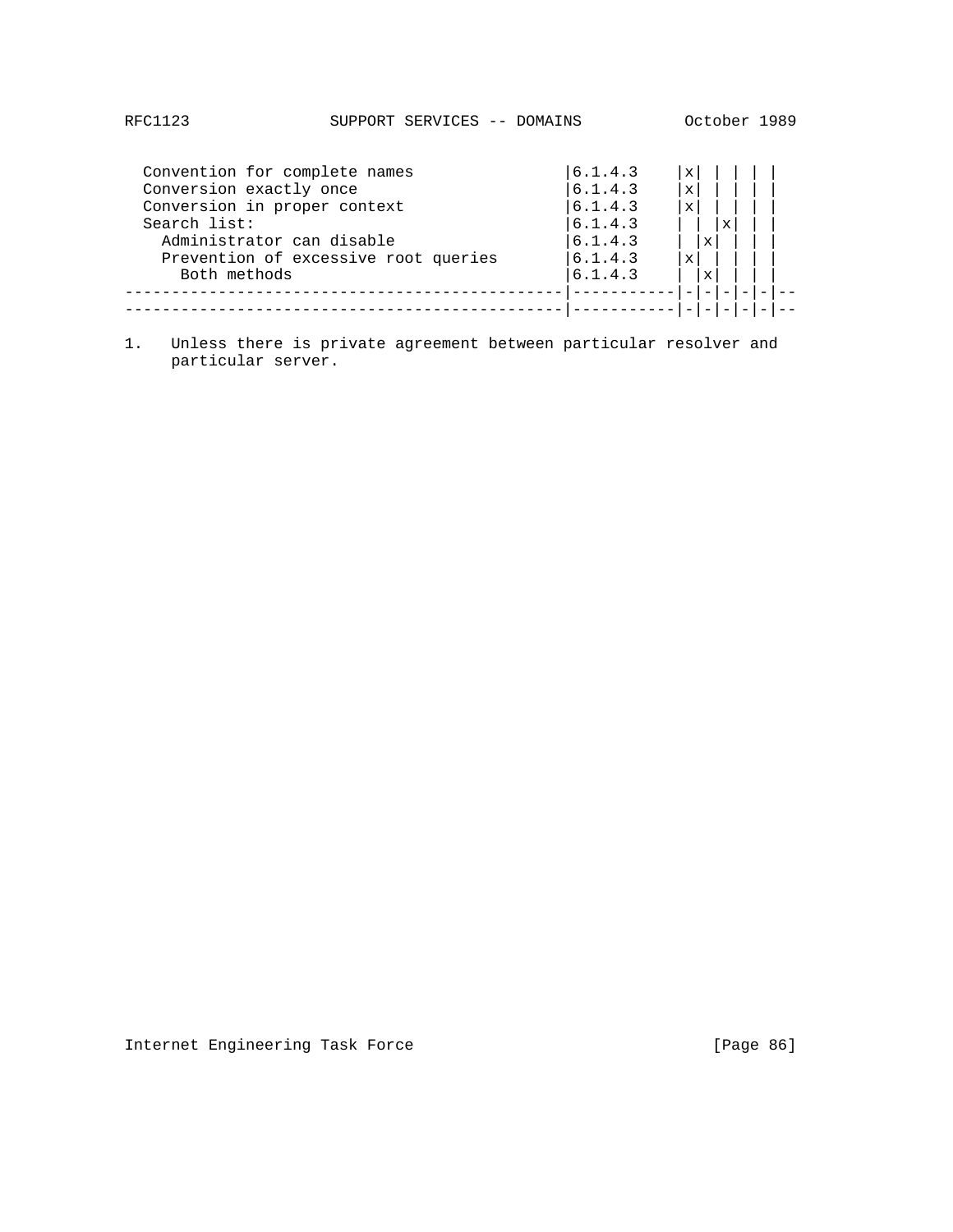```
  Convention for complete names               |6.1.4.3    |x| | | | |
  Conversion exactly once                     |6.1.4.3    |x| | | | |
  Conversion in proper context                |6.1.4.3    |x| | | | |
  Search list:                                |6.1.4.3    | | |x| | |
    Administrator can disable                 |6.1.4.3    | |x| | | |
    Prevention of excessive root queries      |6.1.4.3    |x| | | | |
      Both methods                            |6.1.4.3    | |x| | | |
----------------------------------------------|-----------|-|-|-|-|-|--
----------------------------------------------|-----------|-|-|-|-|-|--
```

1. Unless there is private agreement between particular resolver and particular server.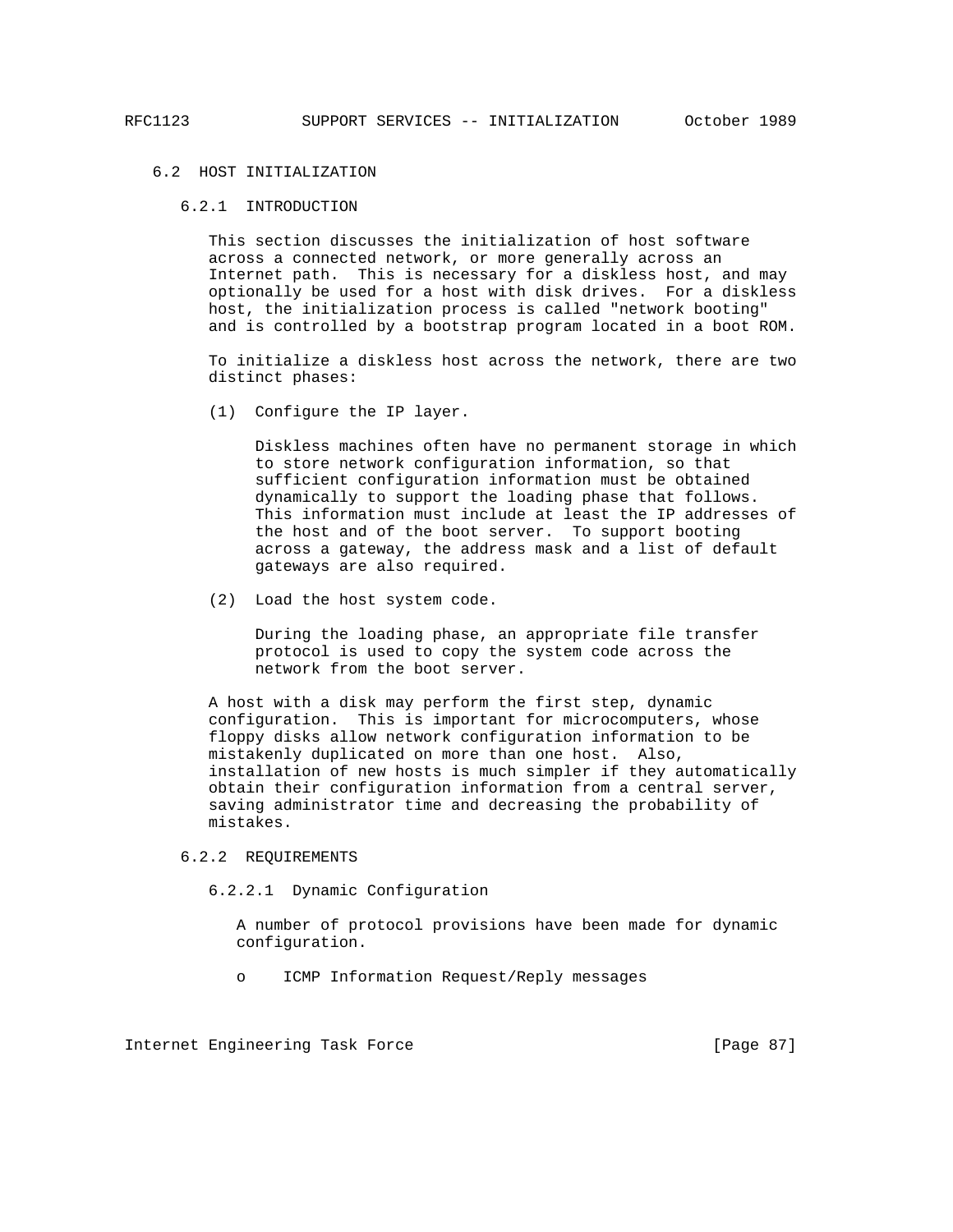## 6.2 HOST INITIALIZATION

### 6.2.1 INTRODUCTION

This section discusses the initialization of host software across a connected network, or more generally across an Internet path. This is necessary for a diskless host, and may optionally be used for a host with disk drives. For a diskless host, the initialization process is called "network booting" and is controlled by a bootstrap program located in a boot ROM.

To initialize a diskless host across the network, there are two distinct phases:

(1) Configure the IP layer.

Diskless machines often have no permanent storage in which to store network configuration information, so that sufficient configuration information must be obtained dynamically to support the loading phase that follows. This information must include at least the IP addresses of the host and of the boot server. To support booting across a gateway, the address mask and a list of default gateways are also required.

(2) Load the host system code.

During the loading phase, an appropriate file transfer protocol is used to copy the system code across the network from the boot server.

A host with a disk may perform the first step, dynamic configuration. This is important for microcomputers, whose floppy disks allow network configuration information to be mistakenly duplicated on more than one host. Also, installation of new hosts is much simpler if they automatically obtain their configuration information from a central server, saving administrator time and decreasing the probability of mistakes.

### 6.2.2 REQUIREMENTS

#### 6.2.2.1 Dynamic Configuration

A number of protocol provisions have been made for dynamic configuration.

- ICMP Information Request/Reply messages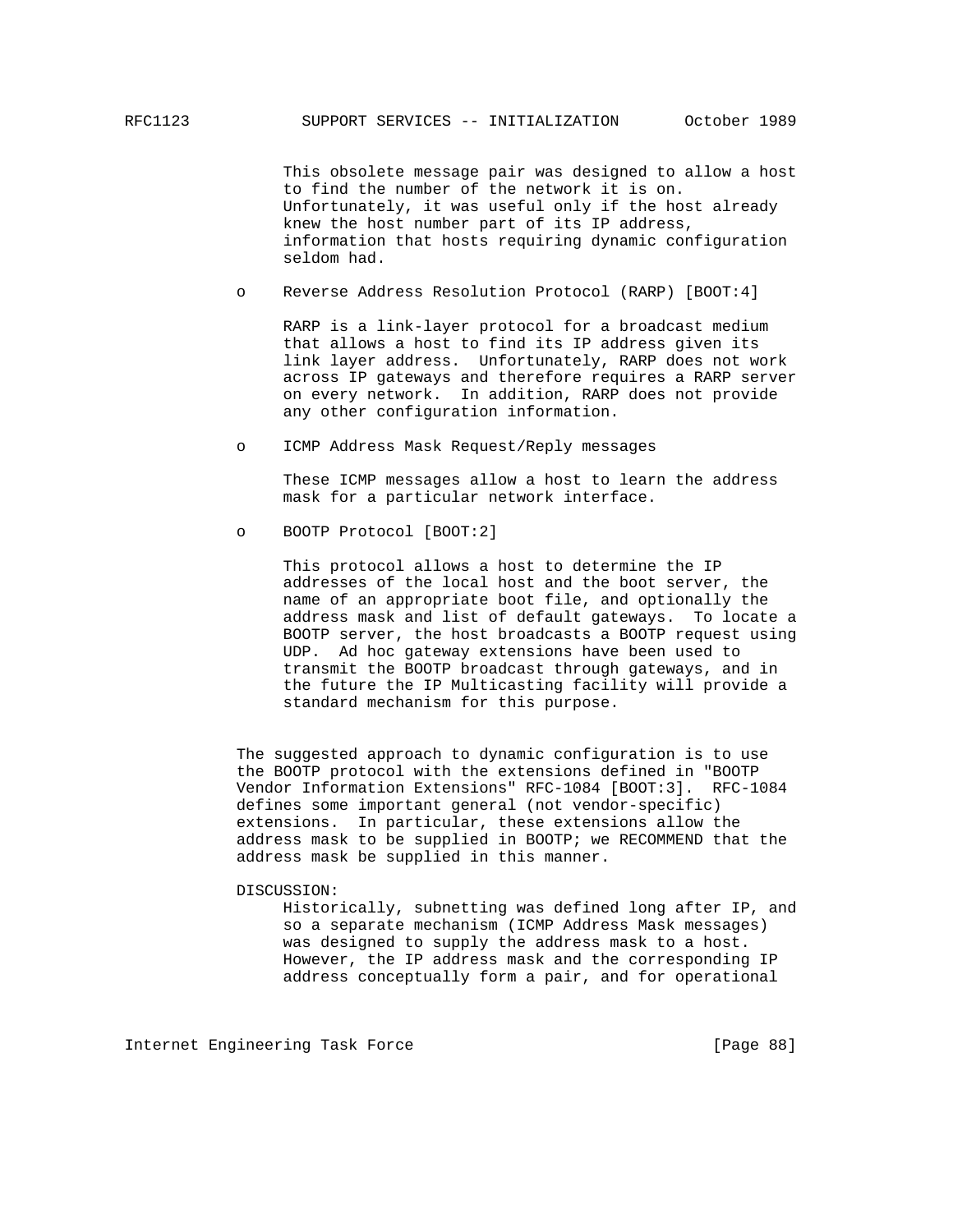This obsolete message pair was designed to allow a host to find the number of the network it is on. Unfortunately, it was useful only if the host already knew the host number part of its IP address, information that hosts requiring dynamic configuration seldom had.

- Reverse Address Resolution Protocol (RARP) [BOOT:4]

  RARP is a link-layer protocol for a broadcast medium that allows a host to find its IP address given its link layer address. Unfortunately, RARP does not work across IP gateways and therefore requires a RARP server on every network. In addition, RARP does not provide any other configuration information.

- ICMP Address Mask Request/Reply messages

  These ICMP messages allow a host to learn the address mask for a particular network interface.

- BOOTP Protocol [BOOT:2]

  This protocol allows a host to determine the IP addresses of the local host and the boot server, the name of an appropriate boot file, and optionally the address mask and list of default gateways. To locate a BOOTP server, the host broadcasts a BOOTP request using UDP. Ad hoc gateway extensions have been used to transmit the BOOTP broadcast through gateways, and in the future the IP Multicasting facility will provide a standard mechanism for this purpose.

The suggested approach to dynamic configuration is to use the BOOTP protocol with the extensions defined in "BOOTP Vendor Information Extensions" RFC-1084 [BOOT:3]. RFC-1084 defines some important general (not vendor-specific) extensions. In particular, these extensions allow the address mask to be supplied in BOOTP; we RECOMMEND that the address mask be supplied in this manner.

DISCUSSION:

Historically, subnetting was defined long after IP, and so a separate mechanism (ICMP Address Mask messages) was designed to supply the address mask to a host. However, the IP address mask and the corresponding IP address conceptually form a pair, and for operational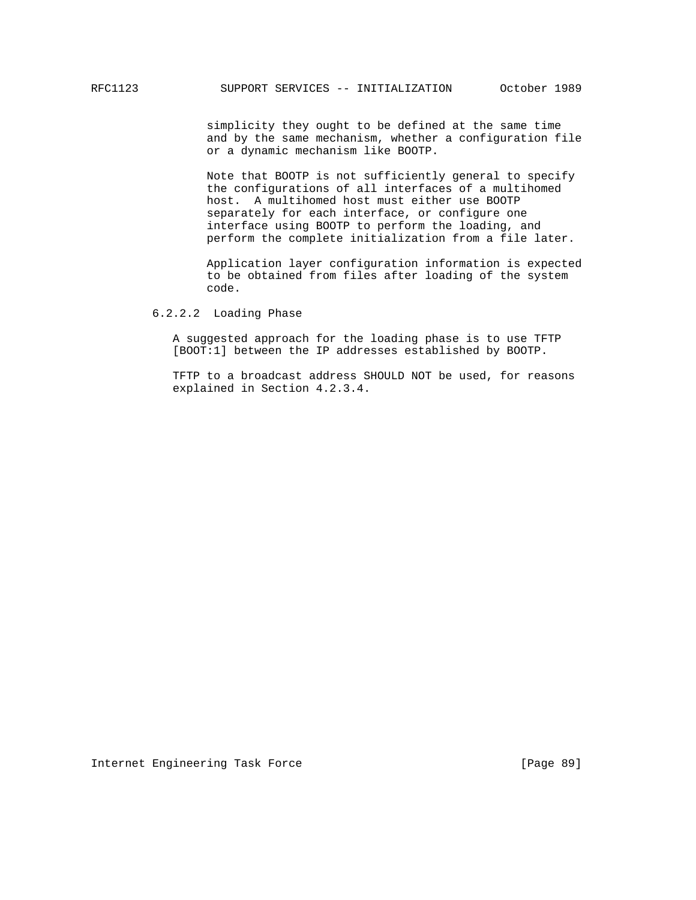simplicity they ought to be defined at the same time and by the same mechanism, whether a configuration file or a dynamic mechanism like BOOTP.

Note that BOOTP is not sufficiently general to specify the configurations of all interfaces of a multihomed host. A multihomed host must either use BOOTP separately for each interface, or configure one interface using BOOTP to perform the loading, and perform the complete initialization from a file later.

Application layer configuration information is expected to be obtained from files after loading of the system code.

#### 6.2.2.2 Loading Phase

A suggested approach for the loading phase is to use TFTP [BOOT:1] between the IP addresses established by BOOTP.

TFTP to a broadcast address SHOULD NOT be used, for reasons explained in Section 4.2.3.4.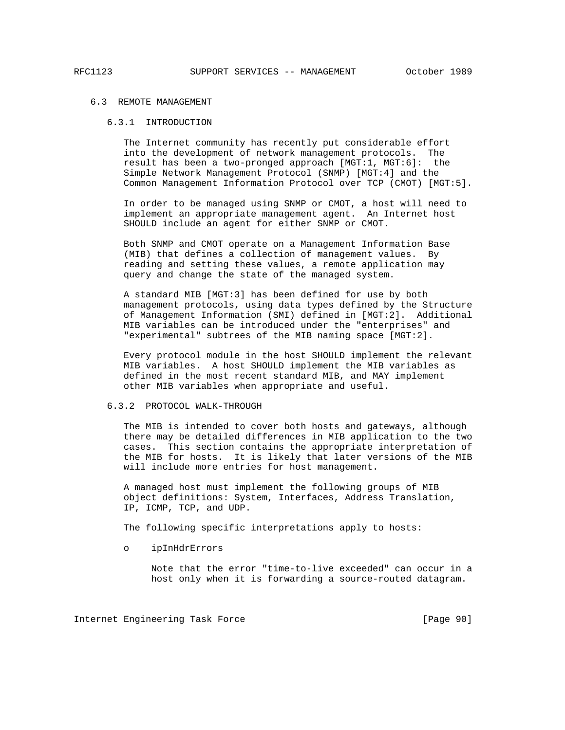## 6.3 REMOTE MANAGEMENT

### 6.3.1 INTRODUCTION

The Internet community has recently put considerable effort into the development of network management protocols. The result has been a two-pronged approach [MGT:1, MGT:6]: the Simple Network Management Protocol (SNMP) [MGT:4] and the Common Management Information Protocol over TCP (CMOT) [MGT:5].

In order to be managed using SNMP or CMOT, a host will need to implement an appropriate management agent. An Internet host SHOULD include an agent for either SNMP or CMOT.

Both SNMP and CMOT operate on a Management Information Base (MIB) that defines a collection of management values. By reading and setting these values, a remote application may query and change the state of the managed system.

A standard MIB [MGT:3] has been defined for use by both management protocols, using data types defined by the Structure of Management Information (SMI) defined in [MGT:2]. Additional MIB variables can be introduced under the "enterprises" and "experimental" subtrees of the MIB naming space [MGT:2].

Every protocol module in the host SHOULD implement the relevant MIB variables. A host SHOULD implement the MIB variables as defined in the most recent standard MIB, and MAY implement other MIB variables when appropriate and useful.

### 6.3.2 PROTOCOL WALK-THROUGH

The MIB is intended to cover both hosts and gateways, although there may be detailed differences in MIB application to the two cases. This section contains the appropriate interpretation of the MIB for hosts. It is likely that later versions of the MIB will include more entries for host management.

A managed host must implement the following groups of MIB object definitions: System, Interfaces, Address Translation, IP, ICMP, TCP, and UDP.

The following specific interpretations apply to hosts:

- ipInHdrErrors

  Note that the error "time-to-live exceeded" can occur in a host only when it is forwarding a source-routed datagram.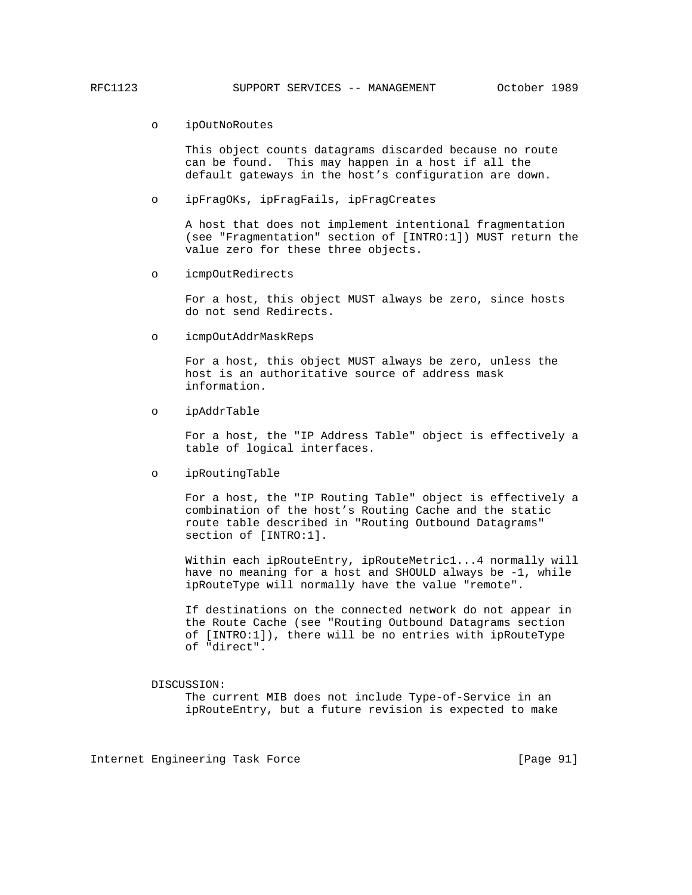- ipOutNoRoutes

  This object counts datagrams discarded because no route can be found. This may happen in a host if all the default gateways in the host's configuration are down.

- ipFragOKs, ipFragFails, ipFragCreates

  A host that does not implement intentional fragmentation (see "Fragmentation" section of [INTRO:1]) MUST return the value zero for these three objects.

- icmpOutRedirects

  For a host, this object MUST always be zero, since hosts do not send Redirects.

- icmpOutAddrMaskReps

  For a host, this object MUST always be zero, unless the host is an authoritative source of address mask information.

- ipAddrTable

  For a host, the "IP Address Table" object is effectively a table of logical interfaces.

- ipRoutingTable

  For a host, the "IP Routing Table" object is effectively a combination of the host's Routing Cache and the static route table described in "Routing Outbound Datagrams" section of [INTRO:1].

  Within each ipRouteEntry, ipRouteMetric1...4 normally will have no meaning for a host and SHOULD always be -1, while ipRouteType will normally have the value "remote".

  If destinations on the connected network do not appear in the Route Cache (see "Routing Outbound Datagrams section of [INTRO:1]), there will be no entries with ipRouteType of "direct".

DISCUSSION:
The current MIB does not include Type-of-Service in an ipRouteEntry, but a future revision is expected to make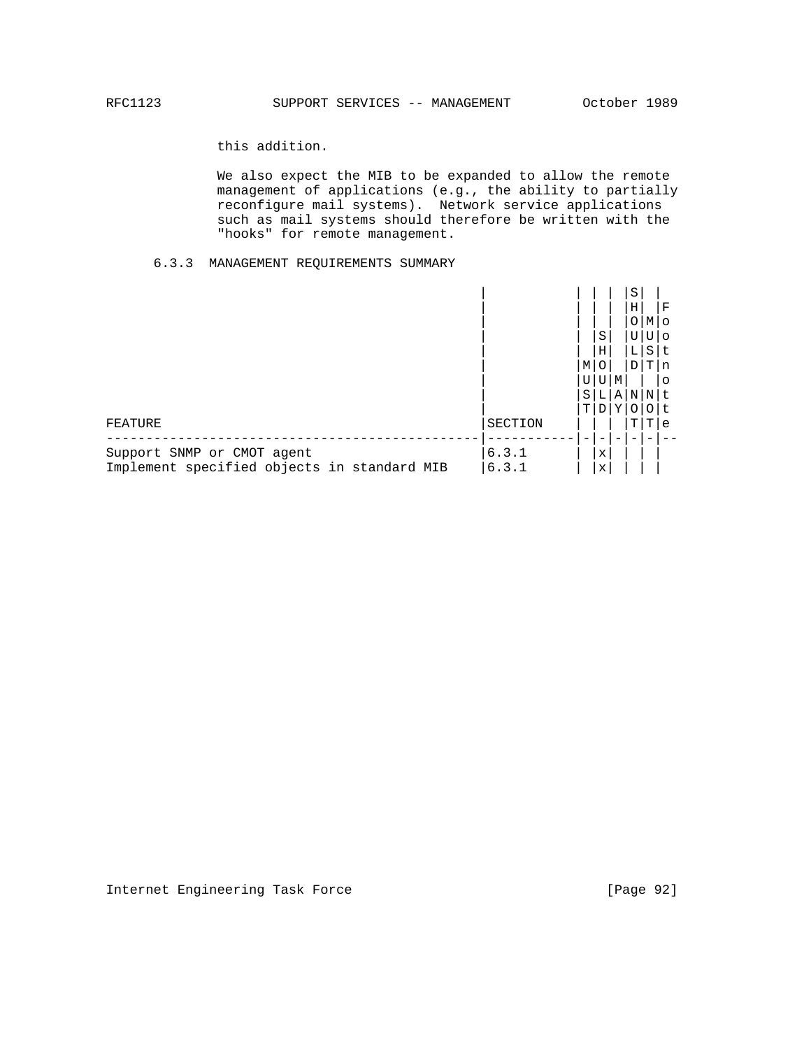this addition.

We also expect the MIB to be expanded to allow the remote management of applications (e.g., the ability to partially reconfigure mail systems). Network service applications such as mail systems should therefore be written with the "hooks" for remote management.

### 6.3.3 MANAGEMENT REQUIREMENTS SUMMARY

| FEATURE | SECTION | MUST | SHOULD | MAY | SHOULD NOT | MUST NOT | Footnote |
|---|---|---|---|---|---|---|---|
| Support SNMP or CMOT agent | 6.3.1 | | x | | | | |
| Implement specified objects in standard MIB | 6.3.1 | | x | | | | |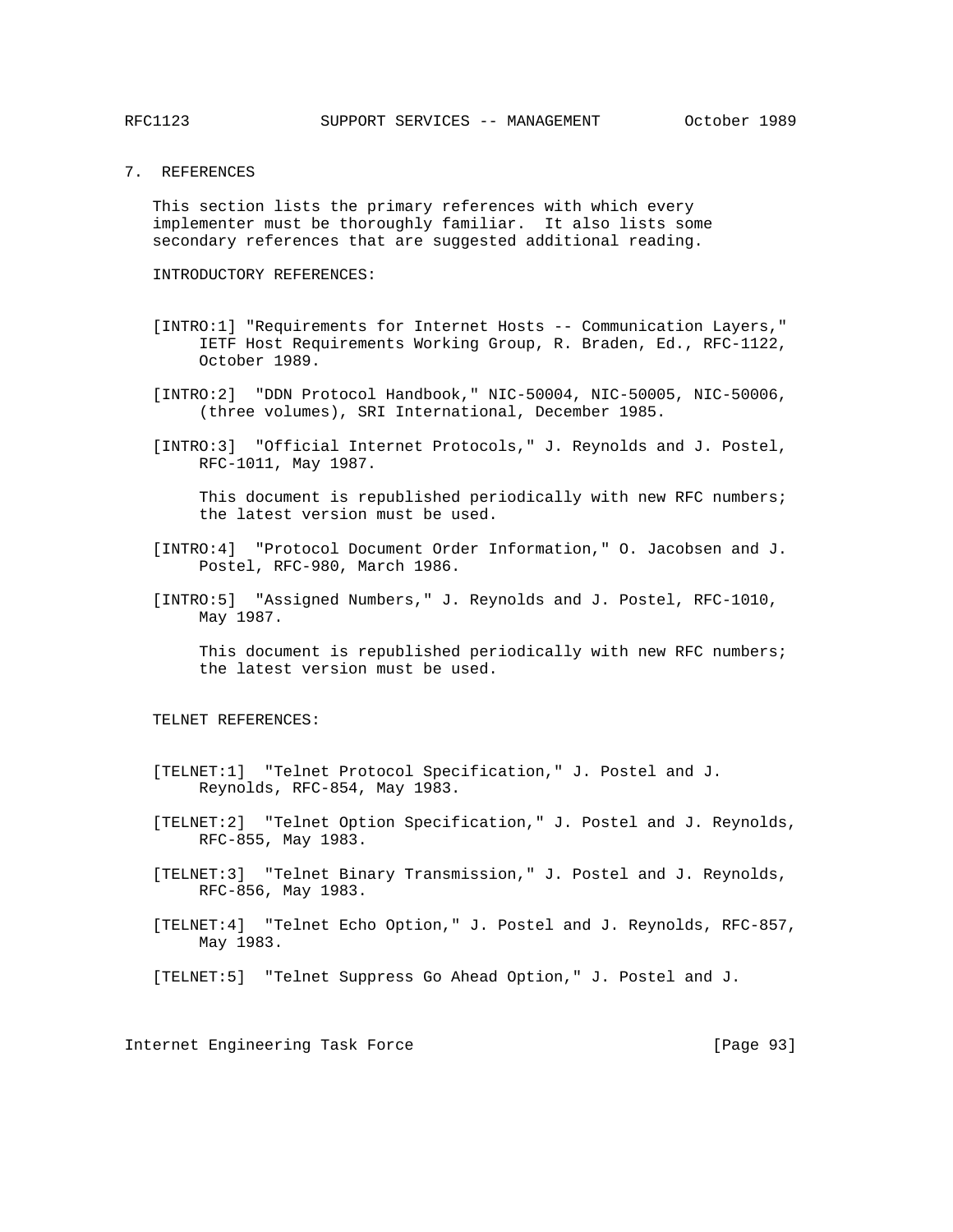## 7. REFERENCES

This section lists the primary references with which every implementer must be thoroughly familiar. It also lists some secondary references that are suggested additional reading.

INTRODUCTORY REFERENCES:

[INTRO:1] "Requirements for Internet Hosts -- Communication Layers," IETF Host Requirements Working Group, R. Braden, Ed., RFC-1122, October 1989.

[INTRO:2] "DDN Protocol Handbook," NIC-50004, NIC-50005, NIC-50006, (three volumes), SRI International, December 1985.

[INTRO:3] "Official Internet Protocols," J. Reynolds and J. Postel, RFC-1011, May 1987.

This document is republished periodically with new RFC numbers; the latest version must be used.

[INTRO:4] "Protocol Document Order Information," O. Jacobsen and J. Postel, RFC-980, March 1986.

[INTRO:5] "Assigned Numbers," J. Reynolds and J. Postel, RFC-1010, May 1987.

This document is republished periodically with new RFC numbers; the latest version must be used.

TELNET REFERENCES:

[TELNET:1] "Telnet Protocol Specification," J. Postel and J. Reynolds, RFC-854, May 1983.

[TELNET:2] "Telnet Option Specification," J. Postel and J. Reynolds, RFC-855, May 1983.

[TELNET:3] "Telnet Binary Transmission," J. Postel and J. Reynolds, RFC-856, May 1983.

[TELNET:4] "Telnet Echo Option," J. Postel and J. Reynolds, RFC-857, May 1983.

[TELNET:5] "Telnet Suppress Go Ahead Option," J. Postel and J.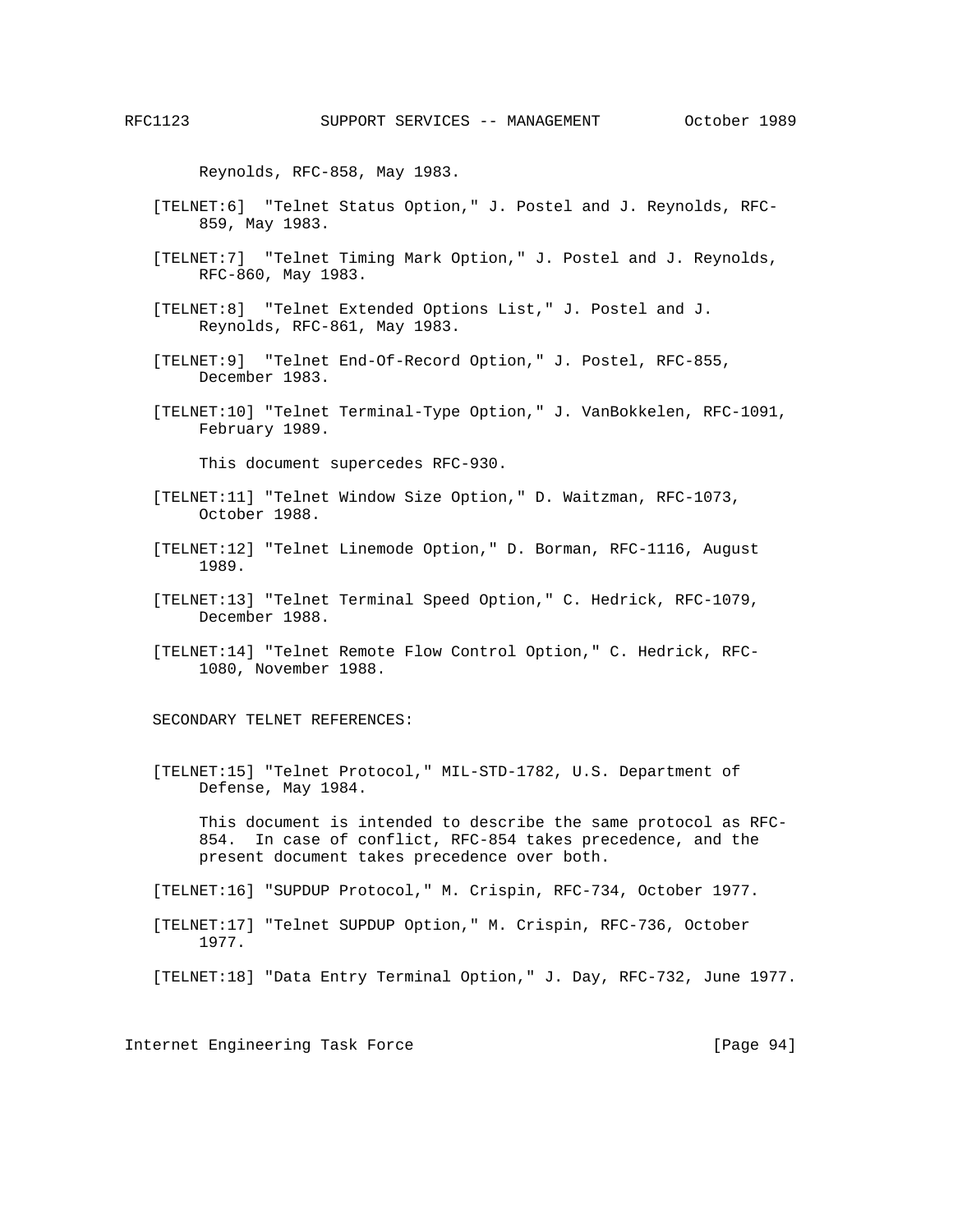Reynolds, RFC-858, May 1983.

[TELNET:6] "Telnet Status Option," J. Postel and J. Reynolds, RFC-859, May 1983.

[TELNET:7] "Telnet Timing Mark Option," J. Postel and J. Reynolds, RFC-860, May 1983.

[TELNET:8] "Telnet Extended Options List," J. Postel and J. Reynolds, RFC-861, May 1983.

[TELNET:9] "Telnet End-Of-Record Option," J. Postel, RFC-855, December 1983.

[TELNET:10] "Telnet Terminal-Type Option," J. VanBokkelen, RFC-1091, February 1989.

This document supercedes RFC-930.

[TELNET:11] "Telnet Window Size Option," D. Waitzman, RFC-1073, October 1988.

[TELNET:12] "Telnet Linemode Option," D. Borman, RFC-1116, August 1989.

[TELNET:13] "Telnet Terminal Speed Option," C. Hedrick, RFC-1079, December 1988.

[TELNET:14] "Telnet Remote Flow Control Option," C. Hedrick, RFC-1080, November 1988.

SECONDARY TELNET REFERENCES:

[TELNET:15] "Telnet Protocol," MIL-STD-1782, U.S. Department of Defense, May 1984.

This document is intended to describe the same protocol as RFC-854. In case of conflict, RFC-854 takes precedence, and the present document takes precedence over both.

[TELNET:16] "SUPDUP Protocol," M. Crispin, RFC-734, October 1977.

[TELNET:17] "Telnet SUPDUP Option," M. Crispin, RFC-736, October 1977.

[TELNET:18] "Data Entry Terminal Option," J. Day, RFC-732, June 1977.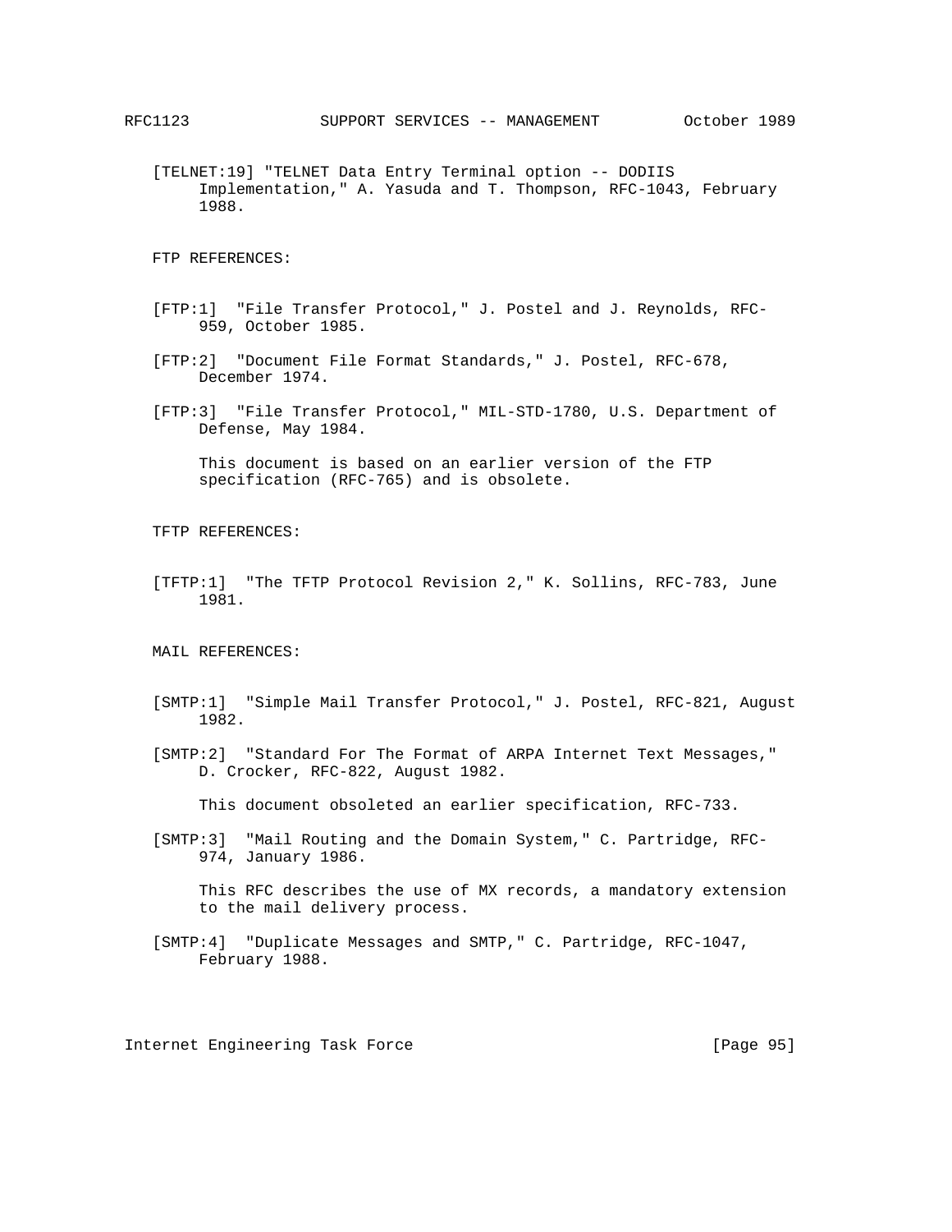[TELNET:19] "TELNET Data Entry Terminal option -- DODIIS Implementation," A. Yasuda and T. Thompson, RFC-1043, February 1988.

FTP REFERENCES:

[FTP:1] "File Transfer Protocol," J. Postel and J. Reynolds, RFC-959, October 1985.

[FTP:2] "Document File Format Standards," J. Postel, RFC-678, December 1974.

[FTP:3] "File Transfer Protocol," MIL-STD-1780, U.S. Department of Defense, May 1984.

This document is based on an earlier version of the FTP specification (RFC-765) and is obsolete.

TFTP REFERENCES:

[TFTP:1] "The TFTP Protocol Revision 2," K. Sollins, RFC-783, June 1981.

MAIL REFERENCES:

[SMTP:1] "Simple Mail Transfer Protocol," J. Postel, RFC-821, August 1982.

[SMTP:2] "Standard For The Format of ARPA Internet Text Messages," D. Crocker, RFC-822, August 1982.

This document obsoleted an earlier specification, RFC-733.

[SMTP:3] "Mail Routing and the Domain System," C. Partridge, RFC-974, January 1986.

This RFC describes the use of MX records, a mandatory extension to the mail delivery process.

[SMTP:4] "Duplicate Messages and SMTP," C. Partridge, RFC-1047, February 1988.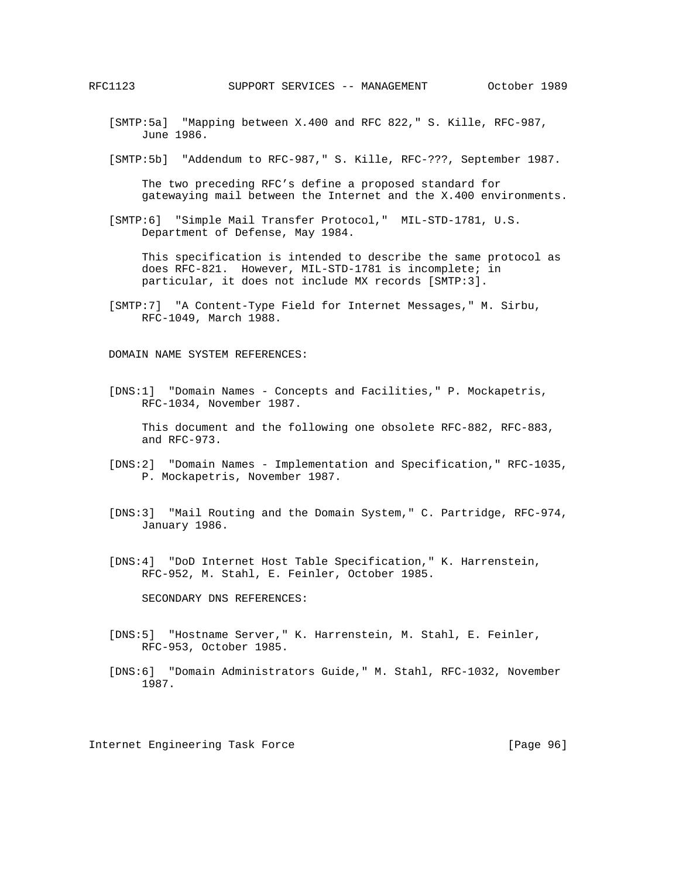[SMTP:5a] "Mapping between X.400 and RFC 822," S. Kille, RFC-987, June 1986.

[SMTP:5b] "Addendum to RFC-987," S. Kille, RFC-???, September 1987.

The two preceding RFC's define a proposed standard for gatewaying mail between the Internet and the X.400 environments.

[SMTP:6] "Simple Mail Transfer Protocol," MIL-STD-1781, U.S. Department of Defense, May 1984.

This specification is intended to describe the same protocol as does RFC-821. However, MIL-STD-1781 is incomplete; in particular, it does not include MX records [SMTP:3].

[SMTP:7] "A Content-Type Field for Internet Messages," M. Sirbu, RFC-1049, March 1988.

DOMAIN NAME SYSTEM REFERENCES:

[DNS:1] "Domain Names - Concepts and Facilities," P. Mockapetris, RFC-1034, November 1987.

This document and the following one obsolete RFC-882, RFC-883, and RFC-973.

[DNS:2] "Domain Names - Implementation and Specification," RFC-1035, P. Mockapetris, November 1987.

[DNS:3] "Mail Routing and the Domain System," C. Partridge, RFC-974, January 1986.

[DNS:4] "DoD Internet Host Table Specification," K. Harrenstein, RFC-952, M. Stahl, E. Feinler, October 1985.

SECONDARY DNS REFERENCES:

[DNS:5] "Hostname Server," K. Harrenstein, M. Stahl, E. Feinler, RFC-953, October 1985.

[DNS:6] "Domain Administrators Guide," M. Stahl, RFC-1032, November 1987.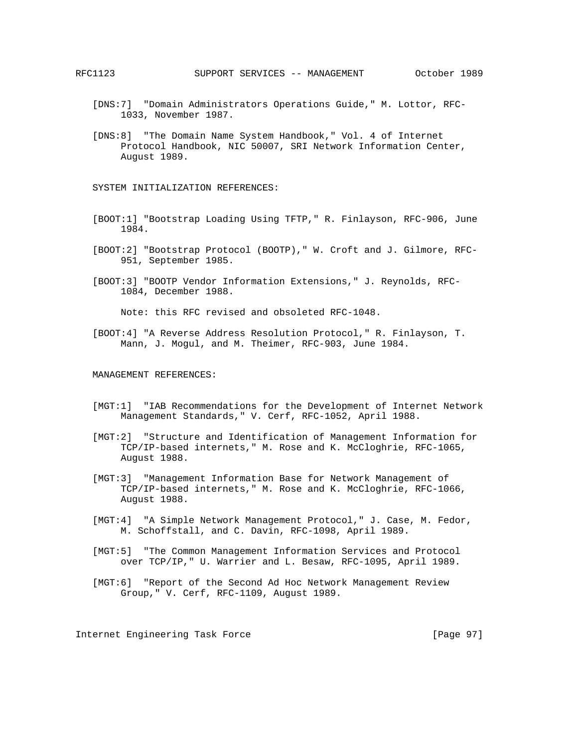[DNS:7] "Domain Administrators Operations Guide," M. Lottor, RFC-1033, November 1987.

[DNS:8] "The Domain Name System Handbook," Vol. 4 of Internet Protocol Handbook, NIC 50007, SRI Network Information Center, August 1989.

SYSTEM INITIALIZATION REFERENCES:

[BOOT:1] "Bootstrap Loading Using TFTP," R. Finlayson, RFC-906, June 1984.

[BOOT:2] "Bootstrap Protocol (BOOTP)," W. Croft and J. Gilmore, RFC-951, September 1985.

[BOOT:3] "BOOTP Vendor Information Extensions," J. Reynolds, RFC-1084, December 1988.

Note: this RFC revised and obsoleted RFC-1048.

[BOOT:4] "A Reverse Address Resolution Protocol," R. Finlayson, T. Mann, J. Mogul, and M. Theimer, RFC-903, June 1984.

MANAGEMENT REFERENCES:

[MGT:1] "IAB Recommendations for the Development of Internet Network Management Standards," V. Cerf, RFC-1052, April 1988.

[MGT:2] "Structure and Identification of Management Information for TCP/IP-based internets," M. Rose and K. McCloghrie, RFC-1065, August 1988.

[MGT:3] "Management Information Base for Network Management of TCP/IP-based internets," M. Rose and K. McCloghrie, RFC-1066, August 1988.

[MGT:4] "A Simple Network Management Protocol," J. Case, M. Fedor, M. Schoffstall, and C. Davin, RFC-1098, April 1989.

[MGT:5] "The Common Management Information Services and Protocol over TCP/IP," U. Warrier and L. Besaw, RFC-1095, April 1989.

[MGT:6] "Report of the Second Ad Hoc Network Management Review Group," V. Cerf, RFC-1109, August 1989.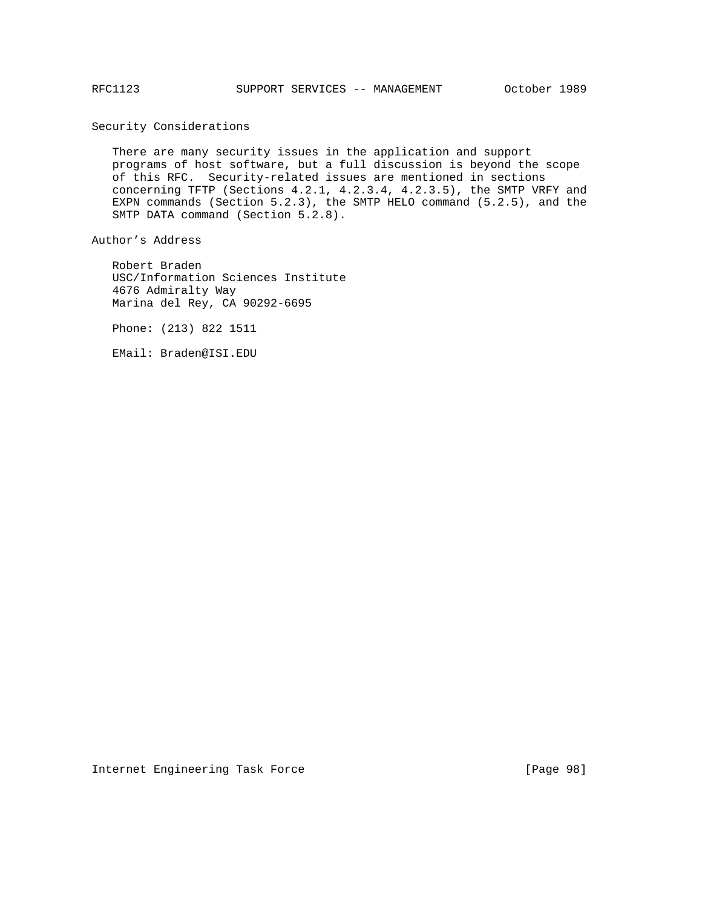## Security Considerations

There are many security issues in the application and support programs of host software, but a full discussion is beyond the scope of this RFC. Security-related issues are mentioned in sections concerning TFTP (Sections 4.2.1, 4.2.3.4, 4.2.3.5), the SMTP VRFY and EXPN commands (Section 5.2.3), the SMTP HELO command (5.2.5), and the SMTP DATA command (Section 5.2.8).

## Author's Address

Robert Braden
USC/Information Sciences Institute
4676 Admiralty Way
Marina del Rey, CA 90292-6695

Phone: (213) 822 1511

EMail: Braden@ISI.EDU